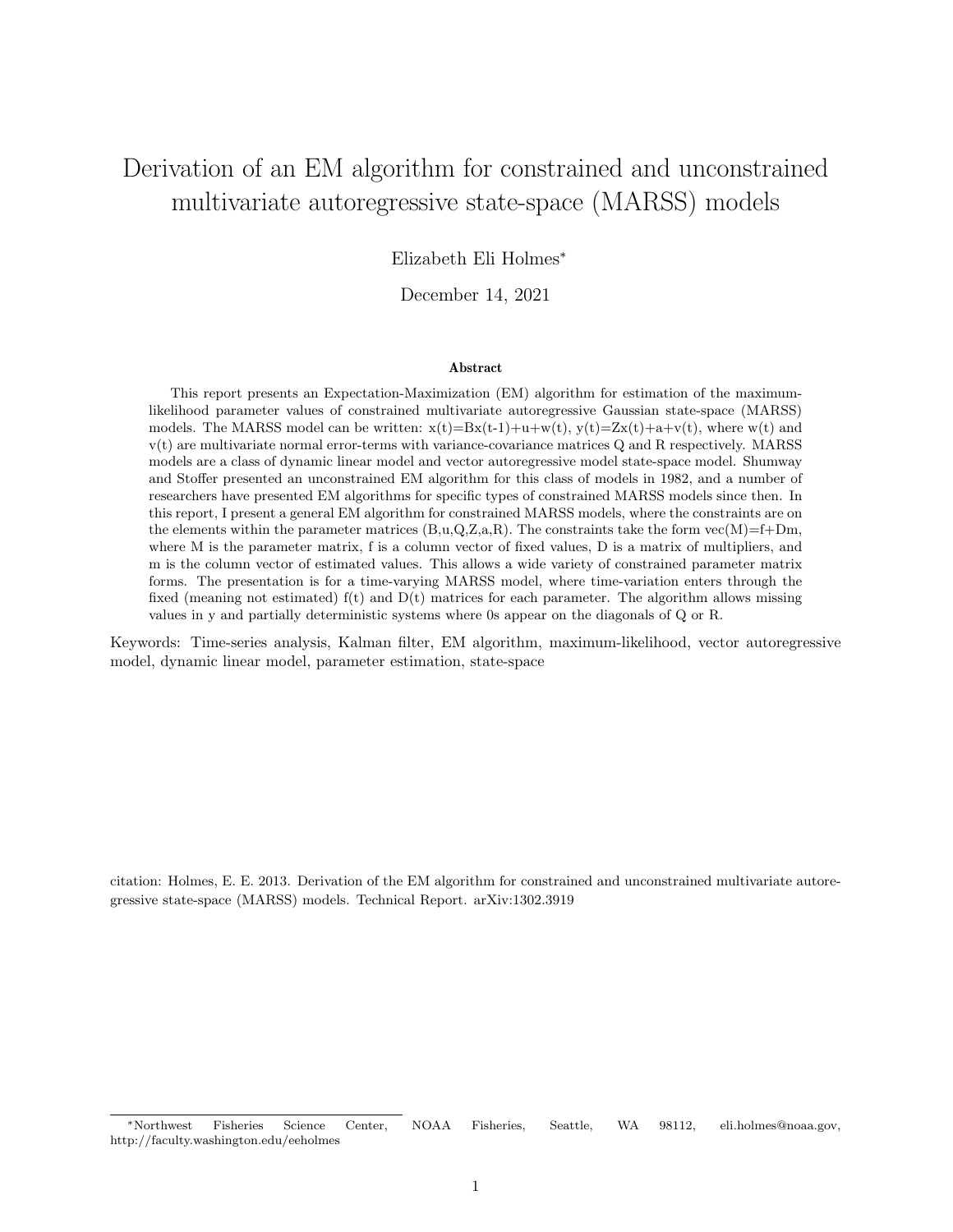# Derivation of an EM algorithm for constrained and unconstrained multivariate autoregressive state-space (MARSS) models

Elizabeth Eli Holmes*

December 14, 2021

### Abstract

This report presents an Expectation-Maximization (EM) algorithm for estimation of the maximum-likelihood parameter values of constrained multivariate autoregressive Gaussian state-space (MARSS) models. The MARSS model can be written: x(t)=Bx(t-1)+u+w(t), y(t)=Zx(t)+a+v(t), where w(t) and v(t) are multivariate normal error-terms with variance-covariance matrices Q and R respectively. MARSS models are a class of dynamic linear model and vector autoregressive model state-space model. Shumway and Stoffer presented an unconstrained EM algorithm for this class of models in 1982, and a number of researchers have presented EM algorithms for specific types of constrained MARSS models since then. In this report, I present a general EM algorithm for constrained MARSS models, where the constraints are on the elements within the parameter matrices (B,u,Q,Z,a,R). The constraints take the form vec(M)=f+Dm, where M is the parameter matrix, f is a column vector of fixed values, D is a matrix of multipliers, and m is the column vector of estimated values. This allows a wide variety of constrained parameter matrix forms. The presentation is for a time-varying MARSS model, where time-variation enters through the fixed (meaning not estimated) f(t) and D(t) matrices for each parameter. The algorithm allows missing values in y and partially deterministic systems where 0s appear on the diagonals of Q or R.

Keywords: Time-series analysis, Kalman filter, EM algorithm, maximum-likelihood, vector autoregressive model, dynamic linear model, parameter estimation, state-space

citation: Holmes, E. E. 2013. Derivation of the EM algorithm for constrained and unconstrained multivariate autoregressive state-space (MARSS) models. Technical Report. arXiv:1302.3919

*Northwest Fisheries Science Center, NOAA Fisheries, Seattle, WA 98112, eli.holmes@noaa.gov, http://faculty.washington.edu/eeholmes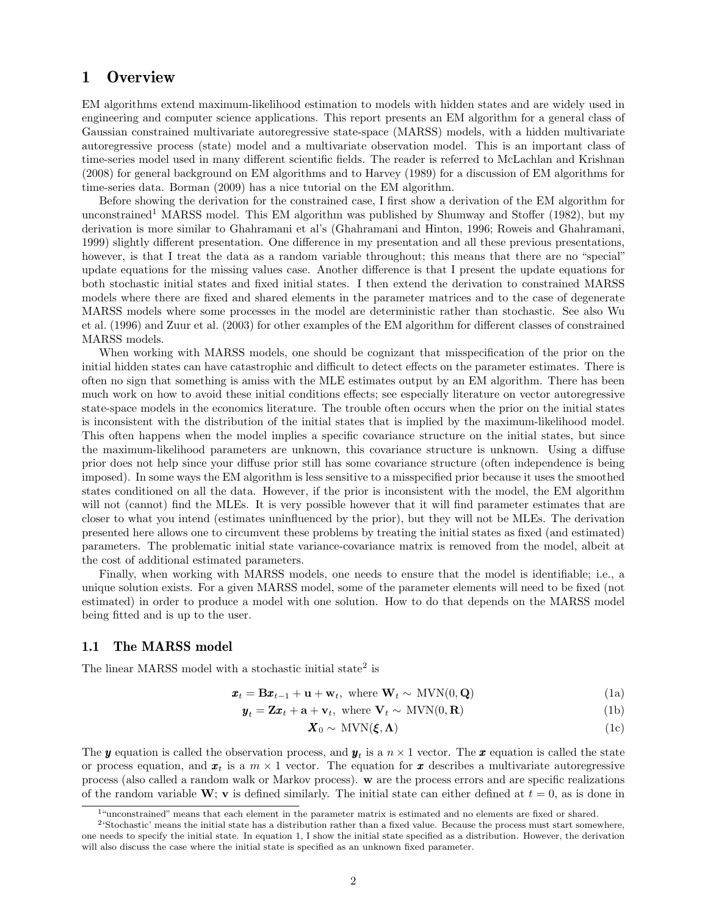# 1 Overview

EM algorithms extend maximum-likelihood estimation to models with hidden states and are widely used in engineering and computer science applications. This report presents an EM algorithm for a general class of Gaussian constrained multivariate autoregressive state-space (MARSS) models, with a hidden multivariate autoregressive process (state) model and a multivariate observation model. This is an important class of time-series model used in many different scientific fields. The reader is referred to McLachlan and Krishnan (2008) for general background on EM algorithms and to Harvey (1989) for a discussion of EM algorithms for time-series data. Borman (2009) has a nice tutorial on the EM algorithm.

Before showing the derivation for the constrained case, I first show a derivation of the EM algorithm for unconstrained[1] MARSS model. This EM algorithm was published by Shumway and Stoffer (1982), but my derivation is more similar to Ghahramani et al's (Ghahramani and Hinton, 1996; Roweis and Ghahramani, 1999) slightly different presentation. One difference in my presentation and all these previous presentations, however, is that I treat the data as a random variable throughout; this means that there are no "special" update equations for the missing values case. Another difference is that I present the update equations for both stochastic initial states and fixed initial states. I then extend the derivation to constrained MARSS models where there are fixed and shared elements in the parameter matrices and to the case of degenerate MARSS models where some processes in the model are deterministic rather than stochastic. See also Wu et al. (1996) and Zuur et al. (2003) for other examples of the EM algorithm for different classes of constrained MARSS models.

When working with MARSS models, one should be cognizant that misspecification of the prior on the initial hidden states can have catastrophic and difficult to detect effects on the parameter estimates. There is often no sign that something is amiss with the MLE estimates output by an EM algorithm. There has been much work on how to avoid these initial conditions effects; see especially literature on vector autoregressive state-space models in the economics literature. The trouble often occurs when the prior on the initial states is inconsistent with the distribution of the initial states that is implied by the maximum-likelihood model. This often happens when the model implies a specific covariance structure on the initial states, but since the maximum-likelihood parameters are unknown, this covariance structure is unknown. Using a diffuse prior does not help since your diffuse prior still has some covariance structure (often independence is being imposed). In some ways the EM algorithm is less sensitive to a misspecified prior because it uses the smoothed states conditioned on all the data. However, if the prior is inconsistent with the model, the EM algorithm will not (cannot) find the MLEs. It is very possible however that it will find parameter estimates that are closer to what you intend (estimates uninfluenced by the prior), but they will not be MLEs. The derivation presented here allows one to circumvent these problems by treating the initial states as fixed (and estimated) parameters. The problematic initial state variance-covariance matrix is removed from the model, albeit at the cost of additional estimated parameters.

Finally, when working with MARSS models, one needs to ensure that the model is identifiable; i.e., a unique solution exists. For a given MARSS model, some of the parameter elements will need to be fixed (not estimated) in order to produce a model with one solution. How to do that depends on the MARSS model being fitted and is up to the user.

## 1.1 The MARSS model

The linear MARSS model with a stochastic initial state[2] is

$$\boldsymbol{x}_t = \mathbf{B}\boldsymbol{x}_{t-1} + \mathbf{u} + \mathbf{w}_t, \text{ where } \mathbf{W}_t \sim \text{MVN}(0, \mathbf{Q}) \tag{1a}$$

$$\boldsymbol{y}_t = \mathbf{Z}\boldsymbol{x}_t + \mathbf{a} + \mathbf{v}_t, \text{ where } \mathbf{V}_t \sim \text{MVN}(0, \mathbf{R}) \tag{1b}$$

$$\boldsymbol{X}_0 \sim \text{MVN}(\boldsymbol{\xi}, \boldsymbol{\Lambda}) \tag{1c}$$

The $\boldsymbol{y}$ equation is called the observation process, and $\boldsymbol{y}_t$ is a $n \times 1$ vector. The $\boldsymbol{x}$ equation is called the state or process equation, and $\boldsymbol{x}_t$ is a $m \times 1$ vector. The equation for $\boldsymbol{x}$ describes a multivariate autoregressive process (also called a random walk or Markov process). $\mathbf{w}$ are the process errors and are specific realizations of the random variable $\mathbf{W}$; $\mathbf{v}$ is defined similarly. The initial state can either defined at $t = 0$, as is done in

[1] "unconstrained" means that each element in the parameter matrix is estimated and no elements are fixed or shared.

[2] 'Stochastic' means the initial state has a distribution rather than a fixed value. Because the process must start somewhere, one needs to specify the initial state. In equation 1, I show the initial state specified as a distribution. However, the derivation will also discuss the case where the initial state is specified as an unknown fixed parameter.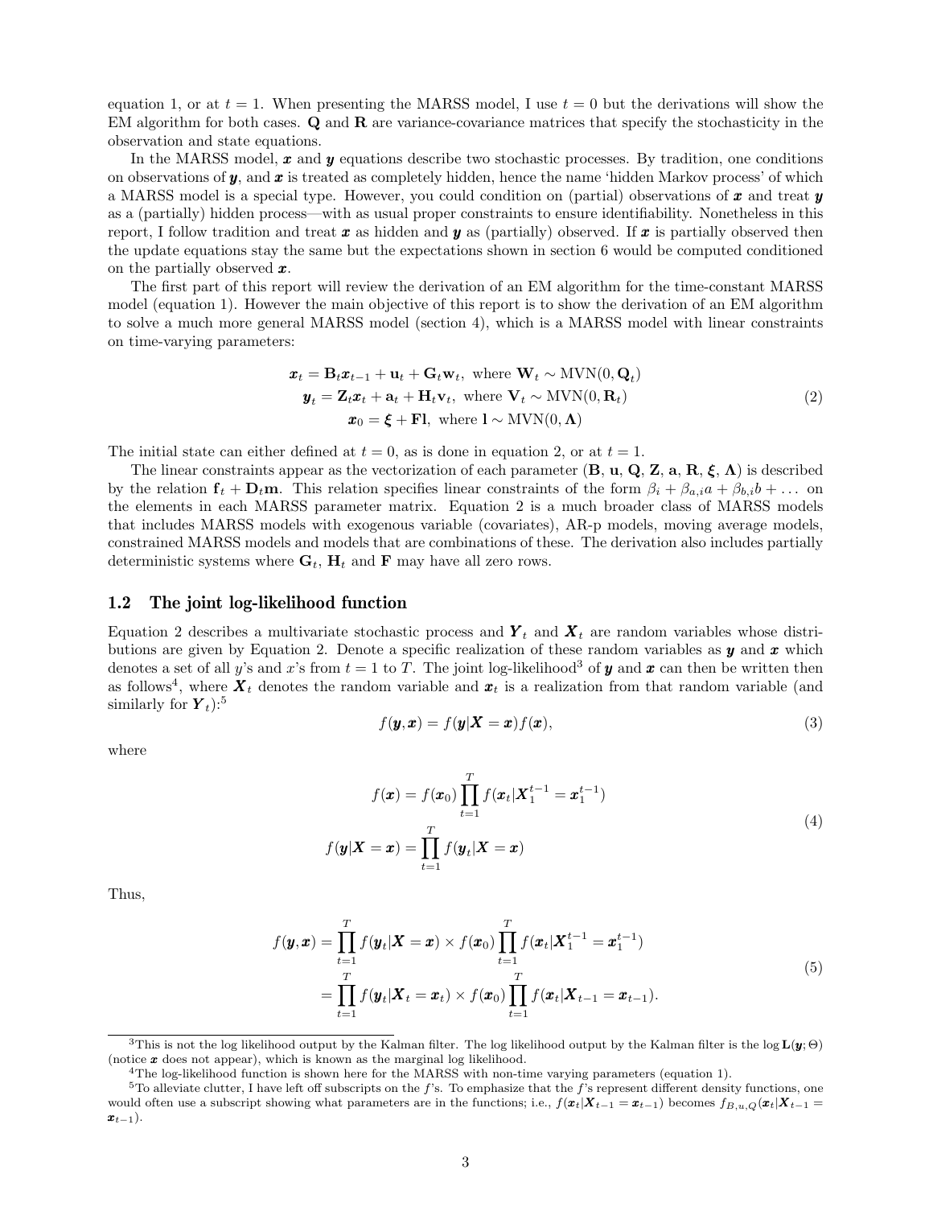equation 1, or at $t = 1$. When presenting the MARSS model, I use $t = 0$ but the derivations will show the EM algorithm for both cases. $\mathbf{Q}$ and $\mathbf{R}$ are variance-covariance matrices that specify the stochasticity in the observation and state equations.

In the MARSS model, $\boldsymbol{x}$ and $\boldsymbol{y}$ equations describe two stochastic processes. By tradition, one conditions on observations of $\boldsymbol{y}$, and $\boldsymbol{x}$ is treated as completely hidden, hence the name 'hidden Markov process' of which a MARSS model is a special type. However, you could condition on (partial) observations of $\boldsymbol{x}$ and treat $\boldsymbol{y}$ as a (partially) hidden process—with as usual proper constraints to ensure identifiability. Nonetheless in this report, I follow tradition and treat $\boldsymbol{x}$ as hidden and $\boldsymbol{y}$ as (partially) observed. If $\boldsymbol{x}$ is partially observed then the update equations stay the same but the expectations shown in section 6 would be computed conditioned on the partially observed $\boldsymbol{x}$.

The first part of this report will review the derivation of an EM algorithm for the time-constant MARSS model (equation 1). However the main objective of this report is to show the derivation of an EM algorithm to solve a much more general MARSS model (section 4), which is a MARSS model with linear constraints on time-varying parameters:

$$
\begin{gathered}
\boldsymbol{x}_t = \mathbf{B}_t\boldsymbol{x}_{t-1} + \mathbf{u}_t + \mathbf{G}_t\mathbf{w}_t, \text{ where } \mathbf{W}_t \sim \text{MVN}(0, \mathbf{Q}_t) \\
\boldsymbol{y}_t = \mathbf{Z}_t\boldsymbol{x}_t + \mathbf{a}_t + \mathbf{H}_t\mathbf{v}_t, \text{ where } \mathbf{V}_t \sim \text{MVN}(0, \mathbf{R}_t) \\
\boldsymbol{x}_0 = \boldsymbol{\xi} + \mathbf{F}\mathbf{l}, \text{ where } \mathbf{l} \sim \text{MVN}(0, \boldsymbol{\Lambda})
\end{gathered}
\tag{2}
$$

The initial state can either defined at $t = 0$, as is done in equation 2, or at $t = 1$.

The linear constraints appear as the vectorization of each parameter ($\mathbf{B}$, $\mathbf{u}$, $\mathbf{Q}$, $\mathbf{Z}$, $\mathbf{a}$, $\mathbf{R}$, $\boldsymbol{\xi}$, $\boldsymbol{\Lambda}$) is described by the relation $\mathbf{f}_t + \mathbf{D}_t\mathbf{m}$. This relation specifies linear constraints of the form $\beta_i + \beta_{a,i}a + \beta_{b,i}b + \dots$ on the elements in each MARSS parameter matrix. Equation 2 is a much broader class of MARSS models that includes MARSS models with exogenous variable (covariates), AR-p models, moving average models, constrained MARSS models and models that are combinations of these. The derivation also includes partially deterministic systems where $\mathbf{G}_t$, $\mathbf{H}_t$ and $\mathbf{F}$ may have all zero rows.

### 1.2 The joint log-likelihood function

Equation 2 describes a multivariate stochastic process and $\boldsymbol{Y}_t$ and $\boldsymbol{X}_t$ are random variables whose distributions are given by Equation 2. Denote a specific realization of these random variables as $\boldsymbol{y}$ and $\boldsymbol{x}$ which denotes a set of all $y$'s and $x$'s from $t = 1$ to $T$. The joint log-likelihood[3] of $\boldsymbol{y}$ and $\boldsymbol{x}$ can then be written then as follows[4], where $\boldsymbol{X}_t$ denotes the random variable and $\boldsymbol{x}_t$ is a realization from that random variable (and similarly for $\boldsymbol{Y}_t$):[5]

$$
f(\boldsymbol{y}, \boldsymbol{x}) = f(\boldsymbol{y}|\boldsymbol{X} = \boldsymbol{x})f(\boldsymbol{x}), \tag{3}
$$

where

$$
\begin{aligned}
f(\boldsymbol{x}) &= f(\boldsymbol{x}_0)\prod_{t=1}^{T} f(\boldsymbol{x}_t|\boldsymbol{X}_1^{t-1} = \boldsymbol{x}_1^{t-1}) \\
f(\boldsymbol{y}|\boldsymbol{X} = \boldsymbol{x}) &= \prod_{t=1}^{T} f(\boldsymbol{y}_t|\boldsymbol{X} = \boldsymbol{x})
\end{aligned}
\tag{4}
$$

Thus,

$$
\begin{aligned}
f(\boldsymbol{y}, \boldsymbol{x}) &= \prod_{t=1}^{T} f(\boldsymbol{y}_t|\boldsymbol{X} = \boldsymbol{x}) \times f(\boldsymbol{x}_0)\prod_{t=1}^{T} f(\boldsymbol{x}_t|\boldsymbol{X}_1^{t-1} = \boldsymbol{x}_1^{t-1}) \\
&= \prod_{t=1}^{T} f(\boldsymbol{y}_t|\boldsymbol{X}_t = \boldsymbol{x}_t) \times f(\boldsymbol{x}_0)\prod_{t=1}^{T} f(\boldsymbol{x}_t|\boldsymbol{X}_{t-1} = \boldsymbol{x}_{t-1}).
\end{aligned}
\tag{5}
$$

---

[3] This is not the log likelihood output by the Kalman filter. The log likelihood output by the Kalman filter is the $\log \mathbf{L}(\boldsymbol{y}; \Theta)$ (notice $\boldsymbol{x}$ does not appear), which is known as the marginal log likelihood.

[4] The log-likelihood function is shown here for the MARSS with non-time varying parameters (equation 1).

[5] To alleviate clutter, I have left off subscripts on the $f$'s. To emphasize that the $f$'s represent different density functions, one would often use a subscript showing what parameters are in the functions; i.e., $f(\boldsymbol{x}_t|\boldsymbol{X}_{t-1} = \boldsymbol{x}_{t-1})$ becomes $f_{B,u,Q}(\boldsymbol{x}_t|\boldsymbol{X}_{t-1} = \boldsymbol{x}_{t-1})$.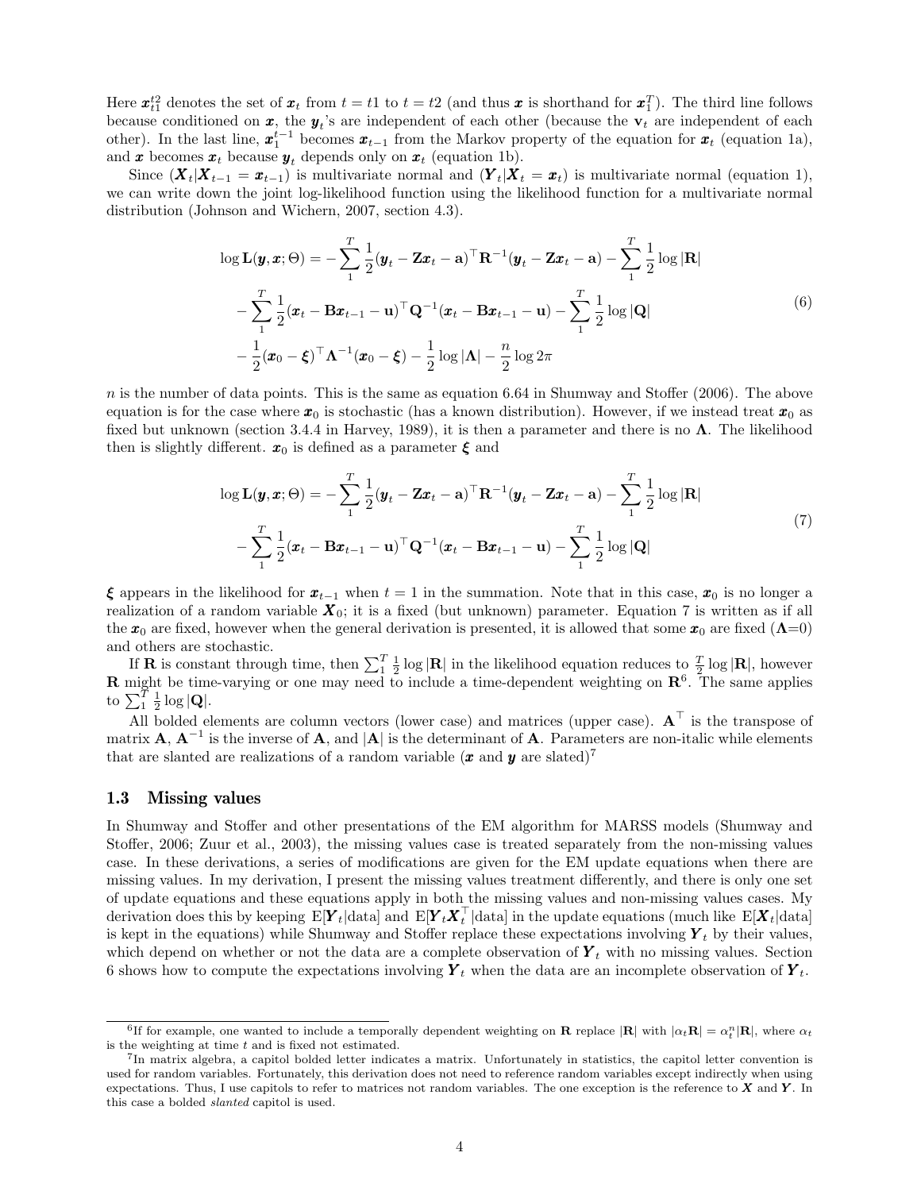Here $\boldsymbol{x}_{t1}^{t2}$ denotes the set of $\boldsymbol{x}_t$ from $t = t1$ to $t = t2$ (and thus $\boldsymbol{x}$ is shorthand for $\boldsymbol{x}_1^T$). The third line follows because conditioned on $\boldsymbol{x}$, the $\boldsymbol{y}_t$'s are independent of each other (because the $\mathbf{v}_t$ are independent of each other). In the last line, $\boldsymbol{x}_1^{t-1}$ becomes $\boldsymbol{x}_{t-1}$ from the Markov property of the equation for $\boldsymbol{x}_t$ (equation 1a), and $\boldsymbol{x}$ becomes $\boldsymbol{x}_t$ because $\boldsymbol{y}_t$ depends only on $\boldsymbol{x}_t$ (equation 1b).

Since $(\boldsymbol{X}_t|\boldsymbol{X}_{t-1} = \boldsymbol{x}_{t-1})$ is multivariate normal and $(\boldsymbol{Y}_t|\boldsymbol{X}_t = \boldsymbol{x}_t)$ is multivariate normal (equation 1), we can write down the joint log-likelihood function using the likelihood function for a multivariate normal distribution (Johnson and Wichern, 2007, section 4.3).

$$
\begin{aligned}
\log \mathbf{L}(\boldsymbol{y}, \boldsymbol{x}; \Theta) = &-\sum_1^T \frac{1}{2}(\boldsymbol{y}_t - \mathbf{Z}\boldsymbol{x}_t - \mathbf{a})^\top \mathbf{R}^{-1}(\boldsymbol{y}_t - \mathbf{Z}\boldsymbol{x}_t - \mathbf{a}) - \sum_1^T \frac{1}{2}\log|\mathbf{R}| \\
&- \sum_1^T \frac{1}{2}(\boldsymbol{x}_t - \mathbf{B}\boldsymbol{x}_{t-1} - \mathbf{u})^\top \mathbf{Q}^{-1}(\boldsymbol{x}_t - \mathbf{B}\boldsymbol{x}_{t-1} - \mathbf{u}) - \sum_1^T \frac{1}{2}\log|\mathbf{Q}| \\
&- \frac{1}{2}(\boldsymbol{x}_0 - \boldsymbol{\xi})^\top \boldsymbol{\Lambda}^{-1}(\boldsymbol{x}_0 - \boldsymbol{\xi}) - \frac{1}{2}\log|\boldsymbol{\Lambda}| - \frac{n}{2}\log 2\pi
\end{aligned} \tag{6}
$$

$n$ is the number of data points. This is the same as equation 6.64 in Shumway and Stoffer (2006). The above equation is for the case where $\boldsymbol{x}_0$ is stochastic (has a known distribution). However, if we instead treat $\boldsymbol{x}_0$ as fixed but unknown (section 3.4.4 in Harvey, 1989), it is then a parameter and there is no $\boldsymbol{\Lambda}$. The likelihood then is slightly different. $\boldsymbol{x}_0$ is defined as a parameter $\boldsymbol{\xi}$ and

$$
\begin{aligned}
\log \mathbf{L}(\boldsymbol{y}, \boldsymbol{x}; \Theta) = &-\sum_1^T \frac{1}{2}(\boldsymbol{y}_t - \mathbf{Z}\boldsymbol{x}_t - \mathbf{a})^\top \mathbf{R}^{-1}(\boldsymbol{y}_t - \mathbf{Z}\boldsymbol{x}_t - \mathbf{a}) - \sum_1^T \frac{1}{2}\log|\mathbf{R}| \\
&- \sum_1^T \frac{1}{2}(\boldsymbol{x}_t - \mathbf{B}\boldsymbol{x}_{t-1} - \mathbf{u})^\top \mathbf{Q}^{-1}(\boldsymbol{x}_t - \mathbf{B}\boldsymbol{x}_{t-1} - \mathbf{u}) - \sum_1^T \frac{1}{2}\log|\mathbf{Q}|
\end{aligned} \tag{7}
$$

$\boldsymbol{\xi}$ appears in the likelihood for $\boldsymbol{x}_{t-1}$ when $t = 1$ in the summation. Note that in this case, $\boldsymbol{x}_0$ is no longer a realization of a random variable $\boldsymbol{X}_0$; it is a fixed (but unknown) parameter. Equation 7 is written as if all the $\boldsymbol{x}_0$ are fixed, however when the general derivation is presented, it is allowed that some $\boldsymbol{x}_0$ are fixed ($\boldsymbol{\Lambda}$=0) and others are stochastic.

If $\mathbf{R}$ is constant through time, then $\sum_1^T \frac{1}{2}\log|\mathbf{R}|$ in the likelihood equation reduces to $\frac{T}{2}\log|\mathbf{R}|$, however $\mathbf{R}$ might be time-varying or one may need to include a time-dependent weighting on $\mathbf{R}$[6]. The same applies to $\sum_1^T \frac{1}{2}\log|\mathbf{Q}|$.

All bolded elements are column vectors (lower case) and matrices (upper case). $\mathbf{A}^\top$ is the transpose of matrix $\mathbf{A}$, $\mathbf{A}^{-1}$ is the inverse of $\mathbf{A}$, and $|\mathbf{A}|$ is the determinant of $\mathbf{A}$. Parameters are non-italic while elements that are slanted are realizations of a random variable ($\boldsymbol{x}$ and $\boldsymbol{y}$ are slated)[7]

### 1.3 Missing values

In Shumway and Stoffer and other presentations of the EM algorithm for MARSS models (Shumway and Stoffer, 2006; Zuur et al., 2003), the missing values case is treated separately from the non-missing values case. In these derivations, a series of modifications are given for the EM update equations when there are missing values. In my derivation, I present the missing values treatment differently, and there is only one set of update equations and these equations apply in both the missing values and non-missing values cases. My derivation does this by keeping $\mathrm{E}[\boldsymbol{Y}_t|\text{data}]$ and $\mathrm{E}[\boldsymbol{Y}_t\boldsymbol{X}_t^\top|\text{data}]$ in the update equations (much like $\mathrm{E}[\boldsymbol{X}_t|\text{data}]$ is kept in the equations) while Shumway and Stoffer replace these expectations involving $\boldsymbol{Y}_t$ by their values, which depend on whether or not the data are a complete observation of $\boldsymbol{Y}_t$ with no missing values. Section 6 shows how to compute the expectations involving $\boldsymbol{Y}_t$ when the data are an incomplete observation of $\boldsymbol{Y}_t$.

---

[6] If for example, one wanted to include a temporally dependent weighting on $\mathbf{R}$ replace $|\mathbf{R}|$ with $|\alpha_t\mathbf{R}| = \alpha_t^n|\mathbf{R}|$, where $\alpha_t$ is the weighting at time $t$ and is fixed not estimated.

[7] In matrix algebra, a capitol bolded letter indicates a matrix. Unfortunately in statistics, the capitol letter convention is used for random variables. Fortunately, this derivation does not need to reference random variables except indirectly when using expectations. Thus, I use capitols to refer to matrices not random variables. The one exception is the reference to $\boldsymbol{X}$ and $\boldsymbol{Y}$. In this case a bolded *slanted* capitol is used.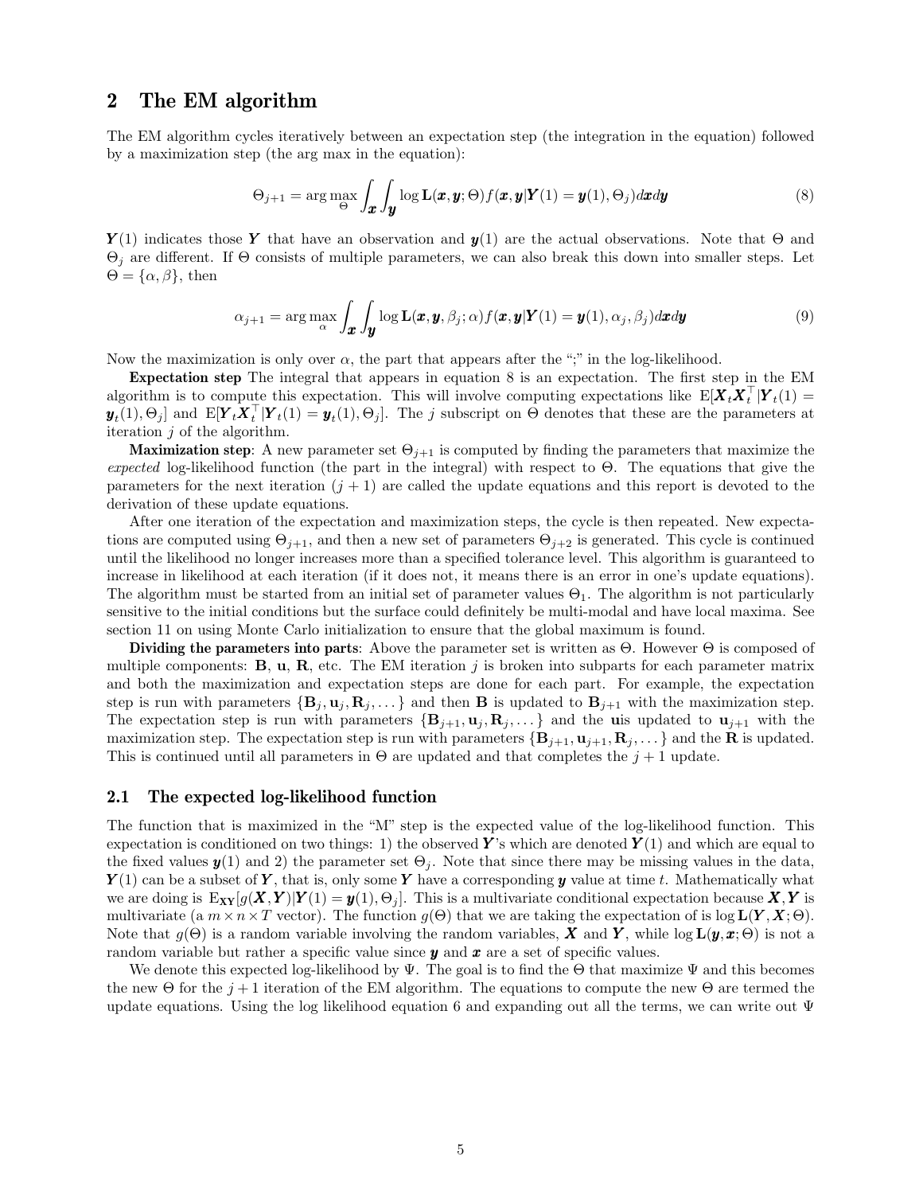## 2 The EM algorithm

The EM algorithm cycles iteratively between an expectation step (the integration in the equation) followed by a maximization step (the arg max in the equation):

$$\Theta_{j+1} = \arg\max_{\Theta} \int_{\boldsymbol{x}} \int_{\boldsymbol{y}} \log \mathbf{L}(\boldsymbol{x}, \boldsymbol{y}; \Theta) f(\boldsymbol{x}, \boldsymbol{y} | \boldsymbol{Y}(1) = \boldsymbol{y}(1), \Theta_j) d\boldsymbol{x} d\boldsymbol{y} \tag{8}$$

$\boldsymbol{Y}(1)$ indicates those $\boldsymbol{Y}$ that have an observation and $\boldsymbol{y}(1)$ are the actual observations. Note that $\Theta$ and $\Theta_j$ are different. If $\Theta$ consists of multiple parameters, we can also break this down into smaller steps. Let $\Theta = \{\alpha, \beta\}$, then

$$\alpha_{j+1} = \arg\max_{\alpha} \int_{\boldsymbol{x}} \int_{\boldsymbol{y}} \log \mathbf{L}(\boldsymbol{x}, \boldsymbol{y}, \beta_j; \alpha) f(\boldsymbol{x}, \boldsymbol{y} | \boldsymbol{Y}(1) = \boldsymbol{y}(1), \alpha_j, \beta_j) d\boldsymbol{x} d\boldsymbol{y} \tag{9}$$

Now the maximization is only over $\alpha$, the part that appears after the ";" in the log-likelihood.

**Expectation step** The integral that appears in equation 8 is an expectation. The first step in the EM algorithm is to compute this expectation. This will involve computing expectations like $\mathrm{E}[\boldsymbol{X}_t \boldsymbol{X}_t^\top | \boldsymbol{Y}_t(1) = \boldsymbol{y}_t(1), \Theta_j]$ and $\mathrm{E}[\boldsymbol{Y}_t \boldsymbol{X}_t^\top | \boldsymbol{Y}_t(1) = \boldsymbol{y}_t(1), \Theta_j]$. The $j$ subscript on $\Theta$ denotes that these are the parameters at iteration $j$ of the algorithm.

**Maximization step**: A new parameter set $\Theta_{j+1}$ is computed by finding the parameters that maximize the *expected* log-likelihood function (the part in the integral) with respect to $\Theta$. The equations that give the parameters for the next iteration $(j+1)$ are called the update equations and this report is devoted to the derivation of these update equations.

After one iteration of the expectation and maximization steps, the cycle is then repeated. New expectations are computed using $\Theta_{j+1}$, and then a new set of parameters $\Theta_{j+2}$ is generated. This cycle is continued until the likelihood no longer increases more than a specified tolerance level. This algorithm is guaranteed to increase in likelihood at each iteration (if it does not, it means there is an error in one's update equations). The algorithm must be started from an initial set of parameter values $\Theta_1$. The algorithm is not particularly sensitive to the initial conditions but the surface could definitely be multi-modal and have local maxima. See section 11 on using Monte Carlo initialization to ensure that the global maximum is found.

**Dividing the parameters into parts**: Above the parameter set is written as $\Theta$. However $\Theta$ is composed of multiple components: $\mathbf{B}$, $\mathbf{u}$, $\mathbf{R}$, etc. The EM iteration $j$ is broken into subparts for each parameter matrix and both the maximization and expectation steps are done for each part. For example, the expectation step is run with parameters $\{\mathbf{B}_j, \mathbf{u}_j, \mathbf{R}_j, \dots\}$ and then $\mathbf{B}$ is updated to $\mathbf{B}_{j+1}$ with the maximization step. The expectation step is run with parameters $\{\mathbf{B}_{j+1}, \mathbf{u}_j, \mathbf{R}_j, \dots\}$ and the $\mathbf{u}$is updated to $\mathbf{u}_{j+1}$ with the maximization step. The expectation step is run with parameters $\{\mathbf{B}_{j+1}, \mathbf{u}_{j+1}, \mathbf{R}_j, \dots\}$ and the $\mathbf{R}$ is updated. This is continued until all parameters in $\Theta$ are updated and that completes the $j+1$ update.

### 2.1 The expected log-likelihood function

The function that is maximized in the "M" step is the expected value of the log-likelihood function. This expectation is conditioned on two things: 1) the observed $\boldsymbol{Y}$'s which are denoted $\boldsymbol{Y}(1)$ and which are equal to the fixed values $\boldsymbol{y}(1)$ and 2) the parameter set $\Theta_j$. Note that since there may be missing values in the data, $\boldsymbol{Y}(1)$ can be a subset of $\boldsymbol{Y}$, that is, only some $\boldsymbol{Y}$ have a corresponding $\boldsymbol{y}$ value at time $t$. Mathematically what we are doing is $\mathrm{E}_{\mathbf{XY}}[g(\boldsymbol{X}, \boldsymbol{Y}) | \boldsymbol{Y}(1) = \boldsymbol{y}(1), \Theta_j]$. This is a multivariate conditional expectation because $\boldsymbol{X}, \boldsymbol{Y}$ is multivariate (a $m \times n \times T$ vector). The function $g(\Theta)$ that we are taking the expectation of is $\log \mathbf{L}(\boldsymbol{Y}, \boldsymbol{X}; \Theta)$. Note that $g(\Theta)$ is a random variable involving the random variables, $\boldsymbol{X}$ and $\boldsymbol{Y}$, while $\log \mathbf{L}(\boldsymbol{y}, \boldsymbol{x}; \Theta)$ is not a random variable but rather a specific value since $\boldsymbol{y}$ and $\boldsymbol{x}$ are a set of specific values.

We denote this expected log-likelihood by $\Psi$. The goal is to find the $\Theta$ that maximize $\Psi$ and this becomes the new $\Theta$ for the $j+1$ iteration of the EM algorithm. The equations to compute the new $\Theta$ are termed the update equations. Using the log likelihood equation 6 and expanding out all the terms, we can write out $\Psi$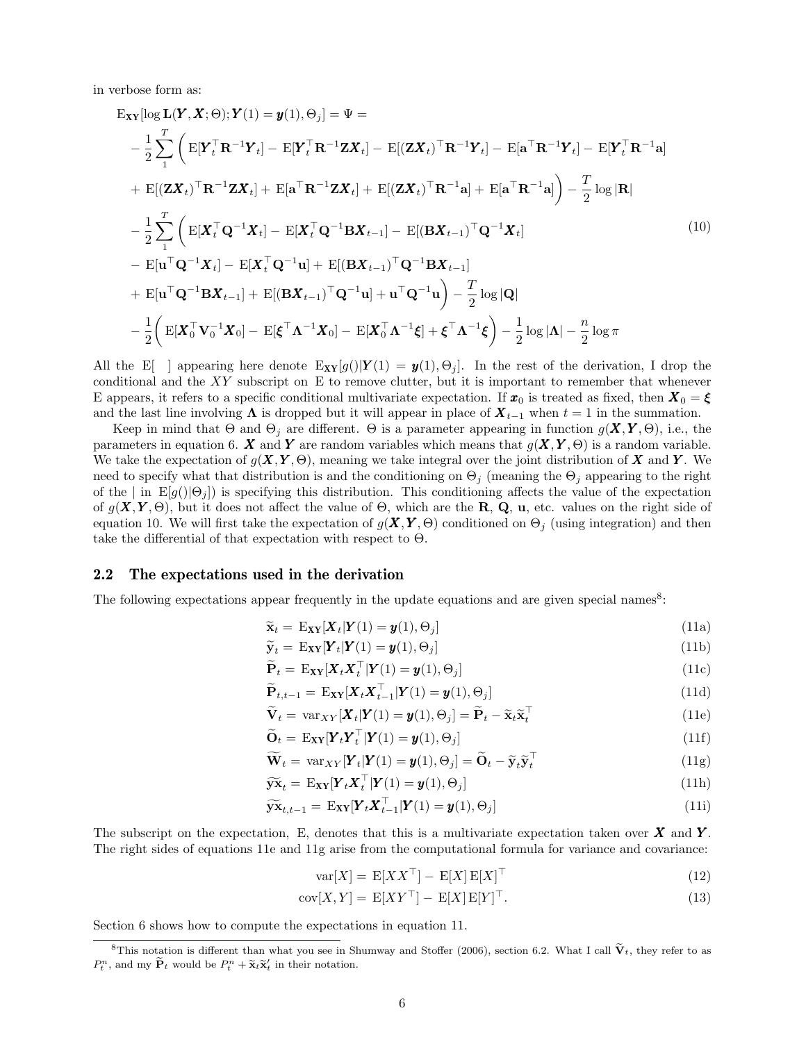in verbose form as:

$$
\begin{aligned}
&\mathrm{E}_{\mathbf{XY}}[\log \mathbf{L}(\boldsymbol{Y},\boldsymbol{X};\Theta);\boldsymbol{Y}(1)=\boldsymbol{y}(1),\Theta_j] = \Psi = \\
&-\frac{1}{2}\sum_1^T \bigg( \mathrm{E}[\boldsymbol{Y}_t^\top \mathbf{R}^{-1}\boldsymbol{Y}_t] - \mathrm{E}[\boldsymbol{Y}_t^\top \mathbf{R}^{-1}\mathbf{Z}\boldsymbol{X}_t] - \mathrm{E}[(\mathbf{Z}\boldsymbol{X}_t)^\top \mathbf{R}^{-1}\boldsymbol{Y}_t] - \mathrm{E}[\mathbf{a}^\top \mathbf{R}^{-1}\boldsymbol{Y}_t] - \mathrm{E}[\boldsymbol{Y}_t^\top \mathbf{R}^{-1}\mathbf{a}] \\
&+ \mathrm{E}[(\mathbf{Z}\boldsymbol{X}_t)^\top \mathbf{R}^{-1}\mathbf{Z}\boldsymbol{X}_t] + \mathrm{E}[\mathbf{a}^\top \mathbf{R}^{-1}\mathbf{Z}\boldsymbol{X}_t] + \mathrm{E}[(\mathbf{Z}\boldsymbol{X}_t)^\top \mathbf{R}^{-1}\mathbf{a}] + \mathrm{E}[\mathbf{a}^\top \mathbf{R}^{-1}\mathbf{a}]\bigg) - \frac{T}{2}\log|\mathbf{R}| \\
&-\frac{1}{2}\sum_1^T \bigg( \mathrm{E}[\boldsymbol{X}_t^\top \mathbf{Q}^{-1}\boldsymbol{X}_t] - \mathrm{E}[\boldsymbol{X}_t^\top \mathbf{Q}^{-1}\mathbf{B}\boldsymbol{X}_{t-1}] - \mathrm{E}[(\mathbf{B}\boldsymbol{X}_{t-1})^\top \mathbf{Q}^{-1}\boldsymbol{X}_t] \\
&- \mathrm{E}[\mathbf{u}^\top \mathbf{Q}^{-1}\boldsymbol{X}_t] - \mathrm{E}[\boldsymbol{X}_t^\top \mathbf{Q}^{-1}\mathbf{u}] + \mathrm{E}[(\mathbf{B}\boldsymbol{X}_{t-1})^\top \mathbf{Q}^{-1}\mathbf{B}\boldsymbol{X}_{t-1}] \\
&+ \mathrm{E}[\mathbf{u}^\top \mathbf{Q}^{-1}\mathbf{B}\boldsymbol{X}_{t-1}] + \mathrm{E}[(\mathbf{B}\boldsymbol{X}_{t-1})^\top \mathbf{Q}^{-1}\mathbf{u}] + \mathbf{u}^\top \mathbf{Q}^{-1}\mathbf{u}\bigg) - \frac{T}{2}\log|\mathbf{Q}| \\
&-\frac{1}{2}\bigg( \mathrm{E}[\boldsymbol{X}_0^\top \mathbf{V}_0^{-1}\boldsymbol{X}_0] - \mathrm{E}[\boldsymbol{\xi}^\top \boldsymbol{\Lambda}^{-1}\boldsymbol{X}_0] - \mathrm{E}[\boldsymbol{X}_0^\top \boldsymbol{\Lambda}^{-1}\boldsymbol{\xi}] + \boldsymbol{\xi}^\top \boldsymbol{\Lambda}^{-1}\boldsymbol{\xi}\bigg) - \frac{1}{2}\log|\boldsymbol{\Lambda}| - \frac{n}{2}\log\pi
\end{aligned}
\tag{10}
$$

All the E[ ] appearing here denote $\mathrm{E}_{\mathbf{XY}}[g()|\boldsymbol{Y}(1)=\boldsymbol{y}(1),\Theta_j]$. In the rest of the derivation, I drop the conditional and the $XY$ subscript on E to remove clutter, but it is important to remember that whenever E appears, it refers to a specific conditional multivariate expectation. If $\boldsymbol{x}_0$ is treated as fixed, then $\boldsymbol{X}_0 = \boldsymbol{\xi}$ and the last line involving $\boldsymbol{\Lambda}$ is dropped but it will appear in place of $\boldsymbol{X}_{t-1}$ when $t = 1$ in the summation.

Keep in mind that $\Theta$ and $\Theta_j$ are different. $\Theta$ is a parameter appearing in function $g(\boldsymbol{X},\boldsymbol{Y},\Theta)$, i.e., the parameters in equation 6. $\boldsymbol{X}$ and $\boldsymbol{Y}$ are random variables which means that $g(\boldsymbol{X},\boldsymbol{Y},\Theta)$ is a random variable. We take the expectation of $g(\boldsymbol{X},\boldsymbol{Y},\Theta)$, meaning we take integral over the joint distribution of $\boldsymbol{X}$ and $\boldsymbol{Y}$. We need to specify what that distribution is and the conditioning on $\Theta_j$ (meaning the $\Theta_j$ appearing to the right of the | in $\mathrm{E}[g()|\Theta_j]$) is specifying this distribution. This conditioning affects the value of the expectation of $g(\boldsymbol{X},\boldsymbol{Y},\Theta)$, but it does not affect the value of $\Theta$, which are the $\mathbf{R}$, $\mathbf{Q}$, $\mathbf{u}$, etc. values on the right side of equation 10. We will first take the expectation of $g(\boldsymbol{X},\boldsymbol{Y},\Theta)$ conditioned on $\Theta_j$ (using integration) and then take the differential of that expectation with respect to $\Theta$.

## 2.2 The expectations used in the derivation

The following expectations appear frequently in the update equations and are given special names[8]:

$$\widetilde{\mathbf{x}}_t = \mathrm{E}_{\mathbf{XY}}[\boldsymbol{X}_t|\boldsymbol{Y}(1)=\boldsymbol{y}(1),\Theta_j] \tag{11a}$$

$$\widetilde{\mathbf{y}}_t = \mathrm{E}_{\mathbf{XY}}[\boldsymbol{Y}_t|\boldsymbol{Y}(1)=\boldsymbol{y}(1),\Theta_j] \tag{11b}$$

$$\widetilde{\mathbf{P}}_t = \mathrm{E}_{\mathbf{XY}}[\boldsymbol{X}_t\boldsymbol{X}_t^\top|\boldsymbol{Y}(1)=\boldsymbol{y}(1),\Theta_j] \tag{11c}$$

$$\widetilde{\mathbf{P}}_{t,t-1} = \mathrm{E}_{\mathbf{XY}}[\boldsymbol{X}_t\boldsymbol{X}_{t-1}^\top|\boldsymbol{Y}(1)=\boldsymbol{y}(1),\Theta_j] \tag{11d}$$

$$\widetilde{\mathbf{V}}_t = \mathrm{var}_{XY}[\boldsymbol{X}_t|\boldsymbol{Y}(1)=\boldsymbol{y}(1),\Theta_j] = \widetilde{\mathbf{P}}_t - \widetilde{\mathbf{x}}_t\widetilde{\mathbf{x}}_t^\top \tag{11e}$$

$$\widetilde{\mathbf{O}}_t = \mathrm{E}_{\mathbf{XY}}[\boldsymbol{Y}_t\boldsymbol{Y}_t^\top|\boldsymbol{Y}(1)=\boldsymbol{y}(1),\Theta_j] \tag{11f}$$

$$\widetilde{\mathbf{W}}_t = \mathrm{var}_{XY}[\boldsymbol{Y}_t|\boldsymbol{Y}(1)=\boldsymbol{y}(1),\Theta_j] = \widetilde{\mathbf{O}}_t - \widetilde{\mathbf{y}}_t\widetilde{\mathbf{y}}_t^\top \tag{11g}$$

$$\widetilde{\mathbf{yx}}_t = \mathrm{E}_{\mathbf{XY}}[\boldsymbol{Y}_t\boldsymbol{X}_t^\top|\boldsymbol{Y}(1)=\boldsymbol{y}(1),\Theta_j] \tag{11h}$$

$$\widetilde{\mathbf{yx}}_{t,t-1} = \mathrm{E}_{\mathbf{XY}}[\boldsymbol{Y}_t\boldsymbol{X}_{t-1}^\top|\boldsymbol{Y}(1)=\boldsymbol{y}(1),\Theta_j] \tag{11i}$$

The subscript on the expectation, E, denotes that this is a multivariate expectation taken over $\boldsymbol{X}$ and $\boldsymbol{Y}$. The right sides of equations 11e and 11g arise from the computational formula for variance and covariance:

$$\mathrm{var}[X] = \mathrm{E}[XX^\top] - \mathrm{E}[X]\,\mathrm{E}[X]^\top \tag{12}$$

$$\mathrm{cov}[X,Y] = \mathrm{E}[XY^\top] - \mathrm{E}[X]\,\mathrm{E}[Y]^\top. \tag{13}$$

Section 6 shows how to compute the expectations in equation 11.

[8] This notation is different than what you see in Shumway and Stoffer (2006), section 6.2. What I call $\widetilde{\mathbf{V}}_t$, they refer to as $P_t^n$, and my $\widetilde{\mathbf{P}}_t$ would be $P_t^n + \widetilde{\mathbf{x}}_t\widetilde{\mathbf{x}}_t'$ in their notation.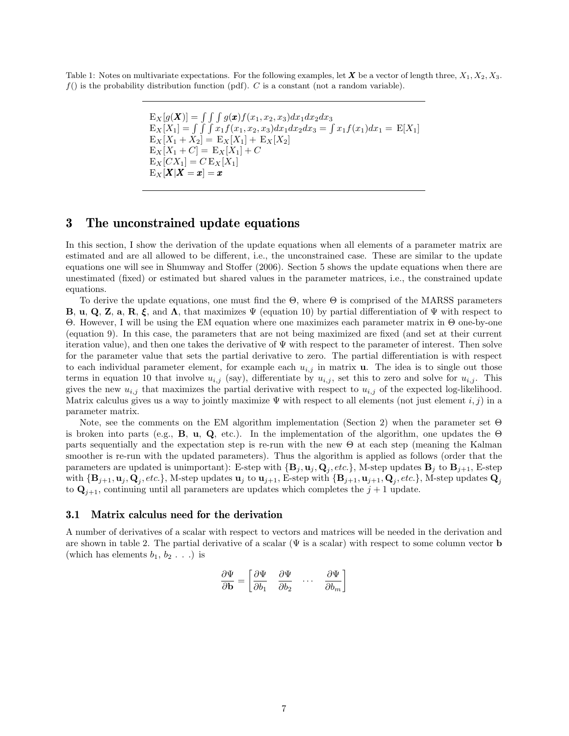Table 1: Notes on multivariate expectations. For the following examples, let $\boldsymbol{X}$ be a vector of length three, $X_1, X_2, X_3$. $f()$ is the probability distribution function (pdf). $C$ is a constant (not a random variable).

$$
\begin{aligned}
&\mathrm{E}_X[g(\boldsymbol{X})] = \int\int\int g(\boldsymbol{x}) f(x_1,x_2,x_3)dx_1dx_2dx_3\\
&\mathrm{E}_X[X_1] = \int\int\int x_1 f(x_1,x_2,x_3)dx_1dx_2dx_3 = \int x_1 f(x_1)dx_1 = \mathrm{E}[X_1]\\
&\mathrm{E}_X[X_1+X_2] = \mathrm{E}_X[X_1] + \mathrm{E}_X[X_2]\\
&\mathrm{E}_X[X_1+C] = \mathrm{E}_X[X_1] + C\\
&\mathrm{E}_X[CX_1] = C\,\mathrm{E}_X[X_1]\\
&\mathrm{E}_X[\boldsymbol{X}|\boldsymbol{X}=\boldsymbol{x}] = \boldsymbol{x}
\end{aligned}
$$

# 3 The unconstrained update equations

In this section, I show the derivation of the update equations when all elements of a parameter matrix are estimated and are all allowed to be different, i.e., the unconstrained case. These are similar to the update equations one will see in Shumway and Stoffer (2006). Section 5 shows the update equations when there are unestimated (fixed) or estimated but shared values in the parameter matrices, i.e., the constrained update equations.

To derive the update equations, one must find the $\Theta$, where $\Theta$ is comprised of the MARSS parameters $\mathbf{B}$, $\mathbf{u}$, $\mathbf{Q}$, $\mathbf{Z}$, $\mathbf{a}$, $\mathbf{R}$, $\boldsymbol{\xi}$, and $\boldsymbol{\Lambda}$, that maximizes $\Psi$ (equation 10) by partial differentiation of $\Psi$ with respect to $\Theta$. However, I will be using the EM equation where one maximizes each parameter matrix in $\Theta$ one-by-one (equation 9). In this case, the parameters that are not being maximized are fixed (and set at their current iteration value), and then one takes the derivative of $\Psi$ with respect to the parameter of interest. Then solve for the parameter value that sets the partial derivative to zero. The partial differentiation is with respect to each individual parameter element, for example each $u_{i,j}$ in matrix $\mathbf{u}$. The idea is to single out those terms in equation 10 that involve $u_{i,j}$ (say), differentiate by $u_{i,j}$, set this to zero and solve for $u_{i,j}$. This gives the new $u_{i,j}$ that maximizes the partial derivative with respect to $u_{i,j}$ of the expected log-likelihood. Matrix calculus gives us a way to jointly maximize $\Psi$ with respect to all elements (not just element $i,j$) in a parameter matrix.

Note, see the comments on the EM algorithm implementation (Section 2) when the parameter set $\Theta$ is broken into parts (e.g., $\mathbf{B}$, $\mathbf{u}$, $\mathbf{Q}$, etc.). In the implementation of the algorithm, one updates the $\Theta$ parts sequentially and the expectation step is re-run with the new $\Theta$ at each step (meaning the Kalman smoother is re-run with the updated parameters). Thus the algorithm is applied as follows (order that the parameters are updated is unimportant): E-step with $\{\mathbf{B}_j, \mathbf{u}_j, \mathbf{Q}_j, etc.\}$, M-step updates $\mathbf{B}_j$ to $\mathbf{B}_{j+1}$, E-step with $\{\mathbf{B}_{j+1}, \mathbf{u}_j, \mathbf{Q}_j, etc.\}$, M-step updates $\mathbf{u}_j$ to $\mathbf{u}_{j+1}$, E-step with $\{\mathbf{B}_{j+1}, \mathbf{u}_{j+1}, \mathbf{Q}_j, etc.\}$, M-step updates $\mathbf{Q}_j$ to $\mathbf{Q}_{j+1}$, continuing until all parameters are updates which completes the $j+1$ update.

## 3.1 Matrix calculus need for the derivation

A number of derivatives of a scalar with respect to vectors and matrices will be needed in the derivation and are shown in table 2. The partial derivative of a scalar ($\Psi$ is a scalar) with respect to some column vector $\mathbf{b}$ (which has elements $b_1$, $b_2$ . . .) is

$$
\frac{\partial \Psi}{\partial \mathbf{b}} = \begin{bmatrix} \frac{\partial \Psi}{\partial b_1} & \frac{\partial \Psi}{\partial b_2} & \cdots & \frac{\partial \Psi}{\partial b_m} \end{bmatrix}
$$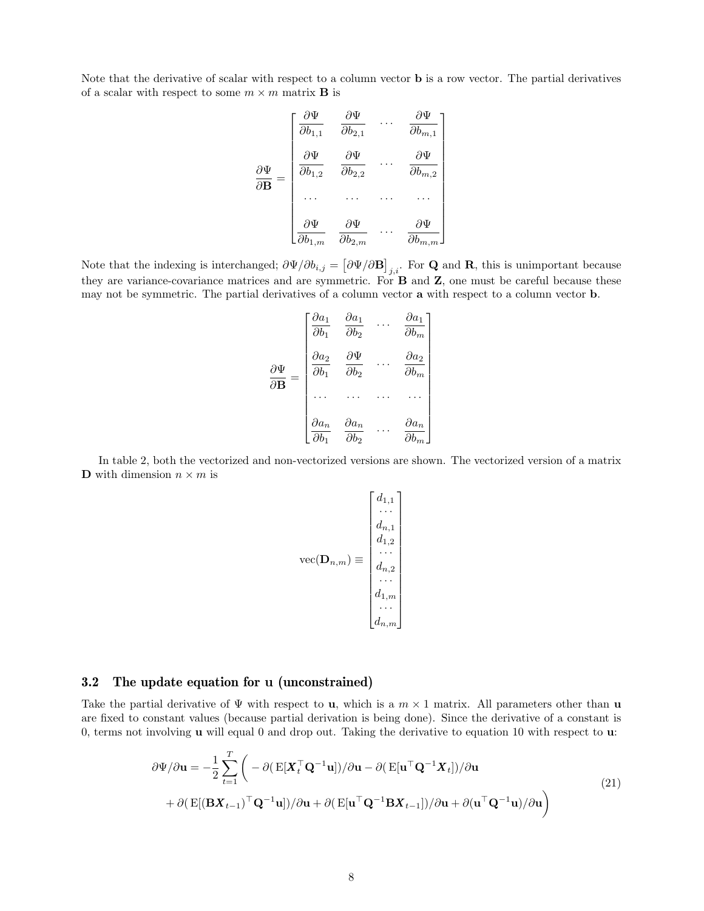Note that the derivative of scalar with respect to a column vector $\mathbf{b}$ is a row vector. The partial derivatives of a scalar with respect to some $m \times m$ matrix $\mathbf{B}$ is

$$
\frac{\partial \Psi}{\partial \mathbf{B}} = \begin{bmatrix}
\dfrac{\partial \Psi}{\partial b_{1,1}} & \dfrac{\partial \Psi}{\partial b_{2,1}} & \dots & \dfrac{\partial \Psi}{\partial b_{m,1}} \\
\dfrac{\partial \Psi}{\partial b_{1,2}} & \dfrac{\partial \Psi}{\partial b_{2,2}} & \dots & \dfrac{\partial \Psi}{\partial b_{m,2}} \\
\dots & \dots & \dots & \dots \\
\dfrac{\partial \Psi}{\partial b_{1,m}} & \dfrac{\partial \Psi}{\partial b_{2,m}} & \dots & \dfrac{\partial \Psi}{\partial b_{m,m}}
\end{bmatrix}
$$

Note that the indexing is interchanged; $\partial\Psi/\partial b_{i,j} = \big[\partial\Psi/\partial\mathbf{B}\big]_{j,i}$. For $\mathbf{Q}$ and $\mathbf{R}$, this is unimportant because they are variance-covariance matrices and are symmetric. For $\mathbf{B}$ and $\mathbf{Z}$, one must be careful because these may not be symmetric. The partial derivatives of a column vector $\mathbf{a}$ with respect to a column vector $\mathbf{b}$.

$$
\frac{\partial \Psi}{\partial \mathbf{B}} = \begin{bmatrix}
\dfrac{\partial a_1}{\partial b_1} & \dfrac{\partial a_1}{\partial b_2} & \dots & \dfrac{\partial a_1}{\partial b_m} \\
\dfrac{\partial a_2}{\partial b_1} & \dfrac{\partial \Psi}{\partial b_2} & \dots & \dfrac{\partial a_2}{\partial b_m} \\
\dots & \dots & \dots & \dots \\
\dfrac{\partial a_n}{\partial b_1} & \dfrac{\partial a_n}{\partial b_2} & \dots & \dfrac{\partial a_n}{\partial b_m}
\end{bmatrix}
$$

In table 2, both the vectorized and non-vectorized versions are shown. The vectorized version of a matrix $\mathbf{D}$ with dimension $n \times m$ is

$$
\mathrm{vec}(\mathbf{D}_{n,m}) \equiv \begin{bmatrix}
d_{1,1} \\ \dots \\ d_{n,1} \\ d_{1,2} \\ \dots \\ d_{n,2} \\ \dots \\ d_{1,m} \\ \dots \\ d_{n,m}
\end{bmatrix}
$$

### 3.2 The update equation for u (unconstrained)

Take the partial derivative of $\Psi$ with respect to $\mathbf{u}$, which is a $m \times 1$ matrix. All parameters other than $\mathbf{u}$ are fixed to constant values (because partial derivation is being done). Since the derivative of a constant is 0, terms not involving $\mathbf{u}$ will equal 0 and drop out. Taking the derivative to equation 10 with respect to $\mathbf{u}$:

$$
\begin{aligned}
\partial\Psi/\partial\mathbf{u} = -\frac{1}{2}\sum_{t=1}^{T}\bigg( & -\partial(\,\mathrm{E}[\boldsymbol{X}_t^\top\mathbf{Q}^{-1}\mathbf{u}])/\partial\mathbf{u} - \partial(\,\mathrm{E}[\mathbf{u}^\top\mathbf{Q}^{-1}\boldsymbol{X}_t])/\partial\mathbf{u} \\
& + \partial(\,\mathrm{E}[(\mathbf{B}\boldsymbol{X}_{t-1})^\top\mathbf{Q}^{-1}\mathbf{u}])/\partial\mathbf{u} + \partial(\,\mathrm{E}[\mathbf{u}^\top\mathbf{Q}^{-1}\mathbf{B}\boldsymbol{X}_{t-1}])/\partial\mathbf{u} + \partial(\mathbf{u}^\top\mathbf{Q}^{-1}\mathbf{u})/\partial\mathbf{u}\bigg)
\end{aligned}
\tag{21}
$$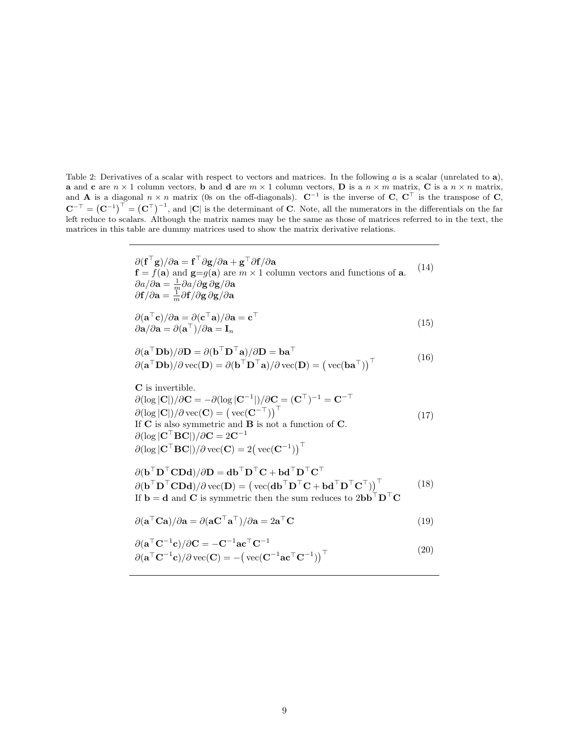Table 2: Derivatives of a scalar with respect to vectors and matrices. In the following $a$ is a scalar (unrelated to $\mathbf{a}$), $\mathbf{a}$ and $\mathbf{c}$ are $n \times 1$ column vectors, $\mathbf{b}$ and $\mathbf{d}$ are $m \times 1$ column vectors, $\mathbf{D}$ is a $n \times m$ matrix, $\mathbf{C}$ is a $n \times n$ matrix, and $\mathbf{A}$ is a diagonal $n \times n$ matrix (0s on the off-diagonals). $\mathbf{C}^{-1}$ is the inverse of $\mathbf{C}$, $\mathbf{C}^\top$ is the transpose of $\mathbf{C}$, $\mathbf{C}^{-\top} = \left(\mathbf{C}^{-1}\right)^\top = \left(\mathbf{C}^\top\right)^{-1}$, and $|\mathbf{C}|$ is the determinant of $\mathbf{C}$. Note, all the numerators in the differentials on the far left reduce to scalars. Although the matrix names may be the same as those of matrices referred to in the text, the matrices in this table are dummy matrices used to show the matrix derivative relations.

$$\partial(\mathbf{f}^\top\mathbf{g})/\partial\mathbf{a} = \mathbf{f}^\top\partial\mathbf{g}/\partial\mathbf{a} + \mathbf{g}^\top\partial\mathbf{f}/\partial\mathbf{a}$$
$\mathbf{f} = f(\mathbf{a})$ and $\mathbf{g}{=}g(\mathbf{a})$ are $m \times 1$ column vectors and functions of $\mathbf{a}$.
$$\partial a/\partial\mathbf{a} = \tfrac{1}{m}\partial a/\partial\mathbf{g}\,\partial\mathbf{g}/\partial\mathbf{a}$$
$$\partial\mathbf{f}/\partial\mathbf{a} = \tfrac{1}{m}\partial\mathbf{f}/\partial\mathbf{g}\,\partial\mathbf{g}/\partial\mathbf{a} \tag{14}$$

$$\partial(\mathbf{a}^\top\mathbf{c})/\partial\mathbf{a} = \partial(\mathbf{c}^\top\mathbf{a})/\partial\mathbf{a} = \mathbf{c}^\top$$
$$\partial\mathbf{a}/\partial\mathbf{a} = \partial(\mathbf{a}^\top)/\partial\mathbf{a} = \mathbf{I}_n \tag{15}$$

$$\partial(\mathbf{a}^\top\mathbf{D}\mathbf{b})/\partial\mathbf{D} = \partial(\mathbf{b}^\top\mathbf{D}^\top\mathbf{a})/\partial\mathbf{D} = \mathbf{b}\mathbf{a}^\top$$
$$\partial(\mathbf{a}^\top\mathbf{D}\mathbf{b})/\partial\,\mathrm{vec}(\mathbf{D}) = \partial(\mathbf{b}^\top\mathbf{D}^\top\mathbf{a})/\partial\,\mathrm{vec}(\mathbf{D}) = \big(\,\mathrm{vec}(\mathbf{b}\mathbf{a}^\top)\big)^\top \tag{16}$$

$\mathbf{C}$ is invertible.
$$\partial(\log|\mathbf{C}|)/\partial\mathbf{C} = -\partial(\log|\mathbf{C}^{-1}|)/\partial\mathbf{C} = (\mathbf{C}^\top)^{-1} = \mathbf{C}^{-\top}$$
$$\partial(\log|\mathbf{C}|)/\partial\,\mathrm{vec}(\mathbf{C}) = \big(\,\mathrm{vec}(\mathbf{C}^{-\top})\big)^\top$$
If $\mathbf{C}$ is also symmetric and $\mathbf{B}$ is not a function of $\mathbf{C}$.
$$\partial(\log|\mathbf{C}^\top\mathbf{B}\mathbf{C}|)/\partial\mathbf{C} = 2\mathbf{C}^{-1}$$
$$\partial(\log|\mathbf{C}^\top\mathbf{B}\mathbf{C}|)/\partial\,\mathrm{vec}(\mathbf{C}) = 2\big(\,\mathrm{vec}(\mathbf{C}^{-1})\big)^\top \tag{17}$$

$$\partial(\mathbf{b}^\top\mathbf{D}^\top\mathbf{C}\mathbf{D}\mathbf{d})/\partial\mathbf{D} = \mathbf{d}\mathbf{b}^\top\mathbf{D}^\top\mathbf{C} + \mathbf{b}\mathbf{d}^\top\mathbf{D}^\top\mathbf{C}^\top$$
$$\partial(\mathbf{b}^\top\mathbf{D}^\top\mathbf{C}\mathbf{D}\mathbf{d})/\partial\,\mathrm{vec}(\mathbf{D}) = \big(\,\mathrm{vec}(\mathbf{d}\mathbf{b}^\top\mathbf{D}^\top\mathbf{C} + \mathbf{b}\mathbf{d}^\top\mathbf{D}^\top\mathbf{C}^\top)\big)^\top \tag{18}$$
If $\mathbf{b} = \mathbf{d}$ and $\mathbf{C}$ is symmetric then the sum reduces to $2\mathbf{b}\mathbf{b}^\top\mathbf{D}^\top\mathbf{C}$

$$\partial(\mathbf{a}^\top\mathbf{C}\mathbf{a})/\partial\mathbf{a} = \partial(\mathbf{a}\mathbf{C}^\top\mathbf{a}^\top)/\partial\mathbf{a} = 2\mathbf{a}^\top\mathbf{C} \tag{19}$$

$$\partial(\mathbf{a}^\top\mathbf{C}^{-1}\mathbf{c})/\partial\mathbf{C} = -\mathbf{C}^{-1}\mathbf{a}\mathbf{c}^\top\mathbf{C}^{-1}$$
$$\partial(\mathbf{a}^\top\mathbf{C}^{-1}\mathbf{c})/\partial\,\mathrm{vec}(\mathbf{C}) = -\big(\,\mathrm{vec}(\mathbf{C}^{-1}\mathbf{a}\mathbf{c}^\top\mathbf{C}^{-1})\big)^\top \tag{20}$$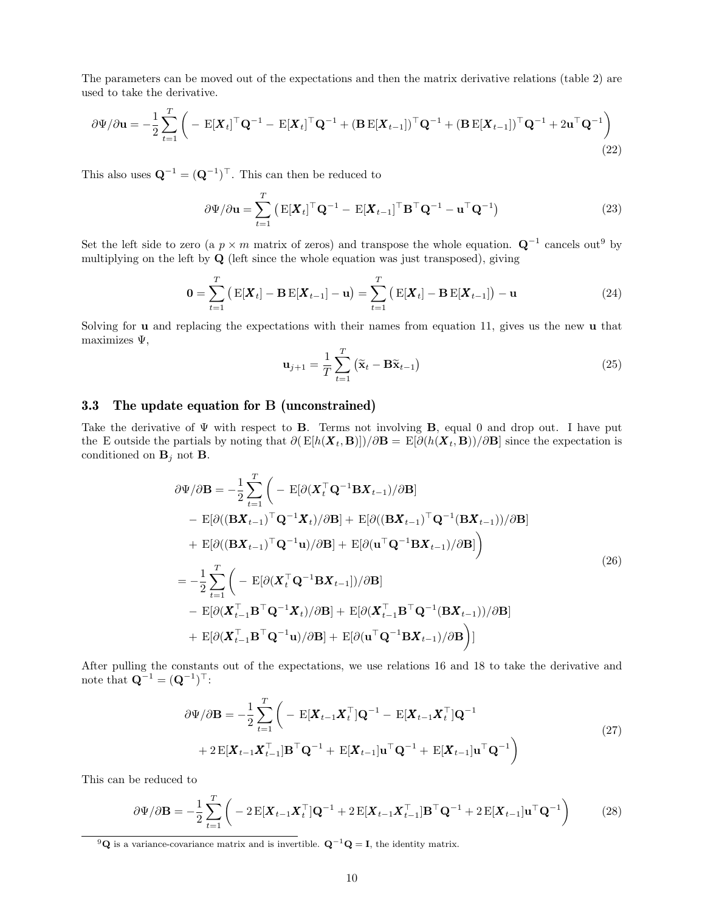The parameters can be moved out of the expectations and then the matrix derivative relations (table 2) are used to take the derivative.

$$\partial\Psi/\partial\mathbf{u} = -\frac{1}{2}\sum_{t=1}^{T}\bigg( -\,\mathrm{E}[\boldsymbol{X}_t]^\top\mathbf{Q}^{-1} -\,\mathrm{E}[\boldsymbol{X}_t]^\top\mathbf{Q}^{-1} + (\mathbf{B}\,\mathrm{E}[\boldsymbol{X}_{t-1}])^\top\mathbf{Q}^{-1} + (\mathbf{B}\,\mathrm{E}[\boldsymbol{X}_{t-1}])^\top\mathbf{Q}^{-1} + 2\mathbf{u}^\top\mathbf{Q}^{-1}\bigg) \tag{22}$$

This also uses $\mathbf{Q}^{-1} = (\mathbf{Q}^{-1})^\top$. This can then be reduced to

$$\partial\Psi/\partial\mathbf{u} = \sum_{t=1}^{T}\big(\,\mathrm{E}[\boldsymbol{X}_t]^\top\mathbf{Q}^{-1} -\,\mathrm{E}[\boldsymbol{X}_{t-1}]^\top\mathbf{B}^\top\mathbf{Q}^{-1} - \mathbf{u}^\top\mathbf{Q}^{-1}\big) \tag{23}$$

Set the left side to zero (a $p \times m$ matrix of zeros) and transpose the whole equation. $\mathbf{Q}^{-1}$ cancels out[9] by multiplying on the left by $\mathbf{Q}$ (left since the whole equation was just transposed), giving

$$\mathbf{0} = \sum_{t=1}^{T}\big(\,\mathrm{E}[\boldsymbol{X}_t] - \mathbf{B}\,\mathrm{E}[\boldsymbol{X}_{t-1}] - \mathbf{u}\big) = \sum_{t=1}^{T}\big(\,\mathrm{E}[\boldsymbol{X}_t] - \mathbf{B}\,\mathrm{E}[\boldsymbol{X}_{t-1}]\big) - \mathbf{u} \tag{24}$$

Solving for $\mathbf{u}$ and replacing the expectations with their names from equation 11, gives us the new $\mathbf{u}$ that maximizes $\Psi$,

$$\mathbf{u}_{j+1} = \frac{1}{T}\sum_{t=1}^{T}\big(\widetilde{\mathbf{x}}_t - \mathbf{B}\widetilde{\mathbf{x}}_{t-1}\big) \tag{25}$$

### 3.3 The update equation for B (unconstrained)

Take the derivative of $\Psi$ with respect to $\mathbf{B}$. Terms not involving $\mathbf{B}$, equal 0 and drop out. I have put the E outside the partials by noting that $\partial(\,\mathrm{E}[h(\boldsymbol{X}_t,\mathbf{B})])/\partial\mathbf{B} = \,\mathrm{E}[\partial(h(\boldsymbol{X}_t,\mathbf{B}))/\partial\mathbf{B}]$ since the expectation is conditioned on $\mathbf{B}_j$ not $\mathbf{B}$.

$$\begin{aligned}
\partial\Psi/\partial\mathbf{B} = -\frac{1}{2}\sum_{t=1}^{T}\bigg(&-\,\mathrm{E}[\partial(\boldsymbol{X}_t^\top\mathbf{Q}^{-1}\mathbf{B}\boldsymbol{X}_{t-1})/\partial\mathbf{B}]\\
&-\,\mathrm{E}[\partial((\mathbf{B}\boldsymbol{X}_{t-1})^\top\mathbf{Q}^{-1}\boldsymbol{X}_t)/\partial\mathbf{B}] + \,\mathrm{E}[\partial((\mathbf{B}\boldsymbol{X}_{t-1})^\top\mathbf{Q}^{-1}(\mathbf{B}\boldsymbol{X}_{t-1}))/\partial\mathbf{B}]\\
&+\,\mathrm{E}[\partial((\mathbf{B}\boldsymbol{X}_{t-1})^\top\mathbf{Q}^{-1}\mathbf{u})/\partial\mathbf{B}] + \,\mathrm{E}[\partial(\mathbf{u}^\top\mathbf{Q}^{-1}\mathbf{B}\boldsymbol{X}_{t-1})/\partial\mathbf{B}]\bigg)\\
= -\frac{1}{2}\sum_{t=1}^{T}\bigg(&-\,\mathrm{E}[\partial(\boldsymbol{X}_t^\top\mathbf{Q}^{-1}\mathbf{B}\boldsymbol{X}_{t-1}])/\partial\mathbf{B}]\\
&-\,\mathrm{E}[\partial(\boldsymbol{X}_{t-1}^\top\mathbf{B}^\top\mathbf{Q}^{-1}\boldsymbol{X}_t)/\partial\mathbf{B}] + \,\mathrm{E}[\partial(\boldsymbol{X}_{t-1}^\top\mathbf{B}^\top\mathbf{Q}^{-1}(\mathbf{B}\boldsymbol{X}_{t-1}))/\partial\mathbf{B}]\\
&+\,\mathrm{E}[\partial(\boldsymbol{X}_{t-1}^\top\mathbf{B}^\top\mathbf{Q}^{-1}\mathbf{u})/\partial\mathbf{B}] + \,\mathrm{E}[\partial(\mathbf{u}^\top\mathbf{Q}^{-1}\mathbf{B}\boldsymbol{X}_{t-1})/\partial\mathbf{B}\bigg)]
\end{aligned} \tag{26}$$

After pulling the constants out of the expectations, we use relations 16 and 18 to take the derivative and note that $\mathbf{Q}^{-1} = (\mathbf{Q}^{-1})^\top$:

$$\begin{aligned}
\partial\Psi/\partial\mathbf{B} = -\frac{1}{2}\sum_{t=1}^{T}\bigg(&-\,\mathrm{E}[\boldsymbol{X}_{t-1}\boldsymbol{X}_t^\top]\mathbf{Q}^{-1} -\,\mathrm{E}[\boldsymbol{X}_{t-1}\boldsymbol{X}_t^\top]\mathbf{Q}^{-1}\\
&+ 2\,\mathrm{E}[\boldsymbol{X}_{t-1}\boldsymbol{X}_{t-1}^\top]\mathbf{B}^\top\mathbf{Q}^{-1} + \,\mathrm{E}[\boldsymbol{X}_{t-1}]\mathbf{u}^\top\mathbf{Q}^{-1} + \,\mathrm{E}[\boldsymbol{X}_{t-1}]\mathbf{u}^\top\mathbf{Q}^{-1}\bigg)
\end{aligned} \tag{27}$$

This can be reduced to

$$\partial\Psi/\partial\mathbf{B} = -\frac{1}{2}\sum_{t=1}^{T}\bigg( -\,2\,\mathrm{E}[\boldsymbol{X}_{t-1}\boldsymbol{X}_t^\top]\mathbf{Q}^{-1} + 2\,\mathrm{E}[\boldsymbol{X}_{t-1}\boldsymbol{X}_{t-1}^\top]\mathbf{B}^\top\mathbf{Q}^{-1} + 2\,\mathrm{E}[\boldsymbol{X}_{t-1}]\mathbf{u}^\top\mathbf{Q}^{-1}\bigg) \tag{28}$$

[9] $\mathbf{Q}$ is a variance-covariance matrix and is invertible. $\mathbf{Q}^{-1}\mathbf{Q} = \mathbf{I}$, the identity matrix.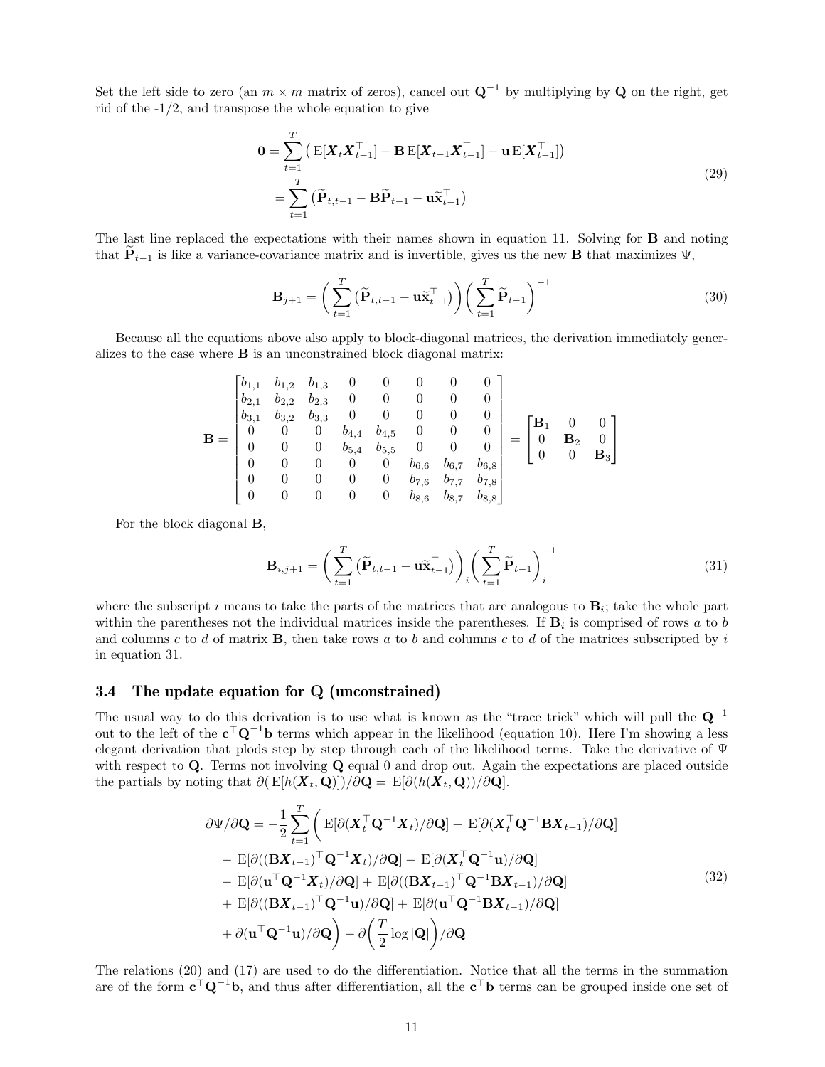Set the left side to zero (an $m \times m$ matrix of zeros), cancel out $\mathbf{Q}^{-1}$ by multiplying by $\mathbf{Q}$ on the right, get rid of the -1/2, and transpose the whole equation to give

$$
\begin{aligned}
\mathbf{0} &= \sum_{t=1}^{T} \big( \,\mathrm{E}[\boldsymbol{X}_t \boldsymbol{X}_{t-1}^\top] - \mathbf{B}\,\mathrm{E}[\boldsymbol{X}_{t-1}\boldsymbol{X}_{t-1}^\top] - \mathbf{u}\,\mathrm{E}[\boldsymbol{X}_{t-1}^\top]\big) \\
&= \sum_{t=1}^{T} \big( \widetilde{\mathbf{P}}_{t,t-1} - \mathbf{B}\widetilde{\mathbf{P}}_{t-1} - \mathbf{u}\widetilde{\mathbf{x}}_{t-1}^\top \big)
\end{aligned} \tag{29}
$$

The last line replaced the expectations with their names shown in equation 11. Solving for $\mathbf{B}$ and noting that $\widetilde{\mathbf{P}}_{t-1}$ is like a variance-covariance matrix and is invertible, gives us the new $\mathbf{B}$ that maximizes $\Psi$,

$$
\mathbf{B}_{j+1} = \bigg( \sum_{t=1}^{T} \big( \widetilde{\mathbf{P}}_{t,t-1} - \mathbf{u}\widetilde{\mathbf{x}}_{t-1}^\top \big) \bigg) \bigg( \sum_{t=1}^{T} \widetilde{\mathbf{P}}_{t-1} \bigg)^{-1} \tag{30}
$$

Because all the equations above also apply to block-diagonal matrices, the derivation immediately generalizes to the case where $\mathbf{B}$ is an unconstrained block diagonal matrix:

$$
\mathbf{B} = \begin{bmatrix}
b_{1,1} & b_{1,2} & b_{1,3} & 0 & 0 & 0 & 0 & 0 \\
b_{2,1} & b_{2,2} & b_{2,3} & 0 & 0 & 0 & 0 & 0 \\
b_{3,1} & b_{3,2} & b_{3,3} & 0 & 0 & 0 & 0 & 0 \\
0 & 0 & 0 & b_{4,4} & b_{4,5} & 0 & 0 & 0 \\
0 & 0 & 0 & b_{5,4} & b_{5,5} & 0 & 0 & 0 \\
0 & 0 & 0 & 0 & 0 & b_{6,6} & b_{6,7} & b_{6,8} \\
0 & 0 & 0 & 0 & 0 & b_{7,6} & b_{7,7} & b_{7,8} \\
0 & 0 & 0 & 0 & 0 & b_{8,6} & b_{8,7} & b_{8,8}
\end{bmatrix}
= \begin{bmatrix}
\mathbf{B}_1 & 0 & 0 \\
0 & \mathbf{B}_2 & 0 \\
0 & 0 & \mathbf{B}_3
\end{bmatrix}
$$

For the block diagonal $\mathbf{B}$,

$$
\mathbf{B}_{i,j+1} = \bigg( \sum_{t=1}^{T} \big( \widetilde{\mathbf{P}}_{t,t-1} - \mathbf{u}\widetilde{\mathbf{x}}_{t-1}^\top \big) \bigg)_i \bigg( \sum_{t=1}^{T} \widetilde{\mathbf{P}}_{t-1} \bigg)_i^{-1} \tag{31}
$$

where the subscript $i$ means to take the parts of the matrices that are analogous to $\mathbf{B}_i$; take the whole part within the parentheses not the individual matrices inside the parentheses. If $\mathbf{B}_i$ is comprised of rows $a$ to $b$ and columns $c$ to $d$ of matrix $\mathbf{B}$, then take rows $a$ to $b$ and columns $c$ to $d$ of the matrices subscripted by $i$ in equation 31.

### 3.4 The update equation for Q (unconstrained)

The usual way to do this derivation is to use what is known as the "trace trick" which will pull the $\mathbf{Q}^{-1}$ out to the left of the $\mathbf{c}^\top\mathbf{Q}^{-1}\mathbf{b}$ terms which appear in the likelihood (equation 10). Here I'm showing a less elegant derivation that plods step by step through each of the likelihood terms. Take the derivative of $\Psi$ with respect to $\mathbf{Q}$. Terms not involving $\mathbf{Q}$ equal 0 and drop out. Again the expectations are placed outside the partials by noting that $\partial(\,\mathrm{E}[h(\boldsymbol{X}_t,\mathbf{Q})])/\partial\mathbf{Q} = \mathrm{E}[\partial(h(\boldsymbol{X}_t,\mathbf{Q}))/\partial\mathbf{Q}]$.

$$
\begin{aligned}
\partial\Psi/\partial\mathbf{Q} = -\frac{1}{2}\sum_{t=1}^{T}\bigg( &\,\mathrm{E}[\partial(\boldsymbol{X}_t^\top\mathbf{Q}^{-1}\boldsymbol{X}_t)/\partial\mathbf{Q}] - \mathrm{E}[\partial(\boldsymbol{X}_t^\top\mathbf{Q}^{-1}\mathbf{B}\boldsymbol{X}_{t-1})/\partial\mathbf{Q}] \\
&- \mathrm{E}[\partial((\mathbf{B}\boldsymbol{X}_{t-1})^\top\mathbf{Q}^{-1}\boldsymbol{X}_t)/\partial\mathbf{Q}] - \mathrm{E}[\partial(\boldsymbol{X}_t^\top\mathbf{Q}^{-1}\mathbf{u})/\partial\mathbf{Q}] \\
&- \mathrm{E}[\partial(\mathbf{u}^\top\mathbf{Q}^{-1}\boldsymbol{X}_t)/\partial\mathbf{Q}] + \mathrm{E}[\partial((\mathbf{B}\boldsymbol{X}_{t-1})^\top\mathbf{Q}^{-1}\mathbf{B}\boldsymbol{X}_{t-1})/\partial\mathbf{Q}] \\
&+ \mathrm{E}[\partial((\mathbf{B}\boldsymbol{X}_{t-1})^\top\mathbf{Q}^{-1}\mathbf{u})/\partial\mathbf{Q}] + \mathrm{E}[\partial(\mathbf{u}^\top\mathbf{Q}^{-1}\mathbf{B}\boldsymbol{X}_{t-1})/\partial\mathbf{Q}] \\
&+ \partial(\mathbf{u}^\top\mathbf{Q}^{-1}\mathbf{u})/\partial\mathbf{Q}\bigg) - \partial\bigg(\frac{T}{2}\log|\mathbf{Q}|\bigg)/\partial\mathbf{Q}
\end{aligned} \tag{32}
$$

The relations (20) and (17) are used to do the differentiation. Notice that all the terms in the summation are of the form $\mathbf{c}^\top\mathbf{Q}^{-1}\mathbf{b}$, and thus after differentiation, all the $\mathbf{c}^\top\mathbf{b}$ terms can be grouped inside one set of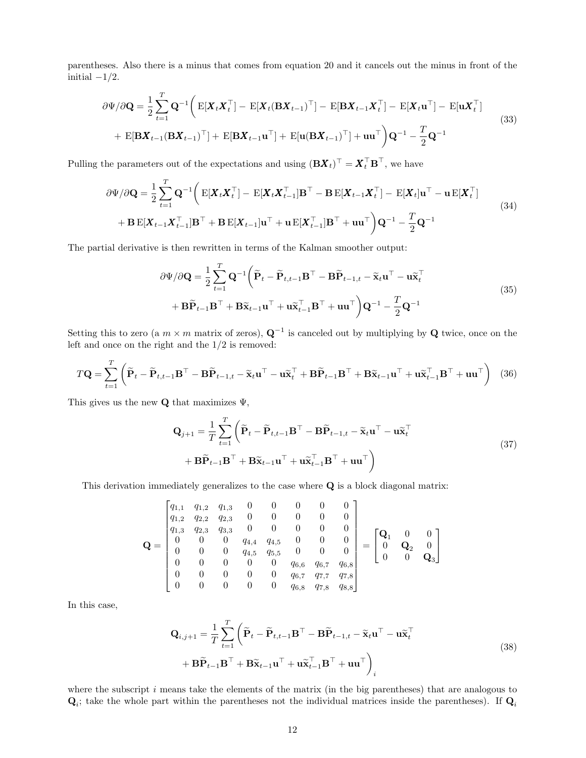parentheses. Also there is a minus that comes from equation 20 and it cancels out the minus in front of the initial $-1/2$.

$$
\begin{aligned}
\partial\Psi/\partial\mathbf{Q} = \frac{1}{2}\sum_{t=1}^{T}\mathbf{Q}^{-1}\bigg( &\,\mathrm{E}[\boldsymbol{X}_t\boldsymbol{X}_t^\top] - \mathrm{E}[\boldsymbol{X}_t(\mathbf{B}\boldsymbol{X}_{t-1})^\top] - \mathrm{E}[\mathbf{B}\boldsymbol{X}_{t-1}\boldsymbol{X}_t^\top] - \mathrm{E}[\boldsymbol{X}_t\mathbf{u}^\top] - \mathrm{E}[\mathbf{u}\boldsymbol{X}_t^\top] \\
&+ \mathrm{E}[\mathbf{B}\boldsymbol{X}_{t-1}(\mathbf{B}\boldsymbol{X}_{t-1})^\top] + \mathrm{E}[\mathbf{B}\boldsymbol{X}_{t-1}\mathbf{u}^\top] + \mathrm{E}[\mathbf{u}(\mathbf{B}\boldsymbol{X}_{t-1})^\top] + \mathbf{u}\mathbf{u}^\top\bigg)\mathbf{Q}^{-1} - \frac{T}{2}\mathbf{Q}^{-1}
\end{aligned}
\tag{33}
$$

Pulling the parameters out of the expectations and using $(\mathbf{B}\boldsymbol{X}_t)^\top = \boldsymbol{X}_t^\top\mathbf{B}^\top$, we have

$$
\begin{aligned}
\partial\Psi/\partial\mathbf{Q} = \frac{1}{2}\sum_{t=1}^{T}\mathbf{Q}^{-1}\bigg( &\,\mathrm{E}[\boldsymbol{X}_t\boldsymbol{X}_t^\top] - \mathrm{E}[\boldsymbol{X}_t\boldsymbol{X}_{t-1}^\top]\mathbf{B}^\top - \mathbf{B}\,\mathrm{E}[\boldsymbol{X}_{t-1}\boldsymbol{X}_t^\top] - \mathrm{E}[\boldsymbol{X}_t]\mathbf{u}^\top - \mathbf{u}\,\mathrm{E}[\boldsymbol{X}_t^\top] \\
&+ \mathbf{B}\,\mathrm{E}[\boldsymbol{X}_{t-1}\boldsymbol{X}_{t-1}^\top]\mathbf{B}^\top + \mathbf{B}\,\mathrm{E}[\boldsymbol{X}_{t-1}]\mathbf{u}^\top + \mathbf{u}\,\mathrm{E}[\boldsymbol{X}_{t-1}^\top]\mathbf{B}^\top + \mathbf{u}\mathbf{u}^\top\bigg)\mathbf{Q}^{-1} - \frac{T}{2}\mathbf{Q}^{-1}
\end{aligned}
\tag{34}
$$

The partial derivative is then rewritten in terms of the Kalman smoother output:

$$
\begin{aligned}
\partial\Psi/\partial\mathbf{Q} = \frac{1}{2}\sum_{t=1}^{T}\mathbf{Q}^{-1}\bigg( &\widetilde{\mathbf{P}}_t - \widetilde{\mathbf{P}}_{t,t-1}\mathbf{B}^\top - \mathbf{B}\widetilde{\mathbf{P}}_{t-1,t} - \widetilde{\mathbf{x}}_t\mathbf{u}^\top - \mathbf{u}\widetilde{\mathbf{x}}_t^\top \\
&+ \mathbf{B}\widetilde{\mathbf{P}}_{t-1}\mathbf{B}^\top + \mathbf{B}\widetilde{\mathbf{x}}_{t-1}\mathbf{u}^\top + \mathbf{u}\widetilde{\mathbf{x}}_{t-1}^\top\mathbf{B}^\top + \mathbf{u}\mathbf{u}^\top\bigg)\mathbf{Q}^{-1} - \frac{T}{2}\mathbf{Q}^{-1}
\end{aligned}
\tag{35}
$$

Setting this to zero (a $m \times m$ matrix of zeros), $\mathbf{Q}^{-1}$ is canceled out by multiplying by $\mathbf{Q}$ twice, once on the left and once on the right and the $1/2$ is removed:

$$
T\mathbf{Q} = \sum_{t=1}^{T}\bigg(\widetilde{\mathbf{P}}_t - \widetilde{\mathbf{P}}_{t,t-1}\mathbf{B}^\top - \mathbf{B}\widetilde{\mathbf{P}}_{t-1,t} - \widetilde{\mathbf{x}}_t\mathbf{u}^\top - \mathbf{u}\widetilde{\mathbf{x}}_t^\top + \mathbf{B}\widetilde{\mathbf{P}}_{t-1}\mathbf{B}^\top + \mathbf{B}\widetilde{\mathbf{x}}_{t-1}\mathbf{u}^\top + \mathbf{u}\widetilde{\mathbf{x}}_{t-1}^\top\mathbf{B}^\top + \mathbf{u}\mathbf{u}^\top\bigg)
\tag{36}
$$

This gives us the new $\mathbf{Q}$ that maximizes $\Psi$,

$$
\begin{aligned}
\mathbf{Q}_{j+1} = \frac{1}{T}\sum_{t=1}^{T}\bigg(&\widetilde{\mathbf{P}}_t - \widetilde{\mathbf{P}}_{t,t-1}\mathbf{B}^\top - \mathbf{B}\widetilde{\mathbf{P}}_{t-1,t} - \widetilde{\mathbf{x}}_t\mathbf{u}^\top - \mathbf{u}\widetilde{\mathbf{x}}_t^\top \\
&+ \mathbf{B}\widetilde{\mathbf{P}}_{t-1}\mathbf{B}^\top + \mathbf{B}\widetilde{\mathbf{x}}_{t-1}\mathbf{u}^\top + \mathbf{u}\widetilde{\mathbf{x}}_{t-1}^\top\mathbf{B}^\top + \mathbf{u}\mathbf{u}^\top\bigg)
\end{aligned}
\tag{37}
$$

This derivation immediately generalizes to the case where $\mathbf{Q}$ is a block diagonal matrix:

$$
\mathbf{Q} = \begin{bmatrix}
q_{1,1} & q_{1,2} & q_{1,3} & 0 & 0 & 0 & 0 & 0 \\
q_{1,2} & q_{2,2} & q_{2,3} & 0 & 0 & 0 & 0 & 0 \\
q_{1,3} & q_{2,3} & q_{3,3} & 0 & 0 & 0 & 0 & 0 \\
0 & 0 & 0 & q_{4,4} & q_{4,5} & 0 & 0 & 0 \\
0 & 0 & 0 & q_{4,5} & q_{5,5} & 0 & 0 & 0 \\
0 & 0 & 0 & 0 & 0 & q_{6,6} & q_{6,7} & q_{6,8} \\
0 & 0 & 0 & 0 & 0 & q_{6,7} & q_{7,7} & q_{7,8} \\
0 & 0 & 0 & 0 & 0 & q_{6,8} & q_{7,8} & q_{8,8}
\end{bmatrix}
= \begin{bmatrix}
\mathbf{Q}_1 & 0 & 0 \\
0 & \mathbf{Q}_2 & 0 \\
0 & 0 & \mathbf{Q}_3
\end{bmatrix}
$$

In this case,

$$
\begin{aligned}
\mathbf{Q}_{i,j+1} = \frac{1}{T}\sum_{t=1}^{T}\bigg(&\widetilde{\mathbf{P}}_t - \widetilde{\mathbf{P}}_{t,t-1}\mathbf{B}^\top - \mathbf{B}\widetilde{\mathbf{P}}_{t-1,t} - \widetilde{\mathbf{x}}_t\mathbf{u}^\top - \mathbf{u}\widetilde{\mathbf{x}}_t^\top \\
&+ \mathbf{B}\widetilde{\mathbf{P}}_{t-1}\mathbf{B}^\top + \mathbf{B}\widetilde{\mathbf{x}}_{t-1}\mathbf{u}^\top + \mathbf{u}\widetilde{\mathbf{x}}_{t-1}^\top\mathbf{B}^\top + \mathbf{u}\mathbf{u}^\top\bigg)_i
\end{aligned}
\tag{38}
$$

where the subscript $i$ means take the elements of the matrix (in the big parentheses) that are analogous to $\mathbf{Q}_i$; take the whole part within the parentheses not the individual matrices inside the parentheses). If $\mathbf{Q}_i$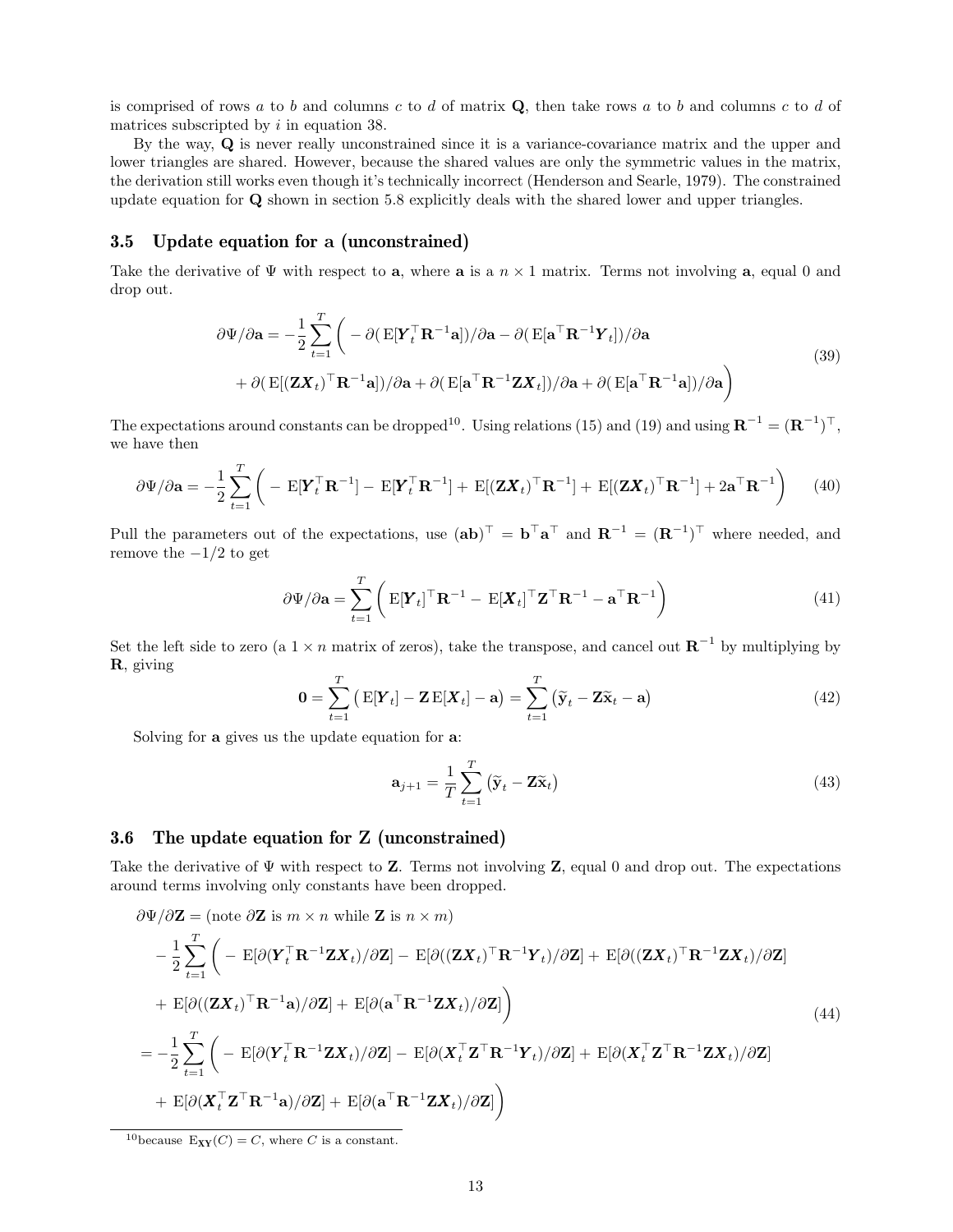is comprised of rows $a$ to $b$ and columns $c$ to $d$ of matrix $\mathbf{Q}$, then take rows $a$ to $b$ and columns $c$ to $d$ of matrices subscripted by $i$ in equation 38.

By the way, $\mathbf{Q}$ is never really unconstrained since it is a variance-covariance matrix and the upper and lower triangles are shared. However, because the shared values are only the symmetric values in the matrix, the derivation still works even though it's technically incorrect (Henderson and Searle, 1979). The constrained update equation for $\mathbf{Q}$ shown in section 5.8 explicitly deals with the shared lower and upper triangles.

### 3.5 Update equation for a (unconstrained)

Take the derivative of $\Psi$ with respect to $\mathbf{a}$, where $\mathbf{a}$ is a $n \times 1$ matrix. Terms not involving $\mathbf{a}$, equal 0 and drop out.

$$
\begin{aligned}
\partial\Psi/\partial\mathbf{a} = -\frac{1}{2}\sum_{t=1}^{T}\bigg( & -\partial(\,\mathrm{E}[\boldsymbol{Y}_t^\top\mathbf{R}^{-1}\mathbf{a}])/\partial\mathbf{a} - \partial(\,\mathrm{E}[\mathbf{a}^\top\mathbf{R}^{-1}\boldsymbol{Y}_t])/\partial\mathbf{a} \\
& + \partial(\,\mathrm{E}[(\mathbf{Z}\boldsymbol{X}_t)^\top\mathbf{R}^{-1}\mathbf{a}])/\partial\mathbf{a} + \partial(\,\mathrm{E}[\mathbf{a}^\top\mathbf{R}^{-1}\mathbf{Z}\boldsymbol{X}_t])/\partial\mathbf{a} + \partial(\,\mathrm{E}[\mathbf{a}^\top\mathbf{R}^{-1}\mathbf{a}])/\partial\mathbf{a}\bigg)
\end{aligned}
\tag{39}
$$

The expectations around constants can be dropped[10]. Using relations (15) and (19) and using $\mathbf{R}^{-1} = (\mathbf{R}^{-1})^\top$, we have then

$$
\partial\Psi/\partial\mathbf{a} = -\frac{1}{2}\sum_{t=1}^{T}\bigg( -\,\mathrm{E}[\boldsymbol{Y}_t^\top\mathbf{R}^{-1}] - \,\mathrm{E}[\boldsymbol{Y}_t^\top\mathbf{R}^{-1}] + \,\mathrm{E}[(\mathbf{Z}\boldsymbol{X}_t)^\top\mathbf{R}^{-1}] + \,\mathrm{E}[(\mathbf{Z}\boldsymbol{X}_t)^\top\mathbf{R}^{-1}] + 2\mathbf{a}^\top\mathbf{R}^{-1}\bigg) \tag{40}
$$

Pull the parameters out of the expectations, use $(\mathbf{ab})^\top = \mathbf{b}^\top\mathbf{a}^\top$ and $\mathbf{R}^{-1} = (\mathbf{R}^{-1})^\top$ where needed, and remove the $-1/2$ to get

$$
\partial\Psi/\partial\mathbf{a} = \sum_{t=1}^{T}\bigg( \,\mathrm{E}[\boldsymbol{Y}_t]^\top\mathbf{R}^{-1} - \,\mathrm{E}[\boldsymbol{X}_t]^\top\mathbf{Z}^\top\mathbf{R}^{-1} - \mathbf{a}^\top\mathbf{R}^{-1}\bigg) \tag{41}
$$

Set the left side to zero (a $1 \times n$ matrix of zeros), take the transpose, and cancel out $\mathbf{R}^{-1}$ by multiplying by $\mathbf{R}$, giving

$$
\mathbf{0} = \sum_{t=1}^{T}\big(\,\mathrm{E}[\boldsymbol{Y}_t] - \mathbf{Z}\,\mathrm{E}[\boldsymbol{X}_t] - \mathbf{a}\big) = \sum_{t=1}^{T}\big(\widetilde{\mathbf{y}}_t - \mathbf{Z}\widetilde{\mathbf{x}}_t - \mathbf{a}\big) \tag{42}
$$

Solving for $\mathbf{a}$ gives us the update equation for $\mathbf{a}$:

$$
\mathbf{a}_{j+1} = \frac{1}{T}\sum_{t=1}^{T}\big(\widetilde{\mathbf{y}}_t - \mathbf{Z}\widetilde{\mathbf{x}}_t\big) \tag{43}
$$

### 3.6 The update equation for Z (unconstrained)

Take the derivative of $\Psi$ with respect to $\mathbf{Z}$. Terms not involving $\mathbf{Z}$, equal 0 and drop out. The expectations around terms involving only constants have been dropped.

$$
\begin{aligned}
&\partial\Psi/\partial\mathbf{Z} = \text{(note } \partial\mathbf{Z} \text{ is } m \times n \text{ while } \mathbf{Z} \text{ is } n \times m\text{)} \\
&-\frac{1}{2}\sum_{t=1}^{T}\bigg( -\,\mathrm{E}[\partial(\boldsymbol{Y}_t^\top\mathbf{R}^{-1}\mathbf{Z}\boldsymbol{X}_t)/\partial\mathbf{Z}] - \,\mathrm{E}[\partial((\mathbf{Z}\boldsymbol{X}_t)^\top\mathbf{R}^{-1}\boldsymbol{Y}_t)/\partial\mathbf{Z}] + \,\mathrm{E}[\partial((\mathbf{Z}\boldsymbol{X}_t)^\top\mathbf{R}^{-1}\mathbf{Z}\boldsymbol{X}_t)/\partial\mathbf{Z}] \\
&+ \,\mathrm{E}[\partial((\mathbf{Z}\boldsymbol{X}_t)^\top\mathbf{R}^{-1}\mathbf{a})/\partial\mathbf{Z}] + \,\mathrm{E}[\partial(\mathbf{a}^\top\mathbf{R}^{-1}\mathbf{Z}\boldsymbol{X}_t)/\partial\mathbf{Z}]\bigg) \\
&= -\frac{1}{2}\sum_{t=1}^{T}\bigg( -\,\mathrm{E}[\partial(\boldsymbol{Y}_t^\top\mathbf{R}^{-1}\mathbf{Z}\boldsymbol{X}_t)/\partial\mathbf{Z}] - \,\mathrm{E}[\partial(\boldsymbol{X}_t^\top\mathbf{Z}^\top\mathbf{R}^{-1}\boldsymbol{Y}_t)/\partial\mathbf{Z}] + \,\mathrm{E}[\partial(\boldsymbol{X}_t^\top\mathbf{Z}^\top\mathbf{R}^{-1}\mathbf{Z}\boldsymbol{X}_t)/\partial\mathbf{Z}] \\
&+ \,\mathrm{E}[\partial(\boldsymbol{X}_t^\top\mathbf{Z}^\top\mathbf{R}^{-1}\mathbf{a})/\partial\mathbf{Z}] + \,\mathrm{E}[\partial(\mathbf{a}^\top\mathbf{R}^{-1}\mathbf{Z}\boldsymbol{X}_t)/\partial\mathbf{Z}]\bigg)
\end{aligned}
\tag{44}
$$

[10] because $\mathrm{E}_{\mathbf{XY}}(C) = C$, where $C$ is a constant.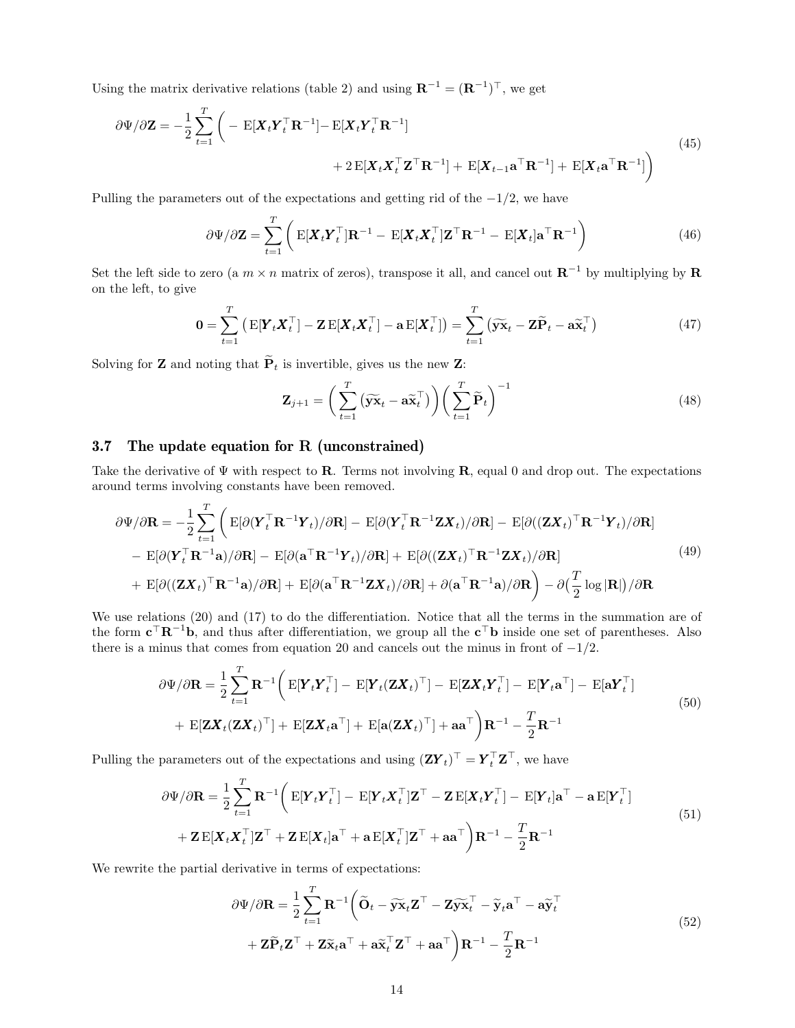Using the matrix derivative relations (table 2) and using $\mathbf{R}^{-1} = (\mathbf{R}^{-1})^\top$, we get

$$
\begin{aligned}
\partial\Psi/\partial\mathbf{Z} = -\frac{1}{2}\sum_{t=1}^{T}\bigg( &-\mathrm{E}[\boldsymbol{X}_t\boldsymbol{Y}_t^\top\mathbf{R}^{-1}] - \mathrm{E}[\boldsymbol{X}_t\boldsymbol{Y}_t^\top\mathbf{R}^{-1}] \\
&+ 2\,\mathrm{E}[\boldsymbol{X}_t\boldsymbol{X}_t^\top\mathbf{Z}^\top\mathbf{R}^{-1}] + \mathrm{E}[\boldsymbol{X}_{t-1}\mathbf{a}^\top\mathbf{R}^{-1}] + \mathrm{E}[\boldsymbol{X}_t\mathbf{a}^\top\mathbf{R}^{-1}]\bigg)
\end{aligned}
\tag{45}
$$

Pulling the parameters out of the expectations and getting rid of the $-1/2$, we have

$$
\partial\Psi/\partial\mathbf{Z} = \sum_{t=1}^{T}\bigg( \mathrm{E}[\boldsymbol{X}_t\boldsymbol{Y}_t^\top]\mathbf{R}^{-1} - \mathrm{E}[\boldsymbol{X}_t\boldsymbol{X}_t^\top]\mathbf{Z}^\top\mathbf{R}^{-1} - \mathrm{E}[\boldsymbol{X}_t]\mathbf{a}^\top\mathbf{R}^{-1}\bigg)
\tag{46}
$$

Set the left side to zero (a $m \times n$ matrix of zeros), transpose it all, and cancel out $\mathbf{R}^{-1}$ by multiplying by $\mathbf{R}$ on the left, to give

$$
\mathbf{0} = \sum_{t=1}^{T}\big(\mathrm{E}[\boldsymbol{Y}_t\boldsymbol{X}_t^\top] - \mathbf{Z}\,\mathrm{E}[\boldsymbol{X}_t\boldsymbol{X}_t^\top] - \mathbf{a}\,\mathrm{E}[\boldsymbol{X}_t^\top]\big) = \sum_{t=1}^{T}\big(\widetilde{\mathbf{yx}}_t - \mathbf{Z}\widetilde{\mathbf{P}}_t - \mathbf{a}\widetilde{\mathbf{x}}_t^\top\big)
\tag{47}
$$

Solving for $\mathbf{Z}$ and noting that $\widetilde{\mathbf{P}}_t$ is invertible, gives us the new $\mathbf{Z}$:

$$
\mathbf{Z}_{j+1} = \bigg(\sum_{t=1}^{T}\big(\widetilde{\mathbf{yx}}_t - \mathbf{a}\widetilde{\mathbf{x}}_t^\top\big)\bigg)\bigg(\sum_{t=1}^{T}\widetilde{\mathbf{P}}_t\bigg)^{-1}
\tag{48}
$$

### 3.7 The update equation for R (unconstrained)

Take the derivative of $\Psi$ with respect to $\mathbf{R}$. Terms not involving $\mathbf{R}$, equal 0 and drop out. The expectations around terms involving constants have been removed.

$$
\begin{aligned}
\partial\Psi/\partial\mathbf{R} = -\frac{1}{2}\sum_{t=1}^{T}\bigg( &\mathrm{E}[\partial(\boldsymbol{Y}_t^\top\mathbf{R}^{-1}\boldsymbol{Y}_t)/\partial\mathbf{R}] - \mathrm{E}[\partial(\boldsymbol{Y}_t^\top\mathbf{R}^{-1}\mathbf{Z}\boldsymbol{X}_t)/\partial\mathbf{R}] - \mathrm{E}[\partial((\mathbf{Z}\boldsymbol{X}_t)^\top\mathbf{R}^{-1}\boldsymbol{Y}_t)/\partial\mathbf{R}] \\
&- \mathrm{E}[\partial(\boldsymbol{Y}_t^\top\mathbf{R}^{-1}\mathbf{a})/\partial\mathbf{R}] - \mathrm{E}[\partial(\mathbf{a}^\top\mathbf{R}^{-1}\boldsymbol{Y}_t)/\partial\mathbf{R}] + \mathrm{E}[\partial((\mathbf{Z}\boldsymbol{X}_t)^\top\mathbf{R}^{-1}\mathbf{Z}\boldsymbol{X}_t)/\partial\mathbf{R}] \\
&+ \mathrm{E}[\partial((\mathbf{Z}\boldsymbol{X}_t)^\top\mathbf{R}^{-1}\mathbf{a})/\partial\mathbf{R}] + \mathrm{E}[\partial(\mathbf{a}^\top\mathbf{R}^{-1}\mathbf{Z}\boldsymbol{X}_t)/\partial\mathbf{R}] + \partial(\mathbf{a}^\top\mathbf{R}^{-1}\mathbf{a})/\partial\mathbf{R}\bigg) - \partial\big(\frac{T}{2}\log|\mathbf{R}|\big)/\partial\mathbf{R}
\end{aligned}
\tag{49}
$$

We use relations (20) and (17) to do the differentiation. Notice that all the terms in the summation are of the form $\mathbf{c}^\top\mathbf{R}^{-1}\mathbf{b}$, and thus after differentiation, we group all the $\mathbf{c}^\top\mathbf{b}$ inside one set of parentheses. Also there is a minus that comes from equation 20 and cancels out the minus in front of $-1/2$.

$$
\begin{aligned}
\partial\Psi/\partial\mathbf{R} = \frac{1}{2}\sum_{t=1}^{T}\mathbf{R}^{-1}\bigg( &\mathrm{E}[\boldsymbol{Y}_t\boldsymbol{Y}_t^\top] - \mathrm{E}[\boldsymbol{Y}_t(\mathbf{Z}\boldsymbol{X}_t)^\top] - \mathrm{E}[\mathbf{Z}\boldsymbol{X}_t\boldsymbol{Y}_t^\top] - \mathrm{E}[\boldsymbol{Y}_t\mathbf{a}^\top] - \mathrm{E}[\mathbf{a}\boldsymbol{Y}_t^\top] \\
&+ \mathrm{E}[\mathbf{Z}\boldsymbol{X}_t(\mathbf{Z}\boldsymbol{X}_t)^\top] + \mathrm{E}[\mathbf{Z}\boldsymbol{X}_t\mathbf{a}^\top] + \mathrm{E}[\mathbf{a}(\mathbf{Z}\boldsymbol{X}_t)^\top] + \mathbf{a}\mathbf{a}^\top\bigg)\mathbf{R}^{-1} - \frac{T}{2}\mathbf{R}^{-1}
\end{aligned}
\tag{50}
$$

Pulling the parameters out of the expectations and using $(\mathbf{Z}\boldsymbol{Y}_t)^\top = \boldsymbol{Y}_t^\top\mathbf{Z}^\top$, we have

$$
\begin{aligned}
\partial\Psi/\partial\mathbf{R} = \frac{1}{2}\sum_{t=1}^{T}\mathbf{R}^{-1}\bigg( &\mathrm{E}[\boldsymbol{Y}_t\boldsymbol{Y}_t^\top] - \mathrm{E}[\boldsymbol{Y}_t\boldsymbol{X}_t^\top]\mathbf{Z}^\top - \mathbf{Z}\,\mathrm{E}[\boldsymbol{X}_t\boldsymbol{Y}_t^\top] - \mathrm{E}[\boldsymbol{Y}_t]\mathbf{a}^\top - \mathbf{a}\,\mathrm{E}[\boldsymbol{Y}_t^\top] \\
&+ \mathbf{Z}\,\mathrm{E}[\boldsymbol{X}_t\boldsymbol{X}_t^\top]\mathbf{Z}^\top + \mathbf{Z}\,\mathrm{E}[\boldsymbol{X}_t]\mathbf{a}^\top + \mathbf{a}\,\mathrm{E}[\boldsymbol{X}_t^\top]\mathbf{Z}^\top + \mathbf{a}\mathbf{a}^\top\bigg)\mathbf{R}^{-1} - \frac{T}{2}\mathbf{R}^{-1}
\end{aligned}
\tag{51}
$$

We rewrite the partial derivative in terms of expectations:

$$
\begin{aligned}
\partial\Psi/\partial\mathbf{R} = \frac{1}{2}\sum_{t=1}^{T}\mathbf{R}^{-1}\bigg( &\widetilde{\mathbf{O}}_t - \widetilde{\mathbf{yx}}_t\mathbf{Z}^\top - \mathbf{Z}\widetilde{\mathbf{yx}}_t^\top - \widetilde{\mathbf{y}}_t\mathbf{a}^\top - \mathbf{a}\widetilde{\mathbf{y}}_t^\top \\
&+ \mathbf{Z}\widetilde{\mathbf{P}}_t\mathbf{Z}^\top + \mathbf{Z}\widetilde{\mathbf{x}}_t\mathbf{a}^\top + \mathbf{a}\widetilde{\mathbf{x}}_t^\top\mathbf{Z}^\top + \mathbf{a}\mathbf{a}^\top\bigg)\mathbf{R}^{-1} - \frac{T}{2}\mathbf{R}^{-1}
\end{aligned}
\tag{52}
$$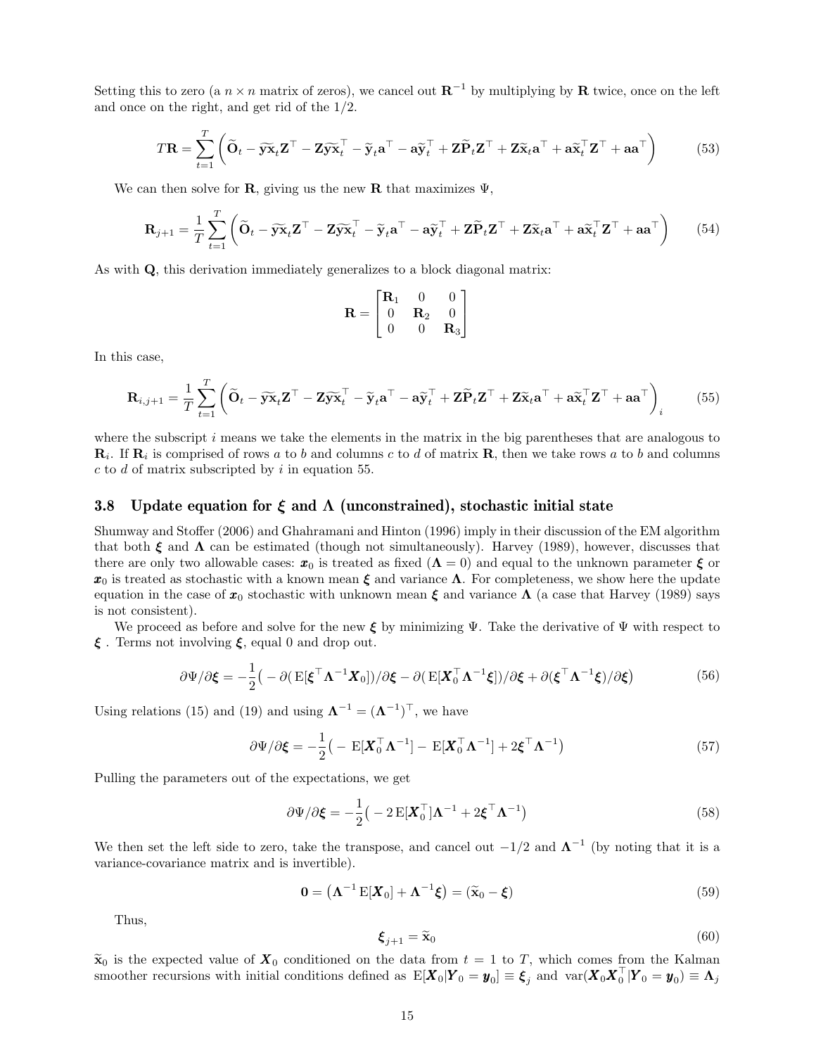Setting this to zero (a $n \times n$ matrix of zeros), we cancel out $\mathbf{R}^{-1}$ by multiplying by $\mathbf{R}$ twice, once on the left and once on the right, and get rid of the 1/2.

$$T\mathbf{R} = \sum_{t=1}^{T} \Big( \widetilde{\mathbf{O}}_t - \widetilde{\mathbf{y}\mathbf{x}}_t \mathbf{Z}^\top - \mathbf{Z}\widetilde{\mathbf{y}\mathbf{x}}_t^\top - \widetilde{\mathbf{y}}_t \mathbf{a}^\top - \mathbf{a}\widetilde{\mathbf{y}}_t^\top + \mathbf{Z}\widetilde{\mathbf{P}}_t \mathbf{Z}^\top + \mathbf{Z}\widetilde{\mathbf{x}}_t \mathbf{a}^\top + \mathbf{a}\widetilde{\mathbf{x}}_t^\top \mathbf{Z}^\top + \mathbf{a}\mathbf{a}^\top \Big) \tag{53}$$

We can then solve for $\mathbf{R}$, giving us the new $\mathbf{R}$ that maximizes $\Psi$,

$$\mathbf{R}_{j+1} = \frac{1}{T}\sum_{t=1}^{T} \Big( \widetilde{\mathbf{O}}_t - \widetilde{\mathbf{y}\mathbf{x}}_t \mathbf{Z}^\top - \mathbf{Z}\widetilde{\mathbf{y}\mathbf{x}}_t^\top - \widetilde{\mathbf{y}}_t \mathbf{a}^\top - \mathbf{a}\widetilde{\mathbf{y}}_t^\top + \mathbf{Z}\widetilde{\mathbf{P}}_t \mathbf{Z}^\top + \mathbf{Z}\widetilde{\mathbf{x}}_t \mathbf{a}^\top + \mathbf{a}\widetilde{\mathbf{x}}_t^\top \mathbf{Z}^\top + \mathbf{a}\mathbf{a}^\top \Big) \tag{54}$$

As with $\mathbf{Q}$, this derivation immediately generalizes to a block diagonal matrix:

$$\mathbf{R} = \begin{bmatrix} \mathbf{R}_1 & 0 & 0 \\ 0 & \mathbf{R}_2 & 0 \\ 0 & 0 & \mathbf{R}_3 \end{bmatrix}$$

In this case,

$$\mathbf{R}_{i,j+1} = \frac{1}{T}\sum_{t=1}^{T} \Big( \widetilde{\mathbf{O}}_t - \widetilde{\mathbf{y}\mathbf{x}}_t \mathbf{Z}^\top - \mathbf{Z}\widetilde{\mathbf{y}\mathbf{x}}_t^\top - \widetilde{\mathbf{y}}_t \mathbf{a}^\top - \mathbf{a}\widetilde{\mathbf{y}}_t^\top + \mathbf{Z}\widetilde{\mathbf{P}}_t \mathbf{Z}^\top + \mathbf{Z}\widetilde{\mathbf{x}}_t \mathbf{a}^\top + \mathbf{a}\widetilde{\mathbf{x}}_t^\top \mathbf{Z}^\top + \mathbf{a}\mathbf{a}^\top \Big)_i \tag{55}$$

where the subscript $i$ means we take the elements in the matrix in the big parentheses that are analogous to $\mathbf{R}_i$. If $\mathbf{R}_i$ is comprised of rows $a$ to $b$ and columns $c$ to $d$ of matrix $\mathbf{R}$, then we take rows $a$ to $b$ and columns $c$ to $d$ of matrix subscripted by $i$ in equation 55.

### 3.8 Update equation for $\boldsymbol{\xi}$ and $\boldsymbol{\Lambda}$ (unconstrained), stochastic initial state

Shumway and Stoffer (2006) and Ghahramani and Hinton (1996) imply in their discussion of the EM algorithm that both $\boldsymbol{\xi}$ and $\boldsymbol{\Lambda}$ can be estimated (though not simultaneously). Harvey (1989), however, discusses that there are only two allowable cases: $\boldsymbol{x}_0$ is treated as fixed ($\boldsymbol{\Lambda} = 0$) and equal to the unknown parameter $\boldsymbol{\xi}$ or $\boldsymbol{x}_0$ is treated as stochastic with a known mean $\boldsymbol{\xi}$ and variance $\boldsymbol{\Lambda}$. For completeness, we show here the update equation in the case of $\boldsymbol{x}_0$ stochastic with unknown mean $\boldsymbol{\xi}$ and variance $\boldsymbol{\Lambda}$ (a case that Harvey (1989) says is not consistent).

We proceed as before and solve for the new $\boldsymbol{\xi}$ by minimizing $\Psi$. Take the derivative of $\Psi$ with respect to $\boldsymbol{\xi}$ . Terms not involving $\boldsymbol{\xi}$, equal 0 and drop out.

$$\partial\Psi/\partial\boldsymbol{\xi} = -\frac{1}{2}\big( -\partial(\,\mathrm{E}[\boldsymbol{\xi}^\top \boldsymbol{\Lambda}^{-1}\boldsymbol{X}_0])/\partial\boldsymbol{\xi} - \partial(\,\mathrm{E}[\boldsymbol{X}_0^\top \boldsymbol{\Lambda}^{-1}\boldsymbol{\xi}])/\partial\boldsymbol{\xi} + \partial(\boldsymbol{\xi}^\top \boldsymbol{\Lambda}^{-1}\boldsymbol{\xi})/\partial\boldsymbol{\xi}\big) \tag{56}$$

Using relations (15) and (19) and using $\boldsymbol{\Lambda}^{-1} = (\boldsymbol{\Lambda}^{-1})^\top$, we have

$$\partial\Psi/\partial\boldsymbol{\xi} = -\frac{1}{2}\big( -\,\mathrm{E}[\boldsymbol{X}_0^\top \boldsymbol{\Lambda}^{-1}] - \,\mathrm{E}[\boldsymbol{X}_0^\top \boldsymbol{\Lambda}^{-1}] + 2\boldsymbol{\xi}^\top \boldsymbol{\Lambda}^{-1}\big) \tag{57}$$

Pulling the parameters out of the expectations, we get

$$\partial\Psi/\partial\boldsymbol{\xi} = -\frac{1}{2}\big( -2\,\mathrm{E}[\boldsymbol{X}_0^\top]\boldsymbol{\Lambda}^{-1} + 2\boldsymbol{\xi}^\top \boldsymbol{\Lambda}^{-1}\big) \tag{58}$$

We then set the left side to zero, take the transpose, and cancel out $-1/2$ and $\boldsymbol{\Lambda}^{-1}$ (by noting that it is a variance-covariance matrix and is invertible).

$$\mathbf{0} = \big(\boldsymbol{\Lambda}^{-1}\,\mathrm{E}[\boldsymbol{X}_0] + \boldsymbol{\Lambda}^{-1}\boldsymbol{\xi}\big) = (\widetilde{\mathbf{x}}_0 - \boldsymbol{\xi}) \tag{59}$$

Thus,

$$\boldsymbol{\xi}_{j+1} = \widetilde{\mathbf{x}}_0 \tag{60}$$

$\widetilde{\mathbf{x}}_0$ is the expected value of $\boldsymbol{X}_0$ conditioned on the data from $t = 1$ to $T$, which comes from the Kalman smoother recursions with initial conditions defined as $\mathrm{E}[\boldsymbol{X}_0|\boldsymbol{Y}_0 = \boldsymbol{y}_0] \equiv \boldsymbol{\xi}_j$ and $\mathrm{var}(\boldsymbol{X}_0\boldsymbol{X}_0^\top|\boldsymbol{Y}_0 = \boldsymbol{y}_0) \equiv \boldsymbol{\Lambda}_j$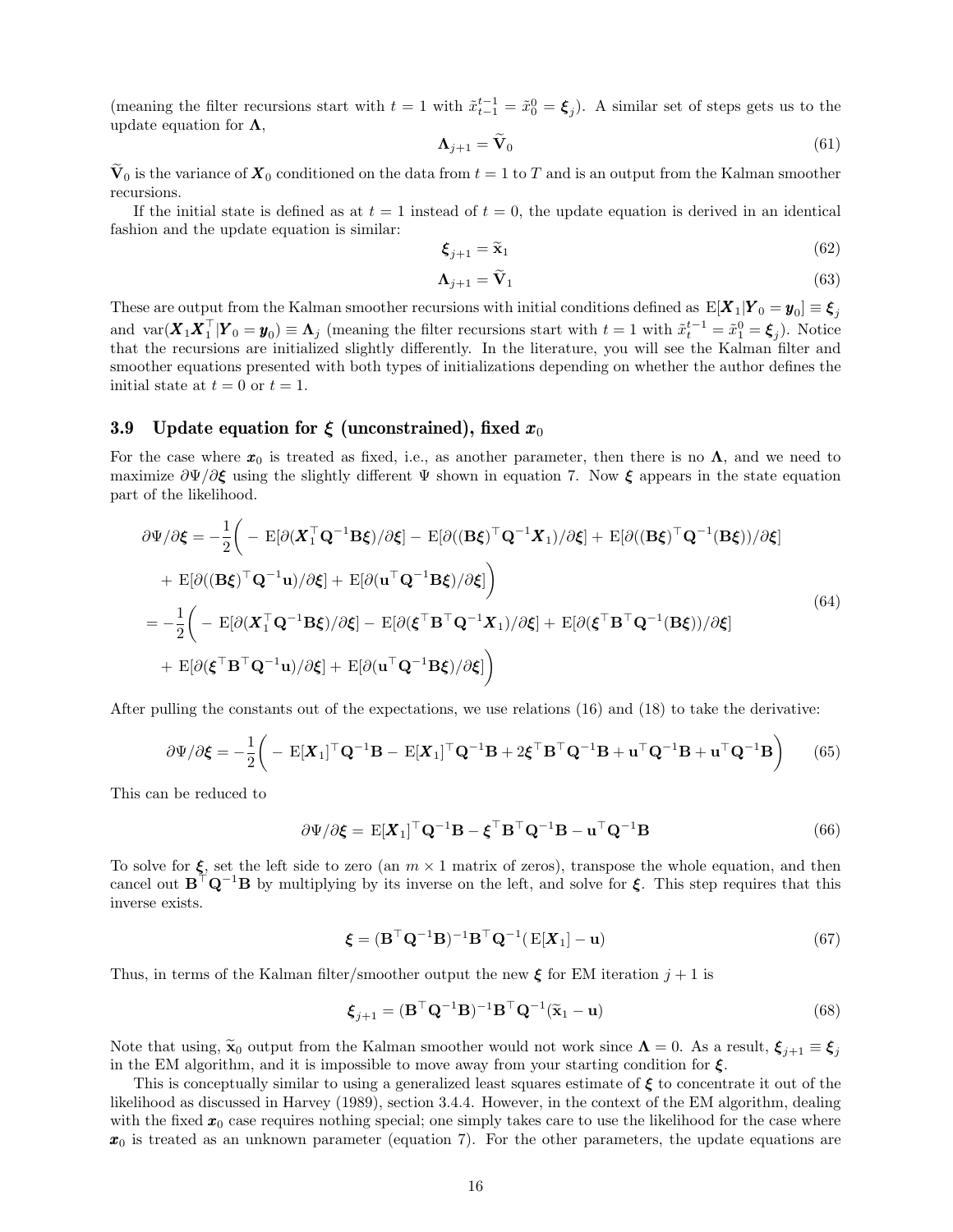(meaning the filter recursions start with $t = 1$ with $\tilde{x}_{t-1}^{t-1} = \tilde{x}_0^0 = \boldsymbol{\xi}_j$). A similar set of steps gets us to the update equation for $\boldsymbol{\Lambda}$,

$$\boldsymbol{\Lambda}_{j+1} = \widetilde{\mathbf{V}}_0 \tag{61}$$

$\widetilde{\mathbf{V}}_0$ is the variance of $\boldsymbol{X}_0$ conditioned on the data from $t = 1$ to $T$ and is an output from the Kalman smoother recursions.

If the initial state is defined as at $t = 1$ instead of $t = 0$, the update equation is derived in an identical fashion and the update equation is similar:

$$\boldsymbol{\xi}_{j+1} = \widetilde{\mathbf{x}}_1 \tag{62}$$

$$\boldsymbol{\Lambda}_{j+1} = \widetilde{\mathbf{V}}_1 \tag{63}$$

These are output from the Kalman smoother recursions with initial conditions defined as $\mathrm{E}[\boldsymbol{X}_1|\boldsymbol{Y}_0 = \boldsymbol{y}_0] \equiv \boldsymbol{\xi}_j$ and $\mathrm{var}(\boldsymbol{X}_1\boldsymbol{X}_1^\top|\boldsymbol{Y}_0 = \boldsymbol{y}_0) \equiv \boldsymbol{\Lambda}_j$ (meaning the filter recursions start with $t = 1$ with $\tilde{x}_t^{t-1} = \tilde{x}_1^0 = \boldsymbol{\xi}_j$). Notice that the recursions are initialized slightly differently. In the literature, you will see the Kalman filter and smoother equations presented with both types of initializations depending on whether the author defines the initial state at $t = 0$ or $t = 1$.

### 3.9 Update equation for $\boldsymbol{\xi}$ (unconstrained), fixed $\boldsymbol{x}_0$

For the case where $\boldsymbol{x}_0$ is treated as fixed, i.e., as another parameter, then there is no $\boldsymbol{\Lambda}$, and we need to maximize $\partial\Psi/\partial\boldsymbol{\xi}$ using the slightly different $\Psi$ shown in equation 7. Now $\boldsymbol{\xi}$ appears in the state equation part of the likelihood.

$$\begin{aligned}
\partial\Psi/\partial\boldsymbol{\xi} &= -\frac{1}{2}\bigg( -\mathrm{E}[\partial(\boldsymbol{X}_1^\top\mathbf{Q}^{-1}\mathbf{B}\boldsymbol{\xi})/\partial\boldsymbol{\xi}] - \mathrm{E}[\partial((\mathbf{B}\boldsymbol{\xi})^\top\mathbf{Q}^{-1}\boldsymbol{X}_1)/\partial\boldsymbol{\xi}] + \mathrm{E}[\partial((\mathbf{B}\boldsymbol{\xi})^\top\mathbf{Q}^{-1}(\mathbf{B}\boldsymbol{\xi}))/\partial\boldsymbol{\xi}] \\
&\quad + \mathrm{E}[\partial((\mathbf{B}\boldsymbol{\xi})^\top\mathbf{Q}^{-1}\mathbf{u})/\partial\boldsymbol{\xi}] + \mathrm{E}[\partial(\mathbf{u}^\top\mathbf{Q}^{-1}\mathbf{B}\boldsymbol{\xi})/\partial\boldsymbol{\xi}]\bigg) \\
&= -\frac{1}{2}\bigg( -\mathrm{E}[\partial(\boldsymbol{X}_1^\top\mathbf{Q}^{-1}\mathbf{B}\boldsymbol{\xi})/\partial\boldsymbol{\xi}] - \mathrm{E}[\partial(\boldsymbol{\xi}^\top\mathbf{B}^\top\mathbf{Q}^{-1}\boldsymbol{X}_1)/\partial\boldsymbol{\xi}] + \mathrm{E}[\partial(\boldsymbol{\xi}^\top\mathbf{B}^\top\mathbf{Q}^{-1}(\mathbf{B}\boldsymbol{\xi}))/\partial\boldsymbol{\xi}] \\
&\quad + \mathrm{E}[\partial(\boldsymbol{\xi}^\top\mathbf{B}^\top\mathbf{Q}^{-1}\mathbf{u})/\partial\boldsymbol{\xi}] + \mathrm{E}[\partial(\mathbf{u}^\top\mathbf{Q}^{-1}\mathbf{B}\boldsymbol{\xi})/\partial\boldsymbol{\xi}]\bigg)
\end{aligned} \tag{64}$$

After pulling the constants out of the expectations, we use relations (16) and (18) to take the derivative:

$$\partial\Psi/\partial\boldsymbol{\xi} = -\frac{1}{2}\bigg( -\mathrm{E}[\boldsymbol{X}_1]^\top\mathbf{Q}^{-1}\mathbf{B} - \mathrm{E}[\boldsymbol{X}_1]^\top\mathbf{Q}^{-1}\mathbf{B} + 2\boldsymbol{\xi}^\top\mathbf{B}^\top\mathbf{Q}^{-1}\mathbf{B} + \mathbf{u}^\top\mathbf{Q}^{-1}\mathbf{B} + \mathbf{u}^\top\mathbf{Q}^{-1}\mathbf{B}\bigg) \tag{65}$$

This can be reduced to

$$\partial\Psi/\partial\boldsymbol{\xi} = \mathrm{E}[\boldsymbol{X}_1]^\top\mathbf{Q}^{-1}\mathbf{B} - \boldsymbol{\xi}^\top\mathbf{B}^\top\mathbf{Q}^{-1}\mathbf{B} - \mathbf{u}^\top\mathbf{Q}^{-1}\mathbf{B} \tag{66}$$

To solve for $\boldsymbol{\xi}$, set the left side to zero (an $m \times 1$ matrix of zeros), transpose the whole equation, and then cancel out $\mathbf{B}^\top\mathbf{Q}^{-1}\mathbf{B}$ by multiplying by its inverse on the left, and solve for $\boldsymbol{\xi}$. This step requires that this inverse exists.

$$\boldsymbol{\xi} = (\mathbf{B}^\top\mathbf{Q}^{-1}\mathbf{B})^{-1}\mathbf{B}^\top\mathbf{Q}^{-1}(\mathrm{E}[\boldsymbol{X}_1] - \mathbf{u}) \tag{67}$$

Thus, in terms of the Kalman filter/smoother output the new $\boldsymbol{\xi}$ for EM iteration $j + 1$ is

$$\boldsymbol{\xi}_{j+1} = (\mathbf{B}^\top\mathbf{Q}^{-1}\mathbf{B})^{-1}\mathbf{B}^\top\mathbf{Q}^{-1}(\widetilde{\mathbf{x}}_1 - \mathbf{u}) \tag{68}$$

Note that using, $\widetilde{\mathbf{x}}_0$ output from the Kalman smoother would not work since $\boldsymbol{\Lambda} = 0$. As a result, $\boldsymbol{\xi}_{j+1} \equiv \boldsymbol{\xi}_j$ in the EM algorithm, and it is impossible to move away from your starting condition for $\boldsymbol{\xi}$.

This is conceptually similar to using a generalized least squares estimate of $\boldsymbol{\xi}$ to concentrate it out of the likelihood as discussed in Harvey (1989), section 3.4.4. However, in the context of the EM algorithm, dealing with the fixed $\boldsymbol{x}_0$ case requires nothing special; one simply takes care to use the likelihood for the case where $\boldsymbol{x}_0$ is treated as an unknown parameter (equation 7). For the other parameters, the update equations are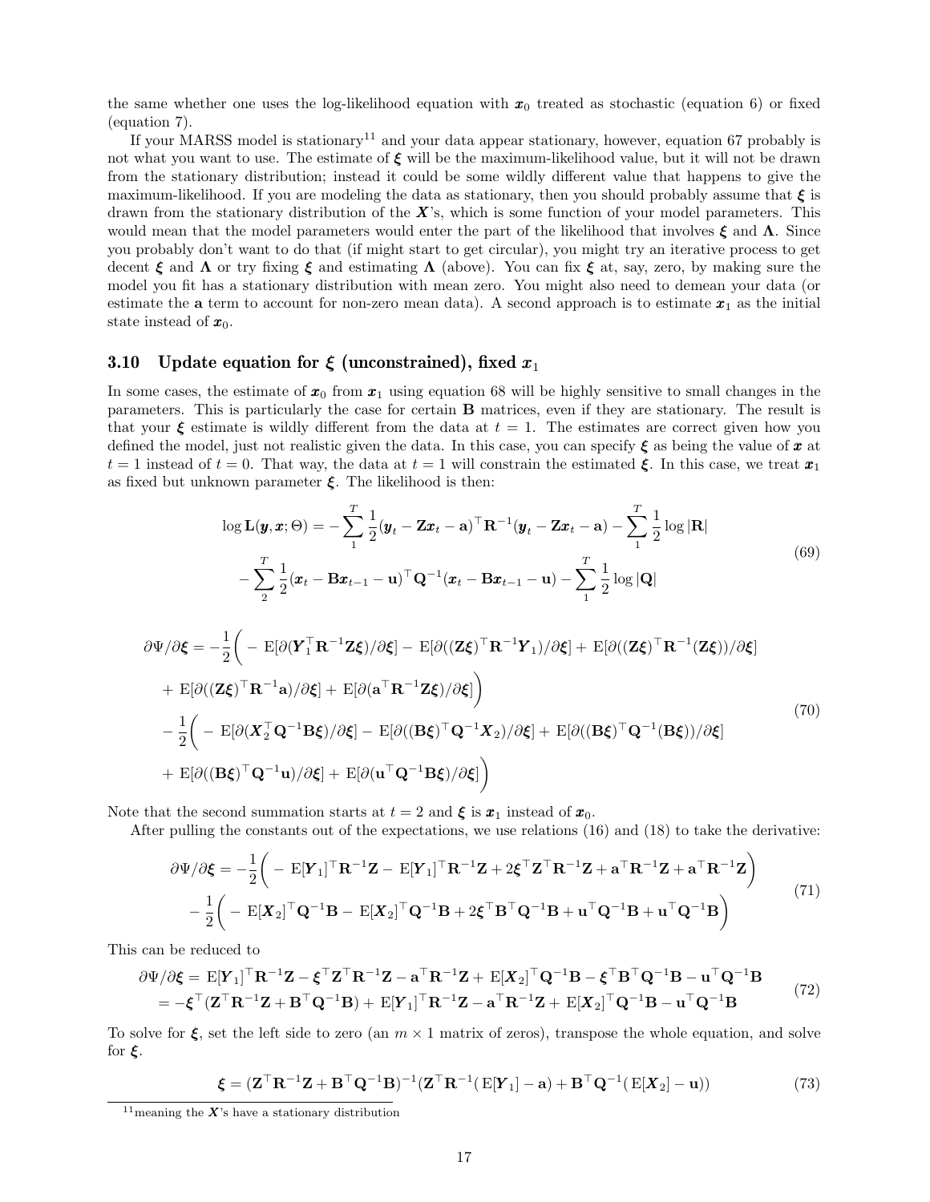the same whether one uses the log-likelihood equation with $\boldsymbol{x}_0$ treated as stochastic (equation 6) or fixed (equation 7).

If your MARSS model is stationary[11] and your data appear stationary, however, equation 67 probably is not what you want to use. The estimate of $\boldsymbol{\xi}$ will be the maximum-likelihood value, but it will not be drawn from the stationary distribution; instead it could be some wildly different value that happens to give the maximum-likelihood. If you are modeling the data as stationary, then you should probably assume that $\boldsymbol{\xi}$ is drawn from the stationary distribution of the $\boldsymbol{X}$'s, which is some function of your model parameters. This would mean that the model parameters would enter the part of the likelihood that involves $\boldsymbol{\xi}$ and $\boldsymbol{\Lambda}$. Since you probably don't want to do that (if might start to get circular), you might try an iterative process to get decent $\boldsymbol{\xi}$ and $\boldsymbol{\Lambda}$ or try fixing $\boldsymbol{\xi}$ and estimating $\boldsymbol{\Lambda}$ (above). You can fix $\boldsymbol{\xi}$ at, say, zero, by making sure the model you fit has a stationary distribution with mean zero. You might also need to demean your data (or estimate the $\mathbf{a}$ term to account for non-zero mean data). A second approach is to estimate $\boldsymbol{x}_1$ as the initial state instead of $\boldsymbol{x}_0$.

### 3.10 Update equation for $\boldsymbol{\xi}$ (unconstrained), fixed $\boldsymbol{x}_1$

In some cases, the estimate of $\boldsymbol{x}_0$ from $\boldsymbol{x}_1$ using equation 68 will be highly sensitive to small changes in the parameters. This is particularly the case for certain $\mathbf{B}$ matrices, even if they are stationary. The result is that your $\boldsymbol{\xi}$ estimate is wildly different from the data at $t = 1$. The estimates are correct given how you defined the model, just not realistic given the data. In this case, you can specify $\boldsymbol{\xi}$ as being the value of $\boldsymbol{x}$ at $t = 1$ instead of $t = 0$. That way, the data at $t = 1$ will constrain the estimated $\boldsymbol{\xi}$. In this case, we treat $\boldsymbol{x}_1$ as fixed but unknown parameter $\boldsymbol{\xi}$. The likelihood is then:

$$
\begin{aligned}
\log \mathbf{L}(\boldsymbol{y},\boldsymbol{x};\Theta) = &-\sum_1^T \frac{1}{2}(\boldsymbol{y}_t - \mathbf{Z}\boldsymbol{x}_t - \mathbf{a})^\top \mathbf{R}^{-1}(\boldsymbol{y}_t - \mathbf{Z}\boldsymbol{x}_t - \mathbf{a}) - \sum_1^T \frac{1}{2}\log|\mathbf{R}| \\
&- \sum_2^T \frac{1}{2}(\boldsymbol{x}_t - \mathbf{B}\boldsymbol{x}_{t-1} - \mathbf{u})^\top \mathbf{Q}^{-1}(\boldsymbol{x}_t - \mathbf{B}\boldsymbol{x}_{t-1} - \mathbf{u}) - \sum_1^T \frac{1}{2}\log|\mathbf{Q}|
\end{aligned}
\tag{69}
$$

$$
\begin{aligned}
\partial\Psi/\partial\boldsymbol{\xi} = &-\frac{1}{2}\bigg( -\mathrm{E}[\partial(\boldsymbol{Y}_1^\top \mathbf{R}^{-1}\mathbf{Z}\boldsymbol{\xi})/\partial\boldsymbol{\xi}] - \mathrm{E}[\partial((\mathbf{Z}\boldsymbol{\xi})^\top \mathbf{R}^{-1}\boldsymbol{Y}_1)/\partial\boldsymbol{\xi}] + \mathrm{E}[\partial((\mathbf{Z}\boldsymbol{\xi})^\top \mathbf{R}^{-1}(\mathbf{Z}\boldsymbol{\xi}))/\partial\boldsymbol{\xi}] \\
&+ \mathrm{E}[\partial((\mathbf{Z}\boldsymbol{\xi})^\top \mathbf{R}^{-1}\mathbf{a})/\partial\boldsymbol{\xi}] + \mathrm{E}[\partial(\mathbf{a}^\top \mathbf{R}^{-1}\mathbf{Z}\boldsymbol{\xi})/\partial\boldsymbol{\xi}]\bigg) \\
&-\frac{1}{2}\bigg( -\mathrm{E}[\partial(\boldsymbol{X}_2^\top \mathbf{Q}^{-1}\mathbf{B}\boldsymbol{\xi})/\partial\boldsymbol{\xi}] - \mathrm{E}[\partial((\mathbf{B}\boldsymbol{\xi})^\top \mathbf{Q}^{-1}\boldsymbol{X}_2)/\partial\boldsymbol{\xi}] + \mathrm{E}[\partial((\mathbf{B}\boldsymbol{\xi})^\top \mathbf{Q}^{-1}(\mathbf{B}\boldsymbol{\xi}))/\partial\boldsymbol{\xi}] \\
&+ \mathrm{E}[\partial((\mathbf{B}\boldsymbol{\xi})^\top \mathbf{Q}^{-1}\mathbf{u})/\partial\boldsymbol{\xi}] + \mathrm{E}[\partial(\mathbf{u}^\top \mathbf{Q}^{-1}\mathbf{B}\boldsymbol{\xi})/\partial\boldsymbol{\xi}]\bigg)
\end{aligned}
\tag{70}
$$

Note that the second summation starts at $t = 2$ and $\boldsymbol{\xi}$ is $\boldsymbol{x}_1$ instead of $\boldsymbol{x}_0$.

After pulling the constants out of the expectations, we use relations (16) and (18) to take the derivative:

$$
\begin{aligned}
\partial\Psi/\partial\boldsymbol{\xi} = &-\frac{1}{2}\bigg( -\mathrm{E}[\boldsymbol{Y}_1]^\top \mathbf{R}^{-1}\mathbf{Z} - \mathrm{E}[\boldsymbol{Y}_1]^\top \mathbf{R}^{-1}\mathbf{Z} + 2\boldsymbol{\xi}^\top \mathbf{Z}^\top \mathbf{R}^{-1}\mathbf{Z} + \mathbf{a}^\top \mathbf{R}^{-1}\mathbf{Z} + \mathbf{a}^\top \mathbf{R}^{-1}\mathbf{Z}\bigg) \\
&-\frac{1}{2}\bigg( -\mathrm{E}[\boldsymbol{X}_2]^\top \mathbf{Q}^{-1}\mathbf{B} - \mathrm{E}[\boldsymbol{X}_2]^\top \mathbf{Q}^{-1}\mathbf{B} + 2\boldsymbol{\xi}^\top \mathbf{B}^\top \mathbf{Q}^{-1}\mathbf{B} + \mathbf{u}^\top \mathbf{Q}^{-1}\mathbf{B} + \mathbf{u}^\top \mathbf{Q}^{-1}\mathbf{B}\bigg)
\end{aligned}
\tag{71}
$$

This can be reduced to

$$
\begin{aligned}
\partial\Psi/\partial\boldsymbol{\xi} &= \mathrm{E}[\boldsymbol{Y}_1]^\top \mathbf{R}^{-1}\mathbf{Z} - \boldsymbol{\xi}^\top \mathbf{Z}^\top \mathbf{R}^{-1}\mathbf{Z} - \mathbf{a}^\top \mathbf{R}^{-1}\mathbf{Z} + \mathrm{E}[\boldsymbol{X}_2]^\top \mathbf{Q}^{-1}\mathbf{B} - \boldsymbol{\xi}^\top \mathbf{B}^\top \mathbf{Q}^{-1}\mathbf{B} - \mathbf{u}^\top \mathbf{Q}^{-1}\mathbf{B} \\
&= -\boldsymbol{\xi}^\top(\mathbf{Z}^\top \mathbf{R}^{-1}\mathbf{Z} + \mathbf{B}^\top \mathbf{Q}^{-1}\mathbf{B}) + \mathrm{E}[\boldsymbol{Y}_1]^\top \mathbf{R}^{-1}\mathbf{Z} - \mathbf{a}^\top \mathbf{R}^{-1}\mathbf{Z} + \mathrm{E}[\boldsymbol{X}_2]^\top \mathbf{Q}^{-1}\mathbf{B} - \mathbf{u}^\top \mathbf{Q}^{-1}\mathbf{B}
\end{aligned}
\tag{72}
$$

To solve for $\boldsymbol{\xi}$, set the left side to zero (an $m \times 1$ matrix of zeros), transpose the whole equation, and solve for $\boldsymbol{\xi}$.

$$
\boldsymbol{\xi} = (\mathbf{Z}^\top \mathbf{R}^{-1}\mathbf{Z} + \mathbf{B}^\top \mathbf{Q}^{-1}\mathbf{B})^{-1}(\mathbf{Z}^\top \mathbf{R}^{-1}(\mathrm{E}[\boldsymbol{Y}_1] - \mathbf{a}) + \mathbf{B}^\top \mathbf{Q}^{-1}(\mathrm{E}[\boldsymbol{X}_2] - \mathbf{u}))
\tag{73}
$$

[11] meaning the $\boldsymbol{X}$'s have a stationary distribution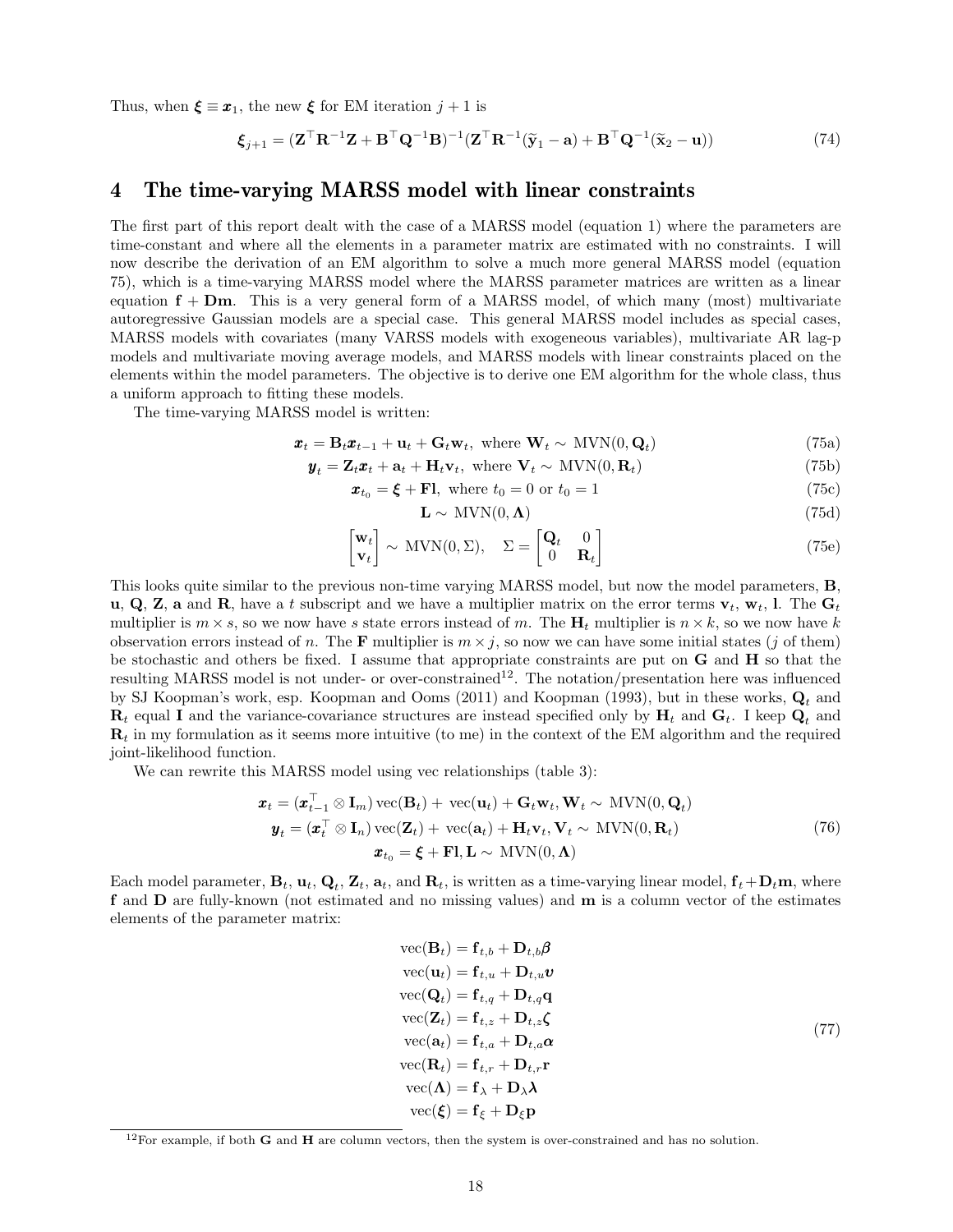Thus, when $\boldsymbol{\xi} \equiv \boldsymbol{x}_1$, the new $\boldsymbol{\xi}$ for EM iteration $j+1$ is

$$\boldsymbol{\xi}_{j+1} = (\mathbf{Z}^\top \mathbf{R}^{-1} \mathbf{Z} + \mathbf{B}^\top \mathbf{Q}^{-1} \mathbf{B})^{-1} (\mathbf{Z}^\top \mathbf{R}^{-1} (\widetilde{\mathbf{y}}_1 - \mathbf{a}) + \mathbf{B}^\top \mathbf{Q}^{-1} (\widetilde{\mathbf{x}}_2 - \mathbf{u})) \tag{74}$$

# 4 The time-varying MARSS model with linear constraints

The first part of this report dealt with the case of a MARSS model (equation 1) where the parameters are time-constant and where all the elements in a parameter matrix are estimated with no constraints. I will now describe the derivation of an EM algorithm to solve a much more general MARSS model (equation 75), which is a time-varying MARSS model where the MARSS parameter matrices are written as a linear equation $\mathbf{f} + \mathbf{D}\mathbf{m}$. This is a very general form of a MARSS model, of which many (most) multivariate autoregressive Gaussian models are a special case. This general MARSS model includes as special cases, MARSS models with covariates (many VARSS models with exogeneous variables), multivariate AR lag-p models and multivariate moving average models, and MARSS models with linear constraints placed on the elements within the model parameters. The objective is to derive one EM algorithm for the whole class, thus a uniform approach to fitting these models.

The time-varying MARSS model is written:

$$\boldsymbol{x}_t = \mathbf{B}_t \boldsymbol{x}_{t-1} + \mathbf{u}_t + \mathbf{G}_t \mathbf{w}_t, \text{ where } \mathbf{W}_t \sim \text{MVN}(0, \mathbf{Q}_t) \tag{75a}$$

$$\boldsymbol{y}_t = \mathbf{Z}_t \boldsymbol{x}_t + \mathbf{a}_t + \mathbf{H}_t \mathbf{v}_t, \text{ where } \mathbf{V}_t \sim \text{MVN}(0, \mathbf{R}_t) \tag{75b}$$

$$\boldsymbol{x}_{t_0} = \boldsymbol{\xi} + \mathbf{F}\mathbf{l}, \text{ where } t_0 = 0 \text{ or } t_0 = 1 \tag{75c}$$

$$\mathbf{L} \sim \text{MVN}(0, \mathbf{\Lambda}) \tag{75d}$$

$$\begin{bmatrix} \mathbf{w}_t \\ \mathbf{v}_t \end{bmatrix} \sim \text{MVN}(0, \Sigma), \quad \Sigma = \begin{bmatrix} \mathbf{Q}_t & 0 \\ 0 & \mathbf{R}_t \end{bmatrix} \tag{75e}$$

This looks quite similar to the previous non-time varying MARSS model, but now the model parameters, $\mathbf{B}$, $\mathbf{u}$, $\mathbf{Q}$, $\mathbf{Z}$, $\mathbf{a}$ and $\mathbf{R}$, have a $t$ subscript and we have a multiplier matrix on the error terms $\mathbf{v}_t$, $\mathbf{w}_t$, $\mathbf{l}$. The $\mathbf{G}_t$ multiplier is $m \times s$, so we now have $s$ state errors instead of $m$. The $\mathbf{H}_t$ multiplier is $n \times k$, so we now have $k$ observation errors instead of $n$. The $\mathbf{F}$ multiplier is $m \times j$, so now we can have some initial states ($j$ of them) be stochastic and others be fixed. I assume that appropriate constraints are put on $\mathbf{G}$ and $\mathbf{H}$ so that the resulting MARSS model is not under- or over-constrained[12]. The notation/presentation here was influenced by SJ Koopman's work, esp. Koopman and Ooms (2011) and Koopman (1993), but in these works, $\mathbf{Q}_t$ and $\mathbf{R}_t$ equal $\mathbf{I}$ and the variance-covariance structures are instead specified only by $\mathbf{H}_t$ and $\mathbf{G}_t$. I keep $\mathbf{Q}_t$ and $\mathbf{R}_t$ in my formulation as it seems more intuitive (to me) in the context of the EM algorithm and the required joint-likelihood function.

We can rewrite this MARSS model using vec relationships (table 3):

$$\begin{gathered} \boldsymbol{x}_t = (\boldsymbol{x}_{t-1}^\top \otimes \mathbf{I}_m) \,\text{vec}(\mathbf{B}_t) + \text{vec}(\mathbf{u}_t) + \mathbf{G}_t \mathbf{w}_t, \mathbf{W}_t \sim \text{MVN}(0, \mathbf{Q}_t) \\ \boldsymbol{y}_t = (\boldsymbol{x}_t^\top \otimes \mathbf{I}_n) \,\text{vec}(\mathbf{Z}_t) + \text{vec}(\mathbf{a}_t) + \mathbf{H}_t \mathbf{v}_t, \mathbf{V}_t \sim \text{MVN}(0, \mathbf{R}_t) \\ \boldsymbol{x}_{t_0} = \boldsymbol{\xi} + \mathbf{F}\mathbf{l}, \mathbf{L} \sim \text{MVN}(0, \mathbf{\Lambda}) \end{gathered} \tag{76}$$

Each model parameter, $\mathbf{B}_t$, $\mathbf{u}_t$, $\mathbf{Q}_t$, $\mathbf{Z}_t$, $\mathbf{a}_t$, and $\mathbf{R}_t$, is written as a time-varying linear model, $\mathbf{f}_t + \mathbf{D}_t \mathbf{m}$, where $\mathbf{f}$ and $\mathbf{D}$ are fully-known (not estimated and no missing values) and $\mathbf{m}$ is a column vector of the estimates elements of the parameter matrix:

$$\begin{aligned} \text{vec}(\mathbf{B}_t) &= \mathbf{f}_{t,b} + \mathbf{D}_{t,b} \boldsymbol{\beta} \\ \text{vec}(\mathbf{u}_t) &= \mathbf{f}_{t,u} + \mathbf{D}_{t,u} \boldsymbol{\upsilon} \\ \text{vec}(\mathbf{Q}_t) &= \mathbf{f}_{t,q} + \mathbf{D}_{t,q} \mathbf{q} \\ \text{vec}(\mathbf{Z}_t) &= \mathbf{f}_{t,z} + \mathbf{D}_{t,z} \boldsymbol{\zeta} \\ \text{vec}(\mathbf{a}_t) &= \mathbf{f}_{t,a} + \mathbf{D}_{t,a} \boldsymbol{\alpha} \\ \text{vec}(\mathbf{R}_t) &= \mathbf{f}_{t,r} + \mathbf{D}_{t,r} \mathbf{r} \\ \text{vec}(\mathbf{\Lambda}) &= \mathbf{f}_{\lambda} + \mathbf{D}_{\lambda} \boldsymbol{\lambda} \\ \text{vec}(\boldsymbol{\xi}) &= \mathbf{f}_{\xi} + \mathbf{D}_{\xi} \mathbf{p} \end{aligned} \tag{77}$$

[12] For example, if both $\mathbf{G}$ and $\mathbf{H}$ are column vectors, then the system is over-constrained and has no solution.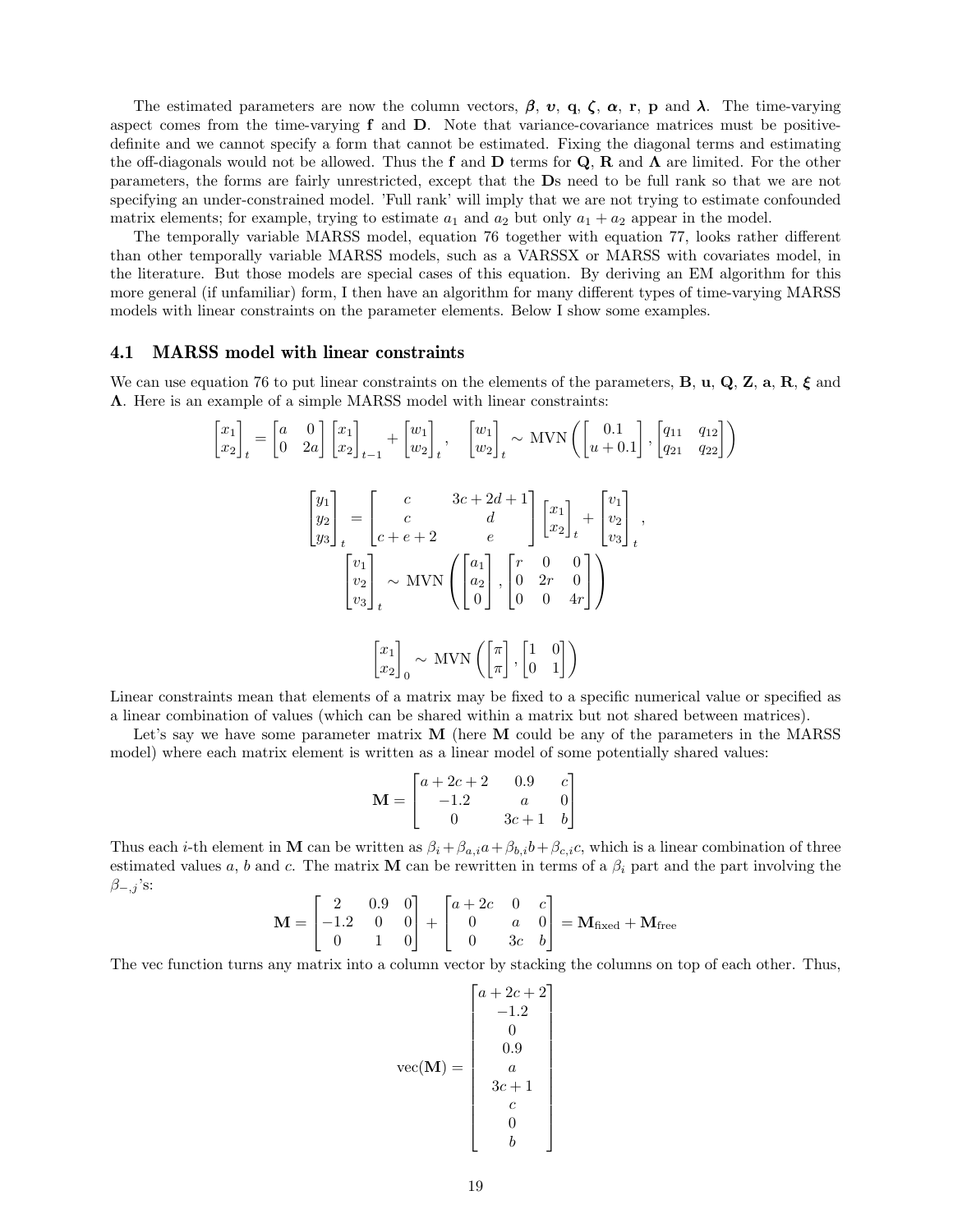The estimated parameters are now the column vectors, $\boldsymbol{\beta}$, $\boldsymbol{\upsilon}$, $\mathbf{q}$, $\boldsymbol{\zeta}$, $\boldsymbol{\alpha}$, $\mathbf{r}$, $\mathbf{p}$ and $\boldsymbol{\lambda}$. The time-varying aspect comes from the time-varying $\mathbf{f}$ and $\mathbf{D}$. Note that variance-covariance matrices must be positive-definite and we cannot specify a form that cannot be estimated. Fixing the diagonal terms and estimating the off-diagonals would not be allowed. Thus the $\mathbf{f}$ and $\mathbf{D}$ terms for $\mathbf{Q}$, $\mathbf{R}$ and $\boldsymbol{\Lambda}$ are limited. For the other parameters, the forms are fairly unrestricted, except that the $\mathbf{D}$s need to be full rank so that we are not specifying an under-constrained model. 'Full rank' will imply that we are not trying to estimate confounded matrix elements; for example, trying to estimate $a_1$ and $a_2$ but only $a_1 + a_2$ appear in the model.

The temporally variable MARSS model, equation 76 together with equation 77, looks rather different than other temporally variable MARSS models, such as a VARSSX or MARSS with covariates model, in the literature. But those models are special cases of this equation. By deriving an EM algorithm for this more general (if unfamiliar) form, I then have an algorithm for many different types of time-varying MARSS models with linear constraints on the parameter elements. Below I show some examples.

## 4.1 MARSS model with linear constraints

We can use equation 76 to put linear constraints on the elements of the parameters, $\mathbf{B}$, $\mathbf{u}$, $\mathbf{Q}$, $\mathbf{Z}$, $\mathbf{a}$, $\mathbf{R}$, $\boldsymbol{\xi}$ and $\boldsymbol{\Lambda}$. Here is an example of a simple MARSS model with linear constraints:

$$\begin{bmatrix}x_1\\x_2\end{bmatrix}_t = \begin{bmatrix}a&0\\0&2a\end{bmatrix}\begin{bmatrix}x_1\\x_2\end{bmatrix}_{t-1} + \begin{bmatrix}w_1\\w_2\end{bmatrix}_t, \quad \begin{bmatrix}w_1\\w_2\end{bmatrix}_t \sim \text{MVN}\left(\begin{bmatrix}0.1\\u+0.1\end{bmatrix}, \begin{bmatrix}q_{11}&q_{12}\\q_{21}&q_{22}\end{bmatrix}\right)$$

$$\begin{bmatrix}y_1\\y_2\\y_3\end{bmatrix}_t = \begin{bmatrix}c & 3c+2d+1\\ c & d\\ c+e+2 & e\end{bmatrix}\begin{bmatrix}x_1\\x_2\end{bmatrix}_t + \begin{bmatrix}v_1\\v_2\\v_3\end{bmatrix}_t,$$
$$\begin{bmatrix}v_1\\v_2\\v_3\end{bmatrix}_t \sim \text{MVN}\left(\begin{bmatrix}a_1\\a_2\\0\end{bmatrix}, \begin{bmatrix}r&0&0\\0&2r&0\\0&0&4r\end{bmatrix}\right)$$

$$\begin{bmatrix}x_1\\x_2\end{bmatrix}_0 \sim \text{MVN}\left(\begin{bmatrix}\pi\\\pi\end{bmatrix}, \begin{bmatrix}1&0\\0&1\end{bmatrix}\right)$$

Linear constraints mean that elements of a matrix may be fixed to a specific numerical value or specified as a linear combination of values (which can be shared within a matrix but not shared between matrices).

Let's say we have some parameter matrix $\mathbf{M}$ (here $\mathbf{M}$ could be any of the parameters in the MARSS model) where each matrix element is written as a linear model of some potentially shared values:

$$\mathbf{M} = \begin{bmatrix}a+2c+2 & 0.9 & c\\ -1.2 & a & 0\\ 0 & 3c+1 & b\end{bmatrix}$$

Thus each $i$-th element in $\mathbf{M}$ can be written as $\beta_i + \beta_{a,i}a + \beta_{b,i}b + \beta_{c,i}c$, which is a linear combination of three estimated values $a$, $b$ and $c$. The matrix $\mathbf{M}$ can be rewritten in terms of a $\beta_i$ part and the part involving the $\beta_{-,j}$'s:

$$\mathbf{M} = \begin{bmatrix}2&0.9&0\\-1.2&0&0\\0&1&0\end{bmatrix} + \begin{bmatrix}a+2c&0&c\\0&a&0\\0&3c&b\end{bmatrix} = \mathbf{M}_{\text{fixed}} + \mathbf{M}_{\text{free}}$$

The vec function turns any matrix into a column vector by stacking the columns on top of each other. Thus,

$$\text{vec}(\mathbf{M}) = \begin{bmatrix}a+2c+2\\-1.2\\0\\0.9\\a\\3c+1\\c\\0\\b\end{bmatrix}$$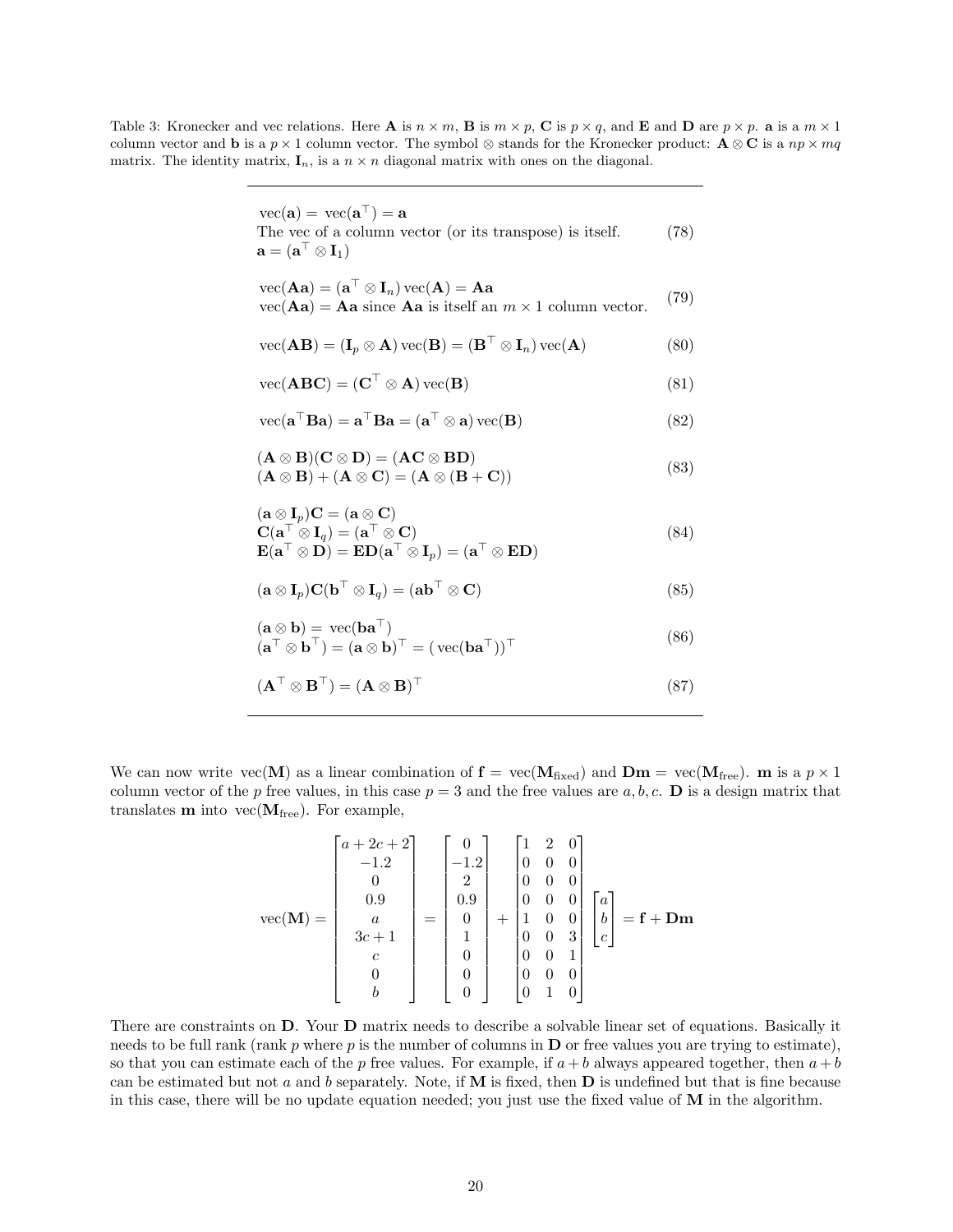Table 3: Kronecker and vec relations. Here $\mathbf{A}$ is $n \times m$, $\mathbf{B}$ is $m \times p$, $\mathbf{C}$ is $p \times q$, and $\mathbf{E}$ and $\mathbf{D}$ are $p \times p$. $\mathbf{a}$ is a $m \times 1$ column vector and $\mathbf{b}$ is a $p \times 1$ column vector. The symbol $\otimes$ stands for the Kronecker product: $\mathbf{A} \otimes \mathbf{C}$ is a $np \times mq$ matrix. The identity matrix, $\mathbf{I}_n$, is a $n \times n$ diagonal matrix with ones on the diagonal.

$$\text{vec}(\mathbf{a}) = \text{vec}(\mathbf{a}^\top) = \mathbf{a}$$
The vec of a column vector (or its transpose) is itself.
$$\mathbf{a} = (\mathbf{a}^\top \otimes \mathbf{I}_1) \tag{78}$$

$$\text{vec}(\mathbf{Aa}) = (\mathbf{a}^\top \otimes \mathbf{I}_n)\,\text{vec}(\mathbf{A}) = \mathbf{Aa}$$
$\text{vec}(\mathbf{Aa}) = \mathbf{Aa}$ since $\mathbf{Aa}$ is itself an $m \times 1$ column vector. (79)

$$\text{vec}(\mathbf{AB}) = (\mathbf{I}_p \otimes \mathbf{A})\,\text{vec}(\mathbf{B}) = (\mathbf{B}^\top \otimes \mathbf{I}_n)\,\text{vec}(\mathbf{A}) \tag{80}$$

$$\text{vec}(\mathbf{ABC}) = (\mathbf{C}^\top \otimes \mathbf{A})\,\text{vec}(\mathbf{B}) \tag{81}$$

$$\text{vec}(\mathbf{a}^\top\mathbf{Ba}) = \mathbf{a}^\top\mathbf{Ba} = (\mathbf{a}^\top \otimes \mathbf{a})\,\text{vec}(\mathbf{B}) \tag{82}$$

$$\begin{aligned}
&(\mathbf{A} \otimes \mathbf{B})(\mathbf{C} \otimes \mathbf{D}) = (\mathbf{AC} \otimes \mathbf{BD}) \\
&(\mathbf{A} \otimes \mathbf{B}) + (\mathbf{A} \otimes \mathbf{C}) = (\mathbf{A} \otimes (\mathbf{B} + \mathbf{C}))
\end{aligned} \tag{83}$$

$$\begin{aligned}
&(\mathbf{a} \otimes \mathbf{I}_p)\mathbf{C} = (\mathbf{a} \otimes \mathbf{C}) \\
&\mathbf{C}(\mathbf{a}^\top \otimes \mathbf{I}_q) = (\mathbf{a}^\top \otimes \mathbf{C}) \\
&\mathbf{E}(\mathbf{a}^\top \otimes \mathbf{D}) = \mathbf{ED}(\mathbf{a}^\top \otimes \mathbf{I}_p) = (\mathbf{a}^\top \otimes \mathbf{ED})
\end{aligned} \tag{84}$$

$$(\mathbf{a} \otimes \mathbf{I}_p)\mathbf{C}(\mathbf{b}^\top \otimes \mathbf{I}_q) = (\mathbf{ab}^\top \otimes \mathbf{C}) \tag{85}$$

$$\begin{aligned}
&(\mathbf{a} \otimes \mathbf{b}) = \text{vec}(\mathbf{ba}^\top) \\
&(\mathbf{a}^\top \otimes \mathbf{b}^\top) = (\mathbf{a} \otimes \mathbf{b})^\top = (\text{vec}(\mathbf{ba}^\top))^\top
\end{aligned} \tag{86}$$

$$(\mathbf{A}^\top \otimes \mathbf{B}^\top) = (\mathbf{A} \otimes \mathbf{B})^\top \tag{87}$$

We can now write $\text{vec}(\mathbf{M})$ as a linear combination of $\mathbf{f} = \text{vec}(\mathbf{M}_{\text{fixed}})$ and $\mathbf{Dm} = \text{vec}(\mathbf{M}_{\text{free}})$. $\mathbf{m}$ is a $p \times 1$ column vector of the $p$ free values, in this case $p = 3$ and the free values are $a, b, c$. $\mathbf{D}$ is a design matrix that translates $\mathbf{m}$ into $\text{vec}(\mathbf{M}_{\text{free}})$. For example,

$$\text{vec}(\mathbf{M}) = \begin{bmatrix} a+2c+2 \\ -1.2 \\ 0 \\ 0.9 \\ a \\ 3c+1 \\ c \\ 0 \\ b \end{bmatrix} = \begin{bmatrix} 0 \\ -1.2 \\ 2 \\ 0.9 \\ 0 \\ 1 \\ 0 \\ 0 \\ 0 \end{bmatrix} + \begin{bmatrix} 1 & 2 & 0 \\ 0 & 0 & 0 \\ 0 & 0 & 0 \\ 0 & 0 & 0 \\ 1 & 0 & 0 \\ 0 & 0 & 3 \\ 0 & 0 & 1 \\ 0 & 0 & 0 \\ 0 & 1 & 0 \end{bmatrix} \begin{bmatrix} a \\ b \\ c \end{bmatrix} = \mathbf{f} + \mathbf{Dm}$$

There are constraints on $\mathbf{D}$. Your $\mathbf{D}$ matrix needs to describe a solvable linear set of equations. Basically it needs to be full rank (rank $p$ where $p$ is the number of columns in $\mathbf{D}$ or free values you are trying to estimate), so that you can estimate each of the $p$ free values. For example, if $a + b$ always appeared together, then $a + b$ can be estimated but not $a$ and $b$ separately. Note, if $\mathbf{M}$ is fixed, then $\mathbf{D}$ is undefined but that is fine because in this case, there will be no update equation needed; you just use the fixed value of $\mathbf{M}$ in the algorithm.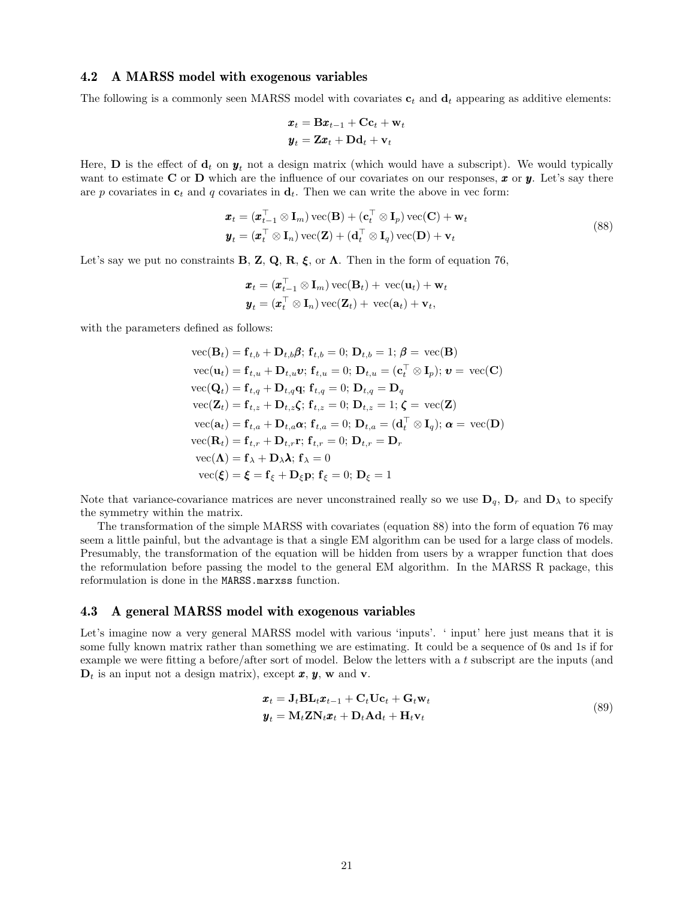## 4.2 A MARSS model with exogenous variables

The following is a commonly seen MARSS model with covariates $\mathbf{c}_t$ and $\mathbf{d}_t$ appearing as additive elements:

$$
\begin{aligned}
\boldsymbol{x}_t &= \mathbf{B}\boldsymbol{x}_{t-1} + \mathbf{C}\mathbf{c}_t + \mathbf{w}_t \\
\boldsymbol{y}_t &= \mathbf{Z}\boldsymbol{x}_t + \mathbf{D}\mathbf{d}_t + \mathbf{v}_t
\end{aligned}
$$

Here, $\mathbf{D}$ is the effect of $\mathbf{d}_t$ on $\boldsymbol{y}_t$ not a design matrix (which would have a subscript). We would typically want to estimate $\mathbf{C}$ or $\mathbf{D}$ which are the influence of our covariates on our responses, $\boldsymbol{x}$ or $\boldsymbol{y}$. Let's say there are $p$ covariates in $\mathbf{c}_t$ and $q$ covariates in $\mathbf{d}_t$. Then we can write the above in vec form:

$$
\begin{aligned}
\boldsymbol{x}_t &= (\boldsymbol{x}_{t-1}^\top \otimes \mathbf{I}_m)\,\mathrm{vec}(\mathbf{B}) + (\mathbf{c}_t^\top \otimes \mathbf{I}_p)\,\mathrm{vec}(\mathbf{C}) + \mathbf{w}_t \\
\boldsymbol{y}_t &= (\boldsymbol{x}_t^\top \otimes \mathbf{I}_n)\,\mathrm{vec}(\mathbf{Z}) + (\mathbf{d}_t^\top \otimes \mathbf{I}_q)\,\mathrm{vec}(\mathbf{D}) + \mathbf{v}_t
\end{aligned}
\tag{88}
$$

Let's say we put no constraints $\mathbf{B}$, $\mathbf{Z}$, $\mathbf{Q}$, $\mathbf{R}$, $\boldsymbol{\xi}$, or $\boldsymbol{\Lambda}$. Then in the form of equation 76,

$$
\begin{aligned}
\boldsymbol{x}_t &= (\boldsymbol{x}_{t-1}^\top \otimes \mathbf{I}_m)\,\mathrm{vec}(\mathbf{B}_t) + \mathrm{vec}(\mathbf{u}_t) + \mathbf{w}_t \\
\boldsymbol{y}_t &= (\boldsymbol{x}_t^\top \otimes \mathbf{I}_n)\,\mathrm{vec}(\mathbf{Z}_t) + \mathrm{vec}(\mathbf{a}_t) + \mathbf{v}_t,
\end{aligned}
$$

with the parameters defined as follows:

$$
\begin{aligned}
\mathrm{vec}(\mathbf{B}_t) &= \mathbf{f}_{t,b} + \mathbf{D}_{t,b}\boldsymbol{\beta};\ \mathbf{f}_{t,b} = 0;\ \mathbf{D}_{t,b} = 1;\ \boldsymbol{\beta} = \mathrm{vec}(\mathbf{B}) \\
\mathrm{vec}(\mathbf{u}_t) &= \mathbf{f}_{t,u} + \mathbf{D}_{t,u}\boldsymbol{\upsilon};\ \mathbf{f}_{t,u} = 0;\ \mathbf{D}_{t,u} = (\mathbf{c}_t^\top \otimes \mathbf{I}_p);\ \boldsymbol{\upsilon} = \mathrm{vec}(\mathbf{C}) \\
\mathrm{vec}(\mathbf{Q}_t) &= \mathbf{f}_{t,q} + \mathbf{D}_{t,q}\mathbf{q};\ \mathbf{f}_{t,q} = 0;\ \mathbf{D}_{t,q} = \mathbf{D}_q \\
\mathrm{vec}(\mathbf{Z}_t) &= \mathbf{f}_{t,z} + \mathbf{D}_{t,z}\boldsymbol{\zeta};\ \mathbf{f}_{t,z} = 0;\ \mathbf{D}_{t,z} = 1;\ \boldsymbol{\zeta} = \mathrm{vec}(\mathbf{Z}) \\
\mathrm{vec}(\mathbf{a}_t) &= \mathbf{f}_{t,a} + \mathbf{D}_{t,a}\boldsymbol{\alpha};\ \mathbf{f}_{t,a} = 0;\ \mathbf{D}_{t,a} = (\mathbf{d}_t^\top \otimes \mathbf{I}_q);\ \boldsymbol{\alpha} = \mathrm{vec}(\mathbf{D}) \\
\mathrm{vec}(\mathbf{R}_t) &= \mathbf{f}_{t,r} + \mathbf{D}_{t,r}\mathbf{r};\ \mathbf{f}_{t,r} = 0;\ \mathbf{D}_{t,r} = \mathbf{D}_r \\
\mathrm{vec}(\boldsymbol{\Lambda}) &= \mathbf{f}_\lambda + \mathbf{D}_\lambda\boldsymbol{\lambda};\ \mathbf{f}_\lambda = 0 \\
\mathrm{vec}(\boldsymbol{\xi}) &= \boldsymbol{\xi} = \mathbf{f}_\xi + \mathbf{D}_\xi\mathbf{p};\ \mathbf{f}_\xi = 0;\ \mathbf{D}_\xi = 1
\end{aligned}
$$

Note that variance-covariance matrices are never unconstrained really so we use $\mathbf{D}_q$, $\mathbf{D}_r$ and $\mathbf{D}_\lambda$ to specify the symmetry within the matrix.

The transformation of the simple MARSS with covariates (equation 88) into the form of equation 76 may seem a little painful, but the advantage is that a single EM algorithm can be used for a large class of models. Presumably, the transformation of the equation will be hidden from users by a wrapper function that does the reformulation before passing the model to the general EM algorithm. In the MARSS R package, this reformulation is done in the `MARSS.marxss` function.

## 4.3 A general MARSS model with exogenous variables

Let's imagine now a very general MARSS model with various 'inputs'. ' input' here just means that it is some fully known matrix rather than something we are estimating. It could be a sequence of 0s and 1s if for example we were fitting a before/after sort of model. Below the letters with a $t$ subscript are the inputs (and $\mathbf{D}_t$ is an input not a design matrix), except $\boldsymbol{x}$, $\boldsymbol{y}$, $\mathbf{w}$ and $\mathbf{v}$.

$$
\begin{aligned}
\boldsymbol{x}_t &= \mathbf{J}_t\mathbf{B}\mathbf{L}_t\boldsymbol{x}_{t-1} + \mathbf{C}_t\mathbf{U}\mathbf{c}_t + \mathbf{G}_t\mathbf{w}_t \\
\boldsymbol{y}_t &= \mathbf{M}_t\mathbf{Z}\mathbf{N}_t\boldsymbol{x}_t + \mathbf{D}_t\mathbf{A}\mathbf{d}_t + \mathbf{H}_t\mathbf{v}_t
\end{aligned}
\tag{89}
$$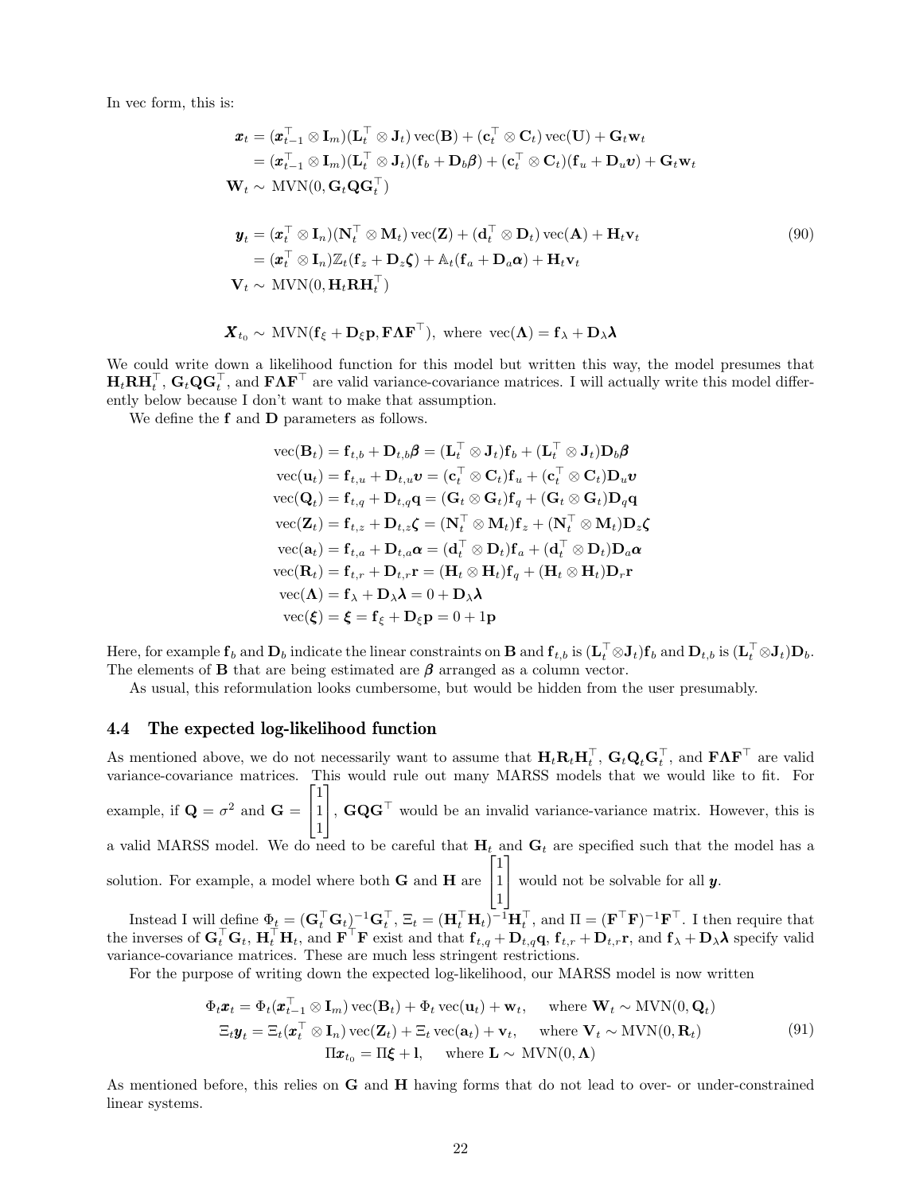In vec form, this is:

$$
\begin{aligned}
\boldsymbol{x}_t &= (\boldsymbol{x}_{t-1}^\top \otimes \mathbf{I}_m)(\mathbf{L}_t^\top \otimes \mathbf{J}_t)\,\mathrm{vec}(\mathbf{B}) + (\mathbf{c}_t^\top \otimes \mathbf{C}_t)\,\mathrm{vec}(\mathbf{U}) + \mathbf{G}_t \mathbf{w}_t \\
&= (\boldsymbol{x}_{t-1}^\top \otimes \mathbf{I}_m)(\mathbf{L}_t^\top \otimes \mathbf{J}_t)(\mathbf{f}_b + \mathbf{D}_b \boldsymbol{\beta}) + (\mathbf{c}_t^\top \otimes \mathbf{C}_t)(\mathbf{f}_u + \mathbf{D}_u \boldsymbol{\upsilon}) + \mathbf{G}_t \mathbf{w}_t \\
\mathbf{W}_t &\sim \mathrm{MVN}(0, \mathbf{G}_t \mathbf{Q} \mathbf{G}_t^\top) \\
\\
\boldsymbol{y}_t &= (\boldsymbol{x}_t^\top \otimes \mathbf{I}_n)(\mathbf{N}_t^\top \otimes \mathbf{M}_t)\,\mathrm{vec}(\mathbf{Z}) + (\mathbf{d}_t^\top \otimes \mathbf{D}_t)\,\mathrm{vec}(\mathbf{A}) + \mathbf{H}_t \mathbf{v}_t \\
&= (\boldsymbol{x}_t^\top \otimes \mathbf{I}_n)\mathbb{Z}_t(\mathbf{f}_z + \mathbf{D}_z \boldsymbol{\zeta}) + \mathbb{A}_t(\mathbf{f}_a + \mathbf{D}_a \boldsymbol{\alpha}) + \mathbf{H}_t \mathbf{v}_t \\
\mathbf{V}_t &\sim \mathrm{MVN}(0, \mathbf{H}_t \mathbf{R} \mathbf{H}_t^\top) \\
\\
\boldsymbol{X}_{t_0} &\sim \mathrm{MVN}(\mathbf{f}_\xi + \mathbf{D}_\xi \mathbf{p}, \mathbf{F}\boldsymbol{\Lambda}\mathbf{F}^\top), \text{ where } \mathrm{vec}(\boldsymbol{\Lambda}) = \mathbf{f}_\lambda + \mathbf{D}_\lambda \boldsymbol{\lambda}
\end{aligned}
\tag{90}
$$

We could write down a likelihood function for this model but written this way, the model presumes that $\mathbf{H}_t\mathbf{R}\mathbf{H}_t^\top$, $\mathbf{G}_t\mathbf{Q}\mathbf{G}_t^\top$, and $\mathbf{F}\boldsymbol{\Lambda}\mathbf{F}^\top$ are valid variance-covariance matrices. I will actually write this model differently below because I don't want to make that assumption.

We define the $\mathbf{f}$ and $\mathbf{D}$ parameters as follows.

$$
\begin{aligned}
\mathrm{vec}(\mathbf{B}_t) &= \mathbf{f}_{t,b} + \mathbf{D}_{t,b}\boldsymbol{\beta} = (\mathbf{L}_t^\top \otimes \mathbf{J}_t)\mathbf{f}_b + (\mathbf{L}_t^\top \otimes \mathbf{J}_t)\mathbf{D}_b\boldsymbol{\beta} \\
\mathrm{vec}(\mathbf{u}_t) &= \mathbf{f}_{t,u} + \mathbf{D}_{t,u}\boldsymbol{\upsilon} = (\mathbf{c}_t^\top \otimes \mathbf{C}_t)\mathbf{f}_u + (\mathbf{c}_t^\top \otimes \mathbf{C}_t)\mathbf{D}_u\boldsymbol{\upsilon} \\
\mathrm{vec}(\mathbf{Q}_t) &= \mathbf{f}_{t,q} + \mathbf{D}_{t,q}\mathbf{q} = (\mathbf{G}_t \otimes \mathbf{G}_t)\mathbf{f}_q + (\mathbf{G}_t \otimes \mathbf{G}_t)\mathbf{D}_q\mathbf{q} \\
\mathrm{vec}(\mathbf{Z}_t) &= \mathbf{f}_{t,z} + \mathbf{D}_{t,z}\boldsymbol{\zeta} = (\mathbf{N}_t^\top \otimes \mathbf{M}_t)\mathbf{f}_z + (\mathbf{N}_t^\top \otimes \mathbf{M}_t)\mathbf{D}_z\boldsymbol{\zeta} \\
\mathrm{vec}(\mathbf{a}_t) &= \mathbf{f}_{t,a} + \mathbf{D}_{t,a}\boldsymbol{\alpha} = (\mathbf{d}_t^\top \otimes \mathbf{D}_t)\mathbf{f}_a + (\mathbf{d}_t^\top \otimes \mathbf{D}_t)\mathbf{D}_a\boldsymbol{\alpha} \\
\mathrm{vec}(\mathbf{R}_t) &= \mathbf{f}_{t,r} + \mathbf{D}_{t,r}\mathbf{r} = (\mathbf{H}_t \otimes \mathbf{H}_t)\mathbf{f}_q + (\mathbf{H}_t \otimes \mathbf{H}_t)\mathbf{D}_r\mathbf{r} \\
\mathrm{vec}(\boldsymbol{\Lambda}) &= \mathbf{f}_\lambda + \mathbf{D}_\lambda\boldsymbol{\lambda} = 0 + \mathbf{D}_\lambda\boldsymbol{\lambda} \\
\mathrm{vec}(\boldsymbol{\xi}) &= \boldsymbol{\xi} = \mathbf{f}_\xi + \mathbf{D}_\xi\mathbf{p} = 0 + 1\mathbf{p}
\end{aligned}
$$

Here, for example $\mathbf{f}_b$ and $\mathbf{D}_b$ indicate the linear constraints on $\mathbf{B}$ and $\mathbf{f}_{t,b}$ is $(\mathbf{L}_t^\top \otimes \mathbf{J}_t)\mathbf{f}_b$ and $\mathbf{D}_{t,b}$ is $(\mathbf{L}_t^\top \otimes \mathbf{J}_t)\mathbf{D}_b$. The elements of $\mathbf{B}$ that are being estimated are $\boldsymbol{\beta}$ arranged as a column vector.

As usual, this reformulation looks cumbersome, but would be hidden from the user presumably.

### 4.4 The expected log-likelihood function

As mentioned above, we do not necessarily want to assume that $\mathbf{H}_t\mathbf{R}_t\mathbf{H}_t^\top$, $\mathbf{G}_t\mathbf{Q}_t\mathbf{G}_t^\top$, and $\mathbf{F}\boldsymbol{\Lambda}\mathbf{F}^\top$ are valid variance-covariance matrices. This would rule out many MARSS models that we would like to fit. For example, if $\mathbf{Q} = \sigma^2$ and $\mathbf{G} = \begin{bmatrix}1\\1\\1\end{bmatrix}$, $\mathbf{G}\mathbf{Q}\mathbf{G}^\top$ would be an invalid variance-variance matrix. However, this is a valid MARSS model. We do need to be careful that $\mathbf{H}_t$ and $\mathbf{G}_t$ are specified such that the model has a solution. For example, a model where both $\mathbf{G}$ and $\mathbf{H}$ are $\begin{bmatrix}1\\1\\1\end{bmatrix}$ would not be solvable for all $\boldsymbol{y}$.

Instead I will define $\Phi_t = (\mathbf{G}_t^\top\mathbf{G}_t)^{-1}\mathbf{G}_t^\top$, $\Xi_t = (\mathbf{H}_t^\top\mathbf{H}_t)^{-1}\mathbf{H}_t^\top$, and $\Pi = (\mathbf{F}^\top\mathbf{F})^{-1}\mathbf{F}^\top$. I then require that the inverses of $\mathbf{G}_t^\top\mathbf{G}_t$, $\mathbf{H}_t^\top\mathbf{H}_t$, and $\mathbf{F}^\top\mathbf{F}$ exist and that $\mathbf{f}_{t,q} + \mathbf{D}_{t,q}\mathbf{q}$, $\mathbf{f}_{t,r} + \mathbf{D}_{t,r}\mathbf{r}$, and $\mathbf{f}_\lambda + \mathbf{D}_\lambda\boldsymbol{\lambda}$ specify valid variance-covariance matrices. These are much less stringent restrictions.

For the purpose of writing down the expected log-likelihood, our MARSS model is now written

$$
\begin{aligned}
\Phi_t\boldsymbol{x}_t &= \Phi_t(\boldsymbol{x}_{t-1}^\top \otimes \mathbf{I}_m)\,\mathrm{vec}(\mathbf{B}_t) + \Phi_t\,\mathrm{vec}(\mathbf{u}_t) + \mathbf{w}_t, \quad \text{where } \mathbf{W}_t \sim \mathrm{MVN}(0, \mathbf{Q}_t) \\
\Xi_t\boldsymbol{y}_t &= \Xi_t(\boldsymbol{x}_t^\top \otimes \mathbf{I}_n)\,\mathrm{vec}(\mathbf{Z}_t) + \Xi_t\,\mathrm{vec}(\mathbf{a}_t) + \mathbf{v}_t, \quad \text{where } \mathbf{V}_t \sim \mathrm{MVN}(0, \mathbf{R}_t) \\
\Pi\boldsymbol{x}_{t_0} &= \Pi\boldsymbol{\xi} + \mathbf{l}, \quad \text{where } \mathbf{L} \sim \mathrm{MVN}(0, \boldsymbol{\Lambda})
\end{aligned}
\tag{91}
$$

As mentioned before, this relies on $\mathbf{G}$ and $\mathbf{H}$ having forms that do not lead to over- or under-constrained linear systems.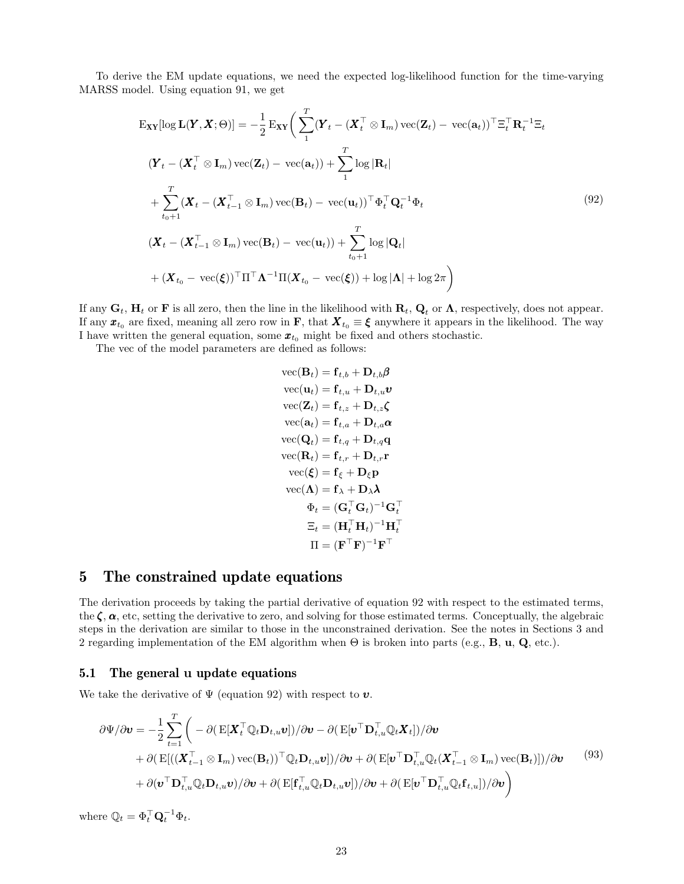To derive the EM update equations, we need the expected log-likelihood function for the time-varying MARSS model. Using equation 91, we get

$$
\begin{aligned}
\mathrm{E}_{\mathbf{XY}}[\log \mathbf{L}(\boldsymbol{Y}, \boldsymbol{X}; \Theta)] = -\frac{1}{2}\, \mathrm{E}_{\mathbf{XY}}\bigg( &\sum_{1}^{T} (\boldsymbol{Y}_t - (\boldsymbol{X}_t^\top \otimes \mathbf{I}_m)\operatorname{vec}(\mathbf{Z}_t) - \operatorname{vec}(\mathbf{a}_t))^\top \Xi_t^\top \mathbf{R}_t^{-1} \Xi_t \\
&(\boldsymbol{Y}_t - (\boldsymbol{X}_t^\top \otimes \mathbf{I}_m)\operatorname{vec}(\mathbf{Z}_t) - \operatorname{vec}(\mathbf{a}_t)) + \sum_{1}^{T} \log |\mathbf{R}_t| \\
&+ \sum_{t_0+1}^{T} (\boldsymbol{X}_t - (\boldsymbol{X}_{t-1}^\top \otimes \mathbf{I}_m)\operatorname{vec}(\mathbf{B}_t) - \operatorname{vec}(\mathbf{u}_t))^\top \Phi_t^\top \mathbf{Q}_t^{-1} \Phi_t \\
&(\boldsymbol{X}_t - (\boldsymbol{X}_{t-1}^\top \otimes \mathbf{I}_m)\operatorname{vec}(\mathbf{B}_t) - \operatorname{vec}(\mathbf{u}_t)) + \sum_{t_0+1}^{T} \log |\mathbf{Q}_t| \\
&+ (\boldsymbol{X}_{t_0} - \operatorname{vec}(\boldsymbol{\xi}))^\top \Pi^\top \boldsymbol{\Lambda}^{-1} \Pi (\boldsymbol{X}_{t_0} - \operatorname{vec}(\boldsymbol{\xi})) + \log |\boldsymbol{\Lambda}| + \log 2\pi \bigg)
\end{aligned}
\tag{92}
$$

If any $\mathbf{G}_t$, $\mathbf{H}_t$ or $\mathbf{F}$ is all zero, then the line in the likelihood with $\mathbf{R}_t$, $\mathbf{Q}_t$ or $\boldsymbol{\Lambda}$, respectively, does not appear. If any $\boldsymbol{x}_{t_0}$ are fixed, meaning all zero row in $\mathbf{F}$, that $\boldsymbol{X}_{t_0} \equiv \boldsymbol{\xi}$ anywhere it appears in the likelihood. The way I have written the general equation, some $\boldsymbol{x}_{t_0}$ might be fixed and others stochastic.

The vec of the model parameters are defined as follows:

$$
\begin{aligned}
\operatorname{vec}(\mathbf{B}_t) &= \mathbf{f}_{t,b} + \mathbf{D}_{t,b}\boldsymbol{\beta} \\
\operatorname{vec}(\mathbf{u}_t) &= \mathbf{f}_{t,u} + \mathbf{D}_{t,u}\boldsymbol{\upsilon} \\
\operatorname{vec}(\mathbf{Z}_t) &= \mathbf{f}_{t,z} + \mathbf{D}_{t,z}\boldsymbol{\zeta} \\
\operatorname{vec}(\mathbf{a}_t) &= \mathbf{f}_{t,a} + \mathbf{D}_{t,a}\boldsymbol{\alpha} \\
\operatorname{vec}(\mathbf{Q}_t) &= \mathbf{f}_{t,q} + \mathbf{D}_{t,q}\mathbf{q} \\
\operatorname{vec}(\mathbf{R}_t) &= \mathbf{f}_{t,r} + \mathbf{D}_{t,r}\mathbf{r} \\
\operatorname{vec}(\boldsymbol{\xi}) &= \mathbf{f}_{\xi} + \mathbf{D}_{\xi}\mathbf{p} \\
\operatorname{vec}(\boldsymbol{\Lambda}) &= \mathbf{f}_{\lambda} + \mathbf{D}_{\lambda}\boldsymbol{\lambda} \\
\Phi_t &= (\mathbf{G}_t^\top \mathbf{G}_t)^{-1}\mathbf{G}_t^\top \\
\Xi_t &= (\mathbf{H}_t^\top \mathbf{H}_t)^{-1}\mathbf{H}_t^\top \\
\Pi &= (\mathbf{F}^\top \mathbf{F})^{-1}\mathbf{F}^\top
\end{aligned}
$$

# 5 The constrained update equations

The derivation proceeds by taking the partial derivative of equation 92 with respect to the estimated terms, the $\boldsymbol{\zeta}$, $\boldsymbol{\alpha}$, etc, setting the derivative to zero, and solving for those estimated terms. Conceptually, the algebraic steps in the derivation are similar to those in the unconstrained derivation. See the notes in Sections 3 and 2 regarding implementation of the EM algorithm when $\Theta$ is broken into parts (e.g., $\mathbf{B}$, $\mathbf{u}$, $\mathbf{Q}$, etc.).

## 5.1 The general u update equations

We take the derivative of $\Psi$ (equation 92) with respect to $\boldsymbol{\upsilon}$.

$$
\begin{aligned}
\partial\Psi/\partial\boldsymbol{\upsilon} = -\frac{1}{2}\sum_{t=1}^{T}\bigg( &-\partial(\mathrm{E}[\boldsymbol{X}_t^\top \mathbb{Q}_t \mathbf{D}_{t,u}\boldsymbol{\upsilon}])/\partial\boldsymbol{\upsilon} - \partial(\mathrm{E}[\boldsymbol{\upsilon}^\top \mathbf{D}_{t,u}^\top \mathbb{Q}_t \boldsymbol{X}_t])/\partial\boldsymbol{\upsilon} \\
&+ \partial(\mathrm{E}[((\boldsymbol{X}_{t-1}^\top \otimes \mathbf{I}_m)\operatorname{vec}(\mathbf{B}_t))^\top \mathbb{Q}_t \mathbf{D}_{t,u}\boldsymbol{\upsilon}])/\partial\boldsymbol{\upsilon} + \partial(\mathrm{E}[\boldsymbol{\upsilon}^\top \mathbf{D}_{t,u}^\top \mathbb{Q}_t (\boldsymbol{X}_{t-1}^\top \otimes \mathbf{I}_m)\operatorname{vec}(\mathbf{B}_t)])/\partial\boldsymbol{\upsilon} \\
&+ \partial(\boldsymbol{\upsilon}^\top \mathbf{D}_{t,u}^\top \mathbb{Q}_t \mathbf{D}_{t,u}\boldsymbol{\upsilon})/\partial\boldsymbol{\upsilon} + \partial(\mathrm{E}[\mathbf{f}_{t,u}^\top \mathbb{Q}_t \mathbf{D}_{t,u}\boldsymbol{\upsilon}])/\partial\boldsymbol{\upsilon} + \partial(\mathrm{E}[\boldsymbol{\upsilon}^\top \mathbf{D}_{t,u}^\top \mathbb{Q}_t \mathbf{f}_{t,u}])/\partial\boldsymbol{\upsilon}\bigg)
\end{aligned}
\tag{93}
$$

where $\mathbb{Q}_t = \Phi_t^\top \mathbf{Q}_t^{-1} \Phi_t$.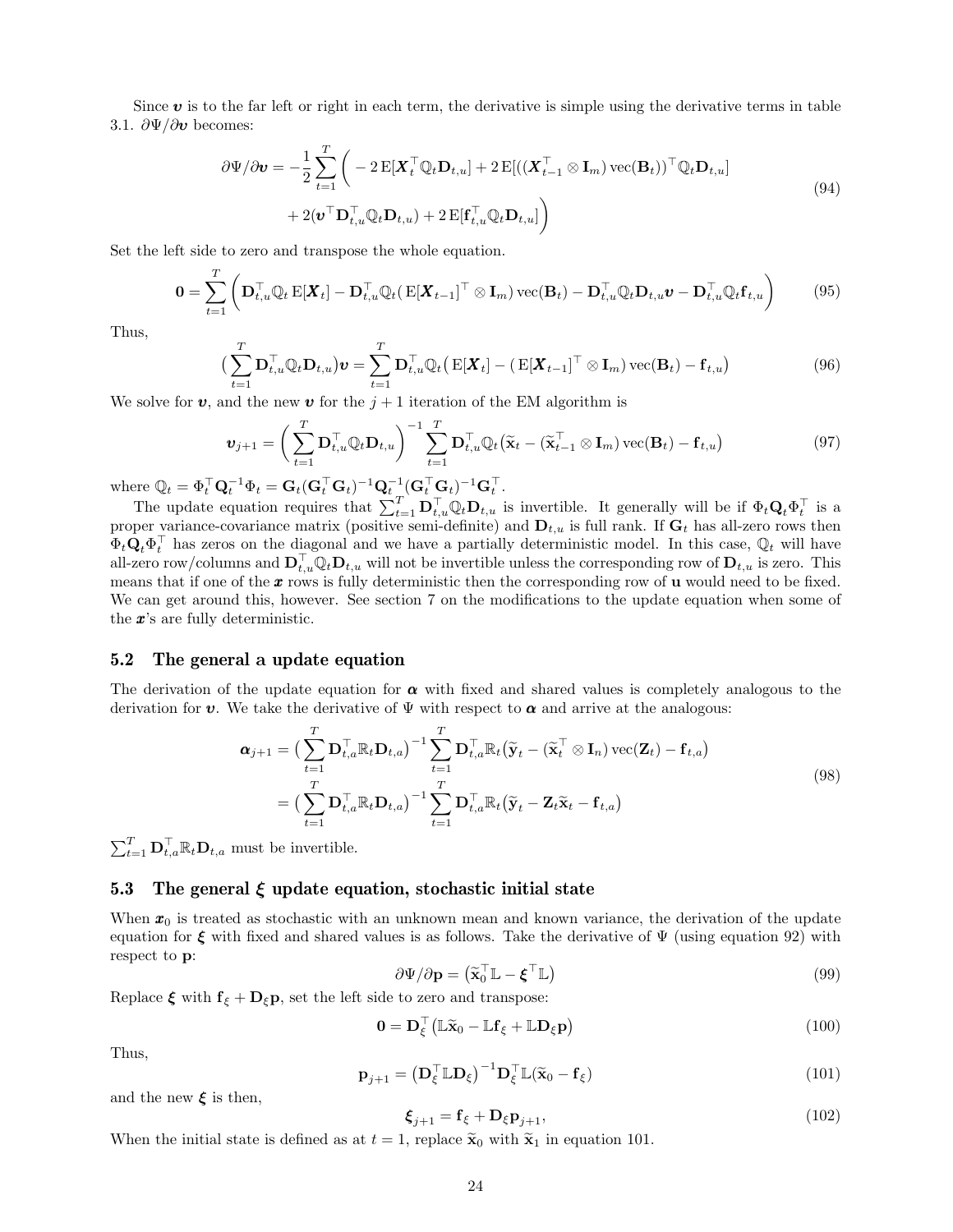Since $\boldsymbol{\upsilon}$ is to the far left or right in each term, the derivative is simple using the derivative terms in table 3.1. $\partial\Psi/\partial\boldsymbol{\upsilon}$ becomes:

$$
\begin{aligned}
\partial\Psi/\partial\boldsymbol{\upsilon} = -\frac{1}{2}\sum_{t=1}^{T}\bigg( & -2\,\mathrm{E}[\boldsymbol{X}_t^\top \mathbb{Q}_t \mathbf{D}_{t,u}] + 2\,\mathrm{E}[((\boldsymbol{X}_{t-1}^\top \otimes \mathbf{I}_m)\,\mathrm{vec}(\mathbf{B}_t))^\top \mathbb{Q}_t \mathbf{D}_{t,u}] \\
& + 2(\boldsymbol{\upsilon}^\top \mathbf{D}_{t,u}^\top \mathbb{Q}_t \mathbf{D}_{t,u}) + 2\,\mathrm{E}[\mathbf{f}_{t,u}^\top \mathbb{Q}_t \mathbf{D}_{t,u}]\bigg)
\end{aligned} \tag{94}
$$

Set the left side to zero and transpose the whole equation.

$$
\mathbf{0} = \sum_{t=1}^{T}\bigg(\mathbf{D}_{t,u}^\top \mathbb{Q}_t\,\mathrm{E}[\boldsymbol{X}_t] - \mathbf{D}_{t,u}^\top \mathbb{Q}_t(\,\mathrm{E}[\boldsymbol{X}_{t-1}]^\top \otimes \mathbf{I}_m)\,\mathrm{vec}(\mathbf{B}_t) - \mathbf{D}_{t,u}^\top \mathbb{Q}_t \mathbf{D}_{t,u}\boldsymbol{\upsilon} - \mathbf{D}_{t,u}^\top \mathbb{Q}_t \mathbf{f}_{t,u}\bigg) \tag{95}
$$

Thus,

$$
\big(\sum_{t=1}^{T}\mathbf{D}_{t,u}^\top \mathbb{Q}_t \mathbf{D}_{t,u}\big)\boldsymbol{\upsilon} = \sum_{t=1}^{T}\mathbf{D}_{t,u}^\top \mathbb{Q}_t\big(\,\mathrm{E}[\boldsymbol{X}_t] - (\,\mathrm{E}[\boldsymbol{X}_{t-1}]^\top \otimes \mathbf{I}_m)\,\mathrm{vec}(\mathbf{B}_t) - \mathbf{f}_{t,u}\big) \tag{96}
$$

We solve for $\boldsymbol{\upsilon}$, and the new $\boldsymbol{\upsilon}$ for the $j+1$ iteration of the EM algorithm is

$$
\boldsymbol{\upsilon}_{j+1} = \bigg(\sum_{t=1}^{T}\mathbf{D}_{t,u}^\top \mathbb{Q}_t \mathbf{D}_{t,u}\bigg)^{-1}\sum_{t=1}^{T}\mathbf{D}_{t,u}^\top \mathbb{Q}_t\big(\widetilde{\mathbf{x}}_t - (\widetilde{\mathbf{x}}_{t-1}^\top \otimes \mathbf{I}_m)\,\mathrm{vec}(\mathbf{B}_t) - \mathbf{f}_{t,u}\big) \tag{97}
$$

where $\mathbb{Q}_t = \Phi_t^\top \mathbf{Q}_t^{-1}\Phi_t = \mathbf{G}_t(\mathbf{G}_t^\top\mathbf{G}_t)^{-1}\mathbf{Q}_t^{-1}(\mathbf{G}_t^\top\mathbf{G}_t)^{-1}\mathbf{G}_t^\top$.

The update equation requires that $\sum_{t=1}^{T}\mathbf{D}_{t,u}^\top \mathbb{Q}_t \mathbf{D}_{t,u}$ is invertible. It generally will be if $\Phi_t\mathbf{Q}_t\Phi_t^\top$ is a proper variance-covariance matrix (positive semi-definite) and $\mathbf{D}_{t,u}$ is full rank. If $\mathbf{G}_t$ has all-zero rows then $\Phi_t\mathbf{Q}_t\Phi_t^\top$ has zeros on the diagonal and we have a partially deterministic model. In this case, $\mathbb{Q}_t$ will have all-zero row/columns and $\mathbf{D}_{t,u}^\top \mathbb{Q}_t \mathbf{D}_{t,u}$ will not be invertible unless the corresponding row of $\mathbf{D}_{t,u}$ is zero. This means that if one of the $\boldsymbol{x}$ rows is fully deterministic then the corresponding row of $\mathbf{u}$ would need to be fixed. We can get around this, however. See section 7 on the modifications to the update equation when some of the $\boldsymbol{x}$'s are fully deterministic.

## 5.2 The general a update equation

The derivation of the update equation for $\boldsymbol{\alpha}$ with fixed and shared values is completely analogous to the derivation for $\boldsymbol{\upsilon}$. We take the derivative of $\Psi$ with respect to $\boldsymbol{\alpha}$ and arrive at the analogous:

$$
\begin{aligned}
\boldsymbol{\alpha}_{j+1} &= \big(\sum_{t=1}^{T}\mathbf{D}_{t,a}^\top \mathbb{R}_t \mathbf{D}_{t,a}\big)^{-1}\sum_{t=1}^{T}\mathbf{D}_{t,a}^\top \mathbb{R}_t\big(\widetilde{\mathbf{y}}_t - (\widetilde{\mathbf{x}}_t^\top \otimes \mathbf{I}_n)\,\mathrm{vec}(\mathbf{Z}_t) - \mathbf{f}_{t,a}\big) \\
&= \big(\sum_{t=1}^{T}\mathbf{D}_{t,a}^\top \mathbb{R}_t \mathbf{D}_{t,a}\big)^{-1}\sum_{t=1}^{T}\mathbf{D}_{t,a}^\top \mathbb{R}_t\big(\widetilde{\mathbf{y}}_t - \mathbf{Z}_t\widetilde{\mathbf{x}}_t - \mathbf{f}_{t,a}\big)
\end{aligned} \tag{98}
$$

$\sum_{t=1}^{T}\mathbf{D}_{t,a}^\top \mathbb{R}_t \mathbf{D}_{t,a}$ must be invertible.

## 5.3 The general $\boldsymbol{\xi}$ update equation, stochastic initial state

When $\boldsymbol{x}_0$ is treated as stochastic with an unknown mean and known variance, the derivation of the update equation for $\boldsymbol{\xi}$ with fixed and shared values is as follows. Take the derivative of $\Psi$ (using equation 92) with respect to $\mathbf{p}$:

$$
\partial\Psi/\partial\mathbf{p} = \big(\widetilde{\mathbf{x}}_0^\top \mathbb{L} - \boldsymbol{\xi}^\top \mathbb{L}\big) \tag{99}
$$

Replace $\boldsymbol{\xi}$ with $\mathbf{f}_\xi + \mathbf{D}_\xi\mathbf{p}$, set the left side to zero and transpose:

$$
\mathbf{0} = \mathbf{D}_\xi^\top\big(\mathbb{L}\widetilde{\mathbf{x}}_0 - \mathbb{L}\mathbf{f}_\xi + \mathbb{L}\mathbf{D}_\xi\mathbf{p}\big) \tag{100}
$$

Thus,

$$
\mathbf{p}_{j+1} = \big(\mathbf{D}_\xi^\top \mathbb{L}\mathbf{D}_\xi\big)^{-1}\mathbf{D}_\xi^\top \mathbb{L}(\widetilde{\mathbf{x}}_0 - \mathbf{f}_\xi) \tag{101}
$$

and the new $\boldsymbol{\xi}$ is then,

$$
\boldsymbol{\xi}_{j+1} = \mathbf{f}_\xi + \mathbf{D}_\xi\mathbf{p}_{j+1}, \tag{102}
$$

When the initial state is defined as at $t=1$, replace $\widetilde{\mathbf{x}}_0$ with $\widetilde{\mathbf{x}}_1$ in equation 101.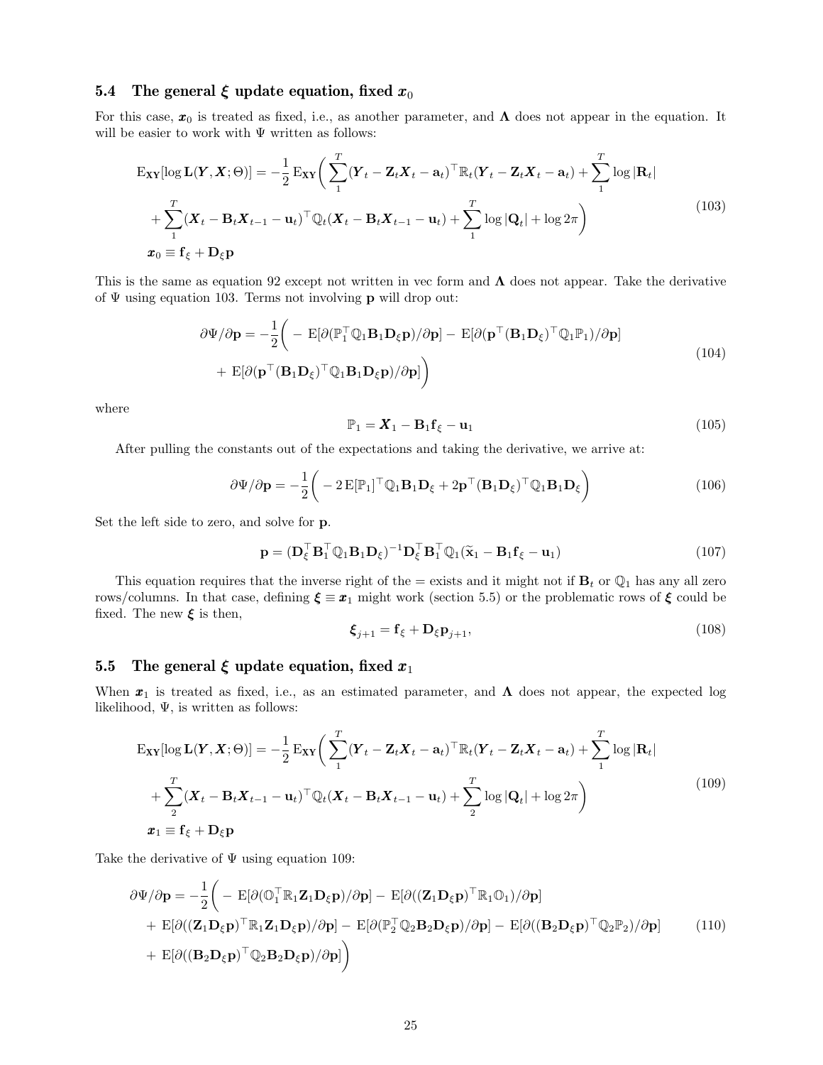### 5.4 The general $\boldsymbol{\xi}$ update equation, fixed $\boldsymbol{x}_0$

For this case, $\boldsymbol{x}_0$ is treated as fixed, i.e., as another parameter, and $\boldsymbol{\Lambda}$ does not appear in the equation. It will be easier to work with $\Psi$ written as follows:

$$
\begin{aligned}
\mathrm{E}_{\mathbf{XY}}[\log \mathbf{L}(\boldsymbol{Y}, \boldsymbol{X}; \Theta)] = -\frac{1}{2}\,\mathrm{E}_{\mathbf{XY}}\bigg(&\sum_{1}^{T}(\boldsymbol{Y}_t - \mathbf{Z}_t\boldsymbol{X}_t - \mathbf{a}_t)^\top \mathbb{R}_t(\boldsymbol{Y}_t - \mathbf{Z}_t\boldsymbol{X}_t - \mathbf{a}_t) + \sum_{1}^{T}\log|\mathbf{R}_t| \\
&+ \sum_{1}^{T}(\boldsymbol{X}_t - \mathbf{B}_t\boldsymbol{X}_{t-1} - \mathbf{u}_t)^\top \mathbb{Q}_t(\boldsymbol{X}_t - \mathbf{B}_t\boldsymbol{X}_{t-1} - \mathbf{u}_t) + \sum_{1}^{T}\log|\mathbf{Q}_t| + \log 2\pi\bigg) \\
&\boldsymbol{x}_0 \equiv \mathbf{f}_\xi + \mathbf{D}_\xi\mathbf{p}
\end{aligned} \tag{103}
$$

This is the same as equation 92 except not written in vec form and $\boldsymbol{\Lambda}$ does not appear. Take the derivative of $\Psi$ using equation 103. Terms not involving $\mathbf{p}$ will drop out:

$$
\begin{aligned}
\partial\Psi/\partial\mathbf{p} = -\frac{1}{2}\bigg(&-\mathrm{E}[\partial(\mathbb{P}_1^\top \mathbb{Q}_1\mathbf{B}_1\mathbf{D}_\xi\mathbf{p})/\partial\mathbf{p}] - \mathrm{E}[\partial(\mathbf{p}^\top(\mathbf{B}_1\mathbf{D}_\xi)^\top \mathbb{Q}_1\mathbb{P}_1)/\partial\mathbf{p}] \\
&+ \mathrm{E}[\partial(\mathbf{p}^\top(\mathbf{B}_1\mathbf{D}_\xi)^\top \mathbb{Q}_1\mathbf{B}_1\mathbf{D}_\xi\mathbf{p})/\partial\mathbf{p}]\bigg)
\end{aligned} \tag{104}
$$

where

$$
\mathbb{P}_1 = \boldsymbol{X}_1 - \mathbf{B}_1\mathbf{f}_\xi - \mathbf{u}_1 \tag{105}
$$

After pulling the constants out of the expectations and taking the derivative, we arrive at:

$$
\partial\Psi/\partial\mathbf{p} = -\frac{1}{2}\bigg(-2\,\mathrm{E}[\mathbb{P}_1]^\top \mathbb{Q}_1\mathbf{B}_1\mathbf{D}_\xi + 2\mathbf{p}^\top(\mathbf{B}_1\mathbf{D}_\xi)^\top \mathbb{Q}_1\mathbf{B}_1\mathbf{D}_\xi\bigg) \tag{106}
$$

Set the left side to zero, and solve for $\mathbf{p}$.

$$
\mathbf{p} = (\mathbf{D}_\xi^\top\mathbf{B}_1^\top\mathbb{Q}_1\mathbf{B}_1\mathbf{D}_\xi)^{-1}\mathbf{D}_\xi^\top\mathbf{B}_1^\top\mathbb{Q}_1(\widetilde{\mathbf{x}}_1 - \mathbf{B}_1\mathbf{f}_\xi - \mathbf{u}_1) \tag{107}
$$

This equation requires that the inverse right of the = exists and it might not if $\mathbf{B}_t$ or $\mathbb{Q}_1$ has any all zero rows/columns. In that case, defining $\boldsymbol{\xi} \equiv \boldsymbol{x}_1$ might work (section 5.5) or the problematic rows of $\boldsymbol{\xi}$ could be fixed. The new $\boldsymbol{\xi}$ is then,

$$
\boldsymbol{\xi}_{j+1} = \mathbf{f}_\xi + \mathbf{D}_\xi\mathbf{p}_{j+1}, \tag{108}
$$

### 5.5 The general $\boldsymbol{\xi}$ update equation, fixed $\boldsymbol{x}_1$

When $\boldsymbol{x}_1$ is treated as fixed, i.e., as an estimated parameter, and $\boldsymbol{\Lambda}$ does not appear, the expected log likelihood, $\Psi$, is written as follows:

$$
\begin{aligned}
\mathrm{E}_{\mathbf{XY}}[\log \mathbf{L}(\boldsymbol{Y}, \boldsymbol{X}; \Theta)] = -\frac{1}{2}\,\mathrm{E}_{\mathbf{XY}}\bigg(&\sum_{1}^{T}(\boldsymbol{Y}_t - \mathbf{Z}_t\boldsymbol{X}_t - \mathbf{a}_t)^\top \mathbb{R}_t(\boldsymbol{Y}_t - \mathbf{Z}_t\boldsymbol{X}_t - \mathbf{a}_t) + \sum_{1}^{T}\log|\mathbf{R}_t| \\
&+ \sum_{2}^{T}(\boldsymbol{X}_t - \mathbf{B}_t\boldsymbol{X}_{t-1} - \mathbf{u}_t)^\top \mathbb{Q}_t(\boldsymbol{X}_t - \mathbf{B}_t\boldsymbol{X}_{t-1} - \mathbf{u}_t) + \sum_{2}^{T}\log|\mathbf{Q}_t| + \log 2\pi\bigg) \\
&\boldsymbol{x}_1 \equiv \mathbf{f}_\xi + \mathbf{D}_\xi\mathbf{p}
\end{aligned} \tag{109}
$$

Take the derivative of $\Psi$ using equation 109:

$$
\begin{aligned}
\partial\Psi/\partial\mathbf{p} = -\frac{1}{2}\bigg(&-\mathrm{E}[\partial(\mathbb{O}_1^\top\mathbb{R}_1\mathbf{Z}_1\mathbf{D}_\xi\mathbf{p})/\partial\mathbf{p}] - \mathrm{E}[\partial((\mathbf{Z}_1\mathbf{D}_\xi\mathbf{p})^\top\mathbb{R}_1\mathbb{O}_1)/\partial\mathbf{p}] \\
&+ \mathrm{E}[\partial((\mathbf{Z}_1\mathbf{D}_\xi\mathbf{p})^\top\mathbb{R}_1\mathbf{Z}_1\mathbf{D}_\xi\mathbf{p})/\partial\mathbf{p}] - \mathrm{E}[\partial(\mathbb{P}_2^\top\mathbb{Q}_2\mathbf{B}_2\mathbf{D}_\xi\mathbf{p})/\partial\mathbf{p}] - \mathrm{E}[\partial((\mathbf{B}_2\mathbf{D}_\xi\mathbf{p})^\top\mathbb{Q}_2\mathbb{P}_2)/\partial\mathbf{p}] \\
&+ \mathrm{E}[\partial((\mathbf{B}_2\mathbf{D}_\xi\mathbf{p})^\top\mathbb{Q}_2\mathbf{B}_2\mathbf{D}_\xi\mathbf{p})/\partial\mathbf{p}]\bigg)
\end{aligned} \tag{110}
$$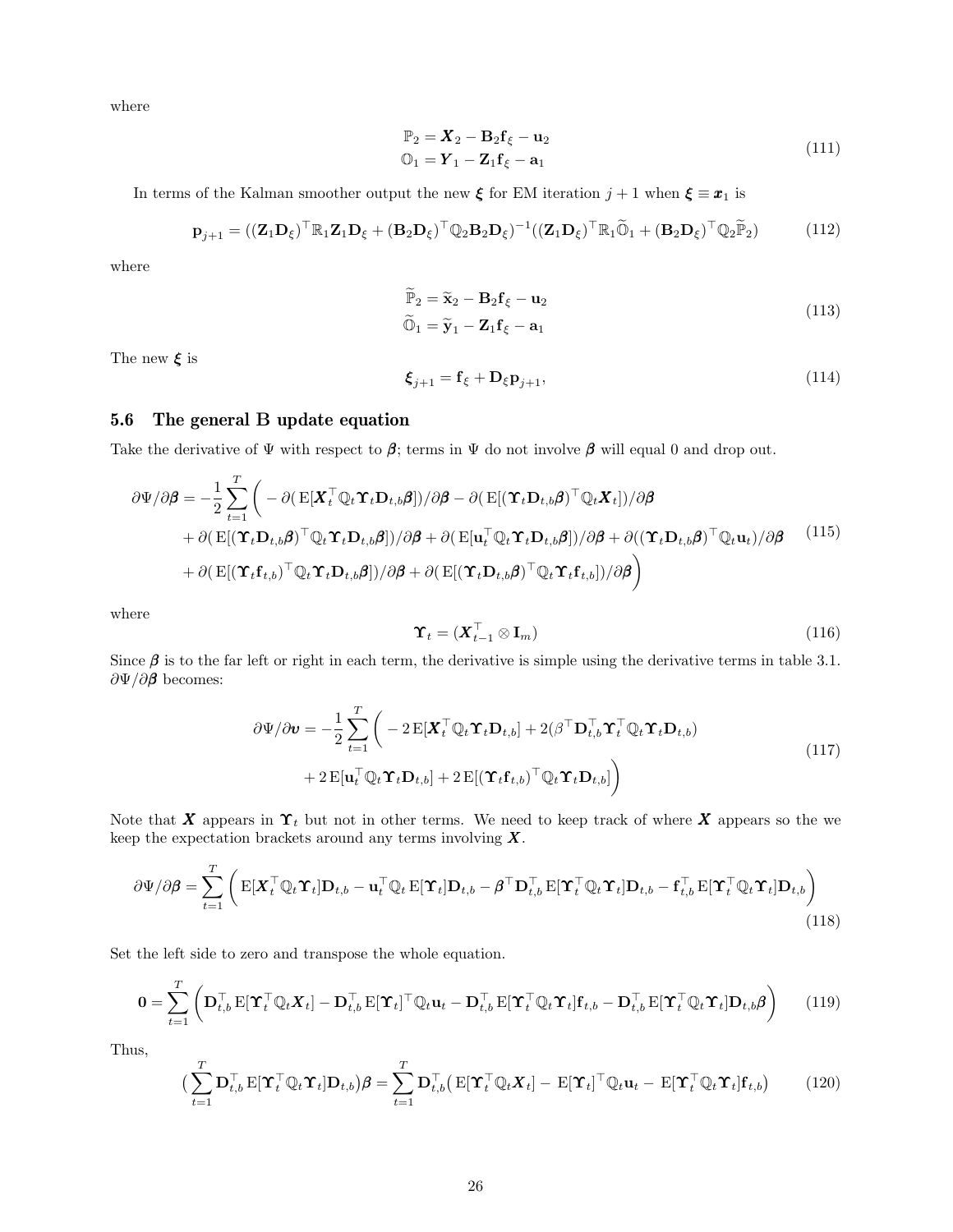where

$$
\begin{aligned}
\mathbb{P}_2 &= \boldsymbol{X}_2 - \mathbf{B}_2\mathbf{f}_\xi - \mathbf{u}_2 \\
\mathbb{O}_1 &= \boldsymbol{Y}_1 - \mathbf{Z}_1\mathbf{f}_\xi - \mathbf{a}_1
\end{aligned}
\tag{111}
$$

In terms of the Kalman smoother output the new $\boldsymbol{\xi}$ for EM iteration $j+1$ when $\boldsymbol{\xi} \equiv \boldsymbol{x}_1$ is

$$
\mathbf{p}_{j+1} = ((\mathbf{Z}_1\mathbf{D}_\xi)^\top \mathbb{R}_1 \mathbf{Z}_1\mathbf{D}_\xi + (\mathbf{B}_2\mathbf{D}_\xi)^\top \mathbb{Q}_2 \mathbf{B}_2\mathbf{D}_\xi)^{-1}((\mathbf{Z}_1\mathbf{D}_\xi)^\top \mathbb{R}_1 \widetilde{\mathbb{O}}_1 + (\mathbf{B}_2\mathbf{D}_\xi)^\top \mathbb{Q}_2 \widetilde{\mathbb{P}}_2)
\tag{112}
$$

where

$$
\begin{aligned}
\widetilde{\mathbb{P}}_2 &= \widetilde{\mathbf{x}}_2 - \mathbf{B}_2\mathbf{f}_\xi - \mathbf{u}_2 \\
\widetilde{\mathbb{O}}_1 &= \widetilde{\mathbf{y}}_1 - \mathbf{Z}_1\mathbf{f}_\xi - \mathbf{a}_1
\end{aligned}
\tag{113}
$$

The new $\boldsymbol{\xi}$ is

$$
\boldsymbol{\xi}_{j+1} = \mathbf{f}_\xi + \mathbf{D}_\xi \mathbf{p}_{j+1},
\tag{114}
$$

## 5.6 The general B update equation

Take the derivative of $\Psi$ with respect to $\boldsymbol{\beta}$; terms in $\Psi$ do not involve $\boldsymbol{\beta}$ will equal 0 and drop out.

$$
\begin{aligned}
\partial\Psi/\partial\boldsymbol{\beta} = -\frac{1}{2}\sum_{t=1}^{T}\bigg( &-\partial(\,\mathrm{E}[\boldsymbol{X}_t^\top \mathbb{Q}_t \boldsymbol{\Upsilon}_t \mathbf{D}_{t,b}\boldsymbol{\beta}])/\partial\boldsymbol{\beta} - \partial(\,\mathrm{E}[(\boldsymbol{\Upsilon}_t \mathbf{D}_{t,b}\boldsymbol{\beta})^\top \mathbb{Q}_t \boldsymbol{X}_t])/\partial\boldsymbol{\beta} \\
&+ \partial(\,\mathrm{E}[(\boldsymbol{\Upsilon}_t \mathbf{D}_{t,b}\boldsymbol{\beta})^\top \mathbb{Q}_t \boldsymbol{\Upsilon}_t \mathbf{D}_{t,b}\boldsymbol{\beta}])/\partial\boldsymbol{\beta} + \partial(\,\mathrm{E}[\mathbf{u}_t^\top \mathbb{Q}_t \boldsymbol{\Upsilon}_t \mathbf{D}_{t,b}\boldsymbol{\beta}])/\partial\boldsymbol{\beta} + \partial((\boldsymbol{\Upsilon}_t \mathbf{D}_{t,b}\boldsymbol{\beta})^\top \mathbb{Q}_t \mathbf{u}_t)/\partial\boldsymbol{\beta} \\
&+ \partial(\,\mathrm{E}[(\boldsymbol{\Upsilon}_t \mathbf{f}_{t,b})^\top \mathbb{Q}_t \boldsymbol{\Upsilon}_t \mathbf{D}_{t,b}\boldsymbol{\beta}])/\partial\boldsymbol{\beta} + \partial(\,\mathrm{E}[(\boldsymbol{\Upsilon}_t \mathbf{D}_{t,b}\boldsymbol{\beta})^\top \mathbb{Q}_t \boldsymbol{\Upsilon}_t \mathbf{f}_{t,b}])/\partial\boldsymbol{\beta}\bigg)
\end{aligned}
\tag{115}
$$

where

$$
\boldsymbol{\Upsilon}_t = (\boldsymbol{X}_{t-1}^\top \otimes \mathbf{I}_m)
\tag{116}
$$

Since $\boldsymbol{\beta}$ is to the far left or right in each term, the derivative is simple using the derivative terms in table 3.1. $\partial\Psi/\partial\boldsymbol{\beta}$ becomes:

$$
\begin{aligned}
\partial\Psi/\partial\boldsymbol{\upsilon} = -\frac{1}{2}\sum_{t=1}^{T}\bigg( &- 2\,\mathrm{E}[\boldsymbol{X}_t^\top \mathbb{Q}_t \boldsymbol{\Upsilon}_t \mathbf{D}_{t,b}] + 2(\beta^\top \mathbf{D}_{t,b}^\top \boldsymbol{\Upsilon}_t^\top \mathbb{Q}_t \boldsymbol{\Upsilon}_t \mathbf{D}_{t,b}) \\
&+ 2\,\mathrm{E}[\mathbf{u}_t^\top \mathbb{Q}_t \boldsymbol{\Upsilon}_t \mathbf{D}_{t,b}] + 2\,\mathrm{E}[(\boldsymbol{\Upsilon}_t \mathbf{f}_{t,b})^\top \mathbb{Q}_t \boldsymbol{\Upsilon}_t \mathbf{D}_{t,b}]\bigg)
\end{aligned}
\tag{117}
$$

Note that $\boldsymbol{X}$ appears in $\boldsymbol{\Upsilon}_t$ but not in other terms. We need to keep track of where $\boldsymbol{X}$ appears so the we keep the expectation brackets around any terms involving $\boldsymbol{X}$.

$$
\partial\Psi/\partial\boldsymbol{\beta} = \sum_{t=1}^{T}\bigg(\,\mathrm{E}[\boldsymbol{X}_t^\top \mathbb{Q}_t \boldsymbol{\Upsilon}_t]\mathbf{D}_{t,b} - \mathbf{u}_t^\top \mathbb{Q}_t\,\mathrm{E}[\boldsymbol{\Upsilon}_t]\mathbf{D}_{t,b} - \boldsymbol{\beta}^\top \mathbf{D}_{t,b}^\top\,\mathrm{E}[\boldsymbol{\Upsilon}_t^\top \mathbb{Q}_t \boldsymbol{\Upsilon}_t]\mathbf{D}_{t,b} - \mathbf{f}_{t,b}^\top\,\mathrm{E}[\boldsymbol{\Upsilon}_t^\top \mathbb{Q}_t \boldsymbol{\Upsilon}_t]\mathbf{D}_{t,b}\bigg)
\tag{118}
$$

Set the left side to zero and transpose the whole equation.

$$
\mathbf{0} = \sum_{t=1}^{T}\bigg(\mathbf{D}_{t,b}^\top\,\mathrm{E}[\boldsymbol{\Upsilon}_t^\top \mathbb{Q}_t \boldsymbol{X}_t] - \mathbf{D}_{t,b}^\top\,\mathrm{E}[\boldsymbol{\Upsilon}_t]^\top \mathbb{Q}_t \mathbf{u}_t - \mathbf{D}_{t,b}^\top\,\mathrm{E}[\boldsymbol{\Upsilon}_t^\top \mathbb{Q}_t \boldsymbol{\Upsilon}_t]\mathbf{f}_{t,b} - \mathbf{D}_{t,b}^\top\,\mathrm{E}[\boldsymbol{\Upsilon}_t^\top \mathbb{Q}_t \boldsymbol{\Upsilon}_t]\mathbf{D}_{t,b}\boldsymbol{\beta}\bigg)
\tag{119}
$$

Thus,

$$
\big(\sum_{t=1}^{T}\mathbf{D}_{t,b}^\top\,\mathrm{E}[\boldsymbol{\Upsilon}_t^\top \mathbb{Q}_t \boldsymbol{\Upsilon}_t]\mathbf{D}_{t,b}\big)\boldsymbol{\beta} = \sum_{t=1}^{T}\mathbf{D}_{t,b}^\top\big(\,\mathrm{E}[\boldsymbol{\Upsilon}_t^\top \mathbb{Q}_t \boldsymbol{X}_t] - \,\mathrm{E}[\boldsymbol{\Upsilon}_t]^\top \mathbb{Q}_t \mathbf{u}_t - \,\mathrm{E}[\boldsymbol{\Upsilon}_t^\top \mathbb{Q}_t \boldsymbol{\Upsilon}_t]\mathbf{f}_{t,b}\big)
\tag{120}
$$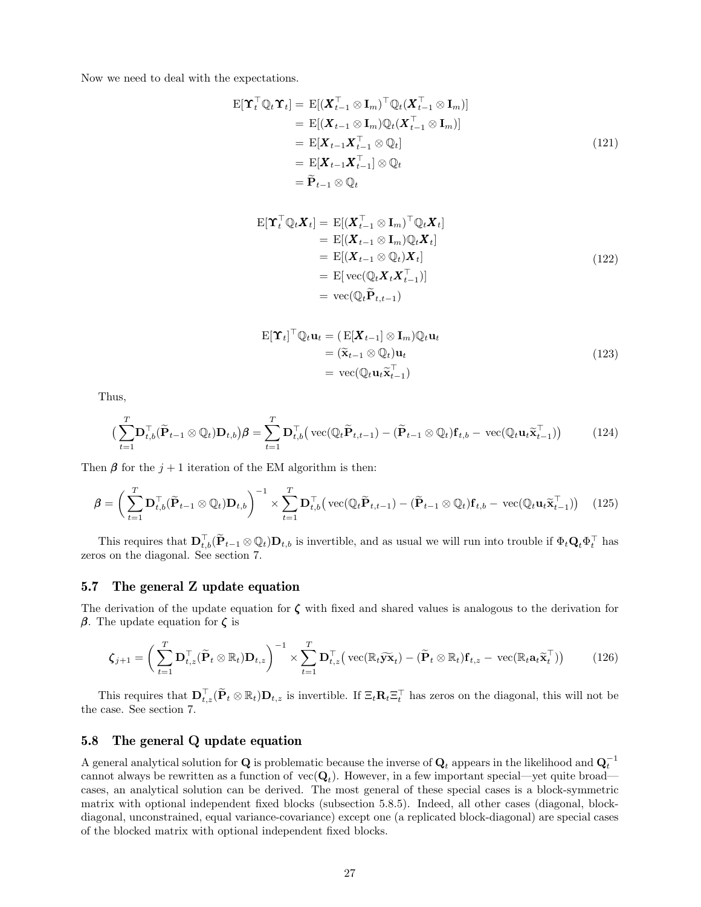Now we need to deal with the expectations.

$$
\begin{aligned}
\mathrm{E}[\boldsymbol{\Upsilon}_t^\top \mathbb{Q}_t \boldsymbol{\Upsilon}_t] &= \mathrm{E}[(\boldsymbol{X}_{t-1}^\top \otimes \mathbf{I}_m)^\top \mathbb{Q}_t (\boldsymbol{X}_{t-1}^\top \otimes \mathbf{I}_m)] \\
&= \mathrm{E}[(\boldsymbol{X}_{t-1} \otimes \mathbf{I}_m) \mathbb{Q}_t (\boldsymbol{X}_{t-1}^\top \otimes \mathbf{I}_m)] \\
&= \mathrm{E}[\boldsymbol{X}_{t-1}\boldsymbol{X}_{t-1}^\top \otimes \mathbb{Q}_t] \\
&= \mathrm{E}[\boldsymbol{X}_{t-1}\boldsymbol{X}_{t-1}^\top] \otimes \mathbb{Q}_t \\
&= \widetilde{\mathbf{P}}_{t-1} \otimes \mathbb{Q}_t
\end{aligned}
\tag{121}
$$

$$
\begin{aligned}
\mathrm{E}[\boldsymbol{\Upsilon}_t^\top \mathbb{Q}_t \boldsymbol{X}_t] &= \mathrm{E}[(\boldsymbol{X}_{t-1}^\top \otimes \mathbf{I}_m)^\top \mathbb{Q}_t \boldsymbol{X}_t] \\
&= \mathrm{E}[(\boldsymbol{X}_{t-1} \otimes \mathbf{I}_m) \mathbb{Q}_t \boldsymbol{X}_t] \\
&= \mathrm{E}[(\boldsymbol{X}_{t-1} \otimes \mathbb{Q}_t) \boldsymbol{X}_t] \\
&= \mathrm{E}[\,\mathrm{vec}(\mathbb{Q}_t \boldsymbol{X}_t \boldsymbol{X}_{t-1}^\top)] \\
&= \mathrm{vec}(\mathbb{Q}_t \widetilde{\mathbf{P}}_{t,t-1})
\end{aligned}
\tag{122}
$$

$$
\begin{aligned}
\mathrm{E}[\boldsymbol{\Upsilon}_t]^\top \mathbb{Q}_t \mathbf{u}_t &= (\,\mathrm{E}[\boldsymbol{X}_{t-1}] \otimes \mathbf{I}_m) \mathbb{Q}_t \mathbf{u}_t \\
&= (\widetilde{\mathbf{x}}_{t-1} \otimes \mathbb{Q}_t) \mathbf{u}_t \\
&= \mathrm{vec}(\mathbb{Q}_t \mathbf{u}_t \widetilde{\mathbf{x}}_{t-1}^\top)
\end{aligned}
\tag{123}
$$

Thus,

$$
\Big(\sum_{t=1}^{T} \mathbf{D}_{t,b}^\top (\widetilde{\mathbf{P}}_{t-1} \otimes \mathbb{Q}_t) \mathbf{D}_{t,b}\Big)\boldsymbol{\beta} = \sum_{t=1}^{T} \mathbf{D}_{t,b}^\top \big(\,\mathrm{vec}(\mathbb{Q}_t \widetilde{\mathbf{P}}_{t,t-1}) - (\widetilde{\mathbf{P}}_{t-1} \otimes \mathbb{Q}_t)\mathbf{f}_{t,b} - \,\mathrm{vec}(\mathbb{Q}_t \mathbf{u}_t \widetilde{\mathbf{x}}_{t-1}^\top)\big)
\tag{124}
$$

Then $\boldsymbol{\beta}$ for the $j+1$ iteration of the EM algorithm is then:

$$
\boldsymbol{\beta} = \bigg(\sum_{t=1}^{T} \mathbf{D}_{t,b}^\top (\widetilde{\mathbf{P}}_{t-1} \otimes \mathbb{Q}_t) \mathbf{D}_{t,b}\bigg)^{-1} \times \sum_{t=1}^{T} \mathbf{D}_{t,b}^\top \big(\,\mathrm{vec}(\mathbb{Q}_t \widetilde{\mathbf{P}}_{t,t-1}) - (\widetilde{\mathbf{P}}_{t-1} \otimes \mathbb{Q}_t)\mathbf{f}_{t,b} - \,\mathrm{vec}(\mathbb{Q}_t \mathbf{u}_t \widetilde{\mathbf{x}}_{t-1}^\top)\big)
\tag{125}
$$

This requires that $\mathbf{D}_{t,b}^\top (\widetilde{\mathbf{P}}_{t-1} \otimes \mathbb{Q}_t) \mathbf{D}_{t,b}$ is invertible, and as usual we will run into trouble if $\Phi_t \mathbf{Q}_t \Phi_t^\top$ has zeros on the diagonal. See section 7.

## 5.7 The general Z update equation

The derivation of the update equation for $\boldsymbol{\zeta}$ with fixed and shared values is analogous to the derivation for $\boldsymbol{\beta}$. The update equation for $\boldsymbol{\zeta}$ is

$$
\boldsymbol{\zeta}_{j+1} = \bigg(\sum_{t=1}^{T} \mathbf{D}_{t,z}^\top (\widetilde{\mathbf{P}}_t \otimes \mathbb{R}_t) \mathbf{D}_{t,z}\bigg)^{-1} \times \sum_{t=1}^{T} \mathbf{D}_{t,z}^\top \big(\,\mathrm{vec}(\mathbb{R}_t \widetilde{\mathbf{y}\mathbf{x}}_t) - (\widetilde{\mathbf{P}}_t \otimes \mathbb{R}_t)\mathbf{f}_{t,z} - \,\mathrm{vec}(\mathbb{R}_t \mathbf{a}_t \widetilde{\mathbf{x}}_t^\top)\big)
\tag{126}
$$

This requires that $\mathbf{D}_{t,z}^\top (\widetilde{\mathbf{P}}_t \otimes \mathbb{R}_t) \mathbf{D}_{t,z}$ is invertible. If $\Xi_t \mathbf{R}_t \Xi_t^\top$ has zeros on the diagonal, this will not be the case. See section 7.

## 5.8 The general Q update equation

A general analytical solution for $\mathbf{Q}$ is problematic because the inverse of $\mathbf{Q}_t$ appears in the likelihood and $\mathbf{Q}_t^{-1}$ cannot always be rewritten as a function of $\mathrm{vec}(\mathbf{Q}_t)$. However, in a few important special—yet quite broad—cases, an analytical solution can be derived. The most general of these special cases is a block-symmetric matrix with optional independent fixed blocks (subsection 5.8.5). Indeed, all other cases (diagonal, block-diagonal, unconstrained, equal variance-covariance) except one (a replicated block-diagonal) are special cases of the blocked matrix with optional independent fixed blocks.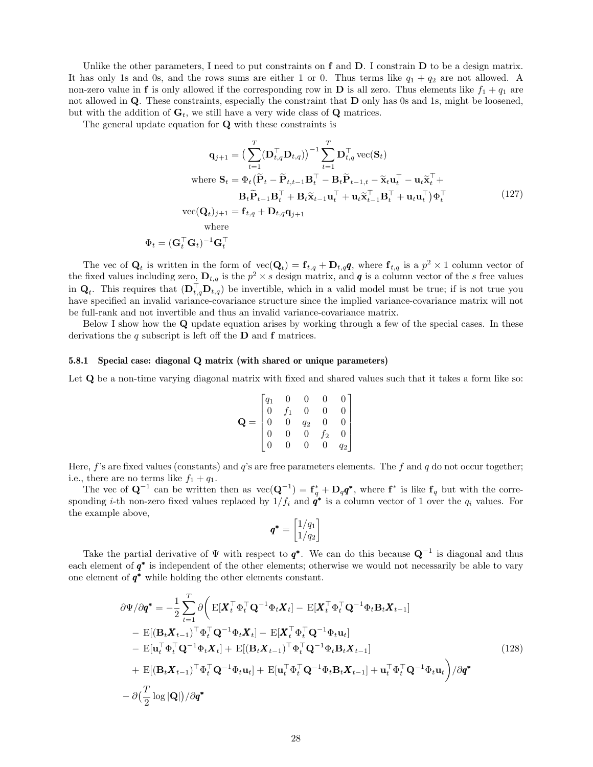Unlike the other parameters, I need to put constraints on $\mathbf{f}$ and $\mathbf{D}$. I constrain $\mathbf{D}$ to be a design matrix. It has only 1s and 0s, and the rows sums are either 1 or 0. Thus terms like $q_1 + q_2$ are not allowed. A non-zero value in $\mathbf{f}$ is only allowed if the corresponding row in $\mathbf{D}$ is all zero. Thus elements like $f_1 + q_1$ are not allowed in $\mathbf{Q}$. These constraints, especially the constraint that $\mathbf{D}$ only has 0s and 1s, might be loosened, but with the addition of $\mathbf{G}_t$, we still have a very wide class of $\mathbf{Q}$ matrices.

The general update equation for $\mathbf{Q}$ with these constraints is

$$
\begin{aligned}
\mathbf{q}_{j+1} &= \big(\sum_{t=1}^{T}(\mathbf{D}_{t,q}^\top \mathbf{D}_{t,q})\big)^{-1} \sum_{t=1}^{T} \mathbf{D}_{t,q}^\top \operatorname{vec}(\mathbf{S}_t) \\
\text{where } \mathbf{S}_t &= \Phi_t\big(\widetilde{\mathbf{P}}_t - \widetilde{\mathbf{P}}_{t,t-1}\mathbf{B}_t^\top - \mathbf{B}_t\widetilde{\mathbf{P}}_{t-1,t} - \widetilde{\mathbf{x}}_t\mathbf{u}_t^\top - \mathbf{u}_t\widetilde{\mathbf{x}}_t^\top + \\
&\qquad \mathbf{B}_t\widetilde{\mathbf{P}}_{t-1}\mathbf{B}_t^\top + \mathbf{B}_t\widetilde{\mathbf{x}}_{t-1}\mathbf{u}_t^\top + \mathbf{u}_t\widetilde{\mathbf{x}}_{t-1}^\top\mathbf{B}_t^\top + \mathbf{u}_t\mathbf{u}_t^\top\big)\Phi_t^\top \\
\operatorname{vec}(\mathbf{Q}_t)_{j+1} &= \mathbf{f}_{t,q} + \mathbf{D}_{t,q}\mathbf{q}_{j+1} \\
&\text{where} \\
\Phi_t &= (\mathbf{G}_t^\top\mathbf{G}_t)^{-1}\mathbf{G}_t^\top
\end{aligned}
\tag{127}
$$

The vec of $\mathbf{Q}_t$ is written in the form of $\operatorname{vec}(\mathbf{Q}_t) = \mathbf{f}_{t,q} + \mathbf{D}_{t,q}\boldsymbol{q}$, where $\mathbf{f}_{t,q}$ is a $p^2 \times 1$ column vector of the fixed values including zero, $\mathbf{D}_{t,q}$ is the $p^2 \times s$ design matrix, and $\boldsymbol{q}$ is a column vector of the $s$ free values in $\mathbf{Q}_t$. This requires that $(\mathbf{D}_{t,q}^\top \mathbf{D}_{t,q})$ be invertible, which in a valid model must be true; if is not true you have specified an invalid variance-covariance structure since the implied variance-covariance matrix will not be full-rank and not invertible and thus an invalid variance-covariance matrix.

Below I show how the $\mathbf{Q}$ update equation arises by working through a few of the special cases. In these derivations the $q$ subscript is left off the $\mathbf{D}$ and $\mathbf{f}$ matrices.

### 5.8.1 Special case: diagonal Q matrix (with shared or unique parameters)

Let $\mathbf{Q}$ be a non-time varying diagonal matrix with fixed and shared values such that it takes a form like so:

$$
\mathbf{Q} = \begin{bmatrix}
q_1 & 0 & 0 & 0 & 0 \\
0 & f_1 & 0 & 0 & 0 \\
0 & 0 & q_2 & 0 & 0 \\
0 & 0 & 0 & f_2 & 0 \\
0 & 0 & 0 & 0 & q_2
\end{bmatrix}
$$

Here, $f$'s are fixed values (constants) and $q$'s are free parameters elements. The $f$ and $q$ do not occur together; i.e., there are no terms like $f_1 + q_1$.

The vec of $\mathbf{Q}^{-1}$ can be written then as $\operatorname{vec}(\mathbf{Q}^{-1}) = \mathbf{f}_q^* + \mathbf{D}_q\boldsymbol{q}^*$, where $\mathbf{f}^*$ is like $\mathbf{f}_q$ but with the corresponding $i$-th non-zero fixed values replaced by $1/f_i$ and $\boldsymbol{q}^*$ is a column vector of 1 over the $q_i$ values. For the example above,

$$
\boldsymbol{q}^* = \begin{bmatrix} 1/q_1 \\ 1/q_2 \end{bmatrix}
$$

Take the partial derivative of $\Psi$ with respect to $\boldsymbol{q}^*$. We can do this because $\mathbf{Q}^{-1}$ is diagonal and thus each element of $\boldsymbol{q}^*$ is independent of the other elements; otherwise we would not necessarily be able to vary one element of $\boldsymbol{q}^*$ while holding the other elements constant.

$$
\begin{aligned}
\partial\Psi/\partial\boldsymbol{q}^* = -\frac{1}{2}\sum_{t=1}^{T}\partial\bigg(&\operatorname{E}[\boldsymbol{X}_t^\top\Phi_t^\top\mathbf{Q}^{-1}\Phi_t\boldsymbol{X}_t] - \operatorname{E}[\boldsymbol{X}_t^\top\Phi_t^\top\mathbf{Q}^{-1}\Phi_t\mathbf{B}_t\boldsymbol{X}_{t-1}] \\
&- \operatorname{E}[(\mathbf{B}_t\boldsymbol{X}_{t-1})^\top\Phi_t^\top\mathbf{Q}^{-1}\Phi_t\boldsymbol{X}_t] - \operatorname{E}[\boldsymbol{X}_t^\top\Phi_t^\top\mathbf{Q}^{-1}\Phi_t\mathbf{u}_t] \\
&- \operatorname{E}[\mathbf{u}_t^\top\Phi_t^\top\mathbf{Q}^{-1}\Phi_t\boldsymbol{X}_t] + \operatorname{E}[(\mathbf{B}_t\boldsymbol{X}_{t-1})^\top\Phi_t^\top\mathbf{Q}^{-1}\Phi_t\mathbf{B}_t\boldsymbol{X}_{t-1}] \\
&+ \operatorname{E}[(\mathbf{B}_t\boldsymbol{X}_{t-1})^\top\Phi_t^\top\mathbf{Q}^{-1}\Phi_t\mathbf{u}_t] + \operatorname{E}[\mathbf{u}_t^\top\Phi_t^\top\mathbf{Q}^{-1}\Phi_t\mathbf{B}_t\boldsymbol{X}_{t-1}] + \mathbf{u}_t^\top\Phi_t^\top\mathbf{Q}^{-1}\Phi_t\mathbf{u}_t\bigg)/\partial\boldsymbol{q}^* \\
- \partial\big(\frac{T}{2}\log|\mathbf{Q}|\big)/\partial\boldsymbol{q}^*&
\end{aligned}
\tag{128}
$$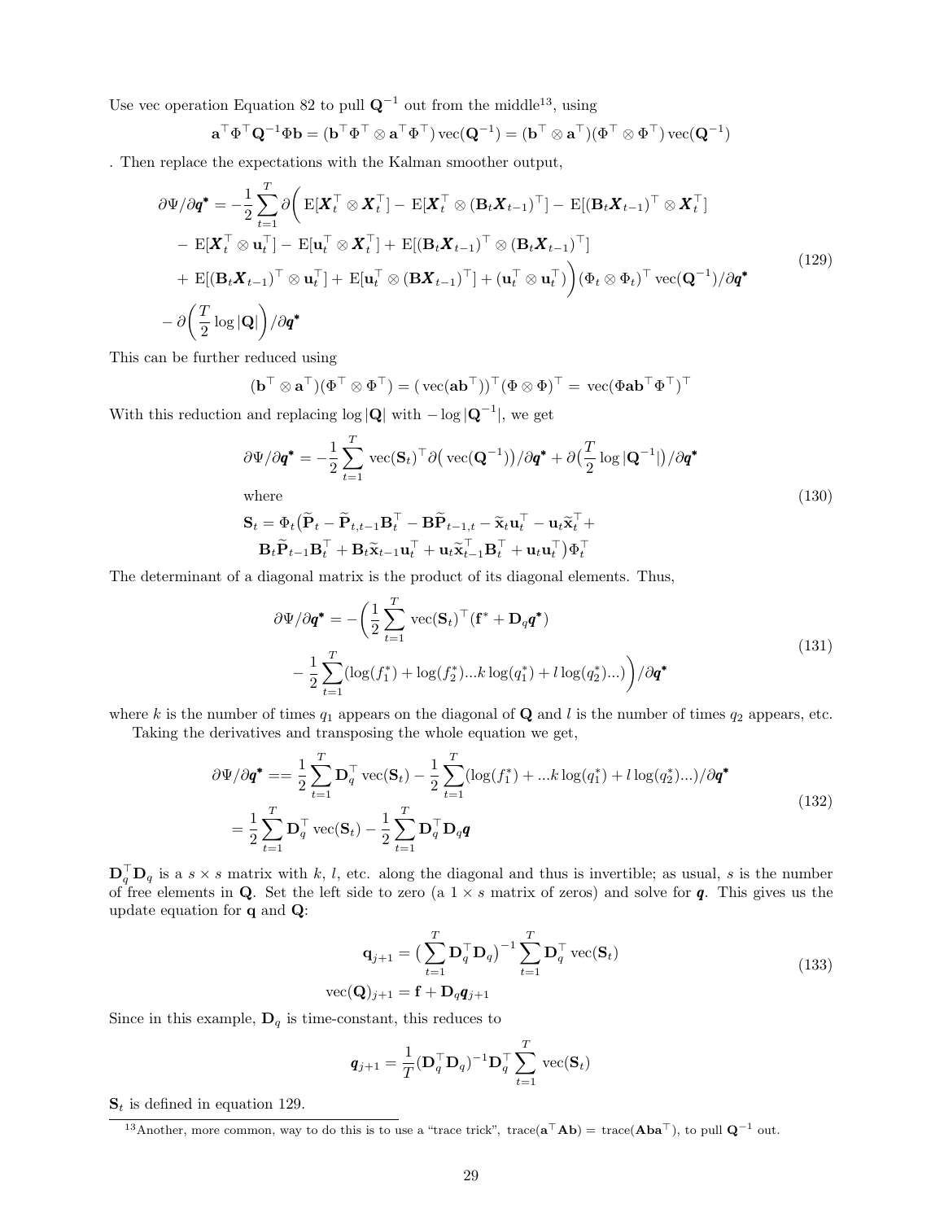Use vec operation Equation 82 to pull $\mathbf{Q}^{-1}$ out from the middle[13], using

$$\mathbf{a}^\top \Phi^\top \mathbf{Q}^{-1} \Phi \mathbf{b} = (\mathbf{b}^\top \Phi^\top \otimes \mathbf{a}^\top \Phi^\top) \operatorname{vec}(\mathbf{Q}^{-1}) = (\mathbf{b}^\top \otimes \mathbf{a}^\top)(\Phi^\top \otimes \Phi^\top) \operatorname{vec}(\mathbf{Q}^{-1})$$

. Then replace the expectations with the Kalman smoother output,

$$\begin{aligned}
\partial\Psi/\partial \boldsymbol{q}^* = -\frac{1}{2}\sum_{t=1}^{T} \partial\bigg( & \operatorname{E}[\boldsymbol{X}_t^\top \otimes \boldsymbol{X}_t^\top] - \operatorname{E}[\boldsymbol{X}_t^\top \otimes (\mathbf{B}_t \boldsymbol{X}_{t-1})^\top] - \operatorname{E}[(\mathbf{B}_t \boldsymbol{X}_{t-1})^\top \otimes \boldsymbol{X}_t^\top] \\
& - \operatorname{E}[\boldsymbol{X}_t^\top \otimes \mathbf{u}_t^\top] - \operatorname{E}[\mathbf{u}_t^\top \otimes \boldsymbol{X}_t^\top] + \operatorname{E}[(\mathbf{B}_t \boldsymbol{X}_{t-1})^\top \otimes (\mathbf{B}_t \boldsymbol{X}_{t-1})^\top] \\
& + \operatorname{E}[(\mathbf{B}_t \boldsymbol{X}_{t-1})^\top \otimes \mathbf{u}_t^\top] + \operatorname{E}[\mathbf{u}_t^\top \otimes (\mathbf{B} \boldsymbol{X}_{t-1})^\top] + (\mathbf{u}_t^\top \otimes \mathbf{u}_t^\top)\bigg)(\Phi_t \otimes \Phi_t)^\top \operatorname{vec}(\mathbf{Q}^{-1})/\partial \boldsymbol{q}^* \\
- \partial\bigg(\frac{T}{2}\log|\mathbf{Q}|\bigg)/\partial \boldsymbol{q}^* &
\end{aligned} \tag{129}$$

This can be further reduced using

$$(\mathbf{b}^\top \otimes \mathbf{a}^\top)(\Phi^\top \otimes \Phi^\top) = (\operatorname{vec}(\mathbf{a}\mathbf{b}^\top))^\top (\Phi \otimes \Phi)^\top = \operatorname{vec}(\Phi \mathbf{a}\mathbf{b}^\top \Phi^\top)^\top$$

With this reduction and replacing $\log|\mathbf{Q}|$ with $-\log|\mathbf{Q}^{-1}|$, we get

$$\begin{gathered}
\partial\Psi/\partial \boldsymbol{q}^* = -\frac{1}{2}\sum_{t=1}^{T} \operatorname{vec}(\mathbf{S}_t)^\top \partial\big(\operatorname{vec}(\mathbf{Q}^{-1})\big)/\partial \boldsymbol{q}^* + \partial\big(\frac{T}{2}\log|\mathbf{Q}^{-1}|\big)/\partial \boldsymbol{q}^* \\
\text{where} \\
\mathbf{S}_t = \Phi_t\big(\widetilde{\mathbf{P}}_t - \widetilde{\mathbf{P}}_{t,t-1}\mathbf{B}_t^\top - \mathbf{B}\widetilde{\mathbf{P}}_{t-1,t} - \widetilde{\mathbf{x}}_t \mathbf{u}_t^\top - \mathbf{u}_t \widetilde{\mathbf{x}}_t^\top + \\
\mathbf{B}_t \widetilde{\mathbf{P}}_{t-1}\mathbf{B}_t^\top + \mathbf{B}_t \widetilde{\mathbf{x}}_{t-1}\mathbf{u}_t^\top + \mathbf{u}_t \widetilde{\mathbf{x}}_{t-1}^\top \mathbf{B}_t^\top + \mathbf{u}_t \mathbf{u}_t^\top\big)\Phi_t^\top
\end{gathered} \tag{130}$$

The determinant of a diagonal matrix is the product of its diagonal elements. Thus,

$$\begin{aligned}
\partial\Psi/\partial \boldsymbol{q}^* = -\bigg(&\frac{1}{2}\sum_{t=1}^{T} \operatorname{vec}(\mathbf{S}_t)^\top (\mathbf{f}^* + \mathbf{D}_q \boldsymbol{q}^*) \\
&- \frac{1}{2}\sum_{t=1}^{T} (\log(f_1^*) + \log(f_2^*) ... k\log(q_1^*) + l\log(q_2^*)...)\bigg)/\partial \boldsymbol{q}^*
\end{aligned} \tag{131}$$

where $k$ is the number of times $q_1$ appears on the diagonal of $\mathbf{Q}$ and $l$ is the number of times $q_2$ appears, etc.

Taking the derivatives and transposing the whole equation we get,

$$\begin{aligned}
\partial\Psi/\partial \boldsymbol{q}^* &== \frac{1}{2}\sum_{t=1}^{T} \mathbf{D}_q^\top \operatorname{vec}(\mathbf{S}_t) - \frac{1}{2}\sum_{t=1}^{T} (\log(f_1^*) + ...k\log(q_1^*) + l\log(q_2^*)...)/\partial \boldsymbol{q}^* \\
&= \frac{1}{2}\sum_{t=1}^{T} \mathbf{D}_q^\top \operatorname{vec}(\mathbf{S}_t) - \frac{1}{2}\sum_{t=1}^{T} \mathbf{D}_q^\top \mathbf{D}_q \boldsymbol{q}
\end{aligned} \tag{132}$$

$\mathbf{D}_q^\top \mathbf{D}_q$ is a $s \times s$ matrix with $k$, $l$, etc. along the diagonal and thus is invertible; as usual, $s$ is the number of free elements in $\mathbf{Q}$. Set the left side to zero (a $1 \times s$ matrix of zeros) and solve for $\boldsymbol{q}$. This gives us the update equation for $\mathbf{q}$ and $\mathbf{Q}$:

$$\begin{aligned}
\mathbf{q}_{j+1} &= \big(\sum_{t=1}^{T} \mathbf{D}_q^\top \mathbf{D}_q\big)^{-1} \sum_{t=1}^{T} \mathbf{D}_q^\top \operatorname{vec}(\mathbf{S}_t) \\
\operatorname{vec}(\mathbf{Q})_{j+1} &= \mathbf{f} + \mathbf{D}_q \boldsymbol{q}_{j+1}
\end{aligned} \tag{133}$$

Since in this example, $\mathbf{D}_q$ is time-constant, this reduces to

$$\boldsymbol{q}_{j+1} = \frac{1}{T}(\mathbf{D}_q^\top \mathbf{D}_q)^{-1} \mathbf{D}_q^\top \sum_{t=1}^{T} \operatorname{vec}(\mathbf{S}_t)$$

$\mathbf{S}_t$ is defined in equation 129.

[13] Another, more common, way to do this is to use a "trace trick", $\operatorname{trace}(\mathbf{a}^\top \mathbf{A} \mathbf{b}) = \operatorname{trace}(\mathbf{A}\mathbf{b}\mathbf{a}^\top)$, to pull $\mathbf{Q}^{-1}$ out.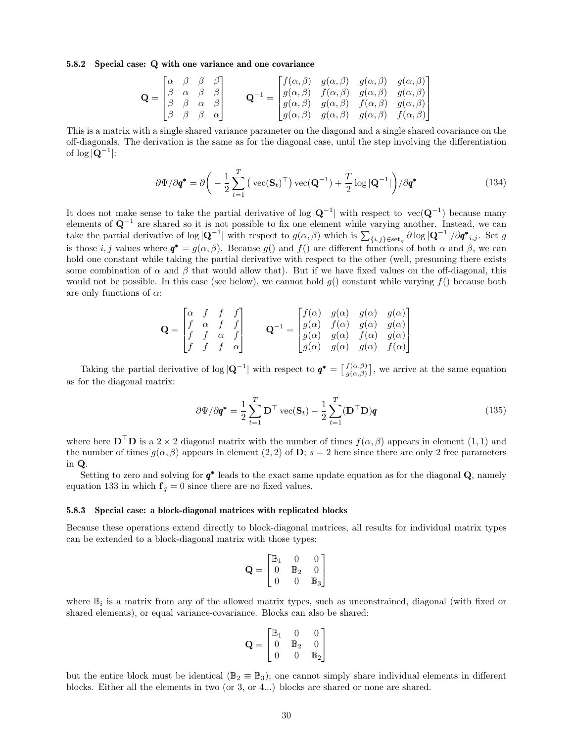### 5.8.2 Special case: Q with one variance and one covariance

$$
\mathbf{Q} = \begin{bmatrix} \alpha & \beta & \beta & \beta \\ \beta & \alpha & \beta & \beta \\ \beta & \beta & \alpha & \beta \\ \beta & \beta & \beta & \alpha \end{bmatrix} \qquad \mathbf{Q}^{-1} = \begin{bmatrix} f(\alpha,\beta) & g(\alpha,\beta) & g(\alpha,\beta) & g(\alpha,\beta) \\ g(\alpha,\beta) & f(\alpha,\beta) & g(\alpha,\beta) & g(\alpha,\beta) \\ g(\alpha,\beta) & g(\alpha,\beta) & f(\alpha,\beta) & g(\alpha,\beta) \\ g(\alpha,\beta) & g(\alpha,\beta) & g(\alpha,\beta) & f(\alpha,\beta) \end{bmatrix}
$$

This is a matrix with a single shared variance parameter on the diagonal and a single shared covariance on the off-diagonals. The derivation is the same as for the diagonal case, until the step involving the differentiation of $\log|\mathbf{Q}^{-1}|$:

$$
\partial\Psi/\partial\boldsymbol{q}^{*} = \partial\Big( -\frac{1}{2}\sum_{t=1}^{T}\big(\mathrm{vec}(\mathbf{S}_t)^\top\big)\,\mathrm{vec}(\mathbf{Q}^{-1}) + \frac{T}{2}\log|\mathbf{Q}^{-1}|\Big)/\partial\boldsymbol{q}^{*} \tag{134}
$$

It does not make sense to take the partial derivative of $\log|\mathbf{Q}^{-1}|$ with respect to $\mathrm{vec}(\mathbf{Q}^{-1})$ because many elements of $\mathbf{Q}^{-1}$ are shared so it is not possible to fix one element while varying another. Instead, we can take the partial derivative of $\log|\mathbf{Q}^{-1}|$ with respect to $g(\alpha,\beta)$ which is $\sum_{\{i,j\}\in \mathrm{set}_g} \partial\log|\mathbf{Q}^{-1}|/\partial\boldsymbol{q}^{*}{}_{i,j}$. Set $g$ is those $i,j$ values where $\boldsymbol{q}^{*} = g(\alpha,\beta)$. Because $g()$ and $f()$ are different functions of both $\alpha$ and $\beta$, we can hold one constant while taking the partial derivative with respect to the other (well, presuming there exists some combination of $\alpha$ and $\beta$ that would allow that). But if we have fixed values on the off-diagonal, this would not be possible. In this case (see below), we cannot hold $g()$ constant while varying $f()$ because both are only functions of $\alpha$:

$$
\mathbf{Q} = \begin{bmatrix} \alpha & f & f & f \\ f & \alpha & f & f \\ f & f & \alpha & f \\ f & f & f & \alpha \end{bmatrix} \qquad \mathbf{Q}^{-1} = \begin{bmatrix} f(\alpha) & g(\alpha) & g(\alpha) & g(\alpha) \\ g(\alpha) & f(\alpha) & g(\alpha) & g(\alpha) \\ g(\alpha) & g(\alpha) & f(\alpha) & g(\alpha) \\ g(\alpha) & g(\alpha) & g(\alpha) & f(\alpha) \end{bmatrix}
$$

Taking the partial derivative of $\log|\mathbf{Q}^{-1}|$ with respect to $\boldsymbol{q}^{*} = \left[\begin{smallmatrix} f(\alpha,\beta) \\ g(\alpha,\beta) \end{smallmatrix}\right]$, we arrive at the same equation as for the diagonal matrix:

$$
\partial\Psi/\partial\boldsymbol{q}^{*} = \frac{1}{2}\sum_{t=1}^{T}\mathbf{D}^\top\,\mathrm{vec}(\mathbf{S}_t) - \frac{1}{2}\sum_{t=1}^{T}(\mathbf{D}^\top\mathbf{D})\boldsymbol{q} \tag{135}
$$

where here $\mathbf{D}^\top\mathbf{D}$ is a $2\times 2$ diagonal matrix with the number of times $f(\alpha,\beta)$ appears in element $(1,1)$ and the number of times $g(\alpha,\beta)$ appears in element $(2,2)$ of $\mathbf{D}$; $s=2$ here since there are only 2 free parameters in $\mathbf{Q}$.

Setting to zero and solving for $\boldsymbol{q}^{*}$ leads to the exact same update equation as for the diagonal $\mathbf{Q}$, namely equation 133 in which $\mathbf{f}_q = 0$ since there are no fixed values.

### 5.8.3 Special case: a block-diagonal matrices with replicated blocks

Because these operations extend directly to block-diagonal matrices, all results for individual matrix types can be extended to a block-diagonal matrix with those types:

$$
\mathbf{Q} = \begin{bmatrix} \mathbb{B}_1 & 0 & 0 \\ 0 & \mathbb{B}_2 & 0 \\ 0 & 0 & \mathbb{B}_3 \end{bmatrix}
$$

where $\mathbb{B}_i$ is a matrix from any of the allowed matrix types, such as unconstrained, diagonal (with fixed or shared elements), or equal variance-covariance. Blocks can also be shared:

$$
\mathbf{Q} = \begin{bmatrix} \mathbb{B}_1 & 0 & 0 \\ 0 & \mathbb{B}_2 & 0 \\ 0 & 0 & \mathbb{B}_2 \end{bmatrix}
$$

but the entire block must be identical ($\mathbb{B}_2 \equiv \mathbb{B}_3$); one cannot simply share individual elements in different blocks. Either all the elements in two (or 3, or 4...) blocks are shared or none are shared.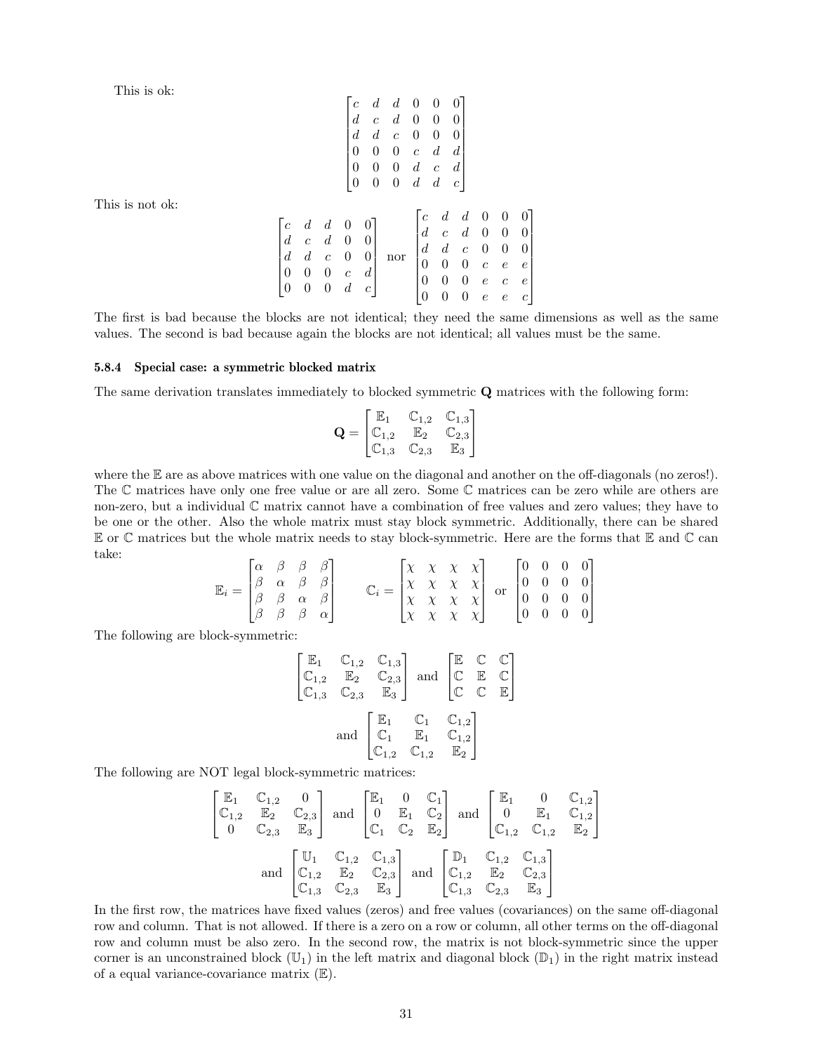This is ok:

$$\begin{bmatrix} c & d & d & 0 & 0 & 0 \\ d & c & d & 0 & 0 & 0 \\ d & d & c & 0 & 0 & 0 \\ 0 & 0 & 0 & c & d & d \\ 0 & 0 & 0 & d & c & d \\ 0 & 0 & 0 & d & d & c \end{bmatrix}$$

This is not ok:

$$\begin{bmatrix} c & d & d & 0 & 0 \\ d & c & d & 0 & 0 \\ d & d & c & 0 & 0 \\ 0 & 0 & 0 & c & d \\ 0 & 0 & 0 & d & c \end{bmatrix} \text{ nor } \begin{bmatrix} c & d & d & 0 & 0 & 0 \\ d & c & d & 0 & 0 & 0 \\ d & d & c & 0 & 0 & 0 \\ 0 & 0 & 0 & c & e & e \\ 0 & 0 & 0 & e & c & e \\ 0 & 0 & 0 & e & e & c \end{bmatrix}$$

The first is bad because the blocks are not identical; they need the same dimensions as well as the same values. The second is bad because again the blocks are not identical; all values must be the same.

### 5.8.4 Special case: a symmetric blocked matrix

The same derivation translates immediately to blocked symmetric $\mathbf{Q}$ matrices with the following form:

$$\mathbf{Q} = \begin{bmatrix} \mathbb{E}_1 & \mathbb{C}_{1,2} & \mathbb{C}_{1,3} \\ \mathbb{C}_{1,2} & \mathbb{E}_2 & \mathbb{C}_{2,3} \\ \mathbb{C}_{1,3} & \mathbb{C}_{2,3} & \mathbb{E}_3 \end{bmatrix}$$

where the $\mathbb{E}$ are as above matrices with one value on the diagonal and another on the off-diagonals (no zeros!). The $\mathbb{C}$ matrices have only one free value or are all zero. Some $\mathbb{C}$ matrices can be zero while are others are non-zero, but a individual $\mathbb{C}$ matrix cannot have a combination of free values and zero values; they have to be one or the other. Also the whole matrix must stay block symmetric. Additionally, there can be shared $\mathbb{E}$ or $\mathbb{C}$ matrices but the whole matrix needs to stay block-symmetric. Here are the forms that $\mathbb{E}$ and $\mathbb{C}$ can take:

$$\mathbb{E}_i = \begin{bmatrix} \alpha & \beta & \beta & \beta \\ \beta & \alpha & \beta & \beta \\ \beta & \beta & \alpha & \beta \\ \beta & \beta & \beta & \alpha \end{bmatrix} \qquad \mathbb{C}_i = \begin{bmatrix} \chi & \chi & \chi & \chi \\ \chi & \chi & \chi & \chi \\ \chi & \chi & \chi & \chi \\ \chi & \chi & \chi & \chi \end{bmatrix} \text{ or } \begin{bmatrix} 0 & 0 & 0 & 0 \\ 0 & 0 & 0 & 0 \\ 0 & 0 & 0 & 0 \\ 0 & 0 & 0 & 0 \end{bmatrix}$$

The following are block-symmetric:

$$\begin{bmatrix} \mathbb{E}_1 & \mathbb{C}_{1,2} & \mathbb{C}_{1,3} \\ \mathbb{C}_{1,2} & \mathbb{E}_2 & \mathbb{C}_{2,3} \\ \mathbb{C}_{1,3} & \mathbb{C}_{2,3} & \mathbb{E}_3 \end{bmatrix} \text{ and } \begin{bmatrix} \mathbb{E} & \mathbb{C} & \mathbb{C} \\ \mathbb{C} & \mathbb{E} & \mathbb{C} \\ \mathbb{C} & \mathbb{C} & \mathbb{E} \end{bmatrix}$$

$$\text{and } \begin{bmatrix} \mathbb{E}_1 & \mathbb{C}_1 & \mathbb{C}_{1,2} \\ \mathbb{C}_1 & \mathbb{E}_1 & \mathbb{C}_{1,2} \\ \mathbb{C}_{1,2} & \mathbb{C}_{1,2} & \mathbb{E}_2 \end{bmatrix}$$

The following are NOT legal block-symmetric matrices:

$$\begin{bmatrix} \mathbb{E}_1 & \mathbb{C}_{1,2} & 0 \\ \mathbb{C}_{1,2} & \mathbb{E}_2 & \mathbb{C}_{2,3} \\ 0 & \mathbb{C}_{2,3} & \mathbb{E}_3 \end{bmatrix} \text{ and } \begin{bmatrix} \mathbb{E}_1 & 0 & \mathbb{C}_1 \\ 0 & \mathbb{E}_1 & \mathbb{C}_2 \\ \mathbb{C}_1 & \mathbb{C}_2 & \mathbb{E}_2 \end{bmatrix} \text{ and } \begin{bmatrix} \mathbb{E}_1 & 0 & \mathbb{C}_{1,2} \\ 0 & \mathbb{E}_1 & \mathbb{C}_{1,2} \\ \mathbb{C}_{1,2} & \mathbb{C}_{1,2} & \mathbb{E}_2 \end{bmatrix}$$

$$\text{and } \begin{bmatrix} \mathbb{U}_1 & \mathbb{C}_{1,2} & \mathbb{C}_{1,3} \\ \mathbb{C}_{1,2} & \mathbb{E}_2 & \mathbb{C}_{2,3} \\ \mathbb{C}_{1,3} & \mathbb{C}_{2,3} & \mathbb{E}_3 \end{bmatrix} \text{ and } \begin{bmatrix} \mathbb{D}_1 & \mathbb{C}_{1,2} & \mathbb{C}_{1,3} \\ \mathbb{C}_{1,2} & \mathbb{E}_2 & \mathbb{C}_{2,3} \\ \mathbb{C}_{1,3} & \mathbb{C}_{2,3} & \mathbb{E}_3 \end{bmatrix}$$

In the first row, the matrices have fixed values (zeros) and free values (covariances) on the same off-diagonal row and column. That is not allowed. If there is a zero on a row or column, all other terms on the off-diagonal row and column must be also zero. In the second row, the matrix is not block-symmetric since the upper corner is an unconstrained block ($\mathbb{U}_1$) in the left matrix and diagonal block ($\mathbb{D}_1$) in the right matrix instead of a equal variance-covariance matrix ($\mathbb{E}$).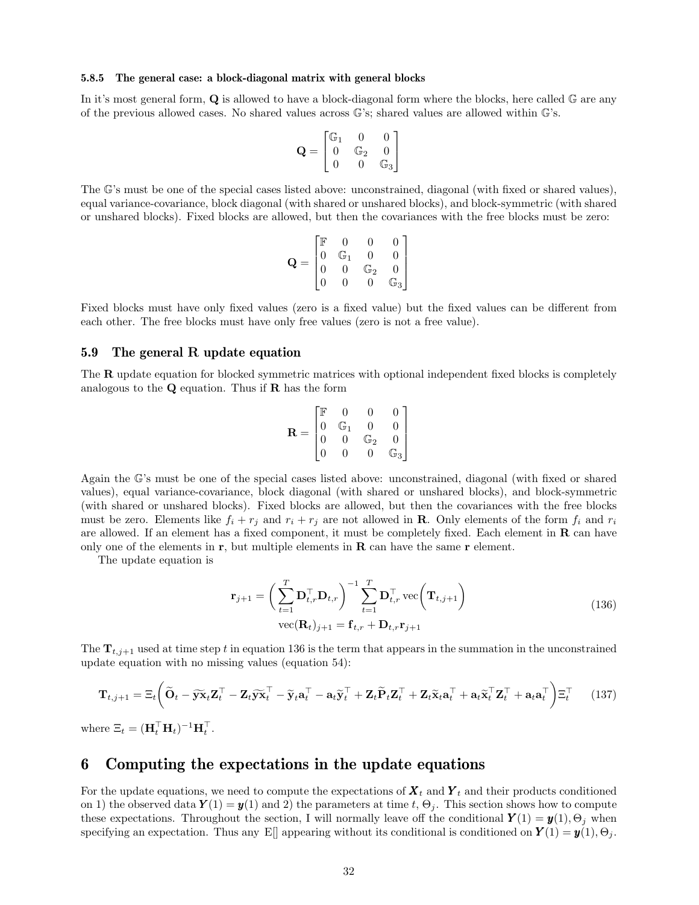### 5.8.5 The general case: a block-diagonal matrix with general blocks

In it's most general form, $\mathbf{Q}$ is allowed to have a block-diagonal form where the blocks, here called $\mathbb{G}$ are any of the previous allowed cases. No shared values across $\mathbb{G}$'s; shared values are allowed within $\mathbb{G}$'s.

$$\mathbf{Q} = \begin{bmatrix} \mathbb{G}_1 & 0 & 0 \\ 0 & \mathbb{G}_2 & 0 \\ 0 & 0 & \mathbb{G}_3 \end{bmatrix}$$

The $\mathbb{G}$'s must be one of the special cases listed above: unconstrained, diagonal (with fixed or shared values), equal variance-covariance, block diagonal (with shared or unshared blocks), and block-symmetric (with shared or unshared blocks). Fixed blocks are allowed, but then the covariances with the free blocks must be zero:

$$\mathbf{Q} = \begin{bmatrix} \mathbb{F} & 0 & 0 & 0 \\ 0 & \mathbb{G}_1 & 0 & 0 \\ 0 & 0 & \mathbb{G}_2 & 0 \\ 0 & 0 & 0 & \mathbb{G}_3 \end{bmatrix}$$

Fixed blocks must have only fixed values (zero is a fixed value) but the fixed values can be different from each other. The free blocks must have only free values (zero is not a free value).

## 5.9 The general R update equation

The $\mathbf{R}$ update equation for blocked symmetric matrices with optional independent fixed blocks is completely analogous to the $\mathbf{Q}$ equation. Thus if $\mathbf{R}$ has the form

$$\mathbf{R} = \begin{bmatrix} \mathbb{F} & 0 & 0 & 0 \\ 0 & \mathbb{G}_1 & 0 & 0 \\ 0 & 0 & \mathbb{G}_2 & 0 \\ 0 & 0 & 0 & \mathbb{G}_3 \end{bmatrix}$$

Again the $\mathbb{G}$'s must be one of the special cases listed above: unconstrained, diagonal (with fixed or shared values), equal variance-covariance, block diagonal (with shared or unshared blocks), and block-symmetric (with shared or unshared blocks). Fixed blocks are allowed, but then the covariances with the free blocks must be zero. Elements like $f_i + r_j$ and $r_i + r_j$ are not allowed in $\mathbf{R}$. Only elements of the form $f_i$ and $r_i$ are allowed. If an element has a fixed component, it must be completely fixed. Each element in $\mathbf{R}$ can have only one of the elements in $\mathbf{r}$, but multiple elements in $\mathbf{R}$ can have the same $\mathbf{r}$ element.

The update equation is

$$\begin{gathered}\mathbf{r}_{j+1} = \bigg(\sum_{t=1}^{T} \mathbf{D}_{t,r}^\top \mathbf{D}_{t,r}\bigg)^{-1} \sum_{t=1}^{T} \mathbf{D}_{t,r}^\top \operatorname{vec}\bigg(\mathbf{T}_{t,j+1}\bigg) \\ \operatorname{vec}(\mathbf{R}_t)_{j+1} = \mathbf{f}_{t,r} + \mathbf{D}_{t,r}\mathbf{r}_{j+1}\end{gathered} \tag{136}$$

The $\mathbf{T}_{t,j+1}$ used at time step $t$ in equation 136 is the term that appears in the summation in the unconstrained update equation with no missing values (equation 54):

$$\mathbf{T}_{t,j+1} = \Xi_t\bigg(\widetilde{\mathbf{O}}_t - \widetilde{\mathbf{y}\mathbf{x}}_t\mathbf{Z}_t^\top - \mathbf{Z}_t\widetilde{\mathbf{y}\mathbf{x}}_t^\top - \widetilde{\mathbf{y}}_t\mathbf{a}_t^\top - \mathbf{a}_t\widetilde{\mathbf{y}}_t^\top + \mathbf{Z}_t\widetilde{\mathbf{P}}_t\mathbf{Z}_t^\top + \mathbf{Z}_t\widetilde{\mathbf{x}}_t\mathbf{a}_t^\top + \mathbf{a}_t\widetilde{\mathbf{x}}_t^\top\mathbf{Z}_t^\top + \mathbf{a}_t\mathbf{a}_t^\top\bigg)\Xi_t^\top \tag{137}$$

where $\Xi_t = (\mathbf{H}_t^\top\mathbf{H}_t)^{-1}\mathbf{H}_t^\top$.

# 6 Computing the expectations in the update equations

For the update equations, we need to compute the expectations of $\boldsymbol{X}_t$ and $\boldsymbol{Y}_t$ and their products conditioned on 1) the observed data $\boldsymbol{Y}(1) = \boldsymbol{y}(1)$ and 2) the parameters at time $t$, $\Theta_j$. This section shows how to compute these expectations. Throughout the section, I will normally leave off the conditional $\boldsymbol{Y}(1) = \boldsymbol{y}(1), \Theta_j$ when specifying an expectation. Thus any E[] appearing without its conditional is conditioned on $\boldsymbol{Y}(1) = \boldsymbol{y}(1), \Theta_j$.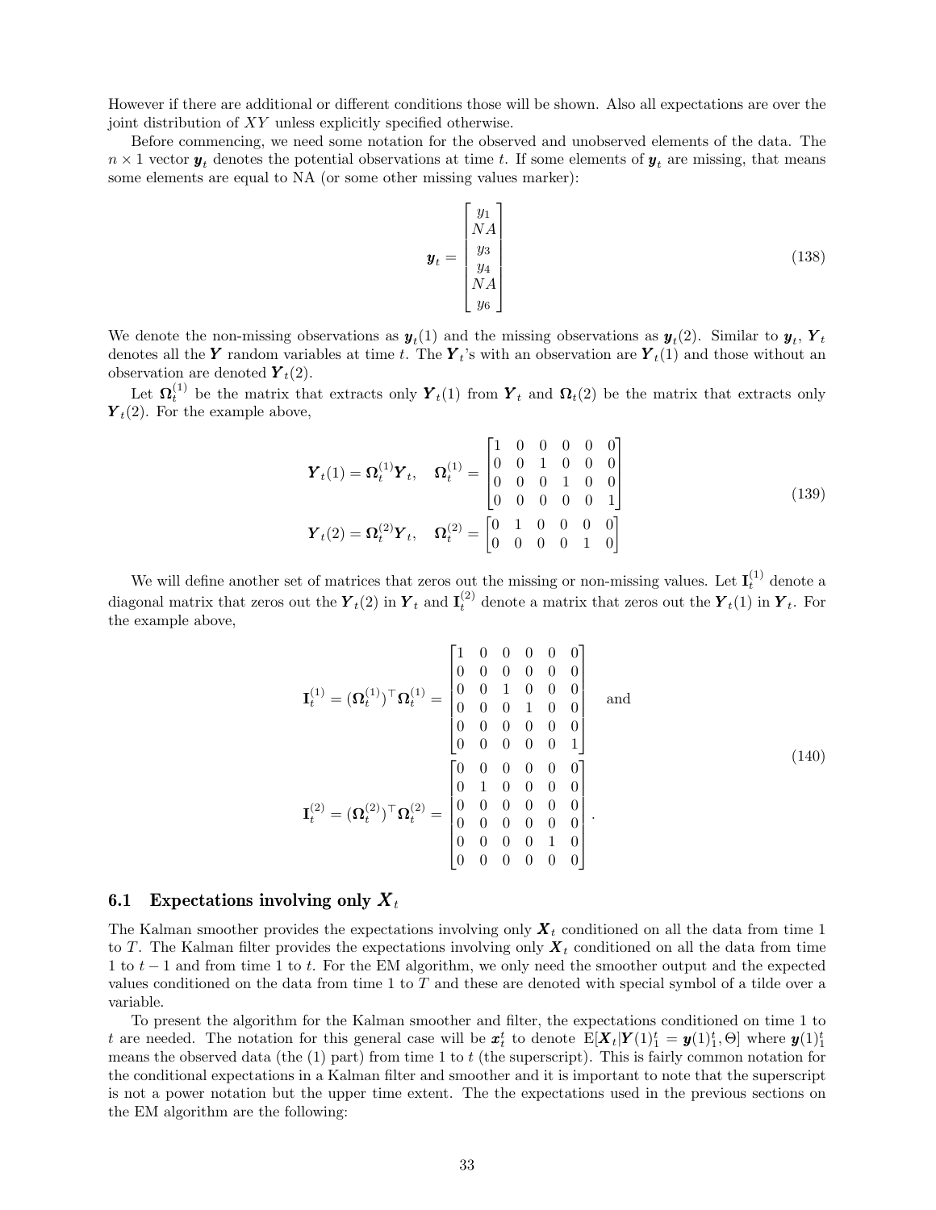However if there are additional or different conditions those will be shown. Also all expectations are over the joint distribution of $XY$ unless explicitly specified otherwise.

Before commencing, we need some notation for the observed and unobserved elements of the data. The $n \times 1$ vector $\boldsymbol{y}_t$ denotes the potential observations at time $t$. If some elements of $\boldsymbol{y}_t$ are missing, that means some elements are equal to NA (or some other missing values marker):

$$
\boldsymbol{y}_t = \begin{bmatrix} y_1 \\ NA \\ y_3 \\ y_4 \\ NA \\ y_6 \end{bmatrix} \tag{138}
$$

We denote the non-missing observations as $\boldsymbol{y}_t(1)$ and the missing observations as $\boldsymbol{y}_t(2)$. Similar to $\boldsymbol{y}_t$, $\boldsymbol{Y}_t$ denotes all the $\boldsymbol{Y}$ random variables at time $t$. The $\boldsymbol{Y}_t$'s with an observation are $\boldsymbol{Y}_t(1)$ and those without an observation are denoted $\boldsymbol{Y}_t(2)$.

Let $\boldsymbol{\Omega}_t^{(1)}$ be the matrix that extracts only $\boldsymbol{Y}_t(1)$ from $\boldsymbol{Y}_t$ and $\boldsymbol{\Omega}_t(2)$ be the matrix that extracts only $\boldsymbol{Y}_t(2)$. For the example above,

$$
\begin{aligned}
\boldsymbol{Y}_t(1) = \boldsymbol{\Omega}_t^{(1)}\boldsymbol{Y}_t, \quad \boldsymbol{\Omega}_t^{(1)} &= \begin{bmatrix} 1 & 0 & 0 & 0 & 0 & 0 \\ 0 & 0 & 1 & 0 & 0 & 0 \\ 0 & 0 & 0 & 1 & 0 & 0 \\ 0 & 0 & 0 & 0 & 0 & 1 \end{bmatrix} \\
\boldsymbol{Y}_t(2) = \boldsymbol{\Omega}_t^{(2)}\boldsymbol{Y}_t, \quad \boldsymbol{\Omega}_t^{(2)} &= \begin{bmatrix} 0 & 1 & 0 & 0 & 0 & 0 \\ 0 & 0 & 0 & 0 & 1 & 0 \end{bmatrix}
\end{aligned} \tag{139}
$$

We will define another set of matrices that zeros out the missing or non-missing values. Let $\mathbf{I}_t^{(1)}$ denote a diagonal matrix that zeros out the $\boldsymbol{Y}_t(2)$ in $\boldsymbol{Y}_t$ and $\mathbf{I}_t^{(2)}$ denote a matrix that zeros out the $\boldsymbol{Y}_t(1)$ in $\boldsymbol{Y}_t$. For the example above,

$$
\begin{aligned}
\mathbf{I}_t^{(1)} = (\boldsymbol{\Omega}_t^{(1)})^\top \boldsymbol{\Omega}_t^{(1)} &= \begin{bmatrix} 1 & 0 & 0 & 0 & 0 & 0 \\ 0 & 0 & 0 & 0 & 0 & 0 \\ 0 & 0 & 1 & 0 & 0 & 0 \\ 0 & 0 & 0 & 1 & 0 & 0 \\ 0 & 0 & 0 & 0 & 0 & 0 \\ 0 & 0 & 0 & 0 & 0 & 1 \end{bmatrix} \quad \text{and} \\
\mathbf{I}_t^{(2)} = (\boldsymbol{\Omega}_t^{(2)})^\top \boldsymbol{\Omega}_t^{(2)} &= \begin{bmatrix} 0 & 0 & 0 & 0 & 0 & 0 \\ 0 & 1 & 0 & 0 & 0 & 0 \\ 0 & 0 & 0 & 0 & 0 & 0 \\ 0 & 0 & 0 & 0 & 0 & 0 \\ 0 & 0 & 0 & 0 & 1 & 0 \\ 0 & 0 & 0 & 0 & 0 & 0 \end{bmatrix}.
\end{aligned} \tag{140}
$$

## 6.1 Expectations involving only $\boldsymbol{X}_t$

The Kalman smoother provides the expectations involving only $\boldsymbol{X}_t$ conditioned on all the data from time 1 to $T$. The Kalman filter provides the expectations involving only $\boldsymbol{X}_t$ conditioned on all the data from time 1 to $t-1$ and from time 1 to $t$. For the EM algorithm, we only need the smoother output and the expected values conditioned on the data from time 1 to $T$ and these are denoted with special symbol of a tilde over a variable.

To present the algorithm for the Kalman smoother and filter, the expectations conditioned on time 1 to $t$ are needed. The notation for this general case will be $\boldsymbol{x}_t^t$ to denote $\mathrm{E}[\boldsymbol{X}_t|\boldsymbol{Y}(1)_1^t = \boldsymbol{y}(1)_1^t, \Theta]$ where $\boldsymbol{y}(1)_1^t$ means the observed data (the (1) part) from time 1 to $t$ (the superscript). This is fairly common notation for the conditional expectations in a Kalman filter and smoother and it is important to note that the superscript is not a power notation but the upper time extent. The the expectations used in the previous sections on the EM algorithm are the following: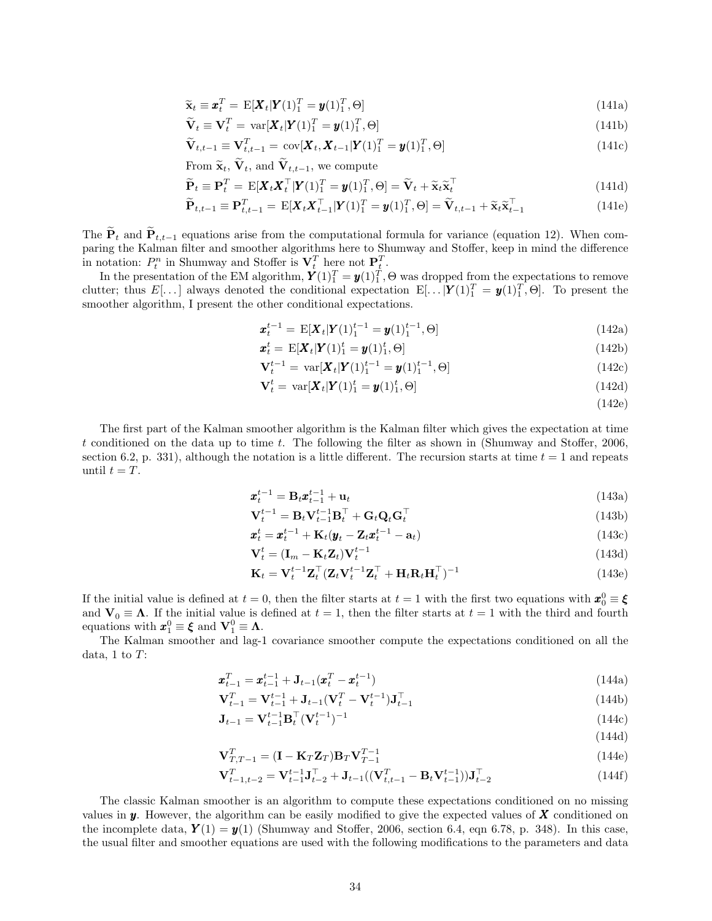$$\widetilde{\mathbf{x}}_t \equiv \boldsymbol{x}_t^T = \mathrm{E}[\boldsymbol{X}_t|\boldsymbol{Y}(1)_1^T = \boldsymbol{y}(1)_1^T, \Theta] \tag{141a}$$

$$\widetilde{\mathbf{V}}_t \equiv \mathbf{V}_t^T = \mathrm{var}[\boldsymbol{X}_t|\boldsymbol{Y}(1)_1^T = \boldsymbol{y}(1)_1^T, \Theta] \tag{141b}$$

$$\widetilde{\mathbf{V}}_{t,t-1} \equiv \mathbf{V}_{t,t-1}^T = \mathrm{cov}[\boldsymbol{X}_t, \boldsymbol{X}_{t-1}|\boldsymbol{Y}(1)_1^T = \boldsymbol{y}(1)_1^T, \Theta] \tag{141c}$$

From $\widetilde{\mathbf{x}}_t$, $\widetilde{\mathbf{V}}_t$, and $\widetilde{\mathbf{V}}_{t,t-1}$, we compute

$$\widetilde{\mathbf{P}}_t \equiv \mathbf{P}_t^T = \mathrm{E}[\boldsymbol{X}_t\boldsymbol{X}_t^\top|\boldsymbol{Y}(1)_1^T = \boldsymbol{y}(1)_1^T, \Theta] = \widetilde{\mathbf{V}}_t + \widetilde{\mathbf{x}}_t\widetilde{\mathbf{x}}_t^\top \tag{141d}$$

$$\widetilde{\mathbf{P}}_{t,t-1} \equiv \mathbf{P}_{t,t-1}^T = \mathrm{E}[\boldsymbol{X}_t\boldsymbol{X}_{t-1}^\top|\boldsymbol{Y}(1)_1^T = \boldsymbol{y}(1)_1^T, \Theta] = \widetilde{\mathbf{V}}_{t,t-1} + \widetilde{\mathbf{x}}_t\widetilde{\mathbf{x}}_{t-1}^\top \tag{141e}$$

The $\widetilde{\mathbf{P}}_t$ and $\widetilde{\mathbf{P}}_{t,t-1}$ equations arise from the computational formula for variance (equation 12). When comparing the Kalman filter and smoother algorithms here to Shumway and Stoffer, keep in mind the difference in notation: $P_t^n$ in Shumway and Stoffer is $\mathbf{V}_t^T$ here not $\mathbf{P}_t^T$.

In the presentation of the EM algorithm, $\boldsymbol{Y}(1)_1^T = \boldsymbol{y}(1)_1^T, \Theta$ was dropped from the expectations to remove clutter; thus $E[\dots]$ always denoted the conditional expectation $\mathrm{E}[\dots|\boldsymbol{Y}(1)_1^T = \boldsymbol{y}(1)_1^T, \Theta]$. To present the smoother algorithm, I present the other conditional expectations.

$$\boldsymbol{x}_t^{t-1} = \mathrm{E}[\boldsymbol{X}_t|\boldsymbol{Y}(1)_1^{t-1} = \boldsymbol{y}(1)_1^{t-1}, \Theta] \tag{142a}$$

$$\boldsymbol{x}_t^t = \mathrm{E}[\boldsymbol{X}_t|\boldsymbol{Y}(1)_1^t = \boldsymbol{y}(1)_1^t, \Theta] \tag{142b}$$

$$\mathbf{V}_t^{t-1} = \mathrm{var}[\boldsymbol{X}_t|\boldsymbol{Y}(1)_1^{t-1} = \boldsymbol{y}(1)_1^{t-1}, \Theta] \tag{142c}$$

$$\mathbf{V}_t^t = \mathrm{var}[\boldsymbol{X}_t|\boldsymbol{Y}(1)_1^t = \boldsymbol{y}(1)_1^t, \Theta] \tag{142d}$$

$$\tag{142e}$$

The first part of the Kalman smoother algorithm is the Kalman filter which gives the expectation at time $t$ conditioned on the data up to time $t$. The following the filter as shown in (Shumway and Stoffer, 2006, section 6.2, p. 331), although the notation is a little different. The recursion starts at time $t = 1$ and repeats until $t = T$.

$$\boldsymbol{x}_t^{t-1} = \mathbf{B}_t\boldsymbol{x}_{t-1}^{t-1} + \mathbf{u}_t \tag{143a}$$

$$\mathbf{V}_t^{t-1} = \mathbf{B}_t\mathbf{V}_{t-1}^{t-1}\mathbf{B}_t^\top + \mathbf{G}_t\mathbf{Q}_t\mathbf{G}_t^\top \tag{143b}$$

$$\boldsymbol{x}_t^t = \boldsymbol{x}_t^{t-1} + \mathbf{K}_t(\boldsymbol{y}_t - \mathbf{Z}_t\boldsymbol{x}_t^{t-1} - \mathbf{a}_t) \tag{143c}$$

$$\mathbf{V}_t^t = (\mathbf{I}_m - \mathbf{K}_t\mathbf{Z}_t)\mathbf{V}_t^{t-1} \tag{143d}$$

$$\mathbf{K}_t = \mathbf{V}_t^{t-1}\mathbf{Z}_t^\top(\mathbf{Z}_t\mathbf{V}_t^{t-1}\mathbf{Z}_t^\top + \mathbf{H}_t\mathbf{R}_t\mathbf{H}_t^\top)^{-1} \tag{143e}$$

If the initial value is defined at $t = 0$, then the filter starts at $t = 1$ with the first two equations with $\boldsymbol{x}_0^0 \equiv \boldsymbol{\xi}$ and $\mathbf{V}_0 \equiv \boldsymbol{\Lambda}$. If the initial value is defined at $t = 1$, then the filter starts at $t = 1$ with the third and fourth equations with $\boldsymbol{x}_1^0 \equiv \boldsymbol{\xi}$ and $\mathbf{V}_1^0 \equiv \boldsymbol{\Lambda}$.

The Kalman smoother and lag-1 covariance smoother compute the expectations conditioned on all the data, 1 to $T$:

$$\boldsymbol{x}_{t-1}^T = \boldsymbol{x}_{t-1}^{t-1} + \mathbf{J}_{t-1}(\boldsymbol{x}_t^T - \boldsymbol{x}_t^{t-1}) \tag{144a}$$

$$\mathbf{V}_{t-1}^T = \mathbf{V}_{t-1}^{t-1} + \mathbf{J}_{t-1}(\mathbf{V}_t^T - \mathbf{V}_t^{t-1})\mathbf{J}_{t-1}^\top \tag{144b}$$

$$\mathbf{J}_{t-1} = \mathbf{V}_{t-1}^{t-1}\mathbf{B}_t^\top(\mathbf{V}_t^{t-1})^{-1} \tag{144c}$$

$$\tag{144d}$$

$$\mathbf{V}_{T,T-1}^T = (\mathbf{I} - \mathbf{K}_T\mathbf{Z}_T)\mathbf{B}_T\mathbf{V}_{T-1}^{T-1} \tag{144e}$$

$$\mathbf{V}_{t-1,t-2}^T = \mathbf{V}_{t-1}^{t-1}\mathbf{J}_{t-2}^\top + \mathbf{J}_{t-1}((\mathbf{V}_{t,t-1}^T - \mathbf{B}_t\mathbf{V}_{t-1}^{t-1}))\mathbf{J}_{t-2}^\top \tag{144f}$$

The classic Kalman smoother is an algorithm to compute these expectations conditioned on no missing values in $\boldsymbol{y}$. However, the algorithm can be easily modified to give the expected values of $\boldsymbol{X}$ conditioned on the incomplete data, $\boldsymbol{Y}(1) = \boldsymbol{y}(1)$ (Shumway and Stoffer, 2006, section 6.4, eqn 6.78, p. 348). In this case, the usual filter and smoother equations are used with the following modifications to the parameters and data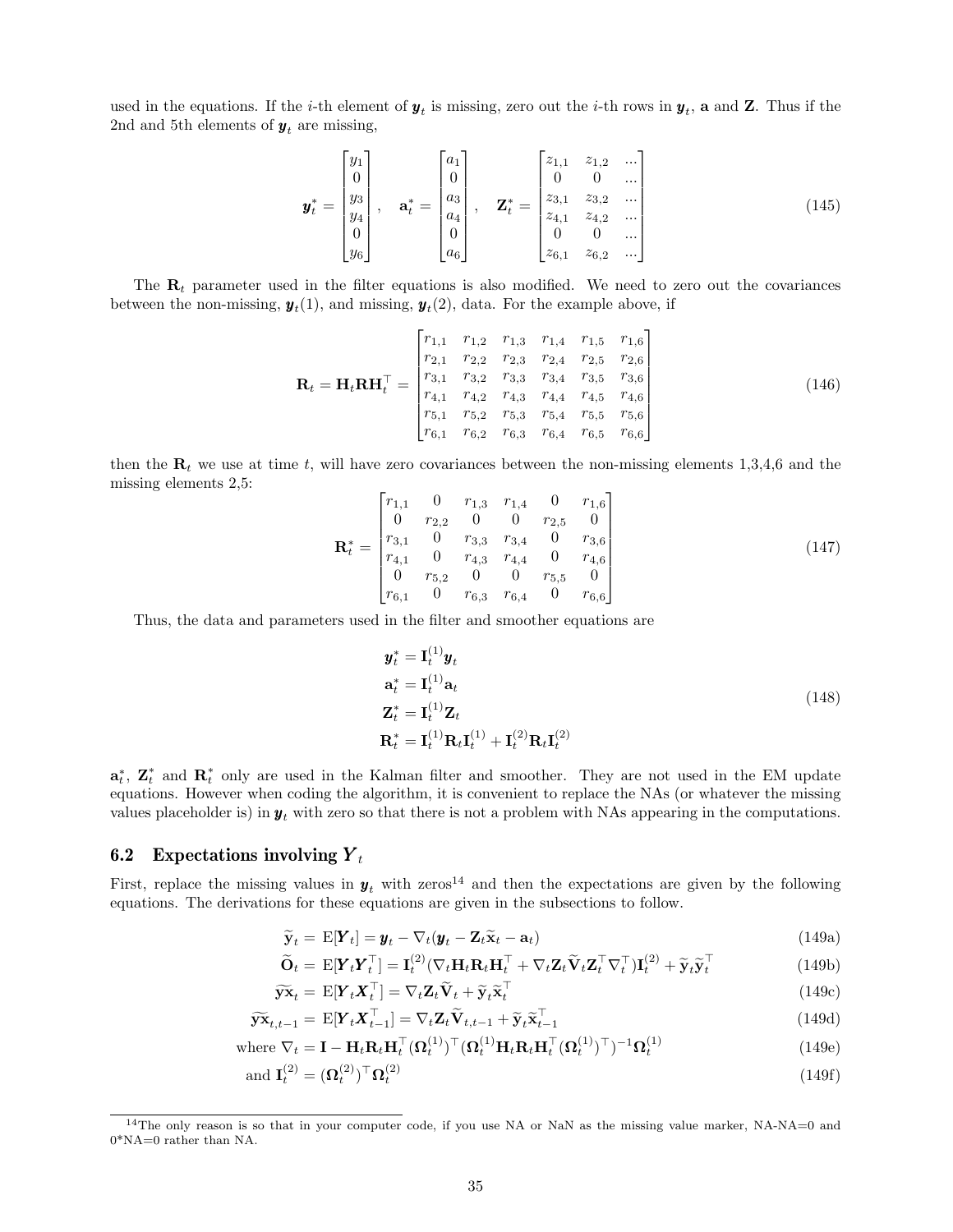used in the equations. If the $i$-th element of $\boldsymbol{y}_t$ is missing, zero out the $i$-th rows in $\boldsymbol{y}_t$, $\mathbf{a}$ and $\mathbf{Z}$. Thus if the 2nd and 5th elements of $\boldsymbol{y}_t$ are missing,

$$\boldsymbol{y}_t^* = \begin{bmatrix} y_1 \\ 0 \\ y_3 \\ y_4 \\ 0 \\ y_6 \end{bmatrix}, \quad \mathbf{a}_t^* = \begin{bmatrix} a_1 \\ 0 \\ a_3 \\ a_4 \\ 0 \\ a_6 \end{bmatrix}, \quad \mathbf{Z}_t^* = \begin{bmatrix} z_{1,1} & z_{1,2} & ... \\ 0 & 0 & ... \\ z_{3,1} & z_{3,2} & ... \\ z_{4,1} & z_{4,2} & ... \\ 0 & 0 & ... \\ z_{6,1} & z_{6,2} & ... \end{bmatrix} \tag{145}$$

The $\mathbf{R}_t$ parameter used in the filter equations is also modified. We need to zero out the covariances between the non-missing, $\boldsymbol{y}_t(1)$, and missing, $\boldsymbol{y}_t(2)$, data. For the example above, if

$$\mathbf{R}_t = \mathbf{H}_t\mathbf{R}\mathbf{H}_t^\top = \begin{bmatrix} r_{1,1} & r_{1,2} & r_{1,3} & r_{1,4} & r_{1,5} & r_{1,6} \\ r_{2,1} & r_{2,2} & r_{2,3} & r_{2,4} & r_{2,5} & r_{2,6} \\ r_{3,1} & r_{3,2} & r_{3,3} & r_{3,4} & r_{3,5} & r_{3,6} \\ r_{4,1} & r_{4,2} & r_{4,3} & r_{4,4} & r_{4,5} & r_{4,6} \\ r_{5,1} & r_{5,2} & r_{5,3} & r_{5,4} & r_{5,5} & r_{5,6} \\ r_{6,1} & r_{6,2} & r_{6,3} & r_{6,4} & r_{6,5} & r_{6,6} \end{bmatrix} \tag{146}$$

then the $\mathbf{R}_t$ we use at time $t$, will have zero covariances between the non-missing elements 1,3,4,6 and the missing elements 2,5:

$$\mathbf{R}_t^* = \begin{bmatrix} r_{1,1} & 0 & r_{1,3} & r_{1,4} & 0 & r_{1,6} \\ 0 & r_{2,2} & 0 & 0 & r_{2,5} & 0 \\ r_{3,1} & 0 & r_{3,3} & r_{3,4} & 0 & r_{3,6} \\ r_{4,1} & 0 & r_{4,3} & r_{4,4} & 0 & r_{4,6} \\ 0 & r_{5,2} & 0 & 0 & r_{5,5} & 0 \\ r_{6,1} & 0 & r_{6,3} & r_{6,4} & 0 & r_{6,6} \end{bmatrix} \tag{147}$$

Thus, the data and parameters used in the filter and smoother equations are

$$\begin{aligned} \boldsymbol{y}_t^* &= \mathbf{I}_t^{(1)}\boldsymbol{y}_t \\ \mathbf{a}_t^* &= \mathbf{I}_t^{(1)}\mathbf{a}_t \\ \mathbf{Z}_t^* &= \mathbf{I}_t^{(1)}\mathbf{Z}_t \\ \mathbf{R}_t^* &= \mathbf{I}_t^{(1)}\mathbf{R}_t\mathbf{I}_t^{(1)} + \mathbf{I}_t^{(2)}\mathbf{R}_t\mathbf{I}_t^{(2)} \end{aligned} \tag{148}$$

$\mathbf{a}_t^*$, $\mathbf{Z}_t^*$ and $\mathbf{R}_t^*$ only are used in the Kalman filter and smoother. They are not used in the EM update equations. However when coding the algorithm, it is convenient to replace the NAs (or whatever the missing values placeholder is) in $\boldsymbol{y}_t$ with zero so that there is not a problem with NAs appearing in the computations.

## 6.2 Expectations involving $\boldsymbol{Y}_t$

First, replace the missing values in $\boldsymbol{y}_t$ with zeros[14] and then the expectations are given by the following equations. The derivations for these equations are given in the subsections to follow.

$$\widetilde{\mathbf{y}}_t = \mathrm{E}[\boldsymbol{Y}_t] = \boldsymbol{y}_t - \nabla_t(\boldsymbol{y}_t - \mathbf{Z}_t\widetilde{\mathbf{x}}_t - \mathbf{a}_t) \tag{149a}$$

$$\widetilde{\mathbf{O}}_t = \mathrm{E}[\boldsymbol{Y}_t\boldsymbol{Y}_t^\top] = \mathbf{I}_t^{(2)}(\nabla_t\mathbf{H}_t\mathbf{R}_t\mathbf{H}_t^\top + \nabla_t\mathbf{Z}_t\widetilde{\mathbf{V}}_t\mathbf{Z}_t^\top\nabla_t^\top)\mathbf{I}_t^{(2)} + \widetilde{\mathbf{y}}_t\widetilde{\mathbf{y}}_t^\top \tag{149b}$$

$$\widetilde{\mathbf{yx}}_t = \mathrm{E}[\boldsymbol{Y}_t\boldsymbol{X}_t^\top] = \nabla_t\mathbf{Z}_t\widetilde{\mathbf{V}}_t + \widetilde{\mathbf{y}}_t\widetilde{\mathbf{x}}_t^\top \tag{149c}$$

$$\widetilde{\mathbf{yx}}_{t,t-1} = \mathrm{E}[\boldsymbol{Y}_t\boldsymbol{X}_{t-1}^\top] = \nabla_t\mathbf{Z}_t\widetilde{\mathbf{V}}_{t,t-1} + \widetilde{\mathbf{y}}_t\widetilde{\mathbf{x}}_{t-1}^\top \tag{149d}$$

$$\text{where } \nabla_t = \mathbf{I} - \mathbf{H}_t\mathbf{R}_t\mathbf{H}_t^\top(\boldsymbol{\Omega}_t^{(1)})^\top(\boldsymbol{\Omega}_t^{(1)}\mathbf{H}_t\mathbf{R}_t\mathbf{H}_t^\top(\boldsymbol{\Omega}_t^{(1)})^\top)^{-1}\boldsymbol{\Omega}_t^{(1)} \tag{149e}$$

$$\text{and } \mathbf{I}_t^{(2)} = (\boldsymbol{\Omega}_t^{(2)})^\top\boldsymbol{\Omega}_t^{(2)} \tag{149f}$$

[14] The only reason is so that in your computer code, if you use NA or NaN as the missing value marker, NA-NA=0 and 0*NA=0 rather than NA.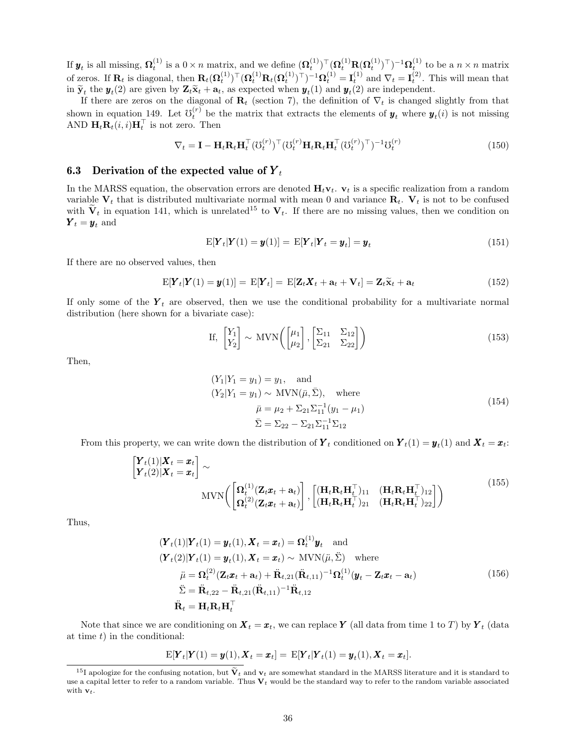If $\boldsymbol{y}_t$ is all missing, $\boldsymbol{\Omega}_t^{(1)}$ is a $0 \times n$ matrix, and we define $(\boldsymbol{\Omega}_t^{(1)})^\top(\boldsymbol{\Omega}_t^{(1)}\mathbf{R}(\boldsymbol{\Omega}_t^{(1)})^\top)^{-1}\boldsymbol{\Omega}_t^{(1)}$ to be a $n \times n$ matrix of zeros. If $\mathbf{R}_t$ is diagonal, then $\mathbf{R}_t(\boldsymbol{\Omega}_t^{(1)})^\top(\boldsymbol{\Omega}_t^{(1)}\mathbf{R}_t(\boldsymbol{\Omega}_t^{(1)})^\top)^{-1}\boldsymbol{\Omega}_t^{(1)} = \mathbf{I}_t^{(1)}$ and $\nabla_t = \mathbf{I}_t^{(2)}$. This will mean that in $\widetilde{\mathbf{y}}_t$ the $\boldsymbol{y}_t(2)$ are given by $\mathbf{Z}_t\widetilde{\mathbf{x}}_t + \mathbf{a}_t$, as expected when $\boldsymbol{y}_t(1)$ and $\boldsymbol{y}_t(2)$ are independent.

If there are zeros on the diagonal of $\mathbf{R}_t$ (section 7), the definition of $\nabla_t$ is changed slightly from that shown in equation 149. Let $\mho_t^{(r)}$ be the matrix that extracts the elements of $\boldsymbol{y}_t$ where $\boldsymbol{y}_t(i)$ is not missing AND $\mathbf{H}_t\mathbf{R}_t(i,i)\mathbf{H}_t^\top$ is not zero. Then

$$\nabla_t = \mathbf{I} - \mathbf{H}_t\mathbf{R}_t\mathbf{H}_t^\top(\mho_t^{(r)})^\top(\mho_t^{(r)}\mathbf{H}_t\mathbf{R}_t\mathbf{H}_t^\top(\mho_t^{(r)})^\top)^{-1}\mho_t^{(r)} \tag{150}$$

## 6.3 Derivation of the expected value of $\boldsymbol{Y}_t$

In the MARSS equation, the observation errors are denoted $\mathbf{H}_t\mathbf{v}_t$. $\mathbf{v}_t$ is a specific realization from a random variable $\mathbf{V}_t$ that is distributed multivariate normal with mean 0 and variance $\mathbf{R}_t$. $\mathbf{V}_t$ is not to be confused with $\widetilde{\mathbf{V}}_t$ in equation 141, which is unrelated[15] to $\mathbf{V}_t$. If there are no missing values, then we condition on $\boldsymbol{Y}_t = \boldsymbol{y}_t$ and

$$\mathrm{E}[\boldsymbol{Y}_t|\boldsymbol{Y}(1) = \boldsymbol{y}(1)] = \mathrm{E}[\boldsymbol{Y}_t|\boldsymbol{Y}_t = \boldsymbol{y}_t] = \boldsymbol{y}_t \tag{151}$$

If there are no observed values, then

$$\mathrm{E}[\boldsymbol{Y}_t|\boldsymbol{Y}(1) = \boldsymbol{y}(1)] = \mathrm{E}[\boldsymbol{Y}_t] = \mathrm{E}[\mathbf{Z}_t\boldsymbol{X}_t + \mathbf{a}_t + \mathbf{V}_t] = \mathbf{Z}_t\widetilde{\mathbf{x}}_t + \mathbf{a}_t \tag{152}$$

If only some of the $\boldsymbol{Y}_t$ are observed, then we use the conditional probability for a multivariate normal distribution (here shown for a bivariate case):

$$\text{If, } \begin{bmatrix} Y_1 \\ Y_2 \end{bmatrix} \sim \text{MVN}\Bigg(\begin{bmatrix} \mu_1 \\ \mu_2 \end{bmatrix}, \begin{bmatrix} \Sigma_{11} & \Sigma_{12} \\ \Sigma_{21} & \Sigma_{22} \end{bmatrix}\Bigg) \tag{153}$$

Then,

$$\begin{aligned} &(Y_1|Y_1 = y_1) = y_1, \quad \text{and} \\ &(Y_2|Y_1 = y_1) \sim \text{MVN}(\bar{\mu}, \bar{\Sigma}), \quad \text{where} \\ &\qquad \bar{\mu} = \mu_2 + \Sigma_{21}\Sigma_{11}^{-1}(y_1 - \mu_1) \\ &\qquad \bar{\Sigma} = \Sigma_{22} - \Sigma_{21}\Sigma_{11}^{-1}\Sigma_{12} \end{aligned} \tag{154}$$

From this property, we can write down the distribution of $\boldsymbol{Y}_t$ conditioned on $\boldsymbol{Y}_t(1) = \boldsymbol{y}_t(1)$ and $\boldsymbol{X}_t = \boldsymbol{x}_t$:

$$\begin{aligned} &\begin{bmatrix} \boldsymbol{Y}_t(1)|\boldsymbol{X}_t = \boldsymbol{x}_t \\ \boldsymbol{Y}_t(2)|\boldsymbol{X}_t = \boldsymbol{x}_t \end{bmatrix} \sim \\ &\qquad \text{MVN}\Bigg(\begin{bmatrix} \boldsymbol{\Omega}_t^{(1)}(\mathbf{Z}_t\boldsymbol{x}_t + \mathbf{a}_t) \\ \boldsymbol{\Omega}_t^{(2)}(\mathbf{Z}_t\boldsymbol{x}_t + \mathbf{a}_t) \end{bmatrix}, \begin{bmatrix} (\mathbf{H}_t\mathbf{R}_t\mathbf{H}_t^\top)_{11} & (\mathbf{H}_t\mathbf{R}_t\mathbf{H}_t^\top)_{12} \\ (\mathbf{H}_t\mathbf{R}_t\mathbf{H}_t^\top)_{21} & (\mathbf{H}_t\mathbf{R}_t\mathbf{H}_t^\top)_{22} \end{bmatrix}\Bigg) \end{aligned} \tag{155}$$

Thus,

$$\begin{aligned} &(\boldsymbol{Y}_t(1)|\boldsymbol{Y}_t(1) = \boldsymbol{y}_t(1), \boldsymbol{X}_t = \boldsymbol{x}_t) = \boldsymbol{\Omega}_t^{(1)}\boldsymbol{y}_t \quad \text{and} \\ &(\boldsymbol{Y}_t(2)|\boldsymbol{Y}_t(1) = \boldsymbol{y}_t(1), \boldsymbol{X}_t = \boldsymbol{x}_t) \sim \text{MVN}(\ddot{\mu}, \ddot{\Sigma}) \quad \text{where} \\ &\qquad \ddot{\mu} = \boldsymbol{\Omega}_t^{(2)}(\mathbf{Z}_t\boldsymbol{x}_t + \mathbf{a}_t) + \ddot{\mathbf{R}}_{t,21}(\ddot{\mathbf{R}}_{t,11})^{-1}\boldsymbol{\Omega}_t^{(1)}(\boldsymbol{y}_t - \mathbf{Z}_t\boldsymbol{x}_t - \mathbf{a}_t) \\ &\qquad \ddot{\Sigma} = \ddot{\mathbf{R}}_{t,22} - \ddot{\mathbf{R}}_{t,21}(\ddot{\mathbf{R}}_{t,11})^{-1}\ddot{\mathbf{R}}_{t,12} \\ &\qquad \ddot{\mathbf{R}}_t = \mathbf{H}_t\mathbf{R}_t\mathbf{H}_t^\top \end{aligned} \tag{156}$$

Note that since we are conditioning on $\boldsymbol{X}_t = \boldsymbol{x}_t$, we can replace $\boldsymbol{Y}$ (all data from time 1 to $T$) by $\boldsymbol{Y}_t$ (data at time $t$) in the conditional:

$$\mathrm{E}[\boldsymbol{Y}_t|\boldsymbol{Y}(1) = \boldsymbol{y}(1), \boldsymbol{X}_t = \boldsymbol{x}_t] = \mathrm{E}[\boldsymbol{Y}_t|\boldsymbol{Y}_t(1) = \boldsymbol{y}_t(1), \boldsymbol{X}_t = \boldsymbol{x}_t].$$

---

[15] I apologize for the confusing notation, but $\widetilde{\mathbf{V}}_t$ and $\mathbf{v}_t$ are somewhat standard in the MARSS literature and it is standard to use a capital letter to refer to a random variable. Thus $\mathbf{V}_t$ would be the standard way to refer to the random variable associated with $\mathbf{v}_t$.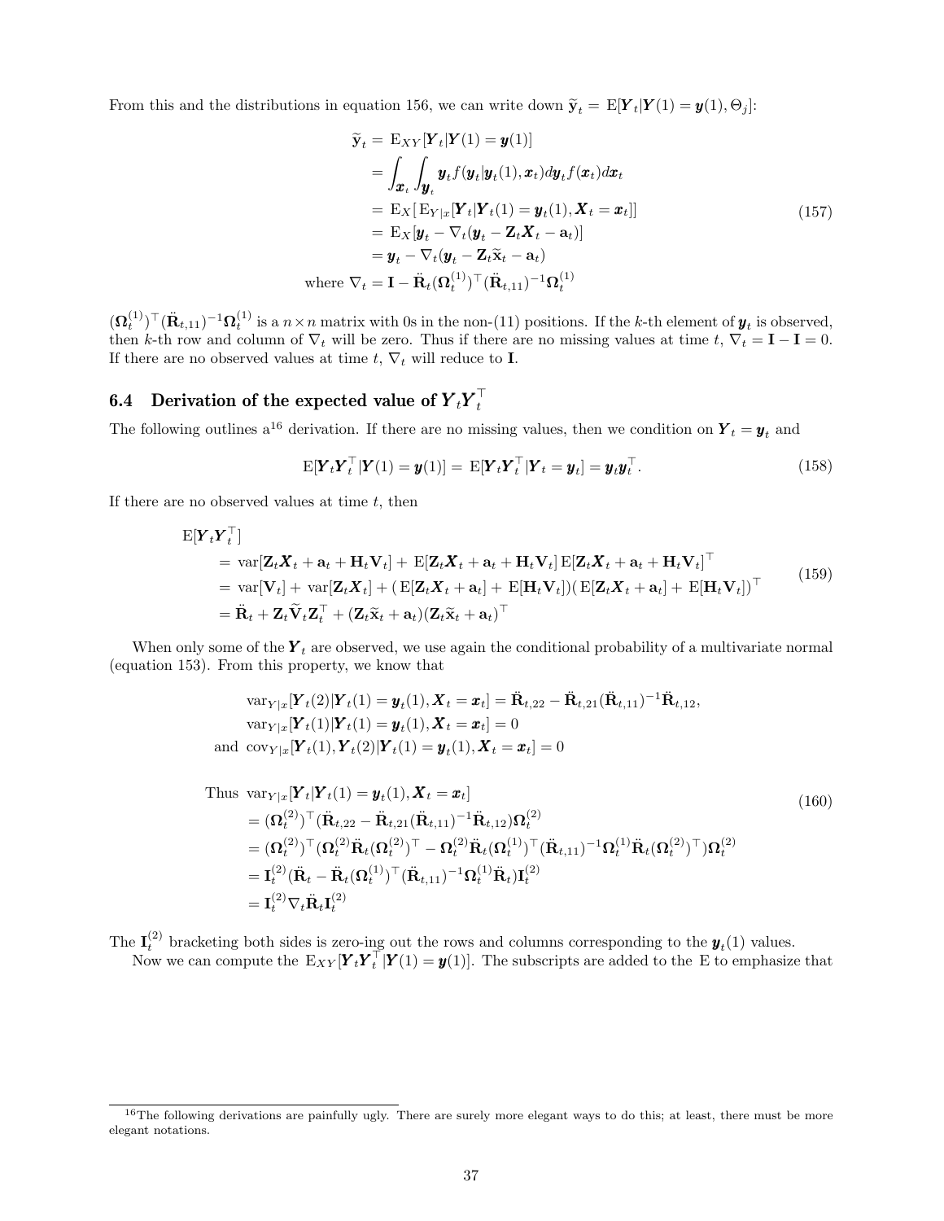From this and the distributions in equation 156, we can write down $\widetilde{\mathbf{y}}_t = \mathrm{E}[\boldsymbol{Y}_t|\boldsymbol{Y}(1) = \boldsymbol{y}(1), \Theta_j]$:

$$
\begin{aligned}
\widetilde{\mathbf{y}}_t &= \mathrm{E}_{XY}[\boldsymbol{Y}_t|\boldsymbol{Y}(1) = \boldsymbol{y}(1)] \\
&= \int_{\boldsymbol{x}_t}\int_{\boldsymbol{y}_t} \boldsymbol{y}_t f(\boldsymbol{y}_t|\boldsymbol{y}_t(1), \boldsymbol{x}_t) d\boldsymbol{y}_t f(\boldsymbol{x}_t) d\boldsymbol{x}_t \\
&= \mathrm{E}_X[\,\mathrm{E}_{Y|x}[\boldsymbol{Y}_t|\boldsymbol{Y}_t(1) = \boldsymbol{y}_t(1), \boldsymbol{X}_t = \boldsymbol{x}_t]] \\
&= \mathrm{E}_X[\boldsymbol{y}_t - \nabla_t(\boldsymbol{y}_t - \mathbf{Z}_t\boldsymbol{X}_t - \mathbf{a}_t)] \\
&= \boldsymbol{y}_t - \nabla_t(\boldsymbol{y}_t - \mathbf{Z}_t\widetilde{\mathbf{x}}_t - \mathbf{a}_t) \\
\text{where } \nabla_t &= \mathbf{I} - \ddot{\mathbf{R}}_t(\boldsymbol{\Omega}_t^{(1)})^\top(\ddot{\mathbf{R}}_{t,11})^{-1}\boldsymbol{\Omega}_t^{(1)}
\end{aligned}
\tag{157}
$$

$(\boldsymbol{\Omega}_t^{(1)})^\top(\ddot{\mathbf{R}}_{t,11})^{-1}\boldsymbol{\Omega}_t^{(1)}$ is a $n \times n$ matrix with 0s in the non-(11) positions. If the $k$-th element of $\boldsymbol{y}_t$ is observed, then $k$-th row and column of $\nabla_t$ will be zero. Thus if there are no missing values at time $t$, $\nabla_t = \mathbf{I} - \mathbf{I} = 0$. If there are no observed values at time $t$, $\nabla_t$ will reduce to $\mathbf{I}$.

## 6.4 Derivation of the expected value of $\boldsymbol{Y}_t\boldsymbol{Y}_t^\top$

The following outlines a[16] derivation. If there are no missing values, then we condition on $\boldsymbol{Y}_t = \boldsymbol{y}_t$ and

$$
\mathrm{E}[\boldsymbol{Y}_t\boldsymbol{Y}_t^\top|\boldsymbol{Y}(1) = \boldsymbol{y}(1)] = \mathrm{E}[\boldsymbol{Y}_t\boldsymbol{Y}_t^\top|\boldsymbol{Y}_t = \boldsymbol{y}_t] = \boldsymbol{y}_t\boldsymbol{y}_t^\top. \tag{158}
$$

If there are no observed values at time $t$, then

$$
\begin{aligned}
&\mathrm{E}[\boldsymbol{Y}_t\boldsymbol{Y}_t^\top] \\
&= \mathrm{var}[\mathbf{Z}_t\boldsymbol{X}_t + \mathbf{a}_t + \mathbf{H}_t\mathbf{V}_t] + \mathrm{E}[\mathbf{Z}_t\boldsymbol{X}_t + \mathbf{a}_t + \mathbf{H}_t\mathbf{V}_t]\,\mathrm{E}[\mathbf{Z}_t\boldsymbol{X}_t + \mathbf{a}_t + \mathbf{H}_t\mathbf{V}_t]^\top \\
&= \mathrm{var}[\mathbf{V}_t] + \mathrm{var}[\mathbf{Z}_t\boldsymbol{X}_t] + (\,\mathrm{E}[\mathbf{Z}_t\boldsymbol{X}_t + \mathbf{a}_t] + \mathrm{E}[\mathbf{H}_t\mathbf{V}_t])(\,\mathrm{E}[\mathbf{Z}_t\boldsymbol{X}_t + \mathbf{a}_t] + \mathrm{E}[\mathbf{H}_t\mathbf{V}_t])^\top \\
&= \ddot{\mathbf{R}}_t + \mathbf{Z}_t\widetilde{\mathbf{V}}_t\mathbf{Z}_t^\top + (\mathbf{Z}_t\widetilde{\mathbf{x}}_t + \mathbf{a}_t)(\mathbf{Z}_t\widetilde{\mathbf{x}}_t + \mathbf{a}_t)^\top
\end{aligned}
\tag{159}
$$

When only some of the $\boldsymbol{Y}_t$ are observed, we use again the conditional probability of a multivariate normal (equation 153). From this property, we know that

$$
\begin{aligned}
&\mathrm{var}_{Y|x}[\boldsymbol{Y}_t(2)|\boldsymbol{Y}_t(1) = \boldsymbol{y}_t(1), \boldsymbol{X}_t = \boldsymbol{x}_t] = \ddot{\mathbf{R}}_{t,22} - \ddot{\mathbf{R}}_{t,21}(\ddot{\mathbf{R}}_{t,11})^{-1}\ddot{\mathbf{R}}_{t,12}, \\
&\mathrm{var}_{Y|x}[\boldsymbol{Y}_t(1)|\boldsymbol{Y}_t(1) = \boldsymbol{y}_t(1), \boldsymbol{X}_t = \boldsymbol{x}_t] = 0 \\
\text{and }\ &\mathrm{cov}_{Y|x}[\boldsymbol{Y}_t(1), \boldsymbol{Y}_t(2)|\boldsymbol{Y}_t(1) = \boldsymbol{y}_t(1), \boldsymbol{X}_t = \boldsymbol{x}_t] = 0
\end{aligned}
$$

$$
\begin{aligned}
\text{Thus }\ &\mathrm{var}_{Y|x}[\boldsymbol{Y}_t|\boldsymbol{Y}_t(1) = \boldsymbol{y}_t(1), \boldsymbol{X}_t = \boldsymbol{x}_t] \\
&= (\boldsymbol{\Omega}_t^{(2)})^\top(\ddot{\mathbf{R}}_{t,22} - \ddot{\mathbf{R}}_{t,21}(\ddot{\mathbf{R}}_{t,11})^{-1}\ddot{\mathbf{R}}_{t,12})\boldsymbol{\Omega}_t^{(2)} \\
&= (\boldsymbol{\Omega}_t^{(2)})^\top(\boldsymbol{\Omega}_t^{(2)}\ddot{\mathbf{R}}_t(\boldsymbol{\Omega}_t^{(2)})^\top - \boldsymbol{\Omega}_t^{(2)}\ddot{\mathbf{R}}_t(\boldsymbol{\Omega}_t^{(1)})^\top(\ddot{\mathbf{R}}_{t,11})^{-1}\boldsymbol{\Omega}_t^{(1)}\ddot{\mathbf{R}}_t(\boldsymbol{\Omega}_t^{(2)})^\top)\boldsymbol{\Omega}_t^{(2)} \\
&= \mathbf{I}_t^{(2)}(\ddot{\mathbf{R}}_t - \ddot{\mathbf{R}}_t(\boldsymbol{\Omega}_t^{(1)})^\top(\ddot{\mathbf{R}}_{t,11})^{-1}\boldsymbol{\Omega}_t^{(1)}\ddot{\mathbf{R}}_t)\mathbf{I}_t^{(2)} \\
&= \mathbf{I}_t^{(2)}\nabla_t\ddot{\mathbf{R}}_t\mathbf{I}_t^{(2)}
\end{aligned}
\tag{160}
$$

The $\mathbf{I}_t^{(2)}$ bracketing both sides is zero-ing out the rows and columns corresponding to the $\boldsymbol{y}_t(1)$ values.

Now we can compute the $\mathrm{E}_{XY}[\boldsymbol{Y}_t\boldsymbol{Y}_t^\top|\boldsymbol{Y}(1) = \boldsymbol{y}(1)]$. The subscripts are added to the E to emphasize that

[16] The following derivations are painfully ugly. There are surely more elegant ways to do this; at least, there must be more elegant notations.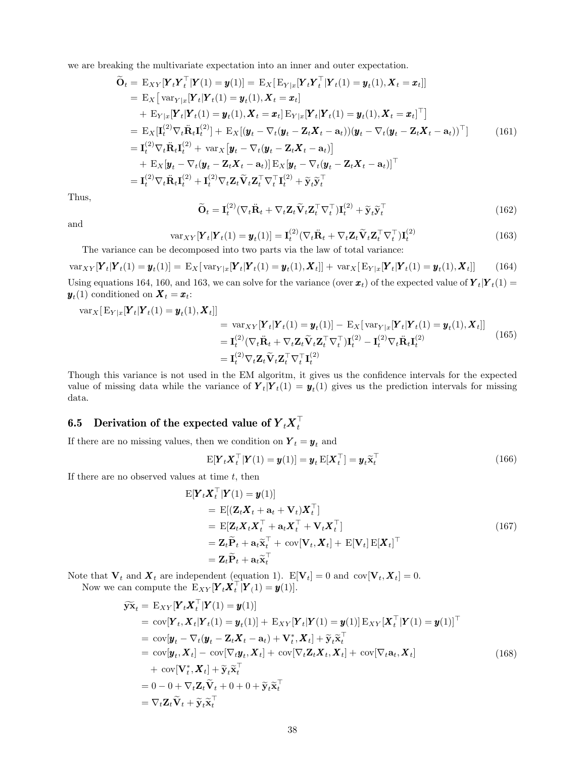we are breaking the multivariate expectation into an inner and outer expectation.

$$
\begin{aligned}
\widetilde{\mathbf{O}}_t =&\ \mathrm{E}_{XY}[\boldsymbol{Y}_t\boldsymbol{Y}_t^\top|\boldsymbol{Y}(1)=\boldsymbol{y}(1)] = \mathrm{E}_X[\mathrm{E}_{Y|x}[\boldsymbol{Y}_t\boldsymbol{Y}_t^\top|\boldsymbol{Y}_t(1)=\boldsymbol{y}_t(1),\boldsymbol{X}_t=\boldsymbol{x}_t]]\\
=&\ \mathrm{E}_X\big[\mathrm{var}_{Y|x}[\boldsymbol{Y}_t|\boldsymbol{Y}_t(1)=\boldsymbol{y}_t(1),\boldsymbol{X}_t=\boldsymbol{x}_t]\\
&+\mathrm{E}_{Y|x}[\boldsymbol{Y}_t|\boldsymbol{Y}_t(1)=\boldsymbol{y}_t(1),\boldsymbol{X}_t=\boldsymbol{x}_t]\,\mathrm{E}_{Y|x}[\boldsymbol{Y}_t|\boldsymbol{Y}_t(1)=\boldsymbol{y}_t(1),\boldsymbol{X}_t=\boldsymbol{x}_t]^\top\big]\\
=&\ \mathrm{E}_X[\mathbf{I}_t^{(2)}\nabla_t\ddot{\mathbf{R}}_t\mathbf{I}_t^{(2)}] + \mathrm{E}_X[(\boldsymbol{y}_t-\nabla_t(\boldsymbol{y}_t-\mathbf{Z}_t\boldsymbol{X}_t-\mathbf{a}_t))(\boldsymbol{y}_t-\nabla_t(\boldsymbol{y}_t-\mathbf{Z}_t\boldsymbol{X}_t-\mathbf{a}_t))^\top]\\
=&\ \mathbf{I}_t^{(2)}\nabla_t\ddot{\mathbf{R}}_t\mathbf{I}_t^{(2)} + \mathrm{var}_X\big[\boldsymbol{y}_t-\nabla_t(\boldsymbol{y}_t-\mathbf{Z}_t\boldsymbol{X}_t-\mathbf{a}_t)\big]\\
&+\mathrm{E}_X[\boldsymbol{y}_t-\nabla_t(\boldsymbol{y}_t-\mathbf{Z}_t\boldsymbol{X}_t-\mathbf{a}_t)]\,\mathrm{E}_X[\boldsymbol{y}_t-\nabla_t(\boldsymbol{y}_t-\mathbf{Z}_t\boldsymbol{X}_t-\mathbf{a}_t)]^\top\\
=&\ \mathbf{I}_t^{(2)}\nabla_t\ddot{\mathbf{R}}_t\mathbf{I}_t^{(2)} + \mathbf{I}_t^{(2)}\nabla_t\mathbf{Z}_t\widetilde{\mathbf{V}}_t\mathbf{Z}_t^\top\nabla_t^\top\mathbf{I}_t^{(2)} + \widetilde{\mathbf{y}}_t\widetilde{\mathbf{y}}_t^\top
\end{aligned}
\tag{161}
$$

Thus,

$$
\widetilde{\mathbf{O}}_t = \mathbf{I}_t^{(2)}(\nabla_t\ddot{\mathbf{R}}_t + \nabla_t\mathbf{Z}_t\widetilde{\mathbf{V}}_t\mathbf{Z}_t^\top\nabla_t^\top)\mathbf{I}_t^{(2)} + \widetilde{\mathbf{y}}_t\widetilde{\mathbf{y}}_t^\top \tag{162}
$$

and

$$
\mathrm{var}_{XY}[\boldsymbol{Y}_t|\boldsymbol{Y}_t(1)=\boldsymbol{y}_t(1)] = \mathbf{I}_t^{(2)}(\nabla_t\ddot{\mathbf{R}}_t + \nabla_t\mathbf{Z}_t\widetilde{\mathbf{V}}_t\mathbf{Z}_t^\top\nabla_t^\top)\mathbf{I}_t^{(2)} \tag{163}
$$

The variance can be decomposed into two parts via the law of total variance:

$$
\mathrm{var}_{XY}[\boldsymbol{Y}_t|\boldsymbol{Y}_t(1)=\boldsymbol{y}_t(1)] = \mathrm{E}_X[\mathrm{var}_{Y|x}[\boldsymbol{Y}_t|\boldsymbol{Y}_t(1)=\boldsymbol{y}_t(1),\boldsymbol{X}_t]] + \mathrm{var}_X[\mathrm{E}_{Y|x}[\boldsymbol{Y}_t|\boldsymbol{Y}_t(1)=\boldsymbol{y}_t(1),\boldsymbol{X}_t]] \tag{164}
$$

Using equations 164, 160, and 163, we can solve for the variance (over $\boldsymbol{x}_t$) of the expected value of $\boldsymbol{Y}_t|\boldsymbol{Y}_t(1)=\boldsymbol{y}_t(1)$ conditioned on $\boldsymbol{X}_t=\boldsymbol{x}_t$:

$$
\begin{aligned}
\mathrm{var}_X[\mathrm{E}_{Y|x}[\boldsymbol{Y}_t|\boldsymbol{Y}_t(1)=\boldsymbol{y}_t(1),\boldsymbol{X}_t]]&\\
&= \mathrm{var}_{XY}[\boldsymbol{Y}_t|\boldsymbol{Y}_t(1)=\boldsymbol{y}_t(1)] - \mathrm{E}_X[\mathrm{var}_{Y|x}[\boldsymbol{Y}_t|\boldsymbol{Y}_t(1)=\boldsymbol{y}_t(1),\boldsymbol{X}_t]]\\
&= \mathbf{I}_t^{(2)}(\nabla_t\ddot{\mathbf{R}}_t + \nabla_t\mathbf{Z}_t\widetilde{\mathbf{V}}_t\mathbf{Z}_t^\top\nabla_t^\top)\mathbf{I}_t^{(2)} - \mathbf{I}_t^{(2)}\nabla_t\ddot{\mathbf{R}}_t\mathbf{I}_t^{(2)}\\
&= \mathbf{I}_t^{(2)}\nabla_t\mathbf{Z}_t\widetilde{\mathbf{V}}_t\mathbf{Z}_t^\top\nabla_t^\top\mathbf{I}_t^{(2)}
\end{aligned}
\tag{165}
$$

Though this variance is not used in the EM algoritm, it gives us the confidence intervals for the expected value of missing data while the variance of $\boldsymbol{Y}_t|\boldsymbol{Y}_t(1)=\boldsymbol{y}_t(1)$ gives us the prediction intervals for missing data.

### 6.5 Derivation of the expected value of $\boldsymbol{Y}_t\boldsymbol{X}_t^\top$

If there are no missing values, then we condition on $\boldsymbol{Y}_t=\boldsymbol{y}_t$ and

$$
\mathrm{E}[\boldsymbol{Y}_t\boldsymbol{X}_t^\top|\boldsymbol{Y}(1)=\boldsymbol{y}(1)] = \boldsymbol{y}_t\,\mathrm{E}[\boldsymbol{X}_t^\top] = \boldsymbol{y}_t\widetilde{\mathbf{x}}_t^\top \tag{166}
$$

If there are no observed values at time $t$, then

$$
\begin{aligned}
\mathrm{E}&[\boldsymbol{Y}_t\boldsymbol{X}_t^\top|\boldsymbol{Y}(1)=\boldsymbol{y}(1)]\\
&= \mathrm{E}[(\mathbf{Z}_t\boldsymbol{X}_t+\mathbf{a}_t+\mathbf{V}_t)\boldsymbol{X}_t^\top]\\
&= \mathrm{E}[\mathbf{Z}_t\boldsymbol{X}_t\boldsymbol{X}_t^\top+\mathbf{a}_t\boldsymbol{X}_t^\top+\mathbf{V}_t\boldsymbol{X}_t^\top]\\
&= \mathbf{Z}_t\widetilde{\mathbf{P}}_t+\mathbf{a}_t\widetilde{\mathbf{x}}_t^\top+\mathrm{cov}[\mathbf{V}_t,\boldsymbol{X}_t]+\mathrm{E}[\mathbf{V}_t]\,\mathrm{E}[\boldsymbol{X}_t]^\top\\
&= \mathbf{Z}_t\widetilde{\mathbf{P}}_t+\mathbf{a}_t\widetilde{\mathbf{x}}_t^\top
\end{aligned}
\tag{167}
$$

Note that $\mathbf{V}_t$ and $\boldsymbol{X}_t$ are independent (equation 1). $\mathrm{E}[\mathbf{V}_t]=0$ and $\mathrm{cov}[\mathbf{V}_t,\boldsymbol{X}_t]=0$.

Now we can compute the $\mathrm{E}_{XY}[\boldsymbol{Y}_t\boldsymbol{X}_t^\top|\boldsymbol{Y}_(1)=\boldsymbol{y}(1)]$.

$$
\begin{aligned}
\widetilde{\mathbf{yx}}_t =&\ \mathrm{E}_{XY}[\boldsymbol{Y}_t\boldsymbol{X}_t^\top|\boldsymbol{Y}(1)=\boldsymbol{y}(1)]\\
=&\ \mathrm{cov}[\boldsymbol{Y}_t,\boldsymbol{X}_t|\boldsymbol{Y}_t(1)=\boldsymbol{y}_t(1)] + \mathrm{E}_{XY}[\boldsymbol{Y}_t|\boldsymbol{Y}(1)=\boldsymbol{y}(1)]\,\mathrm{E}_{XY}[\boldsymbol{X}_t^\top|\boldsymbol{Y}(1)=\boldsymbol{y}(1)]^\top\\
=&\ \mathrm{cov}[\boldsymbol{y}_t-\nabla_t(\boldsymbol{y}_t-\mathbf{Z}_t\boldsymbol{X}_t-\mathbf{a}_t)+\mathbf{V}_t^*,\boldsymbol{X}_t]+\widetilde{\mathbf{y}}_t\widetilde{\mathbf{x}}_t^\top\\
=&\ \mathrm{cov}[\boldsymbol{y}_t,\boldsymbol{X}_t]-\mathrm{cov}[\nabla_t\boldsymbol{y}_t,\boldsymbol{X}_t]+\mathrm{cov}[\nabla_t\mathbf{Z}_t\boldsymbol{X}_t,\boldsymbol{X}_t]+\mathrm{cov}[\nabla_t\mathbf{a}_t,\boldsymbol{X}_t]\\
&+\mathrm{cov}[\mathbf{V}_t^*,\boldsymbol{X}_t]+\widetilde{\mathbf{y}}_t\widetilde{\mathbf{x}}_t^\top\\
=&\ 0-0+\nabla_t\mathbf{Z}_t\widetilde{\mathbf{V}}_t+0+0+\widetilde{\mathbf{y}}_t\widetilde{\mathbf{x}}_t^\top\\
=&\ \nabla_t\mathbf{Z}_t\widetilde{\mathbf{V}}_t+\widetilde{\mathbf{y}}_t\widetilde{\mathbf{x}}_t^\top
\end{aligned}
\tag{168}
$$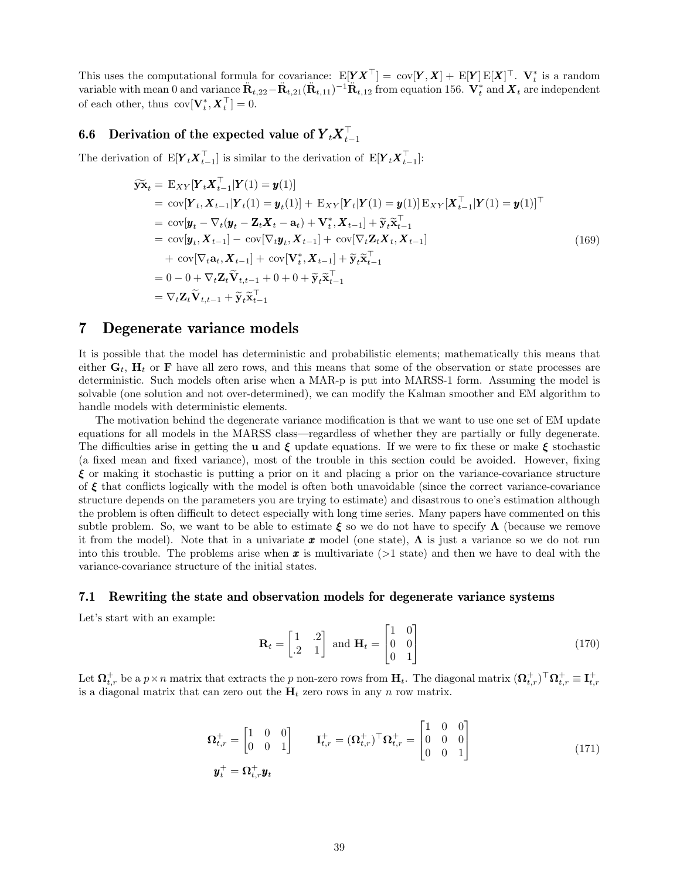This uses the computational formula for covariance: $\mathrm{E}[\boldsymbol{Y}\boldsymbol{X}^\top] = \mathrm{cov}[\boldsymbol{Y},\boldsymbol{X}] + \mathrm{E}[\boldsymbol{Y}]\,\mathrm{E}[\boldsymbol{X}]^\top$. $\mathbf{V}^*_t$ is a random variable with mean 0 and variance $\mathring{\mathbf{R}}_{t,22} - \mathring{\mathbf{R}}_{t,21}(\mathring{\mathbf{R}}_{t,11})^{-1}\mathring{\mathbf{R}}_{t,12}$ from equation 156. $\mathbf{V}^*_t$ and $\boldsymbol{X}_t$ are independent of each other, thus $\mathrm{cov}[\mathbf{V}^*_t, \boldsymbol{X}_t^\top] = 0$.

### 6.6 Derivation of the expected value of $\boldsymbol{Y}_t\boldsymbol{X}_{t-1}^\top$

The derivation of $\mathrm{E}[\boldsymbol{Y}_t\boldsymbol{X}_{t-1}^\top]$ is similar to the derivation of $\mathrm{E}[\boldsymbol{Y}_t\boldsymbol{X}_{t-1}^\top]$:

$$
\begin{aligned}
\widetilde{\mathbf{yx}}_t &= \mathrm{E}_{XY}[\boldsymbol{Y}_t\boldsymbol{X}_{t-1}^\top|\boldsymbol{Y}(1)=\boldsymbol{y}(1)] \\
&= \mathrm{cov}[\boldsymbol{Y}_t,\boldsymbol{X}_{t-1}|\boldsymbol{Y}_t(1)=\boldsymbol{y}_t(1)] + \mathrm{E}_{XY}[\boldsymbol{Y}_t|\boldsymbol{Y}(1)=\boldsymbol{y}(1)]\,\mathrm{E}_{XY}[\boldsymbol{X}_{t-1}^\top|\boldsymbol{Y}(1)=\boldsymbol{y}(1)]^\top \\
&= \mathrm{cov}[\boldsymbol{y}_t - \nabla_t(\boldsymbol{y}_t - \mathbf{Z}_t\boldsymbol{X}_t - \mathbf{a}_t) + \mathbf{V}^*_t, \boldsymbol{X}_{t-1}] + \widetilde{\mathbf{y}}_t\widetilde{\mathbf{x}}_{t-1}^\top \\
&= \mathrm{cov}[\boldsymbol{y}_t,\boldsymbol{X}_{t-1}] - \mathrm{cov}[\nabla_t\boldsymbol{y}_t,\boldsymbol{X}_{t-1}] + \mathrm{cov}[\nabla_t\mathbf{Z}_t\boldsymbol{X}_t,\boldsymbol{X}_{t-1}] \\
&\quad + \mathrm{cov}[\nabla_t\mathbf{a}_t,\boldsymbol{X}_{t-1}] + \mathrm{cov}[\mathbf{V}^*_t,\boldsymbol{X}_{t-1}] + \widetilde{\mathbf{y}}_t\widetilde{\mathbf{x}}_{t-1}^\top \\
&= 0 - 0 + \nabla_t\mathbf{Z}_t\widetilde{\mathbf{V}}_{t,t-1} + 0 + 0 + \widetilde{\mathbf{y}}_t\widetilde{\mathbf{x}}_{t-1}^\top \\
&= \nabla_t\mathbf{Z}_t\widetilde{\mathbf{V}}_{t,t-1} + \widetilde{\mathbf{y}}_t\widetilde{\mathbf{x}}_{t-1}^\top
\end{aligned}
\tag{169}
$$

## 7 Degenerate variance models

It is possible that the model has deterministic and probabilistic elements; mathematically this means that either $\mathbf{G}_t$, $\mathbf{H}_t$ or $\mathbf{F}$ have all zero rows, and this means that some of the observation or state processes are deterministic. Such models often arise when a MAR-p is put into MARSS-1 form. Assuming the model is solvable (one solution and not over-determined), we can modify the Kalman smoother and EM algorithm to handle models with deterministic elements.

The motivation behind the degenerate variance modification is that we want to use one set of EM update equations for all models in the MARSS class—regardless of whether they are partially or fully degenerate. The difficulties arise in getting the $\mathbf{u}$ and $\boldsymbol{\xi}$ update equations. If we were to fix these or make $\boldsymbol{\xi}$ stochastic (a fixed mean and fixed variance), most of the trouble in this section could be avoided. However, fixing $\boldsymbol{\xi}$ or making it stochastic is putting a prior on it and placing a prior on the variance-covariance structure of $\boldsymbol{\xi}$ that conflicts logically with the model is often both unavoidable (since the correct variance-covariance structure depends on the parameters you are trying to estimate) and disastrous to one's estimation although the problem is often difficult to detect especially with long time series. Many papers have commented on this subtle problem. So, we want to be able to estimate $\boldsymbol{\xi}$ so we do not have to specify $\boldsymbol{\Lambda}$ (because we remove it from the model). Note that in a univariate $\boldsymbol{x}$ model (one state), $\boldsymbol{\Lambda}$ is just a variance so we do not run into this trouble. The problems arise when $\boldsymbol{x}$ is multivariate (>1 state) and then we have to deal with the variance-covariance structure of the initial states.

### 7.1 Rewriting the state and observation models for degenerate variance systems

Let's start with an example:

$$
\mathbf{R}_t = \begin{bmatrix} 1 & .2 \\ .2 & 1 \end{bmatrix} \text{ and } \mathbf{H}_t = \begin{bmatrix} 1 & 0 \\ 0 & 0 \\ 0 & 1 \end{bmatrix}
\tag{170}
$$

Let $\boldsymbol{\Omega}^+_{t,r}$ be a $p \times n$ matrix that extracts the $p$ non-zero rows from $\mathbf{H}_t$. The diagonal matrix $(\boldsymbol{\Omega}^+_{t,r})^\top\boldsymbol{\Omega}^+_{t,r} \equiv \mathbf{I}^+_{t,r}$ is a diagonal matrix that can zero out the $\mathbf{H}_t$ zero rows in any $n$ row matrix.

$$
\begin{aligned}
&\boldsymbol{\Omega}^+_{t,r} = \begin{bmatrix} 1 & 0 & 0 \\ 0 & 0 & 1 \end{bmatrix} \qquad \mathbf{I}^+_{t,r} = (\boldsymbol{\Omega}^+_{t,r})^\top\boldsymbol{\Omega}^+_{t,r} = \begin{bmatrix} 1 & 0 & 0 \\ 0 & 0 & 0 \\ 0 & 0 & 1 \end{bmatrix} \\
&\boldsymbol{y}^+_t = \boldsymbol{\Omega}^+_{t,r}\boldsymbol{y}_t
\end{aligned}
\tag{171}
$$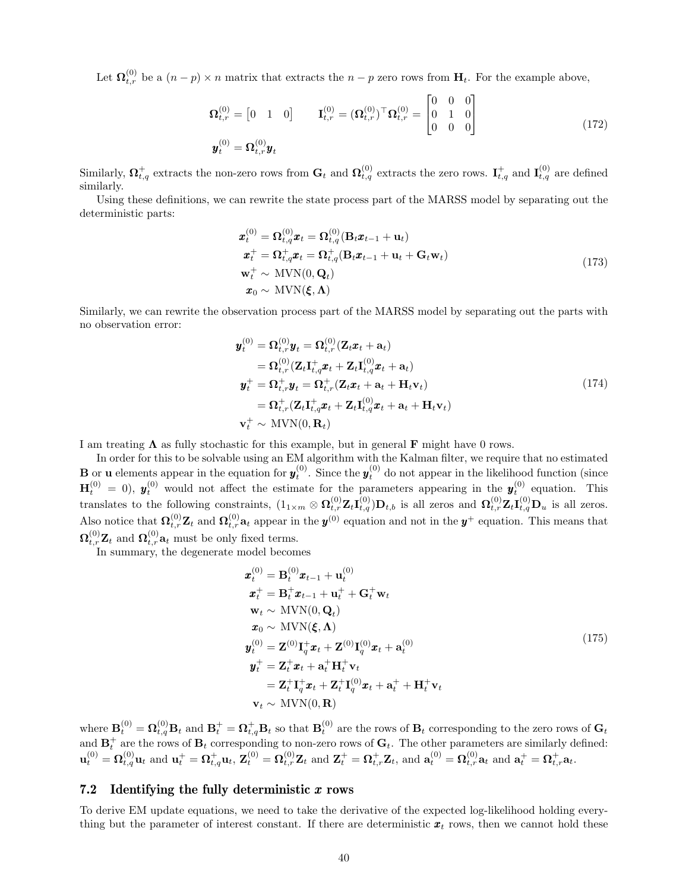Let $\mathbf{\Omega}_{t,r}^{(0)}$ be a $(n-p) \times n$ matrix that extracts the $n-p$ zero rows from $\mathbf{H}_t$. For the example above,

$$
\begin{gathered}
\mathbf{\Omega}_{t,r}^{(0)} = \begin{bmatrix} 0 & 1 & 0 \end{bmatrix} \qquad \mathbf{I}_{t,r}^{(0)} = (\mathbf{\Omega}_{t,r}^{(0)})^\top \mathbf{\Omega}_{t,r}^{(0)} = \begin{bmatrix} 0 & 0 & 0 \\ 0 & 1 & 0 \\ 0 & 0 & 0 \end{bmatrix} \\
\boldsymbol{y}_t^{(0)} = \mathbf{\Omega}_{t,r}^{(0)} \boldsymbol{y}_t
\end{gathered}
\tag{172}
$$

Similarly, $\mathbf{\Omega}_{t,q}^{+}$ extracts the non-zero rows from $\mathbf{G}_t$ and $\mathbf{\Omega}_{t,q}^{(0)}$ extracts the zero rows. $\mathbf{I}_{t,q}^{+}$ and $\mathbf{I}_{t,q}^{(0)}$ are defined similarly.

Using these definitions, we can rewrite the state process part of the MARSS model by separating out the deterministic parts:

$$
\begin{aligned}
\boldsymbol{x}_t^{(0)} &= \mathbf{\Omega}_{t,q}^{(0)} \boldsymbol{x}_t = \mathbf{\Omega}_{t,q}^{(0)} (\mathbf{B}_t \boldsymbol{x}_{t-1} + \mathbf{u}_t) \\
\boldsymbol{x}_t^{+} &= \mathbf{\Omega}_{t,q}^{+} \boldsymbol{x}_t = \mathbf{\Omega}_{t,q}^{+} (\mathbf{B}_t \boldsymbol{x}_{t-1} + \mathbf{u}_t + \mathbf{G}_t \mathbf{w}_t) \\
\mathbf{w}_t^{+} &\sim \text{MVN}(0, \mathbf{Q}_t) \\
\boldsymbol{x}_0 &\sim \text{MVN}(\boldsymbol{\xi}, \mathbf{\Lambda})
\end{aligned}
\tag{173}
$$

Similarly, we can rewrite the observation process part of the MARSS model by separating out the parts with no observation error:

$$
\begin{aligned}
\boldsymbol{y}_t^{(0)} &= \mathbf{\Omega}_{t,r}^{(0)} \boldsymbol{y}_t = \mathbf{\Omega}_{t,r}^{(0)} (\mathbf{Z}_t \boldsymbol{x}_t + \mathbf{a}_t) \\
&= \mathbf{\Omega}_{t,r}^{(0)} (\mathbf{Z}_t \mathbf{I}_{t,q}^{+} \boldsymbol{x}_t + \mathbf{Z}_t \mathbf{I}_{t,q}^{(0)} \boldsymbol{x}_t + \mathbf{a}_t) \\
\boldsymbol{y}_t^{+} &= \mathbf{\Omega}_{t,r}^{+} \boldsymbol{y}_t = \mathbf{\Omega}_{t,r}^{+} (\mathbf{Z}_t \boldsymbol{x}_t + \mathbf{a}_t + \mathbf{H}_t \mathbf{v}_t) \\
&= \mathbf{\Omega}_{t,r}^{+} (\mathbf{Z}_t \mathbf{I}_{t,q}^{+} \boldsymbol{x}_t + \mathbf{Z}_t \mathbf{I}_{t,q}^{(0)} \boldsymbol{x}_t + \mathbf{a}_t + \mathbf{H}_t \mathbf{v}_t) \\
\mathbf{v}_t^{+} &\sim \text{MVN}(0, \mathbf{R}_t)
\end{aligned}
\tag{174}
$$

I am treating $\mathbf{\Lambda}$ as fully stochastic for this example, but in general $\mathbf{F}$ might have 0 rows.

In order for this to be solvable using an EM algorithm with the Kalman filter, we require that no estimated $\mathbf{B}$ or $\mathbf{u}$ elements appear in the equation for $\boldsymbol{y}_t^{(0)}$. Since the $\boldsymbol{y}_t^{(0)}$ do not appear in the likelihood function (since $\mathbf{H}_t^{(0)} = 0$), $\boldsymbol{y}_t^{(0)}$ would not affect the estimate for the parameters appearing in the $\boldsymbol{y}_t^{(0)}$ equation. This translates to the following constraints, $(1_{1\times m} \otimes \mathbf{\Omega}_{t,r}^{(0)} \mathbf{Z}_t \mathbf{I}_{t,q}^{(0)}) \mathbf{D}_{t,b}$ is all zeros and $\mathbf{\Omega}_{t,r}^{(0)} \mathbf{Z}_t \mathbf{I}_{t,q}^{(0)} \mathbf{D}_u$ is all zeros. Also notice that $\mathbf{\Omega}_{t,r}^{(0)} \mathbf{Z}_t$ and $\mathbf{\Omega}_{t,r}^{(0)} \mathbf{a}_t$ appear in the $\boldsymbol{y}^{(0)}$ equation and not in the $\boldsymbol{y}^{+}$ equation. This means that $\mathbf{\Omega}_{t,r}^{(0)} \mathbf{Z}_t$ and $\mathbf{\Omega}_{t,r}^{(0)} \mathbf{a}_t$ must be only fixed terms.

In summary, the degenerate model becomes

$$
\begin{aligned}
\boldsymbol{x}_t^{(0)} &= \mathbf{B}_t^{(0)} \boldsymbol{x}_{t-1} + \mathbf{u}_t^{(0)} \\
\boldsymbol{x}_t^{+} &= \mathbf{B}_t^{+} \boldsymbol{x}_{t-1} + \mathbf{u}_t^{+} + \mathbf{G}_t^{+} \mathbf{w}_t \\
\mathbf{w}_t &\sim \text{MVN}(0, \mathbf{Q}_t) \\
\boldsymbol{x}_0 &\sim \text{MVN}(\boldsymbol{\xi}, \mathbf{\Lambda}) \\
\boldsymbol{y}_t^{(0)} &= \mathbf{Z}^{(0)} \mathbf{I}_q^{+} \boldsymbol{x}_t + \mathbf{Z}^{(0)} \mathbf{I}_q^{(0)} \boldsymbol{x}_t + \mathbf{a}_t^{(0)} \\
\boldsymbol{y}_t^{+} &= \mathbf{Z}_t^{+} \boldsymbol{x}_t + \mathbf{a}_t^{+} \mathbf{H}_t^{+} \mathbf{v}_t \\
&= \mathbf{Z}_t^{+} \mathbf{I}_q^{+} \boldsymbol{x}_t + \mathbf{Z}_t^{+} \mathbf{I}_q^{(0)} \boldsymbol{x}_t + \mathbf{a}_t^{+} + \mathbf{H}_t^{+} \mathbf{v}_t \\
\mathbf{v}_t &\sim \text{MVN}(0, \mathbf{R})
\end{aligned}
\tag{175}
$$

where $\mathbf{B}_t^{(0)} = \mathbf{\Omega}_{t,q}^{(0)} \mathbf{B}_t$ and $\mathbf{B}_t^{+} = \mathbf{\Omega}_{t,q}^{+} \mathbf{B}_t$ so that $\mathbf{B}_t^{(0)}$ are the rows of $\mathbf{B}_t$ corresponding to the zero rows of $\mathbf{G}_t$ and $\mathbf{B}_t^{+}$ are the rows of $\mathbf{B}_t$ corresponding to non-zero rows of $\mathbf{G}_t$. The other parameters are similarly defined: $\mathbf{u}_t^{(0)} = \mathbf{\Omega}_{t,q}^{(0)} \mathbf{u}_t$ and $\mathbf{u}_t^{+} = \mathbf{\Omega}_{t,q}^{+} \mathbf{u}_t$, $\mathbf{Z}_t^{(0)} = \mathbf{\Omega}_{t,r}^{(0)} \mathbf{Z}_t$ and $\mathbf{Z}_t^{+} = \mathbf{\Omega}_{t,r}^{+} \mathbf{Z}_t$, and $\mathbf{a}_t^{(0)} = \mathbf{\Omega}_{t,r}^{(0)} \mathbf{a}_t$ and $\mathbf{a}_t^{+} = \mathbf{\Omega}_{t,r}^{+} \mathbf{a}_t$.

## 7.2 Identifying the fully deterministic $x$ rows

To derive EM update equations, we need to take the derivative of the expected log-likelihood holding everything but the parameter of interest constant. If there are deterministic $\boldsymbol{x}_t$ rows, then we cannot hold these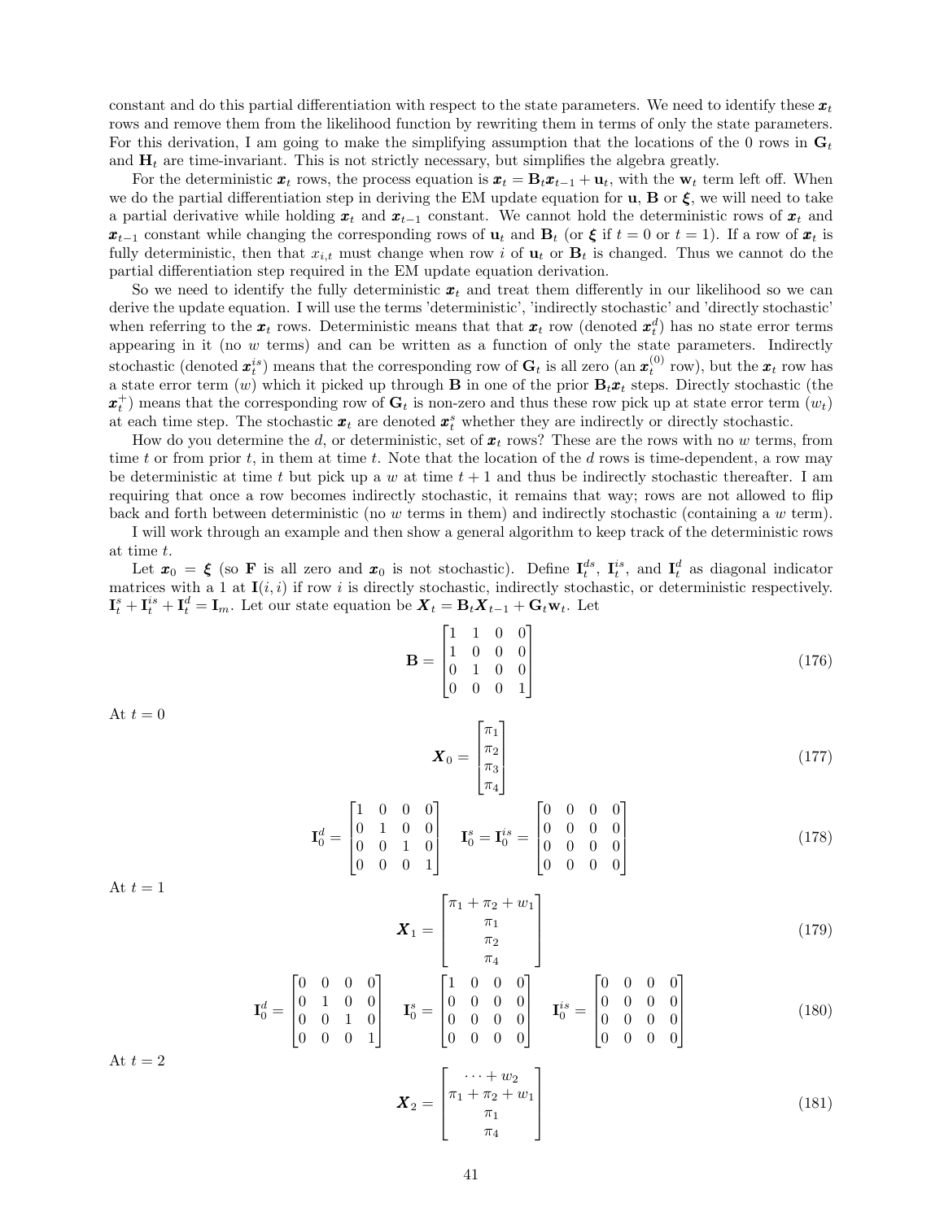constant and do this partial differentiation with respect to the state parameters. We need to identify these $\boldsymbol{x}_t$ rows and remove them from the likelihood function by rewriting them in terms of only the state parameters. For this derivation, I am going to make the simplifying assumption that the locations of the 0 rows in $\mathbf{G}_t$ and $\mathbf{H}_t$ are time-invariant. This is not strictly necessary, but simplifies the algebra greatly.

For the deterministic $\boldsymbol{x}_t$ rows, the process equation is $\boldsymbol{x}_t = \mathbf{B}_t\boldsymbol{x}_{t-1} + \mathbf{u}_t$, with the $\mathbf{w}_t$ term left off. When we do the partial differentiation step in deriving the EM update equation for $\mathbf{u}$, $\mathbf{B}$ or $\boldsymbol{\xi}$, we will need to take a partial derivative while holding $\boldsymbol{x}_t$ and $\boldsymbol{x}_{t-1}$ constant. We cannot hold the deterministic rows of $\boldsymbol{x}_t$ and $\boldsymbol{x}_{t-1}$ constant while changing the corresponding rows of $\mathbf{u}_t$ and $\mathbf{B}_t$ (or $\boldsymbol{\xi}$ if $t = 0$ or $t = 1$). If a row of $\boldsymbol{x}_t$ is fully deterministic, then that $x_{i,t}$ must change when row $i$ of $\mathbf{u}_t$ or $\mathbf{B}_t$ is changed. Thus we cannot do the partial differentiation step required in the EM update equation derivation.

So we need to identify the fully deterministic $\boldsymbol{x}_t$ and treat them differently in our likelihood so we can derive the update equation. I will use the terms 'deterministic', 'indirectly stochastic' and 'directly stochastic' when referring to the $\boldsymbol{x}_t$ rows. Deterministic means that that $\boldsymbol{x}_t$ row (denoted $\boldsymbol{x}_t^d$) has no state error terms appearing in it (no $w$ terms) and can be written as a function of only the state parameters. Indirectly stochastic (denoted $\boldsymbol{x}_t^{is}$) means that the corresponding row of $\mathbf{G}_t$ is all zero (an $\boldsymbol{x}_t^{(0)}$ row), but the $\boldsymbol{x}_t$ row has a state error term ($w$) which it picked up through $\mathbf{B}$ in one of the prior $\mathbf{B}_t\boldsymbol{x}_t$ steps. Directly stochastic (the $\boldsymbol{x}_t^{+}$) means that the corresponding row of $\mathbf{G}_t$ is non-zero and thus these row pick up at state error term ($w_t$) at each time step. The stochastic $\boldsymbol{x}_t$ are denoted $\boldsymbol{x}_t^s$ whether they are indirectly or directly stochastic.

How do you determine the $d$, or deterministic, set of $\boldsymbol{x}_t$ rows? These are the rows with no $w$ terms, from time $t$ or from prior $t$, in them at time $t$. Note that the location of the $d$ rows is time-dependent, a row may be deterministic at time $t$ but pick up a $w$ at time $t+1$ and thus be indirectly stochastic thereafter. I am requiring that once a row becomes indirectly stochastic, it remains that way; rows are not allowed to flip back and forth between deterministic (no $w$ terms in them) and indirectly stochastic (containing a $w$ term).

I will work through an example and then show a general algorithm to keep track of the deterministic rows at time $t$.

Let $\boldsymbol{x}_0 = \boldsymbol{\xi}$ (so $\mathbf{F}$ is all zero and $\boldsymbol{x}_0$ is not stochastic). Define $\mathbf{I}_t^{ds}$, $\mathbf{I}_t^{is}$, and $\mathbf{I}_t^d$ as diagonal indicator matrices with a 1 at $\mathbf{I}(i,i)$ if row $i$ is directly stochastic, indirectly stochastic, or deterministic respectively. $\mathbf{I}_t^s + \mathbf{I}_t^{is} + \mathbf{I}_t^d = \mathbf{I}_m$. Let our state equation be $\boldsymbol{X}_t = \mathbf{B}_t\boldsymbol{X}_{t-1} + \mathbf{G}_t\mathbf{w}_t$. Let

$$\mathbf{B} = \begin{bmatrix} 1 & 1 & 0 & 0 \\ 1 & 0 & 0 & 0 \\ 0 & 1 & 0 & 0 \\ 0 & 0 & 0 & 1 \end{bmatrix} \tag{176}$$

At $t = 0$

$$\boldsymbol{X}_0 = \begin{bmatrix} \pi_1 \\ \pi_2 \\ \pi_3 \\ \pi_4 \end{bmatrix} \tag{177}$$

$$\mathbf{I}_0^d = \begin{bmatrix} 1 & 0 & 0 & 0 \\ 0 & 1 & 0 & 0 \\ 0 & 0 & 1 & 0 \\ 0 & 0 & 0 & 1 \end{bmatrix} \quad \mathbf{I}_0^s = \mathbf{I}_0^{is} = \begin{bmatrix} 0 & 0 & 0 & 0 \\ 0 & 0 & 0 & 0 \\ 0 & 0 & 0 & 0 \\ 0 & 0 & 0 & 0 \end{bmatrix} \tag{178}$$

At $t = 1$

$$\boldsymbol{X}_1 = \begin{bmatrix} \pi_1 + \pi_2 + w_1 \\ \pi_1 \\ \pi_2 \\ \pi_4 \end{bmatrix} \tag{179}$$

$$\mathbf{I}_0^d = \begin{bmatrix} 0 & 0 & 0 & 0 \\ 0 & 1 & 0 & 0 \\ 0 & 0 & 1 & 0 \\ 0 & 0 & 0 & 1 \end{bmatrix} \quad \mathbf{I}_0^s = \begin{bmatrix} 1 & 0 & 0 & 0 \\ 0 & 0 & 0 & 0 \\ 0 & 0 & 0 & 0 \\ 0 & 0 & 0 & 0 \end{bmatrix} \quad \mathbf{I}_0^{is} = \begin{bmatrix} 0 & 0 & 0 & 0 \\ 0 & 0 & 0 & 0 \\ 0 & 0 & 0 & 0 \\ 0 & 0 & 0 & 0 \end{bmatrix} \tag{180}$$

At $t = 2$

$$\boldsymbol{X}_2 = \begin{bmatrix} \dots + w_2 \\ \pi_1 + \pi_2 + w_1 \\ \pi_1 \\ \pi_4 \end{bmatrix} \tag{181}$$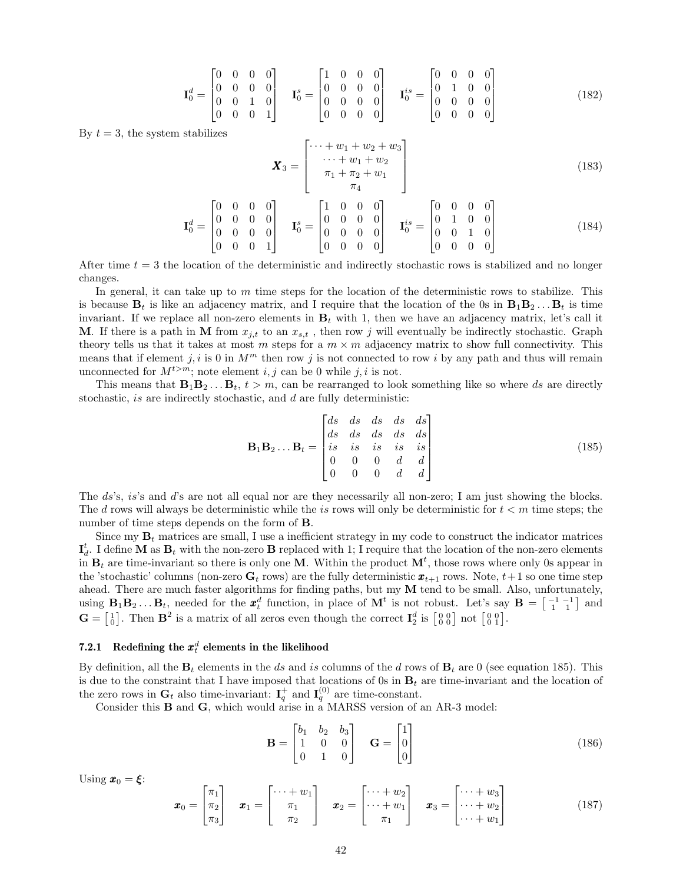$$\mathbf{I}_0^d = \begin{bmatrix} 0 & 0 & 0 & 0 \\ 0 & 0 & 0 & 0 \\ 0 & 0 & 1 & 0 \\ 0 & 0 & 0 & 1 \end{bmatrix} \quad \mathbf{I}_0^s = \begin{bmatrix} 1 & 0 & 0 & 0 \\ 0 & 0 & 0 & 0 \\ 0 & 0 & 0 & 0 \\ 0 & 0 & 0 & 0 \end{bmatrix} \quad \mathbf{I}_0^{is} = \begin{bmatrix} 0 & 0 & 0 & 0 \\ 0 & 1 & 0 & 0 \\ 0 & 0 & 0 & 0 \\ 0 & 0 & 0 & 0 \end{bmatrix} \tag{182}$$

By $t = 3$, the system stabilizes

$$\boldsymbol{X}_3 = \begin{bmatrix} \dots + w_1 + w_2 + w_3 \\ \dots + w_1 + w_2 \\ \pi_1 + \pi_2 + w_1 \\ \pi_4 \end{bmatrix} \tag{183}$$

$$\mathbf{I}_0^d = \begin{bmatrix} 0 & 0 & 0 & 0 \\ 0 & 0 & 0 & 0 \\ 0 & 0 & 0 & 0 \\ 0 & 0 & 0 & 1 \end{bmatrix} \quad \mathbf{I}_0^s = \begin{bmatrix} 1 & 0 & 0 & 0 \\ 0 & 0 & 0 & 0 \\ 0 & 0 & 0 & 0 \\ 0 & 0 & 0 & 0 \end{bmatrix} \quad \mathbf{I}_0^{is} = \begin{bmatrix} 0 & 0 & 0 & 0 \\ 0 & 1 & 0 & 0 \\ 0 & 0 & 1 & 0 \\ 0 & 0 & 0 & 0 \end{bmatrix} \tag{184}$$

After time $t = 3$ the location of the deterministic and indirectly stochastic rows is stabilized and no longer changes.

In general, it can take up to $m$ time steps for the location of the deterministic rows to stabilize. This is because $\mathbf{B}_t$ is like an adjacency matrix, and I require that the location of the 0s in $\mathbf{B}_1\mathbf{B}_2 \dots \mathbf{B}_t$ is time invariant. If we replace all non-zero elements in $\mathbf{B}_t$ with 1, then we have an adjacency matrix, let's call it $\mathbf{M}$. If there is a path in $\mathbf{M}$ from $x_{j,t}$ to an $x_{s,t}$ , then row $j$ will eventually be indirectly stochastic. Graph theory tells us that it takes at most $m$ steps for a $m \times m$ adjacency matrix to show full connectivity. This means that if element $j, i$ is 0 in $M^m$ then row $j$ is not connected to row $i$ by any path and thus will remain unconnected for $M^{t>m}$; note element $i, j$ can be 0 while $j, i$ is not.

This means that $\mathbf{B}_1\mathbf{B}_2 \dots \mathbf{B}_t$, $t > m$, can be rearranged to look something like so where $ds$ are directly stochastic, $is$ are indirectly stochastic, and $d$ are fully deterministic:

$$\mathbf{B}_1\mathbf{B}_2 \dots \mathbf{B}_t = \begin{bmatrix} ds & ds & ds & ds & ds \\ ds & ds & ds & ds & ds \\ is & is & is & is & is \\ 0 & 0 & 0 & d & d \\ 0 & 0 & 0 & d & d \end{bmatrix} \tag{185}$$

The $ds$'s, $is$'s and $d$'s are not all equal nor are they necessarily all non-zero; I am just showing the blocks. The $d$ rows will always be deterministic while the $is$ rows will only be deterministic for $t < m$ time steps; the number of time steps depends on the form of $\mathbf{B}$.

Since my $\mathbf{B}_t$ matrices are small, I use a inefficient strategy in my code to construct the indicator matrices $\mathbf{I}_d^t$. I define $\mathbf{M}$ as $\mathbf{B}_t$ with the non-zero $\mathbf{B}$ replaced with 1; I require that the location of the non-zero elements in $\mathbf{B}_t$ are time-invariant so there is only one $\mathbf{M}$. Within the product $\mathbf{M}^t$, those rows where only 0s appear in the 'stochastic' columns (non-zero $\mathbf{G}_t$ rows) are the fully deterministic $\boldsymbol{x}_{t+1}$ rows. Note, $t+1$ so one time step ahead. There are much faster algorithms for finding paths, but my $\mathbf{M}$ tend to be small. Also, unfortunately, using $\mathbf{B}_1\mathbf{B}_2 \dots \mathbf{B}_t$, needed for the $\boldsymbol{x}_t^d$ function, in place of $\mathbf{M}^t$ is not robust. Let's say $\mathbf{B} = \left[\begin{smallmatrix} -1 & -1 \\ 1 & 1 \end{smallmatrix}\right]$ and $\mathbf{G} = \left[\begin{smallmatrix} 1 \\ 0 \end{smallmatrix}\right]$. Then $\mathbf{B}^2$ is a matrix of all zeros even though the correct $\mathbf{I}_2^d$ is $\left[\begin{smallmatrix} 0 & 0 \\ 0 & 0 \end{smallmatrix}\right]$ not $\left[\begin{smallmatrix} 0 & 0 \\ 0 & 1 \end{smallmatrix}\right]$.

### 7.2.1 Redefining the $\boldsymbol{x}_t^d$ elements in the likelihood

By definition, all the $\mathbf{B}_t$ elements in the $ds$ and $is$ columns of the $d$ rows of $\mathbf{B}_t$ are 0 (see equation 185). This is due to the constraint that I have imposed that locations of 0s in $\mathbf{B}_t$ are time-invariant and the location of the zero rows in $\mathbf{G}_t$ also time-invariant: $\mathbf{I}_q^+$ and $\mathbf{I}_q^{(0)}$ are time-constant.

Consider this $\mathbf{B}$ and $\mathbf{G}$, which would arise in a MARSS version of an AR-3 model:

$$\mathbf{B} = \begin{bmatrix} b_1 & b_2 & b_3 \\ 1 & 0 & 0 \\ 0 & 1 & 0 \end{bmatrix} \quad \mathbf{G} = \begin{bmatrix} 1 \\ 0 \\ 0 \end{bmatrix} \tag{186}$$

Using $\boldsymbol{x}_0 = \boldsymbol{\xi}$:

$$\boldsymbol{x}_0 = \begin{bmatrix} \pi_1 \\ \pi_2 \\ \pi_3 \end{bmatrix} \quad \boldsymbol{x}_1 = \begin{bmatrix} \dots + w_1 \\ \pi_1 \\ \pi_2 \end{bmatrix} \quad \boldsymbol{x}_2 = \begin{bmatrix} \dots + w_2 \\ \dots + w_1 \\ \pi_1 \end{bmatrix} \quad \boldsymbol{x}_3 = \begin{bmatrix} \dots + w_3 \\ \dots + w_2 \\ \dots + w_1 \end{bmatrix} \tag{187}$$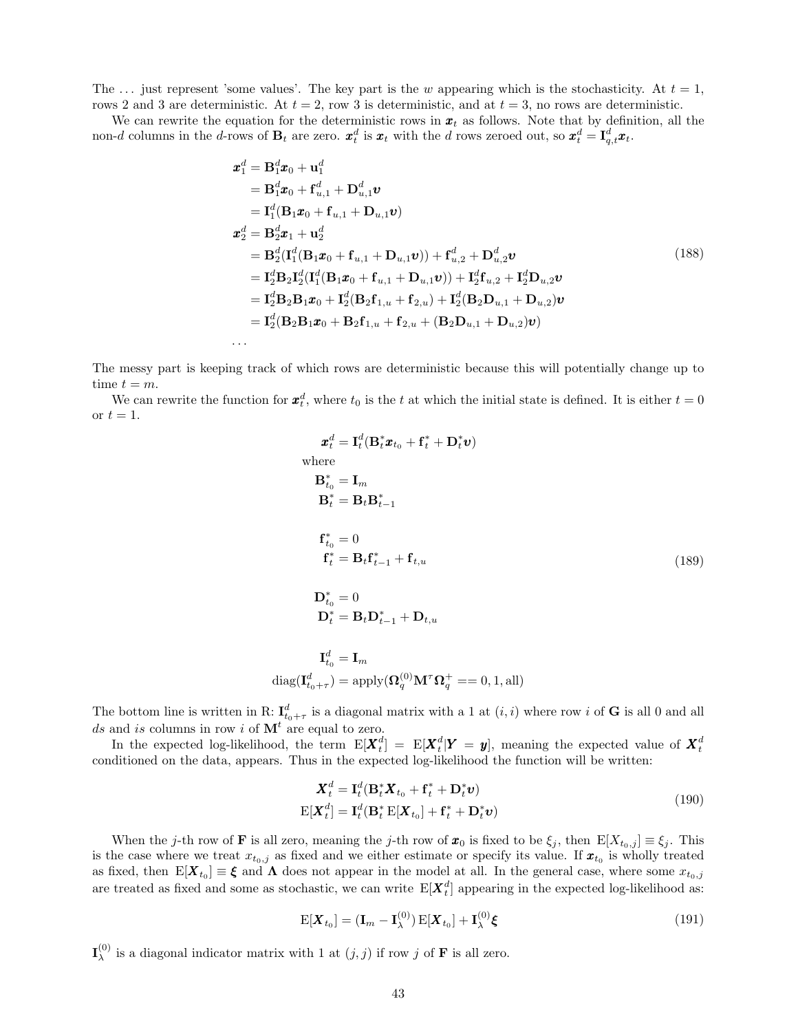The ... just represent 'some values'. The key part is the $w$ appearing which is the stochasticity. At $t = 1$, rows 2 and 3 are deterministic. At $t = 2$, row 3 is deterministic, and at $t = 3$, no rows are deterministic.

We can rewrite the equation for the deterministic rows in $\boldsymbol{x}_t$ as follows. Note that by definition, all the non-$d$ columns in the $d$-rows of $\mathbf{B}_t$ are zero. $\boldsymbol{x}_t^d$ is $\boldsymbol{x}_t$ with the $d$ rows zeroed out, so $\boldsymbol{x}_t^d = \mathbf{I}_{q,t}^d \boldsymbol{x}_t$.

$$
\begin{aligned}
\boldsymbol{x}_1^d &= \mathbf{B}_1^d \boldsymbol{x}_0 + \mathbf{u}_1^d \\
&= \mathbf{B}_1^d \boldsymbol{x}_0 + \mathbf{f}_{u,1}^d + \mathbf{D}_{u,1}^d \boldsymbol{\upsilon} \\
&= \mathbf{I}_1^d (\mathbf{B}_1 \boldsymbol{x}_0 + \mathbf{f}_{u,1} + \mathbf{D}_{u,1} \boldsymbol{\upsilon}) \\
\boldsymbol{x}_2^d &= \mathbf{B}_2^d \boldsymbol{x}_1 + \mathbf{u}_2^d \\
&= \mathbf{B}_2^d (\mathbf{I}_1^d (\mathbf{B}_1 \boldsymbol{x}_0 + \mathbf{f}_{u,1} + \mathbf{D}_{u,1} \boldsymbol{\upsilon})) + \mathbf{f}_{u,2}^d + \mathbf{D}_{u,2}^d \boldsymbol{\upsilon} \\
&= \mathbf{I}_2^d \mathbf{B}_2 \mathbf{I}_2^d (\mathbf{I}_1^d (\mathbf{B}_1 \boldsymbol{x}_0 + \mathbf{f}_{u,1} + \mathbf{D}_{u,1} \boldsymbol{\upsilon})) + \mathbf{I}_2^d \mathbf{f}_{u,2} + \mathbf{I}_2^d \mathbf{D}_{u,2} \boldsymbol{\upsilon} \\
&= \mathbf{I}_2^d \mathbf{B}_2 \mathbf{B}_1 \boldsymbol{x}_0 + \mathbf{I}_2^d (\mathbf{B}_2 \mathbf{f}_{1,u} + \mathbf{f}_{2,u}) + \mathbf{I}_2^d (\mathbf{B}_2 \mathbf{D}_{u,1} + \mathbf{D}_{u,2}) \boldsymbol{\upsilon} \\
&= \mathbf{I}_2^d (\mathbf{B}_2 \mathbf{B}_1 \boldsymbol{x}_0 + \mathbf{B}_2 \mathbf{f}_{1,u} + \mathbf{f}_{2,u} + (\mathbf{B}_2 \mathbf{D}_{u,1} + \mathbf{D}_{u,2}) \boldsymbol{\upsilon}) \\
\dots
\end{aligned}
\tag{188}
$$

The messy part is keeping track of which rows are deterministic because this will potentially change up to time $t = m$.

We can rewrite the function for $\boldsymbol{x}_t^d$, where $t_0$ is the $t$ at which the initial state is defined. It is either $t = 0$ or $t = 1$.

$$
\begin{aligned}
\boldsymbol{x}_t^d &= \mathbf{I}_t^d (\mathbf{B}_t^* \boldsymbol{x}_{t_0} + \mathbf{f}_t^* + \mathbf{D}_t^* \boldsymbol{\upsilon}) \\
&\text{where} \\
\mathbf{B}_{t_0}^* &= \mathbf{I}_m \\
\mathbf{B}_t^* &= \mathbf{B}_t \mathbf{B}_{t-1}^* \\
\\
\mathbf{f}_{t_0}^* &= 0 \\
\mathbf{f}_t^* &= \mathbf{B}_t \mathbf{f}_{t-1}^* + \mathbf{f}_{t,u} \\
\\
\mathbf{D}_{t_0}^* &= 0 \\
\mathbf{D}_t^* &= \mathbf{B}_t \mathbf{D}_{t-1}^* + \mathbf{D}_{t,u} \\
\\
\mathbf{I}_{t_0}^d &= \mathbf{I}_m \\
\operatorname{diag}(\mathbf{I}_{t_0+\tau}^d) &= \operatorname{apply}(\boldsymbol{\Omega}_q^{(0)} \mathbf{M}^\tau \boldsymbol{\Omega}_q^+ == 0, 1, \text{all})
\end{aligned}
\tag{189}
$$

The bottom line is written in R: $\mathbf{I}_{t_0+\tau}^d$ is a diagonal matrix with a 1 at $(i, i)$ where row $i$ of $\mathbf{G}$ is all 0 and all $ds$ and $is$ columns in row $i$ of $\mathbf{M}^t$ are equal to zero.

In the expected log-likelihood, the term $\mathrm{E}[\boldsymbol{X}_t^d] = \mathrm{E}[\boldsymbol{X}_t^d | \boldsymbol{Y} = \boldsymbol{y}]$, meaning the expected value of $\boldsymbol{X}_t^d$ conditioned on the data, appears. Thus in the expected log-likelihood the function will be written:

$$
\begin{aligned}
\boldsymbol{X}_t^d &= \mathbf{I}_t^d (\mathbf{B}_t^* \boldsymbol{X}_{t_0} + \mathbf{f}_t^* + \mathbf{D}_t^* \boldsymbol{\upsilon}) \\
\mathrm{E}[\boldsymbol{X}_t^d] &= \mathbf{I}_t^d (\mathbf{B}_t^* \,\mathrm{E}[\boldsymbol{X}_{t_0}] + \mathbf{f}_t^* + \mathbf{D}_t^* \boldsymbol{\upsilon})
\end{aligned}
\tag{190}
$$

When the $j$-th row of $\mathbf{F}$ is all zero, meaning the $j$-th row of $\boldsymbol{x}_0$ is fixed to be $\xi_j$, then $\mathrm{E}[X_{t_0,j}] \equiv \xi_j$. This is the case where we treat $x_{t_0,j}$ as fixed and we either estimate or specify its value. If $\boldsymbol{x}_{t_0}$ is wholly treated as fixed, then $\mathrm{E}[\boldsymbol{X}_{t_0}] \equiv \boldsymbol{\xi}$ and $\boldsymbol{\Lambda}$ does not appear in the model at all. In the general case, where some $x_{t_0,j}$ are treated as fixed and some as stochastic, we can write $\mathrm{E}[\boldsymbol{X}_t^d]$ appearing in the expected log-likelihood as:

$$
\mathrm{E}[\boldsymbol{X}_{t_0}] = (\mathbf{I}_m - \mathbf{I}_\lambda^{(0)}) \,\mathrm{E}[\boldsymbol{X}_{t_0}] + \mathbf{I}_\lambda^{(0)} \boldsymbol{\xi}
\tag{191}
$$

$\mathbf{I}_\lambda^{(0)}$ is a diagonal indicator matrix with 1 at $(j, j)$ if row $j$ of $\mathbf{F}$ is all zero.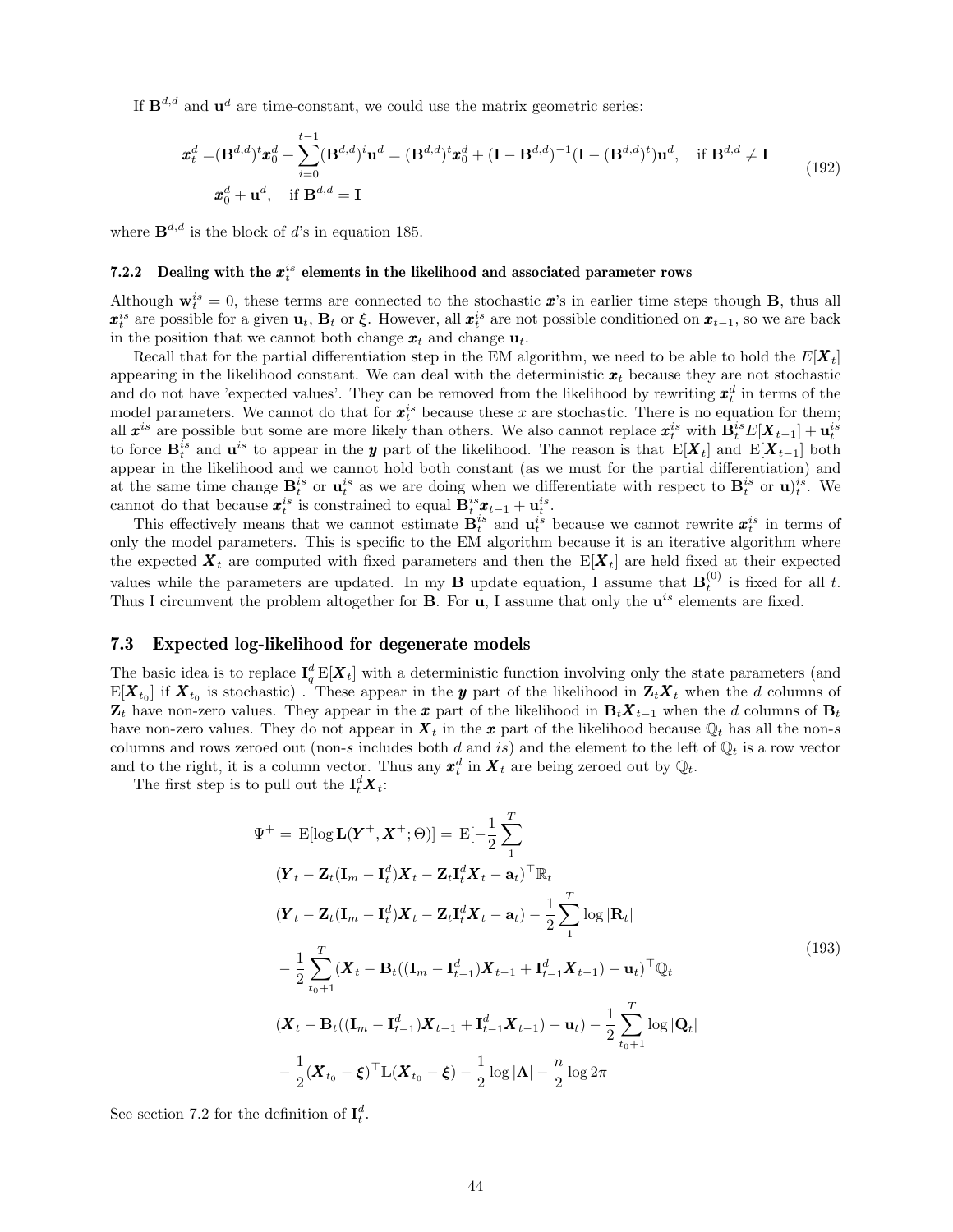If $\mathbf{B}^{d,d}$ and $\mathbf{u}^d$ are time-constant, we could use the matrix geometric series:

$$
\begin{aligned}
\boldsymbol{x}_t^d =& (\mathbf{B}^{d,d})^t \boldsymbol{x}_0^d + \sum_{i=0}^{t-1} (\mathbf{B}^{d,d})^i \mathbf{u}^d = (\mathbf{B}^{d,d})^t \boldsymbol{x}_0^d + (\mathbf{I} - \mathbf{B}^{d,d})^{-1}(\mathbf{I} - (\mathbf{B}^{d,d})^t)\mathbf{u}^d, \quad \text{if } \mathbf{B}^{d,d} \neq \mathbf{I} \\
& \boldsymbol{x}_0^d + \mathbf{u}^d, \quad \text{if } \mathbf{B}^{d,d} = \mathbf{I}
\end{aligned}
\tag{192}
$$

where $\mathbf{B}^{d,d}$ is the block of $d$'s in equation 185.

#### 7.2.2 Dealing with the $\boldsymbol{x}_t^{is}$ elements in the likelihood and associated parameter rows

Although $\mathbf{w}_t^{is} = 0$, these terms are connected to the stochastic $\boldsymbol{x}$'s in earlier time steps though $\mathbf{B}$, thus all $\boldsymbol{x}_t^{is}$ are possible for a given $\mathbf{u}_t$, $\mathbf{B}_t$ or $\boldsymbol{\xi}$. However, all $\boldsymbol{x}_t^{is}$ are not possible conditioned on $\boldsymbol{x}_{t-1}$, so we are back in the position that we cannot both change $\boldsymbol{x}_t$ and change $\mathbf{u}_t$.

Recall that for the partial differentiation step in the EM algorithm, we need to be able to hold the $E[\boldsymbol{X}_t]$ appearing in the likelihood constant. We can deal with the deterministic $\boldsymbol{x}_t$ because they are not stochastic and do not have 'expected values'. They can be removed from the likelihood by rewriting $\boldsymbol{x}_t^d$ in terms of the model parameters. We cannot do that for $\boldsymbol{x}_t^{is}$ because these $x$ are stochastic. There is no equation for them; all $\boldsymbol{x}^{is}$ are possible but some are more likely than others. We also cannot replace $\boldsymbol{x}_t^{is}$ with $\mathbf{B}_t^{is} E[\boldsymbol{X}_{t-1}] + \mathbf{u}_t^{is}$ to force $\mathbf{B}_t^{is}$ and $\mathbf{u}^{is}$ to appear in the $\boldsymbol{y}$ part of the likelihood. The reason is that $\mathrm{E}[\boldsymbol{X}_t]$ and $\mathrm{E}[\boldsymbol{X}_{t-1}]$ both appear in the likelihood and we cannot hold both constant (as we must for the partial differentiation) and at the same time change $\mathbf{B}_t^{is}$ or $\mathbf{u}_t^{is}$ as we are doing when we differentiate with respect to $\mathbf{B}_t^{is}$ or $\mathbf{u})_t^{is}$. We cannot do that because $\boldsymbol{x}_t^{is}$ is constrained to equal $\mathbf{B}_t^{is} \boldsymbol{x}_{t-1} + \mathbf{u}_t^{is}$.

This effectively means that we cannot estimate $\mathbf{B}_t^{is}$ and $\mathbf{u}_t^{is}$ because we cannot rewrite $\boldsymbol{x}_t^{is}$ in terms of only the model parameters. This is specific to the EM algorithm because it is an iterative algorithm where the expected $\boldsymbol{X}_t$ are computed with fixed parameters and then the $\mathrm{E}[\boldsymbol{X}_t]$ are held fixed at their expected values while the parameters are updated. In my $\mathbf{B}$ update equation, I assume that $\mathbf{B}_t^{(0)}$ is fixed for all $t$. Thus I circumvent the problem altogether for $\mathbf{B}$. For $\mathbf{u}$, I assume that only the $\mathbf{u}^{is}$ elements are fixed.

### 7.3 Expected log-likelihood for degenerate models

The basic idea is to replace $\mathbf{I}_q^d \,\mathrm{E}[\boldsymbol{X}_t]$ with a deterministic function involving only the state parameters (and $\mathrm{E}[\boldsymbol{X}_{t_0}]$ if $\boldsymbol{X}_{t_0}$ is stochastic) . These appear in the $\boldsymbol{y}$ part of the likelihood in $\mathbf{Z}_t \boldsymbol{X}_t$ when the $d$ columns of $\mathbf{Z}_t$ have non-zero values. They appear in the $\boldsymbol{x}$ part of the likelihood in $\mathbf{B}_t \boldsymbol{X}_{t-1}$ when the $d$ columns of $\mathbf{B}_t$ have non-zero values. They do not appear in $\boldsymbol{X}_t$ in the $\boldsymbol{x}$ part of the likelihood because $\mathbb{Q}_t$ has all the non-$s$ columns and rows zeroed out (non-$s$ includes both $d$ and $is$) and the element to the left of $\mathbb{Q}_t$ is a row vector and to the right, it is a column vector. Thus any $\boldsymbol{x}_t^d$ in $\boldsymbol{X}_t$ are being zeroed out by $\mathbb{Q}_t$.

The first step is to pull out the $\mathbf{I}_t^d \boldsymbol{X}_t$:

$$
\begin{aligned}
\Psi^+ = \;& \mathrm{E}[\log \mathbf{L}(\boldsymbol{Y}^+, \boldsymbol{X}^+; \Theta)] = \mathrm{E}[-\frac{1}{2}\sum_1^T \\
& (\boldsymbol{Y}_t - \mathbf{Z}_t(\mathbf{I}_m - \mathbf{I}_t^d)\boldsymbol{X}_t - \mathbf{Z}_t \mathbf{I}_t^d \boldsymbol{X}_t - \mathbf{a}_t)^\top \mathbb{R}_t \\
& (\boldsymbol{Y}_t - \mathbf{Z}_t(\mathbf{I}_m - \mathbf{I}_t^d)\boldsymbol{X}_t - \mathbf{Z}_t \mathbf{I}_t^d \boldsymbol{X}_t - \mathbf{a}_t) - \frac{1}{2}\sum_1^T \log |\mathbf{R}_t| \\
& - \frac{1}{2}\sum_{t_0+1}^T (\boldsymbol{X}_t - \mathbf{B}_t((\mathbf{I}_m - \mathbf{I}_{t-1}^d)\boldsymbol{X}_{t-1} + \mathbf{I}_{t-1}^d \boldsymbol{X}_{t-1}) - \mathbf{u}_t)^\top \mathbb{Q}_t \\
& (\boldsymbol{X}_t - \mathbf{B}_t((\mathbf{I}_m - \mathbf{I}_{t-1}^d)\boldsymbol{X}_{t-1} + \mathbf{I}_{t-1}^d \boldsymbol{X}_{t-1}) - \mathbf{u}_t) - \frac{1}{2}\sum_{t_0+1}^T \log |\mathbf{Q}_t| \\
& - \frac{1}{2}(\boldsymbol{X}_{t_0} - \boldsymbol{\xi})^\top \mathbb{L}(\boldsymbol{X}_{t_0} - \boldsymbol{\xi}) - \frac{1}{2}\log |\boldsymbol{\Lambda}| - \frac{n}{2}\log 2\pi
\end{aligned}
\tag{193}
$$

See section 7.2 for the definition of $\mathbf{I}_t^d$.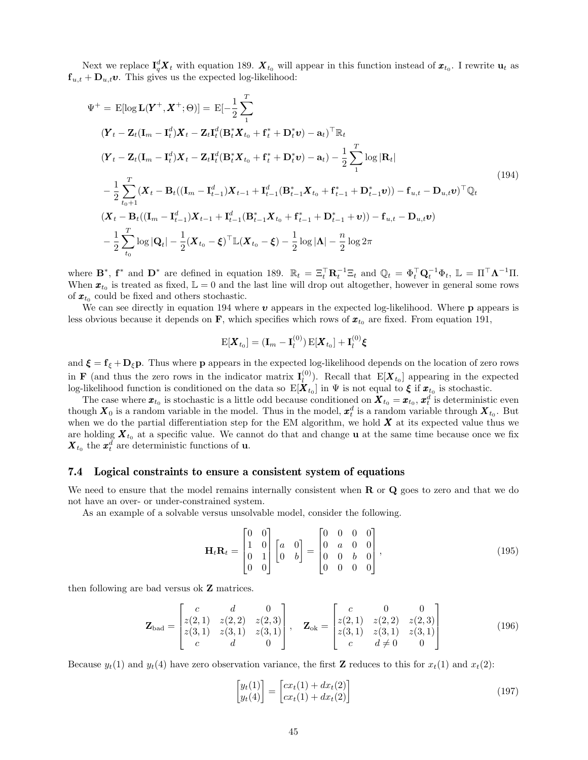Next we replace $\mathbf{I}_q^d \boldsymbol{X}_t$ with equation 189. $\boldsymbol{X}_{t_0}$ will appear in this function instead of $\boldsymbol{x}_{t_0}$. I rewrite $\mathbf{u}_t$ as $\mathbf{f}_{u,t} + \mathbf{D}_{u,t}\boldsymbol{\upsilon}$. This gives us the expected log-likelihood:

$$
\begin{aligned}
\Psi^+ = \ & \mathrm{E}[\log \mathbf{L}(\boldsymbol{Y}^+, \boldsymbol{X}^+; \Theta)] = \mathrm{E}[-\frac{1}{2}\sum_1^T \\
& (\boldsymbol{Y}_t - \mathbf{Z}_t(\mathbf{I}_m - \mathbf{I}_t^d)\boldsymbol{X}_t - \mathbf{Z}_t\mathbf{I}_t^d(\mathbf{B}_t^*\boldsymbol{X}_{t_0} + \mathbf{f}_t^* + \mathbf{D}_t^*\boldsymbol{\upsilon}) - \mathbf{a}_t)^\top \mathbb{R}_t \\
& (\boldsymbol{Y}_t - \mathbf{Z}_t(\mathbf{I}_m - \mathbf{I}_t^d)\boldsymbol{X}_t - \mathbf{Z}_t\mathbf{I}_t^d(\mathbf{B}_t^*\boldsymbol{X}_{t_0} + \mathbf{f}_t^* + \mathbf{D}_t^*\boldsymbol{\upsilon}) - \mathbf{a}_t) - \frac{1}{2}\sum_1^T \log|\mathbf{R}_t| \\
& - \frac{1}{2}\sum_{t_0+1}^T (\boldsymbol{X}_t - \mathbf{B}_t((\mathbf{I}_m - \mathbf{I}_{t-1}^d)\boldsymbol{X}_{t-1} + \mathbf{I}_{t-1}^d(\mathbf{B}_{t-1}^*\boldsymbol{X}_{t_0} + \mathbf{f}_{t-1}^* + \mathbf{D}_{t-1}^*\boldsymbol{\upsilon})) - \mathbf{f}_{u,t} - \mathbf{D}_{u,t}\boldsymbol{\upsilon})^\top \mathbb{Q}_t \\
& (\boldsymbol{X}_t - \mathbf{B}_t((\mathbf{I}_m - \mathbf{I}_{t-1}^d)\boldsymbol{X}_{t-1} + \mathbf{I}_{t-1}^d(\mathbf{B}_{t-1}^*\boldsymbol{X}_{t_0} + \mathbf{f}_{t-1}^* + \mathbf{D}_{t-1}^* + \boldsymbol{\upsilon})) - \mathbf{f}_{u,t} - \mathbf{D}_{u,t}\boldsymbol{\upsilon}) \\
& - \frac{1}{2}\sum_{t_0}^T \log|\mathbf{Q}_t| - \frac{1}{2}(\boldsymbol{X}_{t_0} - \boldsymbol{\xi})^\top \mathbb{L}(\boldsymbol{X}_{t_0} - \boldsymbol{\xi}) - \frac{1}{2}\log|\boldsymbol{\Lambda}| - \frac{n}{2}\log 2\pi
\end{aligned}
\tag{194}
$$

where $\mathbf{B}^*$, $\mathbf{f}^*$ and $\mathbf{D}^*$ are defined in equation 189. $\mathbb{R}_t = \Xi_t^\top \mathbf{R}_t^{-1}\Xi_t$ and $\mathbb{Q}_t = \Phi_t^\top \mathbf{Q}_t^{-1}\Phi_t$, $\mathbb{L} = \Pi^\top \boldsymbol{\Lambda}^{-1}\Pi$. When $\boldsymbol{x}_{t_0}$ is treated as fixed, $\mathbb{L} = 0$ and the last line will drop out altogether, however in general some rows of $\boldsymbol{x}_{t_0}$ could be fixed and others stochastic.

We can see directly in equation 194 where $\boldsymbol{\upsilon}$ appears in the expected log-likelihood. Where $\mathbf{p}$ appears is less obvious because it depends on $\mathbf{F}$, which specifies which rows of $\boldsymbol{x}_{t_0}$ are fixed. From equation 191,

$$
\mathrm{E}[\boldsymbol{X}_{t_0}] = (\mathbf{I}_m - \mathbf{I}_l^{(0)})\,\mathrm{E}[\boldsymbol{X}_{t_0}] + \mathbf{I}_l^{(0)}\boldsymbol{\xi}
$$

and $\boldsymbol{\xi} = \mathbf{f}_\xi + \mathbf{D}_\xi \mathbf{p}$. Thus where $\mathbf{p}$ appears in the expected log-likelihood depends on the location of zero rows in $\mathbf{F}$ (and thus the zero rows in the indicator matrix $\mathbf{I}_l^{(0)}$). Recall that $\mathrm{E}[\boldsymbol{X}_{t_0}]$ appearing in the expected log-likelihood function is conditioned on the data so $\mathrm{E}[\boldsymbol{X}_{t_0}]$ in $\Psi$ is not equal to $\boldsymbol{\xi}$ if $\boldsymbol{x}_{t_0}$ is stochastic.

The case where $\boldsymbol{x}_{t_0}$ is stochastic is a little odd because conditioned on $\boldsymbol{X}_{t_0} = \boldsymbol{x}_{t_0}$, $\boldsymbol{x}_t^d$ is deterministic even though $\boldsymbol{X}_0$ is a random variable in the model. Thus in the model, $\boldsymbol{x}_t^d$ is a random variable through $\boldsymbol{X}_{t_0}$. But when we do the partial differentiation step for the EM algorithm, we hold $\boldsymbol{X}$ at its expected value thus we are holding $\boldsymbol{X}_{t_0}$ at a specific value. We cannot do that and change $\mathbf{u}$ at the same time because once we fix $\boldsymbol{X}_{t_0}$ the $\boldsymbol{x}_t^d$ are deterministic functions of $\mathbf{u}$.

## 7.4 Logical constraints to ensure a consistent system of equations

We need to ensure that the model remains internally consistent when $\mathbf{R}$ or $\mathbf{Q}$ goes to zero and that we do not have an over- or under-constrained system.

As an example of a solvable versus unsolvable model, consider the following.

$$
\mathbf{H}_t\mathbf{R}_t = \begin{bmatrix} 0 & 0 \\ 1 & 0 \\ 0 & 1 \\ 0 & 0 \end{bmatrix} \begin{bmatrix} a & 0 \\ 0 & b \end{bmatrix} = \begin{bmatrix} 0 & 0 & 0 & 0 \\ 0 & a & 0 & 0 \\ 0 & 0 & b & 0 \\ 0 & 0 & 0 & 0 \end{bmatrix},
\tag{195}
$$

then following are bad versus ok $\mathbf{Z}$ matrices.

$$
\mathbf{Z}_{\text{bad}} = \begin{bmatrix} c & d & 0 \\ z(2,1) & z(2,2) & z(2,3) \\ z(3,1) & z(3,1) & z(3,1) \\ c & d & 0 \end{bmatrix}, \quad \mathbf{Z}_{\text{ok}} = \begin{bmatrix} c & 0 & 0 \\ z(2,1) & z(2,2) & z(2,3) \\ z(3,1) & z(3,1) & z(3,1) \\ c & d \neq 0 & 0 \end{bmatrix}
\tag{196}
$$

Because $y_t(1)$ and $y_t(4)$ have zero observation variance, the first $\mathbf{Z}$ reduces to this for $x_t(1)$ and $x_t(2)$:

$$
\begin{bmatrix} y_t(1) \\ y_t(4) \end{bmatrix} = \begin{bmatrix} cx_t(1) + dx_t(2) \\ cx_t(1) + dx_t(2) \end{bmatrix}
\tag{197}
$$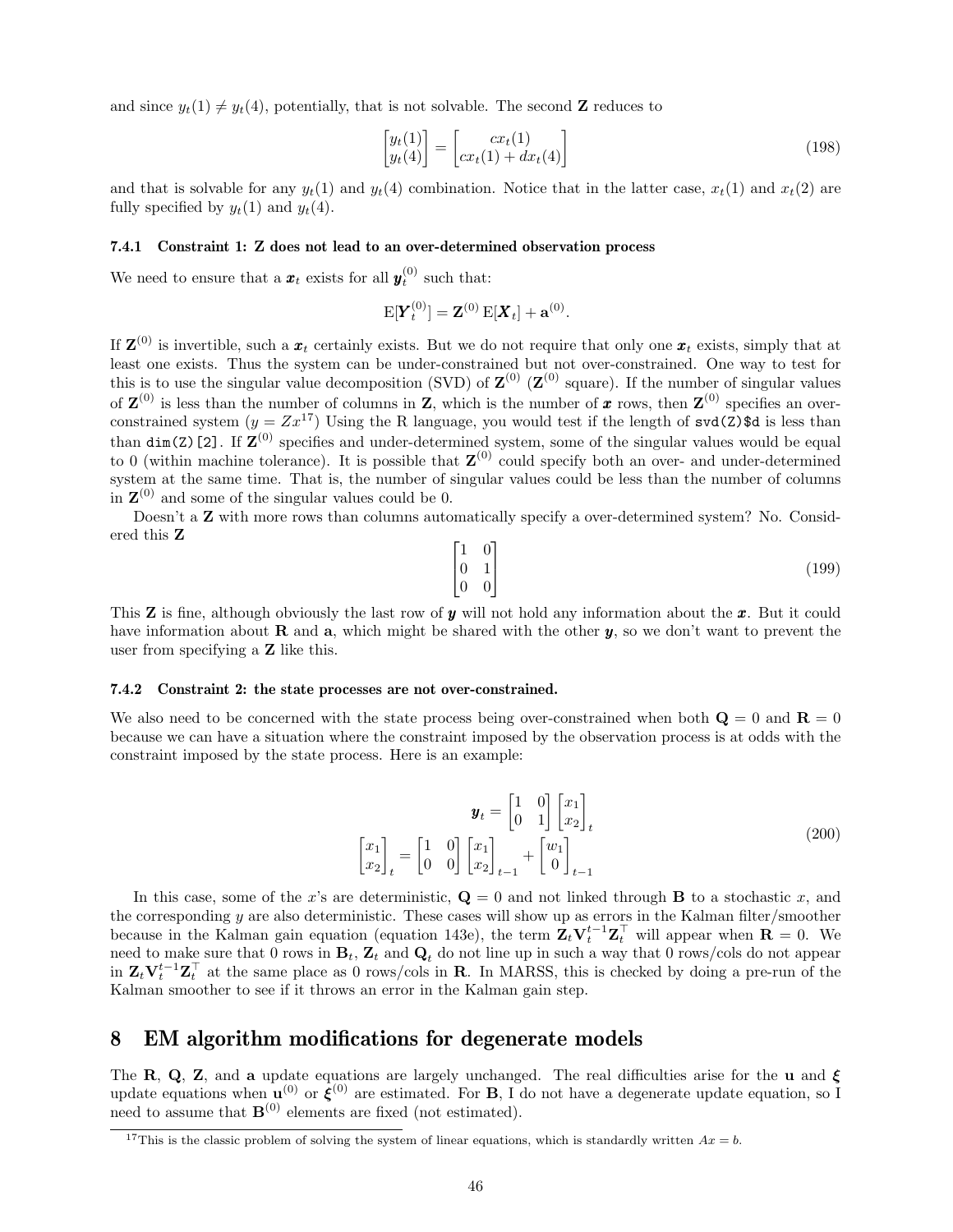and since $y_t(1) \neq y_t(4)$, potentially, that is not solvable. The second $\mathbf{Z}$ reduces to

$$
\begin{bmatrix} y_t(1) \\ y_t(4) \end{bmatrix} = \begin{bmatrix} cx_t(1) \\ cx_t(1) + dx_t(4) \end{bmatrix} \tag{198}
$$

and that is solvable for any $y_t(1)$ and $y_t(4)$ combination. Notice that in the latter case, $x_t(1)$ and $x_t(2)$ are fully specified by $y_t(1)$ and $y_t(4)$.

### 7.4.1 Constraint 1: Z does not lead to an over-determined observation process

We need to ensure that a $\boldsymbol{x}_t$ exists for all $\boldsymbol{y}_t^{(0)}$ such that:

$$
\mathrm{E}[\boldsymbol{Y}_t^{(0)}] = \mathbf{Z}^{(0)}\,\mathrm{E}[\boldsymbol{X}_t] + \mathbf{a}^{(0)}.
$$

If $\mathbf{Z}^{(0)}$ is invertible, such a $\boldsymbol{x}_t$ certainly exists. But we do not require that only one $\boldsymbol{x}_t$ exists, simply that at least one exists. Thus the system can be under-constrained but not over-constrained. One way to test for this is to use the singular value decomposition (SVD) of $\mathbf{Z}^{(0)}$ ($\mathbf{Z}^{(0)}$ square). If the number of singular values of $\mathbf{Z}^{(0)}$ is less than the number of columns in $\mathbf{Z}$, which is the number of $\boldsymbol{x}$ rows, then $\mathbf{Z}^{(0)}$ specifies an over-constrained system ($y = Zx$[17]) Using the R language, you would test if the length of `svd(Z)$d` is less than than `dim(Z)[2]`. If $\mathbf{Z}^{(0)}$ specifies and under-determined system, some of the singular values would be equal to 0 (within machine tolerance). It is possible that $\mathbf{Z}^{(0)}$ could specify both an over- and under-determined system at the same time. That is, the number of singular values could be less than the number of columns in $\mathbf{Z}^{(0)}$ and some of the singular values could be 0.

Doesn't a $\mathbf{Z}$ with more rows than columns automatically specify a over-determined system? No. Considered this $\mathbf{Z}$

$$
\begin{bmatrix} 1 & 0 \\ 0 & 1 \\ 0 & 0 \end{bmatrix} \tag{199}
$$

This $\mathbf{Z}$ is fine, although obviously the last row of $\boldsymbol{y}$ will not hold any information about the $\boldsymbol{x}$. But it could have information about $\mathbf{R}$ and $\mathbf{a}$, which might be shared with the other $\boldsymbol{y}$, so we don't want to prevent the user from specifying a $\mathbf{Z}$ like this.

### 7.4.2 Constraint 2: the state processes are not over-constrained.

We also need to be concerned with the state process being over-constrained when both $\mathbf{Q} = 0$ and $\mathbf{R} = 0$ because we can have a situation where the constraint imposed by the observation process is at odds with the constraint imposed by the state process. Here is an example:

$$
\begin{gathered}
\boldsymbol{y}_t = \begin{bmatrix} 1 & 0 \\ 0 & 1 \end{bmatrix} \begin{bmatrix} x_1 \\ x_2 \end{bmatrix}_t \\
\begin{bmatrix} x_1 \\ x_2 \end{bmatrix}_t = \begin{bmatrix} 1 & 0 \\ 0 & 0 \end{bmatrix} \begin{bmatrix} x_1 \\ x_2 \end{bmatrix}_{t-1} + \begin{bmatrix} w_1 \\ 0 \end{bmatrix}_{t-1}
\end{gathered} \tag{200}
$$

In this case, some of the $x$'s are deterministic, $\mathbf{Q} = 0$ and not linked through $\mathbf{B}$ to a stochastic $x$, and the corresponding $y$ are also deterministic. These cases will show up as errors in the Kalman filter/smoother because in the Kalman gain equation (equation 143e), the term $\mathbf{Z}_t\mathbf{V}_t^{t-1}\mathbf{Z}_t^\top$ will appear when $\mathbf{R} = 0$. We need to make sure that 0 rows in $\mathbf{B}_t$, $\mathbf{Z}_t$ and $\mathbf{Q}_t$ do not line up in such a way that 0 rows/cols do not appear in $\mathbf{Z}_t\mathbf{V}_t^{t-1}\mathbf{Z}_t^\top$ at the same place as 0 rows/cols in $\mathbf{R}$. In MARSS, this is checked by doing a pre-run of the Kalman smoother to see if it throws an error in the Kalman gain step.

# 8 EM algorithm modifications for degenerate models

The $\mathbf{R}$, $\mathbf{Q}$, $\mathbf{Z}$, and $\mathbf{a}$ update equations are largely unchanged. The real difficulties arise for the $\mathbf{u}$ and $\boldsymbol{\xi}$ update equations when $\mathbf{u}^{(0)}$ or $\boldsymbol{\xi}^{(0)}$ are estimated. For $\mathbf{B}$, I do not have a degenerate update equation, so I need to assume that $\mathbf{B}^{(0)}$ elements are fixed (not estimated).

[17] This is the classic problem of solving the system of linear equations, which is standardly written $Ax = b$.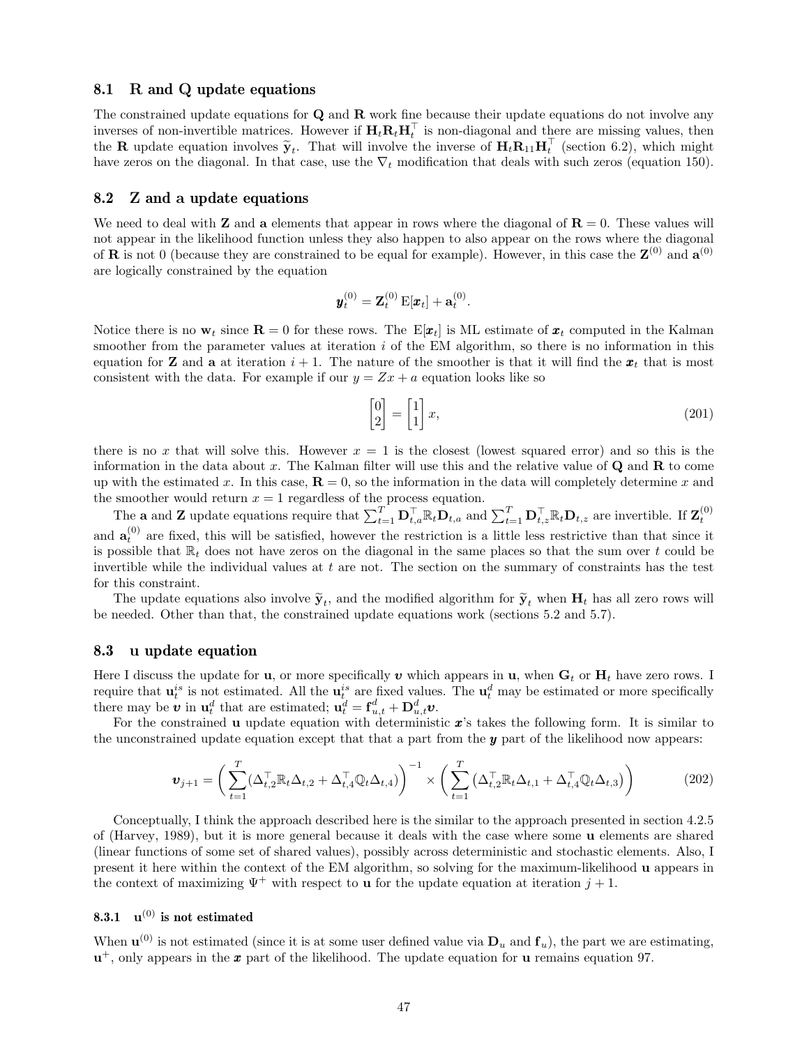### 8.1 R and Q update equations

The constrained update equations for $\mathbf{Q}$ and $\mathbf{R}$ work fine because their update equations do not involve any inverses of non-invertible matrices. However if $\mathbf{H}_t\mathbf{R}_t\mathbf{H}_t^\top$ is non-diagonal and there are missing values, then the $\mathbf{R}$ update equation involves $\widetilde{\mathbf{y}}_t$. That will involve the inverse of $\mathbf{H}_t\mathbf{R}_{11}\mathbf{H}_t^\top$ (section 6.2), which might have zeros on the diagonal. In that case, use the $\nabla_t$ modification that deals with such zeros (equation 150).

### 8.2 Z and a update equations

We need to deal with $\mathbf{Z}$ and $\mathbf{a}$ elements that appear in rows where the diagonal of $\mathbf{R} = 0$. These values will not appear in the likelihood function unless they also happen to also appear on the rows where the diagonal of $\mathbf{R}$ is not 0 (because they are constrained to be equal for example). However, in this case the $\mathbf{Z}^{(0)}$ and $\mathbf{a}^{(0)}$ are logically constrained by the equation

$$\boldsymbol{y}_t^{(0)} = \mathbf{Z}_t^{(0)}\,\mathrm{E}[\boldsymbol{x}_t] + \mathbf{a}_t^{(0)}.$$

Notice there is no $\mathbf{w}_t$ since $\mathbf{R} = 0$ for these rows. The $\mathrm{E}[\boldsymbol{x}_t]$ is ML estimate of $\boldsymbol{x}_t$ computed in the Kalman smoother from the parameter values at iteration $i$ of the EM algorithm, so there is no information in this equation for $\mathbf{Z}$ and $\mathbf{a}$ at iteration $i+1$. The nature of the smoother is that it will find the $\boldsymbol{x}_t$ that is most consistent with the data. For example if our $y = Zx + a$ equation looks like so

$$\begin{bmatrix}0\\2\end{bmatrix} = \begin{bmatrix}1\\1\end{bmatrix}x, \tag{201}$$

there is no $x$ that will solve this. However $x = 1$ is the closest (lowest squared error) and so this is the information in the data about $x$. The Kalman filter will use this and the relative value of $\mathbf{Q}$ and $\mathbf{R}$ to come up with the estimated $x$. In this case, $\mathbf{R} = 0$, so the information in the data will completely determine $x$ and the smoother would return $x = 1$ regardless of the process equation.

The $\mathbf{a}$ and $\mathbf{Z}$ update equations require that $\sum_{t=1}^T \mathbf{D}_{t,a}^\top\mathbb{R}_t\mathbf{D}_{t,a}$ and $\sum_{t=1}^T \mathbf{D}_{t,z}^\top\mathbb{R}_t\mathbf{D}_{t,z}$ are invertible. If $\mathbf{Z}_t^{(0)}$ and $\mathbf{a}_t^{(0)}$ are fixed, this will be satisfied, however the restriction is a little less restrictive than that since it is possible that $\mathbb{R}_t$ does not have zeros on the diagonal in the same places so that the sum over $t$ could be invertible while the individual values at $t$ are not. The section on the summary of constraints has the test for this constraint.

The update equations also involve $\widetilde{\mathbf{y}}_t$, and the modified algorithm for $\widetilde{\mathbf{y}}_t$ when $\mathbf{H}_t$ has all zero rows will be needed. Other than that, the constrained update equations work (sections 5.2 and 5.7).

### 8.3 u update equation

Here I discuss the update for $\mathbf{u}$, or more specifically $\boldsymbol{\upsilon}$ which appears in $\mathbf{u}$, when $\mathbf{G}_t$ or $\mathbf{H}_t$ have zero rows. I require that $\mathbf{u}_t^{is}$ is not estimated. All the $\mathbf{u}_t^{is}$ are fixed values. The $\mathbf{u}_t^d$ may be estimated or more specifically there may be $\boldsymbol{\upsilon}$ in $\mathbf{u}_t^d$ that are estimated; $\mathbf{u}_t^d = \mathbf{f}_{u,t}^d + \mathbf{D}_{u,t}^d\boldsymbol{\upsilon}$.

For the constrained $\mathbf{u}$ update equation with deterministic $\boldsymbol{x}$'s takes the following form. It is similar to the unconstrained update equation except that that a part from the $\boldsymbol{y}$ part of the likelihood now appears:

$$\boldsymbol{\upsilon}_{j+1} = \bigg(\sum_{t=1}^T(\Delta_{t,2}^\top\mathbb{R}_t\Delta_{t,2} + \Delta_{t,4}^\top\mathbb{Q}_t\Delta_{t,4})\bigg)^{-1} \times \bigg(\sum_{t=1}^T\big(\Delta_{t,2}^\top\mathbb{R}_t\Delta_{t,1} + \Delta_{t,4}^\top\mathbb{Q}_t\Delta_{t,3}\big)\bigg) \tag{202}$$

Conceptually, I think the approach described here is the similar to the approach presented in section 4.2.5 of (Harvey, 1989), but it is more general because it deals with the case where some $\mathbf{u}$ elements are shared (linear functions of some set of shared values), possibly across deterministic and stochastic elements. Also, I present it here within the context of the EM algorithm, so solving for the maximum-likelihood $\mathbf{u}$ appears in the context of maximizing $\Psi^+$ with respect to $\mathbf{u}$ for the update equation at iteration $j+1$.

#### 8.3.1 $\mathbf{u}^{(0)}$ is not estimated

When $\mathbf{u}^{(0)}$ is not estimated (since it is at some user defined value via $\mathbf{D}_u$ and $\mathbf{f}_u$), the part we are estimating, $\mathbf{u}^+$, only appears in the $\boldsymbol{x}$ part of the likelihood. The update equation for $\mathbf{u}$ remains equation 97.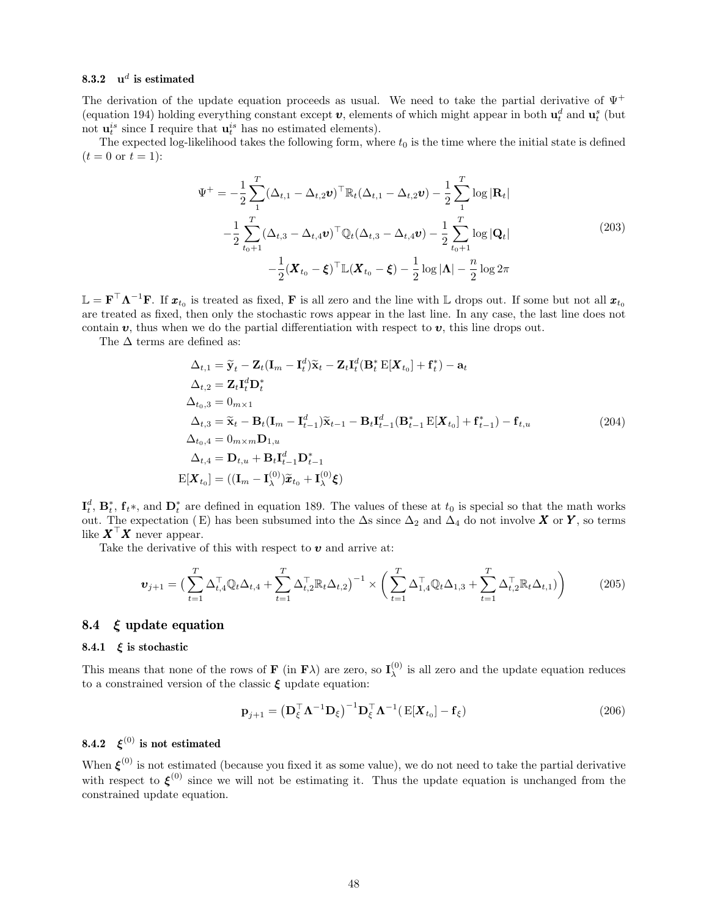### 8.3.2 $\mathbf{u}^d$ is estimated

The derivation of the update equation proceeds as usual. We need to take the partial derivative of $\Psi^+$ (equation 194) holding everything constant except $\boldsymbol{\upsilon}$, elements of which might appear in both $\mathbf{u}_t^d$ and $\mathbf{u}_t^s$ (but not $\mathbf{u}_t^{is}$ since I require that $\mathbf{u}_t^{is}$ has no estimated elements).

The expected log-likelihood takes the following form, where $t_0$ is the time where the initial state is defined ($t = 0$ or $t = 1$):

$$
\begin{gathered}
\Psi^+ = -\frac{1}{2}\sum_1^T (\Delta_{t,1} - \Delta_{t,2}\boldsymbol{\upsilon})^\top \mathbb{R}_t (\Delta_{t,1} - \Delta_{t,2}\boldsymbol{\upsilon}) - \frac{1}{2}\sum_1^T \log|\mathbf{R}_t| \\
-\frac{1}{2}\sum_{t_0+1}^T (\Delta_{t,3} - \Delta_{t,4}\boldsymbol{\upsilon})^\top \mathbb{Q}_t (\Delta_{t,3} - \Delta_{t,4}\boldsymbol{\upsilon}) - \frac{1}{2}\sum_{t_0+1}^T \log|\mathbf{Q}_t| \\
-\frac{1}{2}(\boldsymbol{X}_{t_0} - \boldsymbol{\xi})^\top \mathbb{L} (\boldsymbol{X}_{t_0} - \boldsymbol{\xi}) - \frac{1}{2}\log|\boldsymbol{\Lambda}| - \frac{n}{2}\log 2\pi
\end{gathered}
\tag{203}
$$

$\mathbb{L} = \mathbf{F}^\top \boldsymbol{\Lambda}^{-1} \mathbf{F}$. If $\boldsymbol{x}_{t_0}$ is treated as fixed, $\mathbf{F}$ is all zero and the line with $\mathbb{L}$ drops out. If some but not all $\boldsymbol{x}_{t_0}$ are treated as fixed, then only the stochastic rows appear in the last line. In any case, the last line does not contain $\boldsymbol{\upsilon}$, thus when we do the partial differentiation with respect to $\boldsymbol{\upsilon}$, this line drops out.

The $\Delta$ terms are defined as:

$$
\begin{aligned}
\Delta_{t,1} &= \widetilde{\mathbf{y}}_t - \mathbf{Z}_t(\mathbf{I}_m - \mathbf{I}_t^d)\widetilde{\mathbf{x}}_t - \mathbf{Z}_t\mathbf{I}_t^d(\mathbf{B}_t^* \operatorname{E}[\boldsymbol{X}_{t_0}] + \mathbf{f}_t^*) - \mathbf{a}_t \\
\Delta_{t,2} &= \mathbf{Z}_t \mathbf{I}_t^d \mathbf{D}_t^* \\
\Delta_{t_0,3} &= 0_{m\times 1} \\
\Delta_{t,3} &= \widetilde{\mathbf{x}}_t - \mathbf{B}_t(\mathbf{I}_m - \mathbf{I}_{t-1}^d)\widetilde{\mathbf{x}}_{t-1} - \mathbf{B}_t\mathbf{I}_{t-1}^d(\mathbf{B}_{t-1}^* \operatorname{E}[\boldsymbol{X}_{t_0}] + \mathbf{f}_{t-1}^*) - \mathbf{f}_{t,u} \\
\Delta_{t_0,4} &= 0_{m\times m}\mathbf{D}_{1,u} \\
\Delta_{t,4} &= \mathbf{D}_{t,u} + \mathbf{B}_t\mathbf{I}_{t-1}^d\mathbf{D}_{t-1}^* \\
\operatorname{E}[\boldsymbol{X}_{t_0}] &= ((\mathbf{I}_m - \mathbf{I}_\lambda^{(0)})\widetilde{\boldsymbol{x}}_{t_0} + \mathbf{I}_\lambda^{(0)}\boldsymbol{\xi})
\end{aligned}
\tag{204}
$$

$\mathbf{I}_t^d$, $\mathbf{B}_t^*$, $\mathbf{f}_t*$, and $\mathbf{D}_t^*$ are defined in equation 189. The values of these at $t_0$ is special so that the math works out. The expectation (E) has been subsumed into the $\Delta$s since $\Delta_2$ and $\Delta_4$ do not involve $\boldsymbol{X}$ or $\boldsymbol{Y}$, so terms like $\boldsymbol{X}^\top\boldsymbol{X}$ never appear.

Take the derivative of this with respect to $\boldsymbol{\upsilon}$ and arrive at:

$$
\boldsymbol{\upsilon}_{j+1} = \big(\sum_{t=1}^T \Delta_{t,4}^\top \mathbb{Q}_t \Delta_{t,4} + \sum_{t=1}^T \Delta_{t,2}^\top \mathbb{R}_t \Delta_{t,2}\big)^{-1} \times \bigg(\sum_{t=1}^T \Delta_{1,4}^\top \mathbb{Q}_t \Delta_{1,3} + \sum_{t=1}^T \Delta_{t,2}^\top \mathbb{R}_t \Delta_{t,1})\bigg)
\tag{205}
$$

## 8.4 $\boldsymbol{\xi}$ update equation

### 8.4.1 $\boldsymbol{\xi}$ is stochastic

This means that none of the rows of $\mathbf{F}$ (in $\mathbf{F}\lambda$) are zero, so $\mathbf{I}_\lambda^{(0)}$ is all zero and the update equation reduces to a constrained version of the classic $\boldsymbol{\xi}$ update equation:

$$
\mathbf{p}_{j+1} = \big(\mathbf{D}_\xi^\top \boldsymbol{\Lambda}^{-1} \mathbf{D}_\xi\big)^{-1} \mathbf{D}_\xi^\top \boldsymbol{\Lambda}^{-1}(\operatorname{E}[\boldsymbol{X}_{t_0}] - \mathbf{f}_\xi)
\tag{206}
$$

### 8.4.2 $\boldsymbol{\xi}^{(0)}$ is not estimated

When $\boldsymbol{\xi}^{(0)}$ is not estimated (because you fixed it as some value), we do not need to take the partial derivative with respect to $\boldsymbol{\xi}^{(0)}$ since we will not be estimating it. Thus the update equation is unchanged from the constrained update equation.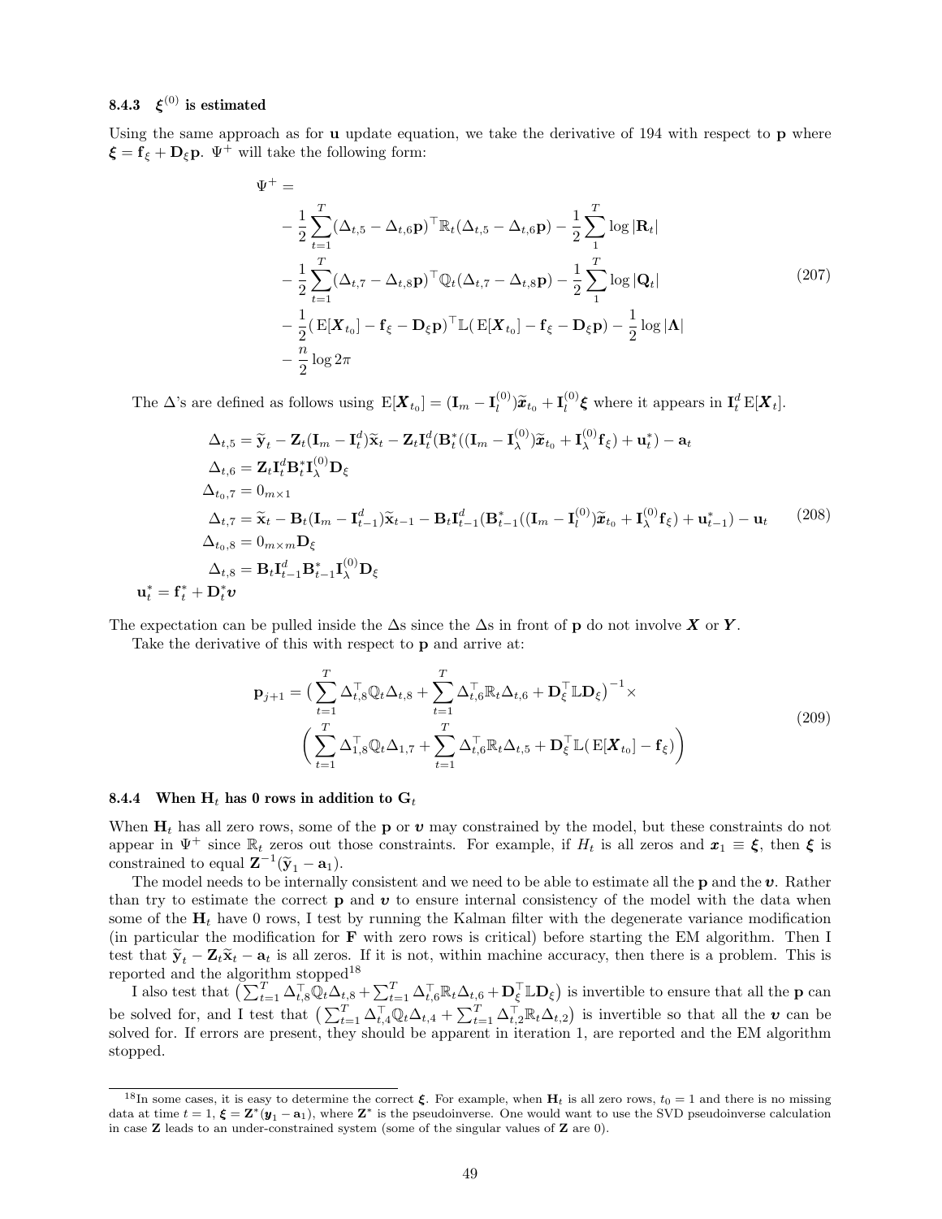### 8.4.3 $\boldsymbol{\xi}^{(0)}$ is estimated

Using the same approach as for $\mathbf{u}$ update equation, we take the derivative of 194 with respect to $\mathbf{p}$ where $\boldsymbol{\xi} = \mathbf{f}_\xi + \mathbf{D}_\xi \mathbf{p}$. $\Psi^+$ will take the following form:

$$
\begin{aligned}
\Psi^+ = & \\
& -\frac{1}{2}\sum_{t=1}^{T}(\Delta_{t,5} - \Delta_{t,6}\mathbf{p})^\top \mathbb{R}_t(\Delta_{t,5} - \Delta_{t,6}\mathbf{p}) - \frac{1}{2}\sum_{1}^{T}\log|\mathbf{R}_t| \\
& -\frac{1}{2}\sum_{t=1}^{T}(\Delta_{t,7} - \Delta_{t,8}\mathbf{p})^\top \mathbb{Q}_t(\Delta_{t,7} - \Delta_{t,8}\mathbf{p}) - \frac{1}{2}\sum_{1}^{T}\log|\mathbf{Q}_t| \\
& -\frac{1}{2}(\mathrm{E}[\boldsymbol{X}_{t_0}] - \mathbf{f}_\xi - \mathbf{D}_\xi\mathbf{p})^\top \mathbb{L}(\mathrm{E}[\boldsymbol{X}_{t_0}] - \mathbf{f}_\xi - \mathbf{D}_\xi\mathbf{p}) - \frac{1}{2}\log|\boldsymbol{\Lambda}| \\
& -\frac{n}{2}\log 2\pi
\end{aligned}
\tag{207}
$$

The $\Delta$'s are defined as follows using $\mathrm{E}[\boldsymbol{X}_{t_0}] = (\mathbf{I}_m - \mathbf{I}_l^{(0)})\widetilde{\boldsymbol{x}}_{t_0} + \mathbf{I}_l^{(0)}\boldsymbol{\xi}$ where it appears in $\mathbf{I}_t^d\,\mathrm{E}[\boldsymbol{X}_t]$.

$$
\begin{aligned}
\Delta_{t,5} &= \widetilde{\mathbf{y}}_t - \mathbf{Z}_t(\mathbf{I}_m - \mathbf{I}_t^d)\widetilde{\mathbf{x}}_t - \mathbf{Z}_t\mathbf{I}_t^d(\mathbf{B}_t^*((\mathbf{I}_m - \mathbf{I}_\lambda^{(0)})\widetilde{\boldsymbol{x}}_{t_0} + \mathbf{I}_\lambda^{(0)}\mathbf{f}_\xi) + \mathbf{u}_t^*) - \mathbf{a}_t \\
\Delta_{t,6} &= \mathbf{Z}_t\mathbf{I}_t^d\mathbf{B}_t^*\mathbf{I}_\lambda^{(0)}\mathbf{D}_\xi \\
\Delta_{t_0,7} &= 0_{m\times 1} \\
\Delta_{t,7} &= \widetilde{\mathbf{x}}_t - \mathbf{B}_t(\mathbf{I}_m - \mathbf{I}_{t-1}^d)\widetilde{\mathbf{x}}_{t-1} - \mathbf{B}_t\mathbf{I}_{t-1}^d(\mathbf{B}_{t-1}^*((\mathbf{I}_m - \mathbf{I}_l^{(0)})\widetilde{\boldsymbol{x}}_{t_0} + \mathbf{I}_\lambda^{(0)}\mathbf{f}_\xi) + \mathbf{u}_{t-1}^*) - \mathbf{u}_t \\
\Delta_{t_0,8} &= 0_{m\times m}\mathbf{D}_\xi \\
\Delta_{t,8} &= \mathbf{B}_t\mathbf{I}_{t-1}^d\mathbf{B}_{t-1}^*\mathbf{I}_\lambda^{(0)}\mathbf{D}_\xi \\
\mathbf{u}_t^* &= \mathbf{f}_t^* + \mathbf{D}_t^*\boldsymbol{\upsilon}
\end{aligned}
\tag{208}
$$

The expectation can be pulled inside the $\Delta$s since the $\Delta$s in front of $\mathbf{p}$ do not involve $\boldsymbol{X}$ or $\boldsymbol{Y}$.

Take the derivative of this with respect to $\mathbf{p}$ and arrive at:

$$
\begin{aligned}
\mathbf{p}_{j+1} = & \Big(\sum_{t=1}^{T}\Delta_{t,8}^\top\mathbb{Q}_t\Delta_{t,8} + \sum_{t=1}^{T}\Delta_{t,6}^\top\mathbb{R}_t\Delta_{t,6} + \mathbf{D}_\xi^\top\mathbb{L}\mathbf{D}_\xi\Big)^{-1}\times \\
& \Big(\sum_{t=1}^{T}\Delta_{1,8}^\top\mathbb{Q}_t\Delta_{1,7} + \sum_{t=1}^{T}\Delta_{t,6}^\top\mathbb{R}_t\Delta_{t,5} + \mathbf{D}_\xi^\top\mathbb{L}(\mathrm{E}[\boldsymbol{X}_{t_0}] - \mathbf{f}_\xi)\Big)
\end{aligned}
\tag{209}
$$

### 8.4.4 When $\mathbf{H}_t$ has 0 rows in addition to $\mathbf{G}_t$

When $\mathbf{H}_t$ has all zero rows, some of the $\mathbf{p}$ or $\boldsymbol{\upsilon}$ may constrained by the model, but these constraints do not appear in $\Psi^+$ since $\mathbb{R}_t$ zeros out those constraints. For example, if $H_t$ is all zeros and $\boldsymbol{x}_1 \equiv \boldsymbol{\xi}$, then $\boldsymbol{\xi}$ is constrained to equal $\mathbf{Z}^{-1}(\widetilde{\mathbf{y}}_1 - \mathbf{a}_1)$.

The model needs to be internally consistent and we need to be able to estimate all the $\mathbf{p}$ and the $\boldsymbol{\upsilon}$. Rather than try to estimate the correct $\mathbf{p}$ and $\boldsymbol{\upsilon}$ to ensure internal consistency of the model with the data when some of the $\mathbf{H}_t$ have 0 rows, I test by running the Kalman filter with the degenerate variance modification (in particular the modification for $\mathbf{F}$ with zero rows is critical) before starting the EM algorithm. Then I test that $\widetilde{\mathbf{y}}_t - \mathbf{Z}_t\widetilde{\mathbf{x}}_t - \mathbf{a}_t$ is all zeros. If it is not, within machine accuracy, then there is a problem. This is reported and the algorithm stopped[18]

I also test that $\big(\sum_{t=1}^{T}\Delta_{t,8}^\top\mathbb{Q}_t\Delta_{t,8} + \sum_{t=1}^{T}\Delta_{t,6}^\top\mathbb{R}_t\Delta_{t,6} + \mathbf{D}_\xi^\top\mathbb{L}\mathbf{D}_\xi\big)$ is invertible to ensure that all the $\mathbf{p}$ can be solved for, and I test that $\big(\sum_{t=1}^{T}\Delta_{t,4}^\top\mathbb{Q}_t\Delta_{t,4} + \sum_{t=1}^{T}\Delta_{t,2}^\top\mathbb{R}_t\Delta_{t,2}\big)$ is invertible so that all the $\boldsymbol{\upsilon}$ can be solved for. If errors are present, they should be apparent in iteration 1, are reported and the EM algorithm stopped.

---

[18] In some cases, it is easy to determine the correct $\boldsymbol{\xi}$. For example, when $\mathbf{H}_t$ is all zero rows, $t_0 = 1$ and there is no missing data at time $t = 1$, $\boldsymbol{\xi} = \mathbf{Z}^*(\boldsymbol{y}_1 - \mathbf{a}_1)$, where $\mathbf{Z}^*$ is the pseudoinverse. One would want to use the SVD pseudoinverse calculation in case $\mathbf{Z}$ leads to an under-constrained system (some of the singular values of $\mathbf{Z}$ are 0).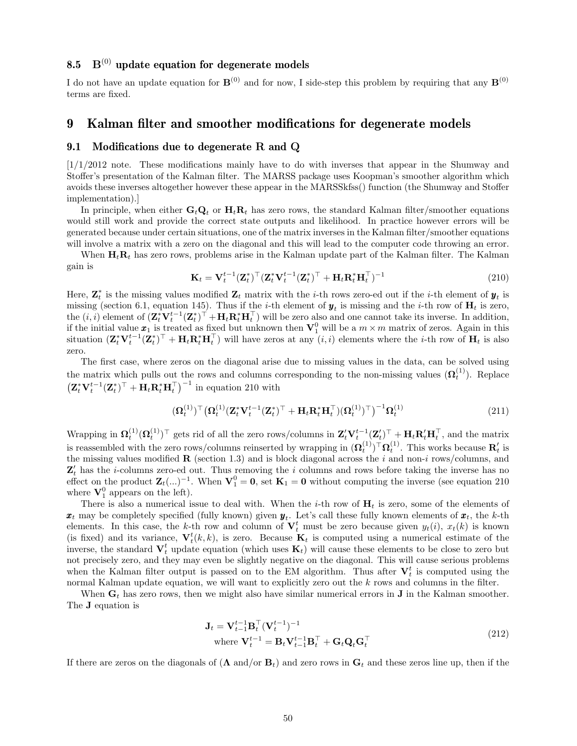### 8.5 $\mathbf{B}^{(0)}$ update equation for degenerate models

I do not have an update equation for $\mathbf{B}^{(0)}$ and for now, I side-step this problem by requiring that any $\mathbf{B}^{(0)}$ terms are fixed.

## 9 Kalman filter and smoother modifications for degenerate models

### 9.1 Modifications due to degenerate R and Q

[1/1/2012 note. These modifications mainly have to do with inverses that appear in the Shumway and Stoffer's presentation of the Kalman filter. The MARSS package uses Koopman's smoother algorithm which avoids these inverses altogether however these appear in the MARSSkfss() function (the Shumway and Stoffer implementation).]

In principle, when either $\mathbf{G}_t\mathbf{Q}_t$ or $\mathbf{H}_t\mathbf{R}_t$ has zero rows, the standard Kalman filter/smoother equations would still work and provide the correct state outputs and likelihood. In practice however errors will be generated because under certain situations, one of the matrix inverses in the Kalman filter/smoother equations will involve a matrix with a zero on the diagonal and this will lead to the computer code throwing an error.

When $\mathbf{H}_t\mathbf{R}_t$ has zero rows, problems arise in the Kalman update part of the Kalman filter. The Kalman gain is

$$\mathbf{K}_t = \mathbf{V}_t^{t-1}(\mathbf{Z}_t^*)^\top(\mathbf{Z}_t^*\mathbf{V}_t^{t-1}(\mathbf{Z}_t^*)^\top + \mathbf{H}_t\mathbf{R}_t^*\mathbf{H}_t^\top)^{-1} \tag{210}$$

Here, $\mathbf{Z}_t^*$ is the missing values modified $\mathbf{Z}_t$ matrix with the $i$-th rows zero-ed out if the $i$-th element of $\boldsymbol{y}_t$ is missing (section 6.1, equation 145). Thus if the $i$-th element of $\boldsymbol{y}_t$ is missing and the $i$-th row of $\mathbf{H}_t$ is zero, the $(i,i)$ element of $(\mathbf{Z}_t^*\mathbf{V}_t^{t-1}(\mathbf{Z}_t^*)^\top + \mathbf{H}_t\mathbf{R}_t^*\mathbf{H}_t^\top)$ will be zero also and one cannot take its inverse. In addition, if the initial value $\boldsymbol{x}_1$ is treated as fixed but unknown then $\mathbf{V}_1^0$ will be a $m \times m$ matrix of zeros. Again in this situation $(\mathbf{Z}_t^*\mathbf{V}_t^{t-1}(\mathbf{Z}_t^*)^\top + \mathbf{H}_t\mathbf{R}_t^*\mathbf{H}_t^\top)$ will have zeros at any $(i,i)$ elements where the $i$-th row of $\mathbf{H}_t$ is also zero.

The first case, where zeros on the diagonal arise due to missing values in the data, can be solved using the matrix which pulls out the rows and columns corresponding to the non-missing values ($\mathbf{\Omega}_t^{(1)}$). Replace $\big(\mathbf{Z}_t^*\mathbf{V}_t^{t-1}(\mathbf{Z}_t^*)^\top + \mathbf{H}_t\mathbf{R}_t^*\mathbf{H}_t^\top\big)^{-1}$ in equation 210 with

$$(\mathbf{\Omega}_t^{(1)})^\top\big(\mathbf{\Omega}_t^{(1)}(\mathbf{Z}_t^*\mathbf{V}_t^{t-1}(\mathbf{Z}_t^*)^\top + \mathbf{H}_t\mathbf{R}_t^*\mathbf{H}_t^\top)(\mathbf{\Omega}_t^{(1)})^\top\big)^{-1}\mathbf{\Omega}_t^{(1)} \tag{211}$$

Wrapping in $\mathbf{\Omega}_t^{(1)}(\mathbf{\Omega}_t^{(1)})^\top$ gets rid of all the zero rows/columns in $\mathbf{Z}_t'\mathbf{V}_t^{t-1}(\mathbf{Z}_t')^\top + \mathbf{H}_t\mathbf{R}_t'\mathbf{H}_t^\top$, and the matrix is reassembled with the zero rows/columns reinserted by wrapping in $(\mathbf{\Omega}_t^{(1)})^\top\mathbf{\Omega}_t^{(1)}$. This works because $\mathbf{R}_t'$ is the missing values modified $\mathbf{R}$ (section 1.3) and is block diagonal across the $i$ and non-$i$ rows/columns, and $\mathbf{Z}_t'$ has the $i$-columns zero-ed out. Thus removing the $i$ columns and rows before taking the inverse has no effect on the product $\mathbf{Z}_t(...)^{-1}$. When $\mathbf{V}_1^0 = \mathbf{0}$, set $\mathbf{K}_1 = \mathbf{0}$ without computing the inverse (see equation 210 where $\mathbf{V}_1^0$ appears on the left).

There is also a numerical issue to deal with. When the $i$-th row of $\mathbf{H}_t$ is zero, some of the elements of $\boldsymbol{x}_t$ may be completely specified (fully known) given $\boldsymbol{y}_t$. Let's call these fully known elements of $\boldsymbol{x}_t$, the $k$-th elements. In this case, the $k$-th row and column of $\mathbf{V}_t^t$ must be zero because given $y_t(i)$, $x_t(k)$ is known (is fixed) and its variance, $\mathbf{V}_t^t(k,k)$, is zero. Because $\mathbf{K}_t$ is computed using a numerical estimate of the inverse, the standard $\mathbf{V}_t^t$ update equation (which uses $\mathbf{K}_t$) will cause these elements to be close to zero but not precisely zero, and they may even be slightly negative on the diagonal. This will cause serious problems when the Kalman filter output is passed on to the EM algorithm. Thus after $\mathbf{V}_t^t$ is computed using the normal Kalman update equation, we will want to explicitly zero out the $k$ rows and columns in the filter.

When $\mathbf{G}_t$ has zero rows, then we might also have similar numerical errors in $\mathbf{J}$ in the Kalman smoother. The $\mathbf{J}$ equation is

$$\begin{gathered}
\mathbf{J}_t = \mathbf{V}_{t-1}^{t-1}\mathbf{B}_t^\top(\mathbf{V}_t^{t-1})^{-1}\\
\text{where } \mathbf{V}_t^{t-1} = \mathbf{B}_t\mathbf{V}_{t-1}^{t-1}\mathbf{B}_t^\top + \mathbf{G}_t\mathbf{Q}_t\mathbf{G}_t^\top
\end{gathered} \tag{212}$$

If there are zeros on the diagonals of ($\mathbf{\Lambda}$ and/or $\mathbf{B}_t$) and zero rows in $\mathbf{G}_t$ and these zeros line up, then if the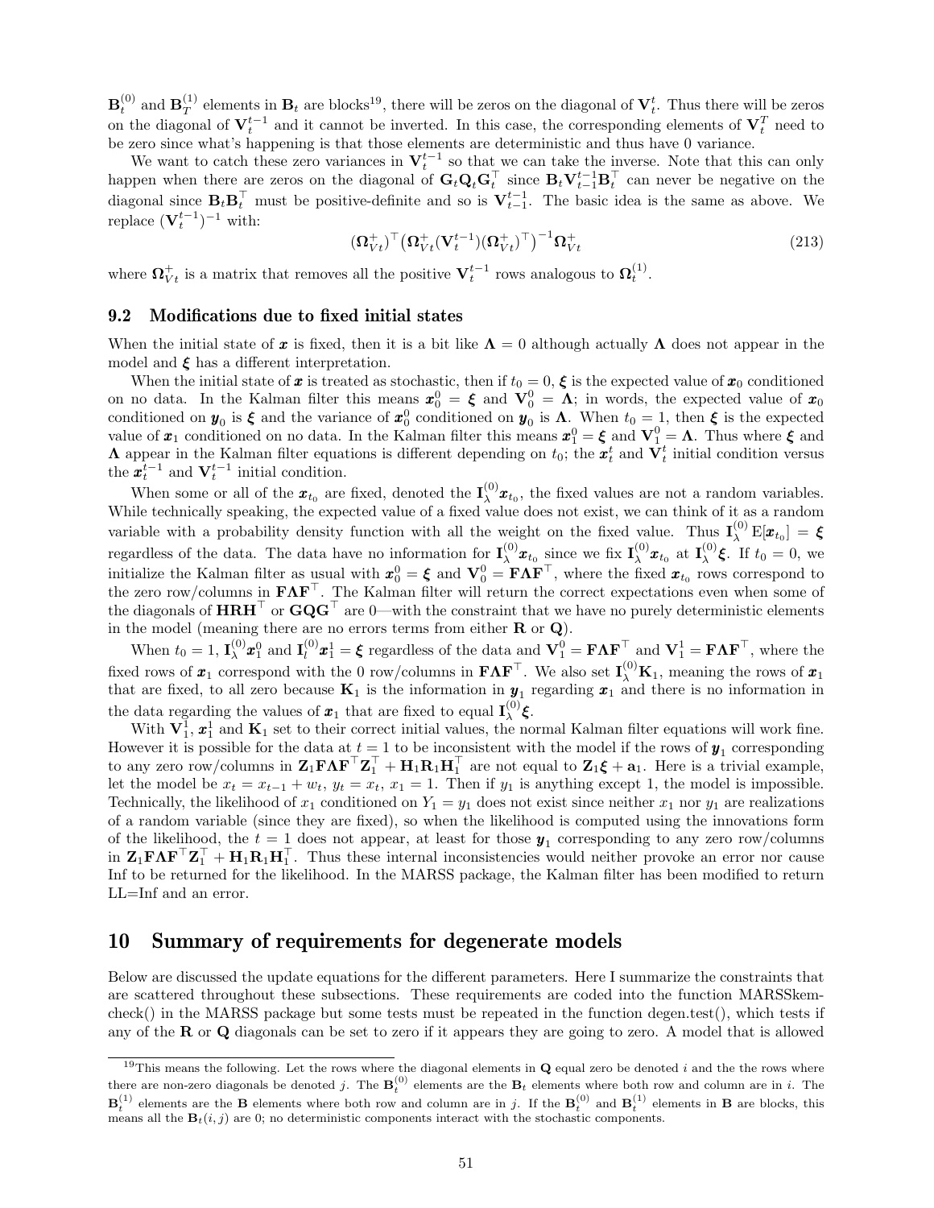$\mathbf{B}_t^{(0)}$ and $\mathbf{B}_T^{(1)}$ elements in $\mathbf{B}_t$ are blocks[19], there will be zeros on the diagonal of $\mathbf{V}_t^t$. Thus there will be zeros on the diagonal of $\mathbf{V}_t^{t-1}$ and it cannot be inverted. In this case, the corresponding elements of $\mathbf{V}_t^T$ need to be zero since what's happening is that those elements are deterministic and thus have 0 variance.

We want to catch these zero variances in $\mathbf{V}_t^{t-1}$ so that we can take the inverse. Note that this can only happen when there are zeros on the diagonal of $\mathbf{G}_t\mathbf{Q}_t\mathbf{G}_t^\top$ since $\mathbf{B}_t\mathbf{V}_{t-1}^{t-1}\mathbf{B}_t^\top$ can never be negative on the diagonal since $\mathbf{B}_t\mathbf{B}_t^\top$ must be positive-definite and so is $\mathbf{V}_{t-1}^{t-1}$. The basic idea is the same as above. We replace $(\mathbf{V}_t^{t-1})^{-1}$ with:

$$(\mathbf{\Omega}_{Vt}^+)^\top\big(\mathbf{\Omega}_{Vt}^+(\mathbf{V}_t^{t-1})(\mathbf{\Omega}_{Vt}^+)^\top\big)^{-1}\mathbf{\Omega}_{Vt}^+ \tag{213}$$

where $\mathbf{\Omega}_{Vt}^+$ is a matrix that removes all the positive $\mathbf{V}_t^{t-1}$ rows analogous to $\mathbf{\Omega}_t^{(1)}$.

### 9.2 Modifications due to fixed initial states

When the initial state of $\boldsymbol{x}$ is fixed, then it is a bit like $\mathbf{\Lambda} = 0$ although actually $\mathbf{\Lambda}$ does not appear in the model and $\boldsymbol{\xi}$ has a different interpretation.

When the initial state of $\boldsymbol{x}$ is treated as stochastic, then if $t_0 = 0$, $\boldsymbol{\xi}$ is the expected value of $\boldsymbol{x}_0$ conditioned on no data. In the Kalman filter this means $\boldsymbol{x}_0^0 = \boldsymbol{\xi}$ and $\mathbf{V}_0^0 = \mathbf{\Lambda}$; in words, the expected value of $\boldsymbol{x}_0$ conditioned on $\boldsymbol{y}_0$ is $\boldsymbol{\xi}$ and the variance of $\boldsymbol{x}_0^0$ conditioned on $\boldsymbol{y}_0$ is $\mathbf{\Lambda}$. When $t_0 = 1$, then $\boldsymbol{\xi}$ is the expected value of $\boldsymbol{x}_1$ conditioned on no data. In the Kalman filter this means $\boldsymbol{x}_1^0 = \boldsymbol{\xi}$ and $\mathbf{V}_1^0 = \mathbf{\Lambda}$. Thus where $\boldsymbol{\xi}$ and $\mathbf{\Lambda}$ appear in the Kalman filter equations is different depending on $t_0$; the $\boldsymbol{x}_t^t$ and $\mathbf{V}_t^t$ initial condition versus the $\boldsymbol{x}_t^{t-1}$ and $\mathbf{V}_t^{t-1}$ initial condition.

When some or all of the $\boldsymbol{x}_{t_0}$ are fixed, denoted the $\mathbf{I}_\lambda^{(0)}\boldsymbol{x}_{t_0}$, the fixed values are not a random variables. While technically speaking, the expected value of a fixed value does not exist, we can think of it as a random variable with a probability density function with all the weight on the fixed value. Thus $\mathbf{I}_\lambda^{(0)}\,\mathrm{E}[\boldsymbol{x}_{t_0}] = \boldsymbol{\xi}$ regardless of the data. The data have no information for $\mathbf{I}_\lambda^{(0)}\boldsymbol{x}_{t_0}$ since we fix $\mathbf{I}_\lambda^{(0)}\boldsymbol{x}_{t_0}$ at $\mathbf{I}_\lambda^{(0)}\boldsymbol{\xi}$. If $t_0 = 0$, we initialize the Kalman filter as usual with $\boldsymbol{x}_0^0 = \boldsymbol{\xi}$ and $\mathbf{V}_0^0 = \mathbf{F}\mathbf{\Lambda}\mathbf{F}^\top$, where the fixed $\boldsymbol{x}_{t_0}$ rows correspond to the zero row/columns in $\mathbf{F}\mathbf{\Lambda}\mathbf{F}^\top$. The Kalman filter will return the correct expectations even when some of the diagonals of $\mathbf{H}\mathbf{R}\mathbf{H}^\top$ or $\mathbf{G}\mathbf{Q}\mathbf{G}^\top$ are 0—with the constraint that we have no purely deterministic elements in the model (meaning there are no errors terms from either $\mathbf{R}$ or $\mathbf{Q}$).

When $t_0 = 1$, $\mathbf{I}_\lambda^{(0)}\boldsymbol{x}_1^0$ and $\mathbf{I}_l^{(0)}\boldsymbol{x}_1^1 = \boldsymbol{\xi}$ regardless of the data and $\mathbf{V}_1^0 = \mathbf{F}\mathbf{\Lambda}\mathbf{F}^\top$ and $\mathbf{V}_1^1 = \mathbf{F}\mathbf{\Lambda}\mathbf{F}^\top$, where the fixed rows of $\boldsymbol{x}_1$ correspond with the 0 row/columns in $\mathbf{F}\mathbf{\Lambda}\mathbf{F}^\top$. We also set $\mathbf{I}_\lambda^{(0)}\mathbf{K}_1$, meaning the rows of $\boldsymbol{x}_1$ that are fixed, to all zero because $\mathbf{K}_1$ is the information in $\boldsymbol{y}_1$ regarding $\boldsymbol{x}_1$ and there is no information in the data regarding the values of $\boldsymbol{x}_1$ that are fixed to equal $\mathbf{I}_\lambda^{(0)}\boldsymbol{\xi}$.

With $\mathbf{V}_1^1$, $\boldsymbol{x}_1^1$ and $\mathbf{K}_1$ set to their correct initial values, the normal Kalman filter equations will work fine. However it is possible for the data at $t = 1$ to be inconsistent with the model if the rows of $\boldsymbol{y}_1$ corresponding to any zero row/columns in $\mathbf{Z}_1\mathbf{F}\mathbf{\Lambda}\mathbf{F}^\top\mathbf{Z}_1^\top + \mathbf{H}_1\mathbf{R}_1\mathbf{H}_1^\top$ are not equal to $\mathbf{Z}_1\boldsymbol{\xi} + \mathbf{a}_1$. Here is a trivial example, let the model be $x_t = x_{t-1} + w_t$, $y_t = x_t$, $x_1 = 1$. Then if $y_1$ is anything except 1, the model is impossible. Technically, the likelihood of $x_1$ conditioned on $Y_1 = y_1$ does not exist since neither $x_1$ nor $y_1$ are realizations of a random variable (since they are fixed), so when the likelihood is computed using the innovations form of the likelihood, the $t = 1$ does not appear, at least for those $\boldsymbol{y}_1$ corresponding to any zero row/columns in $\mathbf{Z}_1\mathbf{F}\mathbf{\Lambda}\mathbf{F}^\top\mathbf{Z}_1^\top + \mathbf{H}_1\mathbf{R}_1\mathbf{H}_1^\top$. Thus these internal inconsistencies would neither provoke an error nor cause Inf to be returned for the likelihood. In the MARSS package, the Kalman filter has been modified to return LL=Inf and an error.

## 10 Summary of requirements for degenerate models

Below are discussed the update equations for the different parameters. Here I summarize the constraints that are scattered throughout these subsections. These requirements are coded into the function MARSSkemcheck() in the MARSS package but some tests must be repeated in the function degen.test(), which tests if any of the $\mathbf{R}$ or $\mathbf{Q}$ diagonals can be set to zero if it appears they are going to zero. A model that is allowed

---

[19] This means the following. Let the rows where the diagonal elements in $\mathbf{Q}$ equal zero be denoted $i$ and the the rows where there are non-zero diagonals be denoted $j$. The $\mathbf{B}_t^{(0)}$ elements are the $\mathbf{B}_t$ elements where both row and column are in $i$. The $\mathbf{B}_t^{(1)}$ elements are the $\mathbf{B}$ elements where both row and column are in $j$. If the $\mathbf{B}_t^{(0)}$ and $\mathbf{B}_t^{(1)}$ elements in $\mathbf{B}$ are blocks, this means all the $\mathbf{B}_t(i, j)$ are 0; no deterministic components interact with the stochastic components.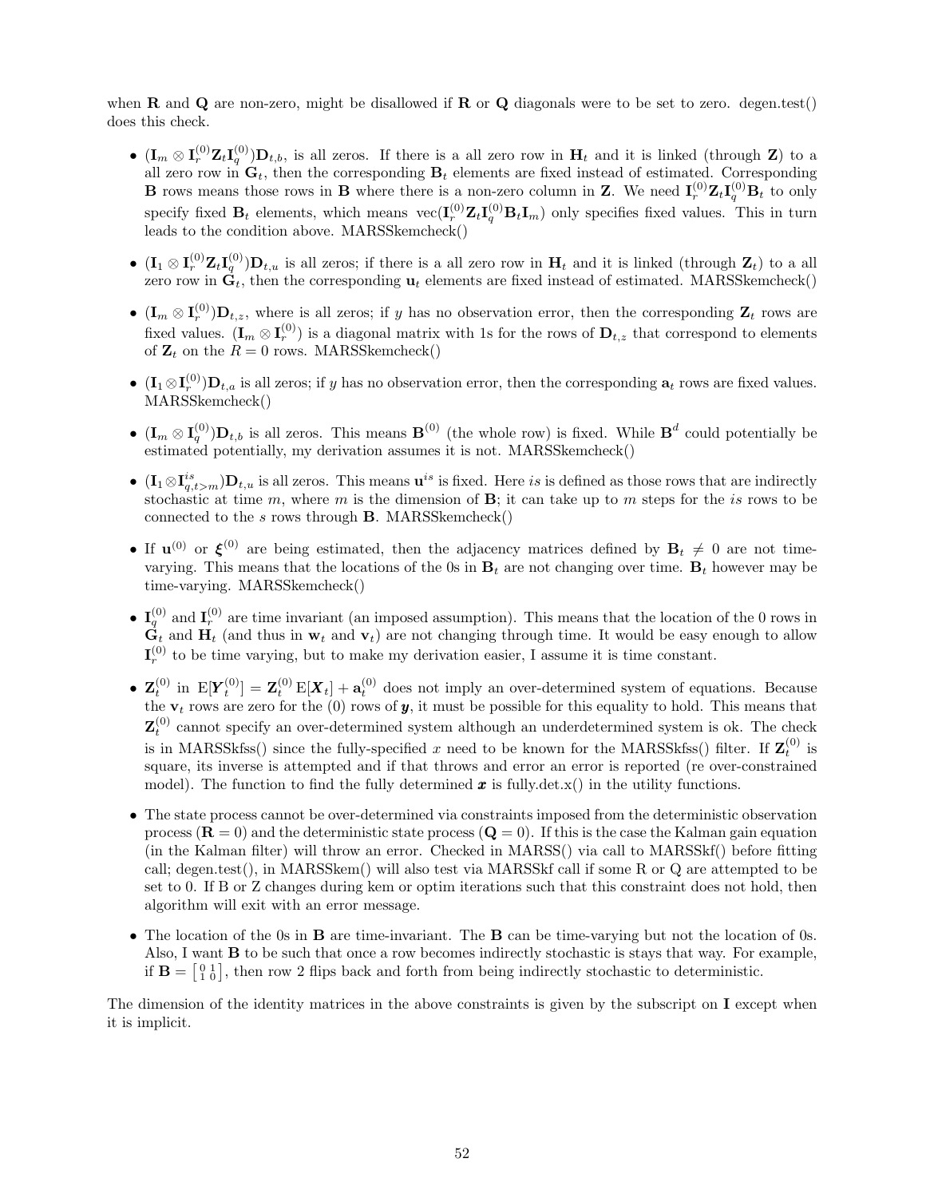when $\mathbf{R}$ and $\mathbf{Q}$ are non-zero, might be disallowed if $\mathbf{R}$ or $\mathbf{Q}$ diagonals were to be set to zero. degen.test() does this check.

- $(\mathbf{I}_m \otimes \mathbf{I}_r^{(0)}\mathbf{Z}_t\mathbf{I}_q^{(0)})\mathbf{D}_{t,b}$, is all zeros. If there is a all zero row in $\mathbf{H}_t$ and it is linked (through $\mathbf{Z}$) to a all zero row in $\mathbf{G}_t$, then the corresponding $\mathbf{B}_t$ elements are fixed instead of estimated. Corresponding $\mathbf{B}$ rows means those rows in $\mathbf{B}$ where there is a non-zero column in $\mathbf{Z}$. We need $\mathbf{I}_r^{(0)}\mathbf{Z}_t\mathbf{I}_q^{(0)}\mathbf{B}_t$ to only specify fixed $\mathbf{B}_t$ elements, which means $\text{vec}(\mathbf{I}_r^{(0)}\mathbf{Z}_t\mathbf{I}_q^{(0)}\mathbf{B}_t\mathbf{I}_m)$ only specifies fixed values. This in turn leads to the condition above. MARSSkemcheck()
- $(\mathbf{I}_1 \otimes \mathbf{I}_r^{(0)}\mathbf{Z}_t\mathbf{I}_q^{(0)})\mathbf{D}_{t,u}$ is all zeros; if there is a all zero row in $\mathbf{H}_t$ and it is linked (through $\mathbf{Z}_t$) to a all zero row in $\mathbf{G}_t$, then the corresponding $\mathbf{u}_t$ elements are fixed instead of estimated. MARSSkemcheck()
- $(\mathbf{I}_m \otimes \mathbf{I}_r^{(0)})\mathbf{D}_{t,z}$, where is all zeros; if $y$ has no observation error, then the corresponding $\mathbf{Z}_t$ rows are fixed values. $(\mathbf{I}_m \otimes \mathbf{I}_r^{(0)})$ is a diagonal matrix with 1s for the rows of $\mathbf{D}_{t,z}$ that correspond to elements of $\mathbf{Z}_t$ on the $R = 0$ rows. MARSSkemcheck()
- $(\mathbf{I}_1 \otimes \mathbf{I}_r^{(0)})\mathbf{D}_{t,a}$ is all zeros; if $y$ has no observation error, then the corresponding $\mathbf{a}_t$ rows are fixed values. MARSSkemcheck()
- $(\mathbf{I}_m \otimes \mathbf{I}_q^{(0)})\mathbf{D}_{t,b}$ is all zeros. This means $\mathbf{B}^{(0)}$ (the whole row) is fixed. While $\mathbf{B}^d$ could potentially be estimated potentially, my derivation assumes it is not. MARSSkemcheck()
- $(\mathbf{I}_1 \otimes \mathbf{I}_{q,t>m}^{is})\mathbf{D}_{t,u}$ is all zeros. This means $\mathbf{u}^{is}$ is fixed. Here $is$ is defined as those rows that are indirectly stochastic at time $m$, where $m$ is the dimension of $\mathbf{B}$; it can take up to $m$ steps for the $is$ rows to be connected to the $s$ rows through $\mathbf{B}$. MARSSkemcheck()
- If $\mathbf{u}^{(0)}$ or $\boldsymbol{\xi}^{(0)}$ are being estimated, then the adjacency matrices defined by $\mathbf{B}_t \neq 0$ are not time-varying. This means that the locations of the 0s in $\mathbf{B}_t$ are not changing over time. $\mathbf{B}_t$ however may be time-varying. MARSSkemcheck()
- $\mathbf{I}_q^{(0)}$ and $\mathbf{I}_r^{(0)}$ are time invariant (an imposed assumption). This means that the location of the 0 rows in $\mathbf{G}_t$ and $\mathbf{H}_t$ (and thus in $\mathbf{w}_t$ and $\mathbf{v}_t$) are not changing through time. It would be easy enough to allow $\mathbf{I}_r^{(0)}$ to be time varying, but to make my derivation easier, I assume it is time constant.
- $\mathbf{Z}_t^{(0)}$ in $\text{E}[\boldsymbol{Y}_t^{(0)}] = \mathbf{Z}_t^{(0)}\,\text{E}[\boldsymbol{X}_t] + \mathbf{a}_t^{(0)}$ does not imply an over-determined system of equations. Because the $\mathbf{v}_t$ rows are zero for the (0) rows of $\boldsymbol{y}$, it must be possible for this equality to hold. This means that $\mathbf{Z}_t^{(0)}$ cannot specify an over-determined system although an underdetermined system is ok. The check is in MARSSkfss() since the fully-specified $x$ need to be known for the MARSSkfss() filter. If $\mathbf{Z}_t^{(0)}$ is square, its inverse is attempted and if that throws and error an error is reported (re over-constrained model). The function to find the fully determined $\boldsymbol{x}$ is fully.det.x() in the utility functions.
- The state process cannot be over-determined via constraints imposed from the deterministic observation process ($\mathbf{R} = 0$) and the deterministic state process ($\mathbf{Q} = 0$). If this is the case the Kalman gain equation (in the Kalman filter) will throw an error. Checked in MARSS() via call to MARSSkf() before fitting call; degen.test(), in MARSSkem() will also test via MARSSkf call if some R or Q are attempted to be set to 0. If B or Z changes during kem or optim iterations such that this constraint does not hold, then algorithm will exit with an error message.
- The location of the 0s in $\mathbf{B}$ are time-invariant. The $\mathbf{B}$ can be time-varying but not the location of 0s. Also, I want $\mathbf{B}$ to be such that once a row becomes indirectly stochastic is stays that way. For example, if $\mathbf{B} = \left[\begin{smallmatrix} 0 & 1 \\ 1 & 0 \end{smallmatrix}\right]$, then row 2 flips back and forth from being indirectly stochastic to deterministic.

The dimension of the identity matrices in the above constraints is given by the subscript on $\mathbf{I}$ except when it is implicit.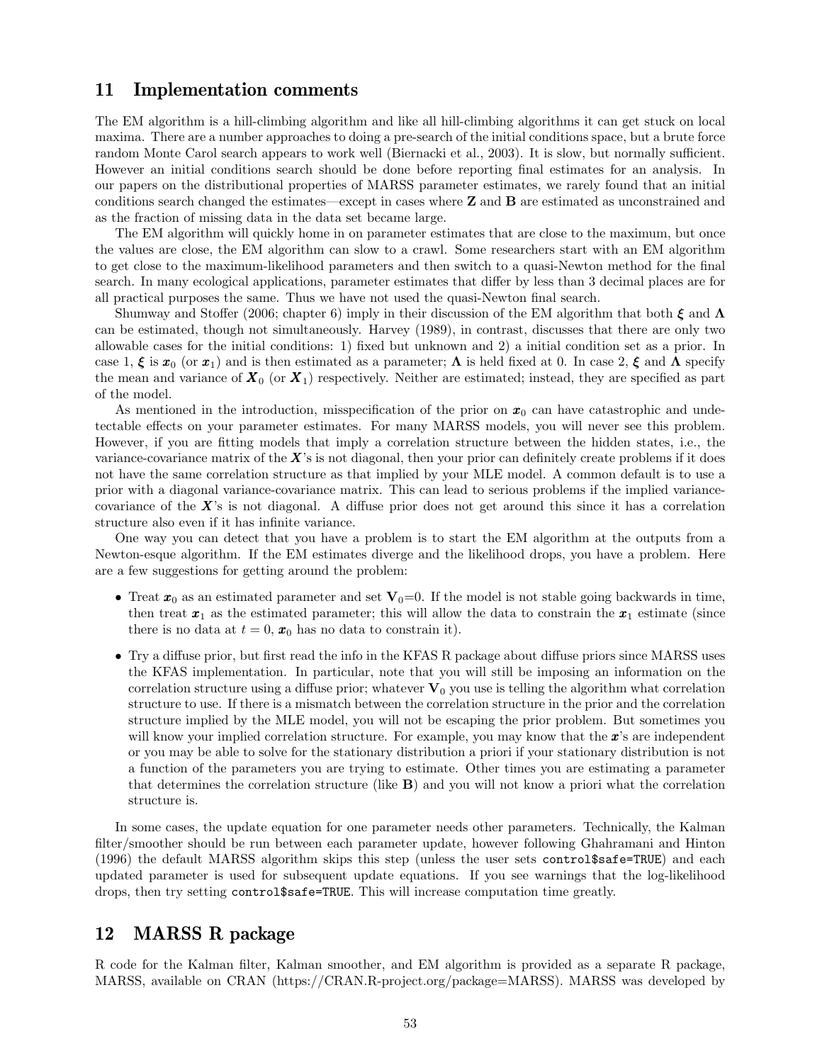## 11 Implementation comments

The EM algorithm is a hill-climbing algorithm and like all hill-climbing algorithms it can get stuck on local maxima. There are a number approaches to doing a pre-search of the initial conditions space, but a brute force random Monte Carol search appears to work well (Biernacki et al., 2003). It is slow, but normally sufficient. However an initial conditions search should be done before reporting final estimates for an analysis. In our papers on the distributional properties of MARSS parameter estimates, we rarely found that an initial conditions search changed the estimates—except in cases where $\mathbf{Z}$ and $\mathbf{B}$ are estimated as unconstrained and as the fraction of missing data in the data set became large.

The EM algorithm will quickly home in on parameter estimates that are close to the maximum, but once the values are close, the EM algorithm can slow to a crawl. Some researchers start with an EM algorithm to get close to the maximum-likelihood parameters and then switch to a quasi-Newton method for the final search. In many ecological applications, parameter estimates that differ by less than 3 decimal places are for all practical purposes the same. Thus we have not used the quasi-Newton final search.

Shumway and Stoffer (2006; chapter 6) imply in their discussion of the EM algorithm that both $\boldsymbol{\xi}$ and $\boldsymbol{\Lambda}$ can be estimated, though not simultaneously. Harvey (1989), in contrast, discusses that there are only two allowable cases for the initial conditions: 1) fixed but unknown and 2) a initial condition set as a prior. In case 1, $\boldsymbol{\xi}$ is $\boldsymbol{x}_0$ (or $\boldsymbol{x}_1$) and is then estimated as a parameter; $\boldsymbol{\Lambda}$ is held fixed at 0. In case 2, $\boldsymbol{\xi}$ and $\boldsymbol{\Lambda}$ specify the mean and variance of $\boldsymbol{X}_0$ (or $\boldsymbol{X}_1$) respectively. Neither are estimated; instead, they are specified as part of the model.

As mentioned in the introduction, misspecification of the prior on $\boldsymbol{x}_0$ can have catastrophic and undetectable effects on your parameter estimates. For many MARSS models, you will never see this problem. However, if you are fitting models that imply a correlation structure between the hidden states, i.e., the variance-covariance matrix of the $\boldsymbol{X}$'s is not diagonal, then your prior can definitely create problems if it does not have the same correlation structure as that implied by your MLE model. A common default is to use a prior with a diagonal variance-covariance matrix. This can lead to serious problems if the implied variance-covariance of the $\boldsymbol{X}$'s is not diagonal. A diffuse prior does not get around this since it has a correlation structure also even if it has infinite variance.

One way you can detect that you have a problem is to start the EM algorithm at the outputs from a Newton-esque algorithm. If the EM estimates diverge and the likelihood drops, you have a problem. Here are a few suggestions for getting around the problem:

- Treat $\boldsymbol{x}_0$ as an estimated parameter and set $\mathbf{V}_0$=0. If the model is not stable going backwards in time, then treat $\boldsymbol{x}_1$ as the estimated parameter; this will allow the data to constrain the $\boldsymbol{x}_1$ estimate (since there is no data at $t = 0$, $\boldsymbol{x}_0$ has no data to constrain it).
- Try a diffuse prior, but first read the info in the KFAS R package about diffuse priors since MARSS uses the KFAS implementation. In particular, note that you will still be imposing an information on the correlation structure using a diffuse prior; whatever $\mathbf{V}_0$ you use is telling the algorithm what correlation structure to use. If there is a mismatch between the correlation structure in the prior and the correlation structure implied by the MLE model, you will not be escaping the prior problem. But sometimes you will know your implied correlation structure. For example, you may know that the $\boldsymbol{x}$'s are independent or you may be able to solve for the stationary distribution a priori if your stationary distribution is not a function of the parameters you are trying to estimate. Other times you are estimating a parameter that determines the correlation structure (like $\mathbf{B}$) and you will not know a priori what the correlation structure is.

In some cases, the update equation for one parameter needs other parameters. Technically, the Kalman filter/smoother should be run between each parameter update, however following Ghahramani and Hinton (1996) the default MARSS algorithm skips this step (unless the user sets `control$safe=TRUE`) and each updated parameter is used for subsequent update equations. If you see warnings that the log-likelihood drops, then try setting `control$safe=TRUE`. This will increase computation time greatly.

## 12 MARSS R package

R code for the Kalman filter, Kalman smoother, and EM algorithm is provided as a separate R package, MARSS, available on CRAN (https://CRAN.R-project.org/package=MARSS). MARSS was developed by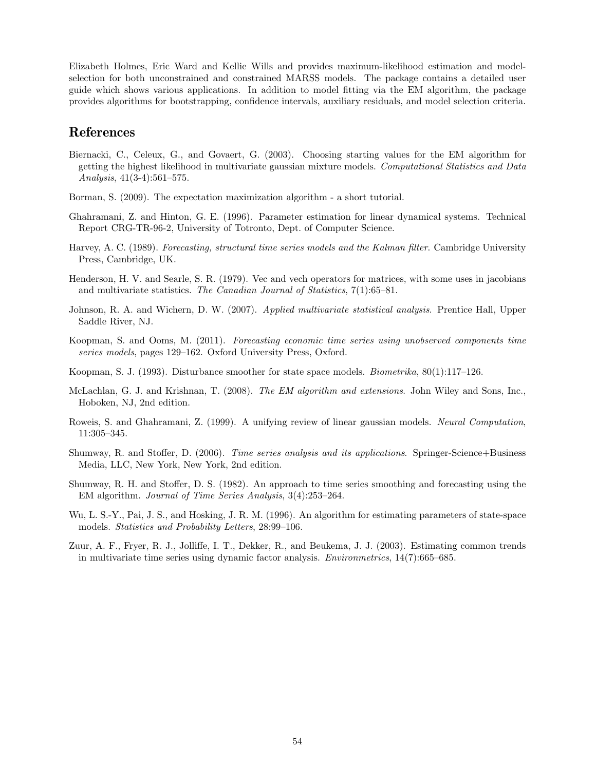Elizabeth Holmes, Eric Ward and Kellie Wills and provides maximum-likelihood estimation and model-selection for both unconstrained and constrained MARSS models. The package contains a detailed user guide which shows various applications. In addition to model fitting via the EM algorithm, the package provides algorithms for bootstrapping, confidence intervals, auxiliary residuals, and model selection criteria.

## References

Biernacki, C., Celeux, G., and Govaert, G. (2003). Choosing starting values for the EM algorithm for getting the highest likelihood in multivariate gaussian mixture models. *Computational Statistics and Data Analysis*, 41(3-4):561–575.

Borman, S. (2009). The expectation maximization algorithm - a short tutorial.

Ghahramani, Z. and Hinton, G. E. (1996). Parameter estimation for linear dynamical systems. Technical Report CRG-TR-96-2, University of Totronto, Dept. of Computer Science.

Harvey, A. C. (1989). *Forecasting, structural time series models and the Kalman filter*. Cambridge University Press, Cambridge, UK.

Henderson, H. V. and Searle, S. R. (1979). Vec and vech operators for matrices, with some uses in jacobians and multivariate statistics. *The Canadian Journal of Statistics*, 7(1):65–81.

Johnson, R. A. and Wichern, D. W. (2007). *Applied multivariate statistical analysis*. Prentice Hall, Upper Saddle River, NJ.

Koopman, S. and Ooms, M. (2011). *Forecasting economic time series using unobserved components time series models*, pages 129–162. Oxford University Press, Oxford.

Koopman, S. J. (1993). Disturbance smoother for state space models. *Biometrika*, 80(1):117–126.

McLachlan, G. J. and Krishnan, T. (2008). *The EM algorithm and extensions*. John Wiley and Sons, Inc., Hoboken, NJ, 2nd edition.

Roweis, S. and Ghahramani, Z. (1999). A unifying review of linear gaussian models. *Neural Computation*, 11:305–345.

Shumway, R. and Stoffer, D. (2006). *Time series analysis and its applications*. Springer-Science+Business Media, LLC, New York, New York, 2nd edition.

Shumway, R. H. and Stoffer, D. S. (1982). An approach to time series smoothing and forecasting using the EM algorithm. *Journal of Time Series Analysis*, 3(4):253–264.

Wu, L. S.-Y., Pai, J. S., and Hosking, J. R. M. (1996). An algorithm for estimating parameters of state-space models. *Statistics and Probability Letters*, 28:99–106.

Zuur, A. F., Fryer, R. J., Jolliffe, I. T., Dekker, R., and Beukema, J. J. (2003). Estimating common trends in multivariate time series using dynamic factor analysis. *Environmetrics*, 14(7):665–685.